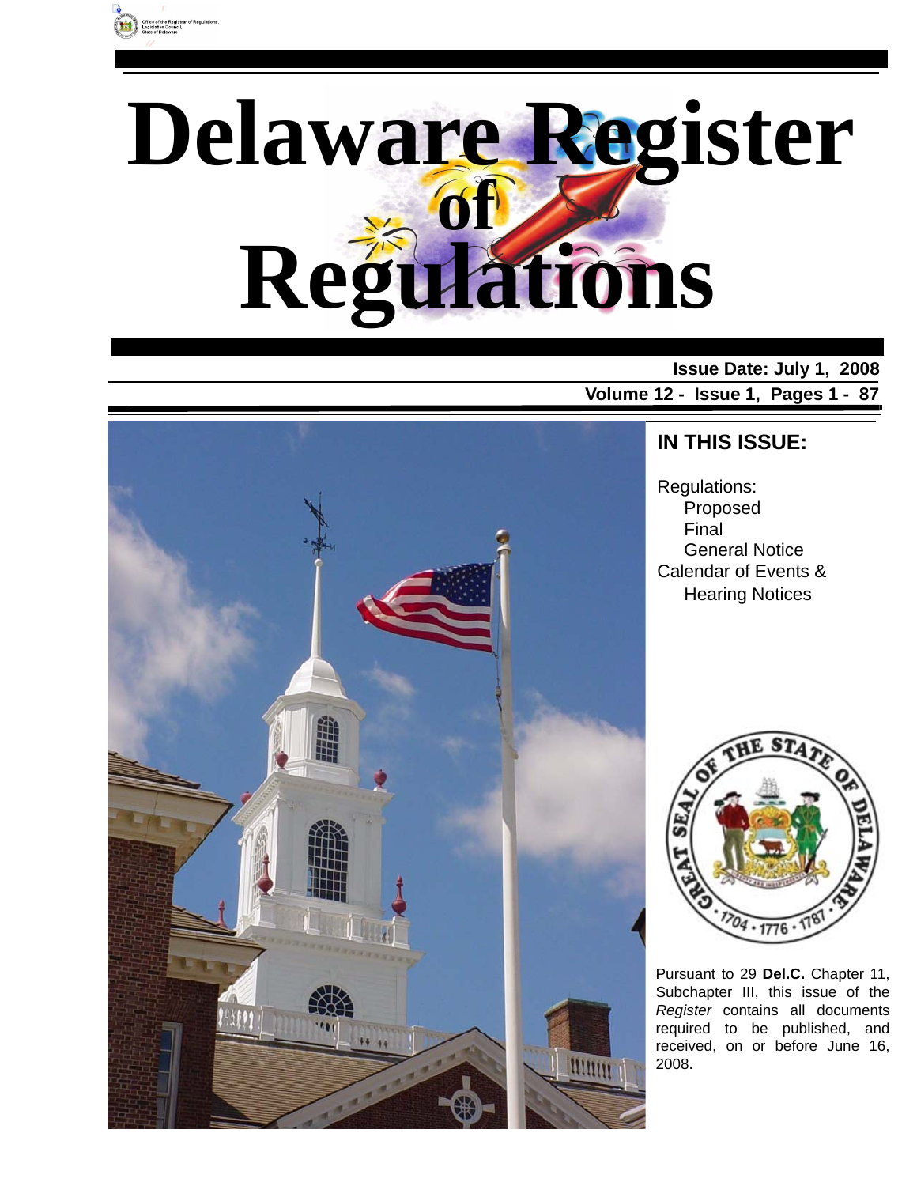# Delaware Register of Regulations

**Issue Date: July 1, 2008**

**Volume 12 - Issue 1, Pages 1 - 87**

## IN THIS ISSUE:

Regulations:
- Proposed
- Final
- General Notice

Calendar of Events &
- Hearing Notices

Pursuant to 29 **Del.C.** Chapter 11, Subchapter III, this issue of the *Register* contains all documents required to be published, and received, on or before June 16, 2008.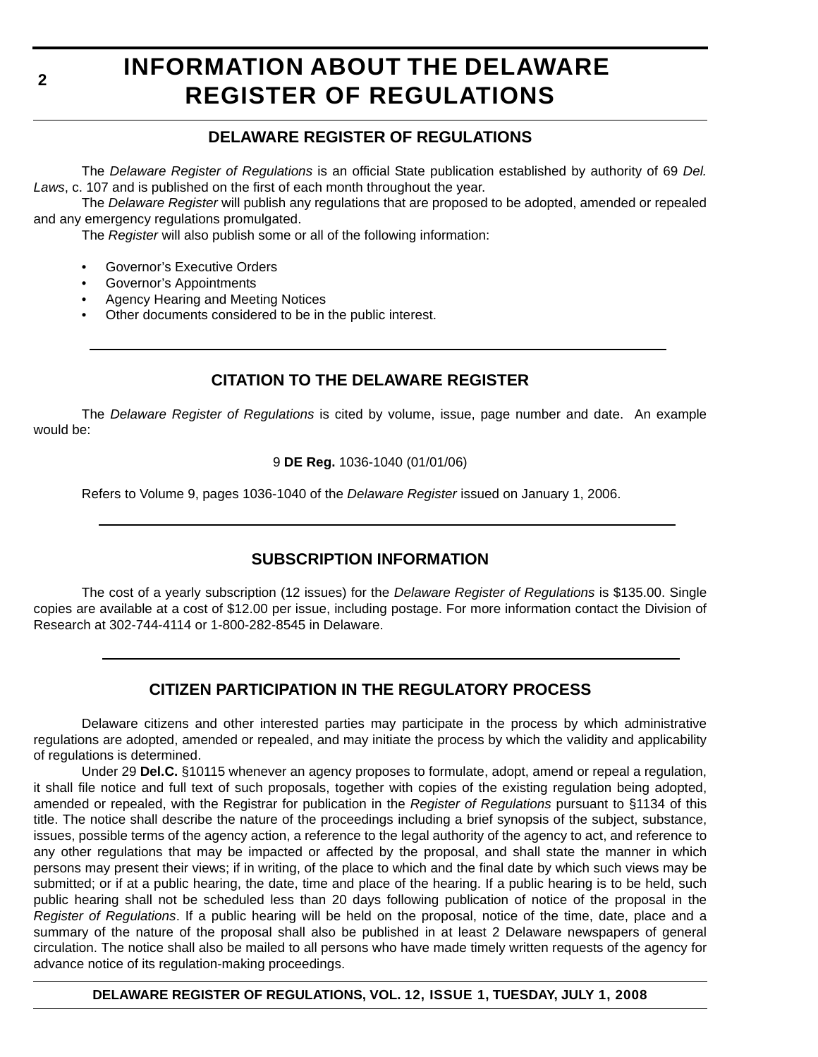# INFORMATION ABOUT THE DELAWARE REGISTER OF REGULATIONS

## DELAWARE REGISTER OF REGULATIONS

The *Delaware Register of Regulations* is an official State publication established by authority of 69 *Del. Laws*, c. 107 and is published on the first of each month throughout the year.

The *Delaware Register* will publish any regulations that are proposed to be adopted, amended or repealed and any emergency regulations promulgated.

The *Register* will also publish some or all of the following information:

- Governor's Executive Orders
- Governor's Appointments
- Agency Hearing and Meeting Notices
- Other documents considered to be in the public interest.

## CITATION TO THE DELAWARE REGISTER

The *Delaware Register of Regulations* is cited by volume, issue, page number and date. An example would be:

9 **DE Reg.** 1036-1040 (01/01/06)

Refers to Volume 9, pages 1036-1040 of the *Delaware Register* issued on January 1, 2006.

## SUBSCRIPTION INFORMATION

The cost of a yearly subscription (12 issues) for the *Delaware Register of Regulations* is $135.00. Single copies are available at a cost of $12.00 per issue, including postage. For more information contact the Division of Research at 302-744-4114 or 1-800-282-8545 in Delaware.

## CITIZEN PARTICIPATION IN THE REGULATORY PROCESS

Delaware citizens and other interested parties may participate in the process by which administrative regulations are adopted, amended or repealed, and may initiate the process by which the validity and applicability of regulations is determined.

Under 29 **Del.C.** §10115 whenever an agency proposes to formulate, adopt, amend or repeal a regulation, it shall file notice and full text of such proposals, together with copies of the existing regulation being adopted, amended or repealed, with the Registrar for publication in the *Register of Regulations* pursuant to §1134 of this title. The notice shall describe the nature of the proceedings including a brief synopsis of the subject, substance, issues, possible terms of the agency action, a reference to the legal authority of the agency to act, and reference to any other regulations that may be impacted or affected by the proposal, and shall state the manner in which persons may present their views; if in writing, of the place to which and the final date by which such views may be submitted; or if at a public hearing, the date, time and place of the hearing. If a public hearing is to be held, such public hearing shall not be scheduled less than 20 days following publication of notice of the proposal in the *Register of Regulations*. If a public hearing will be held on the proposal, notice of the time, date, place and a summary of the nature of the proposal shall also be published in at least 2 Delaware newspapers of general circulation. The notice shall also be mailed to all persons who have made timely written requests of the agency for advance notice of its regulation-making proceedings.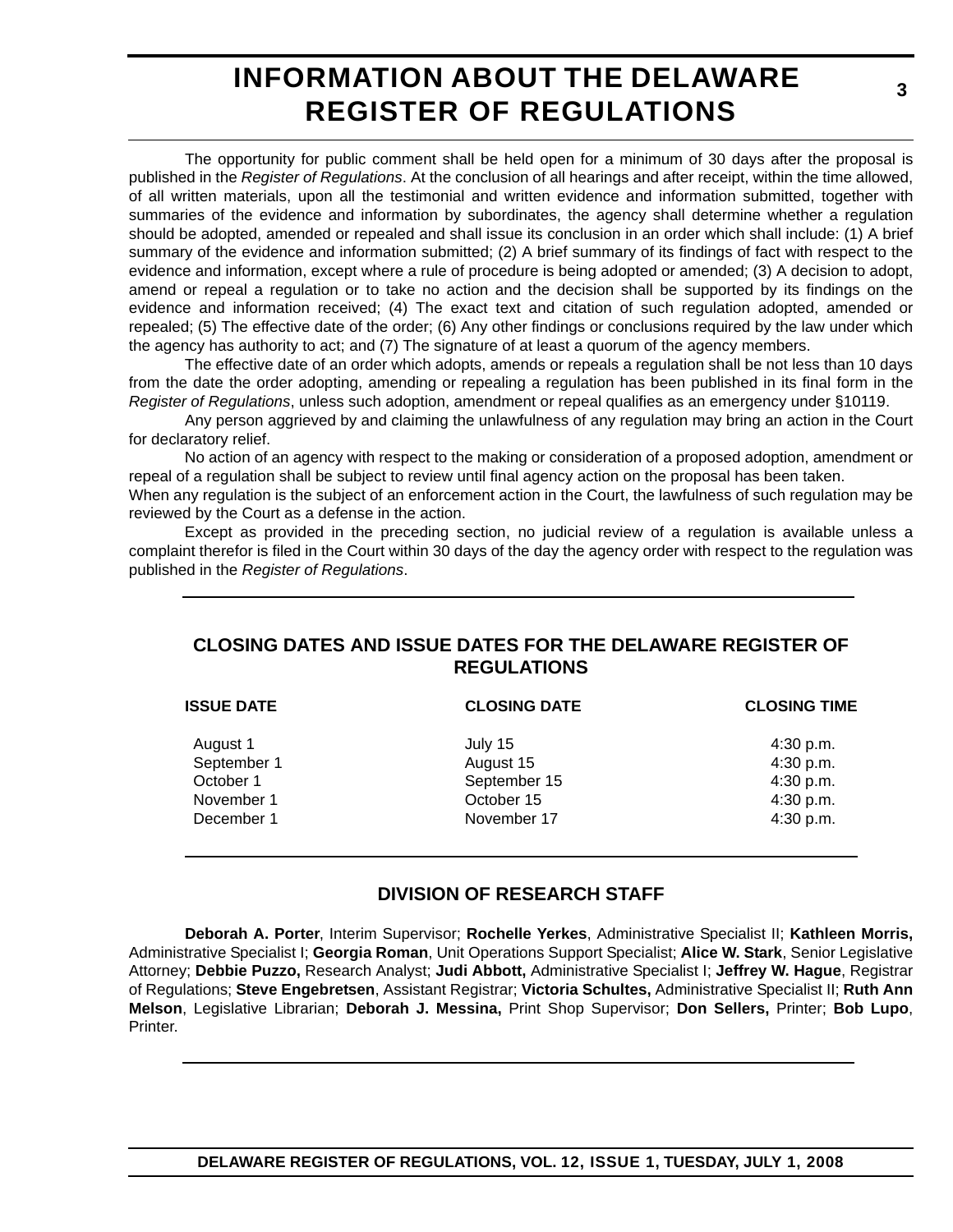# INFORMATION ABOUT THE DELAWARE REGISTER OF REGULATIONS

The opportunity for public comment shall be held open for a minimum of 30 days after the proposal is published in the *Register of Regulations*. At the conclusion of all hearings and after receipt, within the time allowed, of all written materials, upon all the testimonial and written evidence and information submitted, together with summaries of the evidence and information by subordinates, the agency shall determine whether a regulation should be adopted, amended or repealed and shall issue its conclusion in an order which shall include: (1) A brief summary of the evidence and information submitted; (2) A brief summary of its findings of fact with respect to the evidence and information, except where a rule of procedure is being adopted or amended; (3) A decision to adopt, amend or repeal a regulation or to take no action and the decision shall be supported by its findings on the evidence and information received; (4) The exact text and citation of such regulation adopted, amended or repealed; (5) The effective date of the order; (6) Any other findings or conclusions required by the law under which the agency has authority to act; and (7) The signature of at least a quorum of the agency members.

The effective date of an order which adopts, amends or repeals a regulation shall be not less than 10 days from the date the order adopting, amending or repealing a regulation has been published in its final form in the *Register of Regulations*, unless such adoption, amendment or repeal qualifies as an emergency under §10119.

Any person aggrieved by and claiming the unlawfulness of any regulation may bring an action in the Court for declaratory relief.

No action of an agency with respect to the making or consideration of a proposed adoption, amendment or repeal of a regulation shall be subject to review until final agency action on the proposal has been taken.

When any regulation is the subject of an enforcement action in the Court, the lawfulness of such regulation may be reviewed by the Court as a defense in the action.

Except as provided in the preceding section, no judicial review of a regulation is available unless a complaint therefor is filed in the Court within 30 days of the day the agency order with respect to the regulation was published in the *Register of Regulations*.

## CLOSING DATES AND ISSUE DATES FOR THE DELAWARE REGISTER OF REGULATIONS

| ISSUE DATE | CLOSING DATE | CLOSING TIME |
|---|---|---|
| August 1 | July 15 | 4:30 p.m. |
| September 1 | August 15 | 4:30 p.m. |
| October 1 | September 15 | 4:30 p.m. |
| November 1 | October 15 | 4:30 p.m. |
| December 1 | November 17 | 4:30 p.m. |

## DIVISION OF RESEARCH STAFF

**Deborah A. Porter**, Interim Supervisor; **Rochelle Yerkes**, Administrative Specialist II; **Kathleen Morris,** Administrative Specialist I; **Georgia Roman**, Unit Operations Support Specialist; **Alice W. Stark**, Senior Legislative Attorney; **Debbie Puzzo,** Research Analyst; **Judi Abbott,** Administrative Specialist I; **Jeffrey W. Hague**, Registrar of Regulations; **Steve Engebretsen**, Assistant Registrar; **Victoria Schultes,** Administrative Specialist II; **Ruth Ann Melson**, Legislative Librarian; **Deborah J. Messina,** Print Shop Supervisor; **Don Sellers,** Printer; **Bob Lupo**, Printer.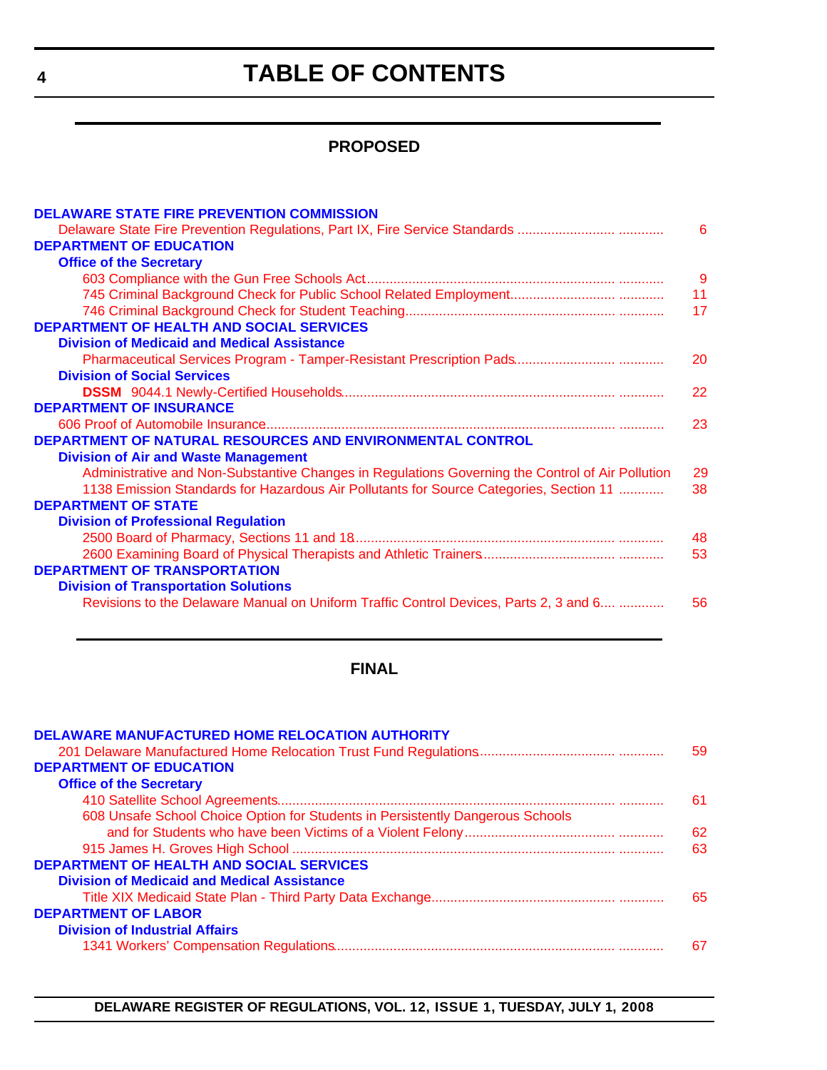# TABLE OF CONTENTS

## PROPOSED

**DELAWARE STATE FIRE PREVENTION COMMISSION**

Delaware State Fire Prevention Regulations, Part IX, Fire Service Standards ......................... ............ 6

**DEPARTMENT OF EDUCATION**

**Office of the Secretary**

603 Compliance with the Gun Free Schools Act................................................................ ............ 9

745 Criminal Background Check for Public School Related Employment.......................... ............ 11

746 Criminal Background Check for Student Teaching...................................................... ............ 17

**DEPARTMENT OF HEALTH AND SOCIAL SERVICES**

**Division of Medicaid and Medical Assistance**

Pharmaceutical Services Program - Tamper-Resistant Prescription Pads......................... ............ 20

**Division of Social Services**

**DSSM** 9044.1 Newly-Certified Households....................................................................... ............ 22

**DEPARTMENT OF INSURANCE**

606 Proof of Automobile Insurance............................................................................................ ............ 23

**DEPARTMENT OF NATURAL RESOURCES AND ENVIRONMENTAL CONTROL**

**Division of Air and Waste Management**

Administrative and Non-Substantive Changes in Regulations Governing the Control of Air Pollution 29

1138 Emission Standards for Hazardous Air Pollutants for Source Categories, Section 11 ............ 38

**DEPARTMENT OF STATE**

**Division of Professional Regulation**

2500 Board of Pharmacy, Sections 11 and 18.................................................................... ............ 48

2600 Examining Board of Physical Therapists and Athletic Trainers................................. ............ 53

**DEPARTMENT OF TRANSPORTATION**

**Division of Transportation Solutions**

Revisions to the Delaware Manual on Uniform Traffic Control Devices, Parts 2, 3 and 6.... ............ 56

## FINAL

**DELAWARE MANUFACTURED HOME RELOCATION AUTHORITY**

201 Delaware Manufactured Home Relocation Trust Fund Regulations.................................. ............ 59

**DEPARTMENT OF EDUCATION**

**Office of the Secretary**

410 Satellite School Agreements......................................................................................... ............ 61

608 Unsafe School Choice Option for Students in Persistently Dangerous Schools and for Students who have been Victims of a Violent Felony...................................... ............ 62

915 James H. Groves High School .................................................................................... ............ 63

**DEPARTMENT OF HEALTH AND SOCIAL SERVICES**

**Division of Medicaid and Medical Assistance**

Title XIX Medicaid State Plan - Third Party Data Exchange................................................ ............ 65

**DEPARTMENT OF LABOR**

**Division of Industrial Affairs**

1341 Workers' Compensation Regulations......................................................................... ............ 67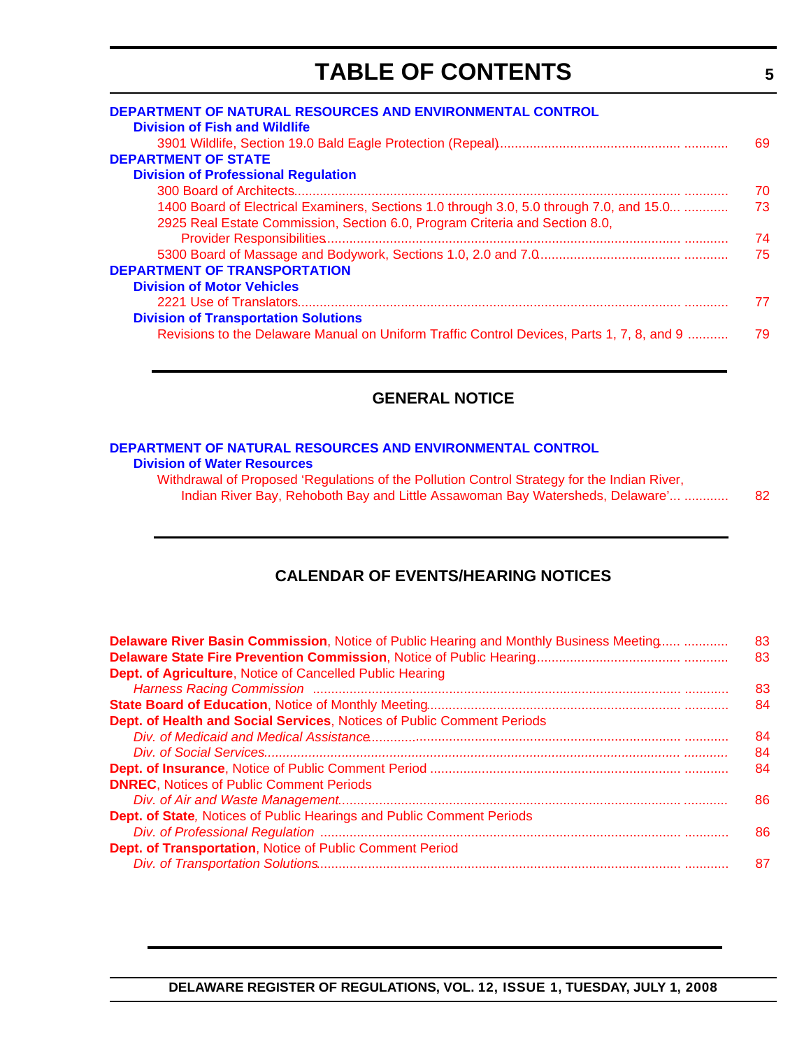# TABLE OF CONTENTS

**DEPARTMENT OF NATURAL RESOURCES AND ENVIRONMENTAL CONTROL**

**Division of Fish and Wildlife**

3901 Wildlife, Section 19.0 Bald Eagle Protection (Repeal)................................................ ............ 69

**DEPARTMENT OF STATE**

**Division of Professional Regulation**

300 Board of Architects...................................................................................................... ............ 70

1400 Board of Electrical Examiners, Sections 1.0 through 3.0, 5.0 through 7.0, and 15.0... ............ 73

2925 Real Estate Commission, Section 6.0, Program Criteria and Section 8.0, Provider Responsibilities............................................................................................ ............ 74

5300 Board of Massage and Bodywork, Sections 1.0, 2.0 and 7.0..................................... ............ 75

**DEPARTMENT OF TRANSPORTATION**

**Division of Motor Vehicles**

2221 Use of Translators..................................................................................................... ............ 77

**Division of Transportation Solutions**

Revisions to the Delaware Manual on Uniform Traffic Control Devices, Parts 1, 7, 8, and 9 ........... 79

## GENERAL NOTICE

**DEPARTMENT OF NATURAL RESOURCES AND ENVIRONMENTAL CONTROL**

**Division of Water Resources**

Withdrawal of Proposed 'Regulations of the Pollution Control Strategy for the Indian River, Indian River Bay, Rehoboth Bay and Little Assawoman Bay Watersheds, Delaware'... ............ 82

## CALENDAR OF EVENTS/HEARING NOTICES

**Delaware River Basin Commission**, Notice of Public Hearing and Monthly Business Meeting...... ............ 83

**Delaware State Fire Prevention Commission**, Notice of Public Hearing..................................... ............ 83

**Dept. of Agriculture**, Notice of Cancelled Public Hearing

*Harness Racing Commission* ................................................................................................. ............ 83

**State Board of Education**, Notice of Monthly Meeting.................................................................. ............ 84

**Dept. of Health and Social Services**, Notices of Public Comment Periods

*Div. of Medicaid and Medical Assistance*................................................................................. ............ 84

*Div. of Social Services*.............................................................................................................. ............ 84

**Dept. of Insurance**, Notice of Public Comment Period ................................................................. ............ 84

**DNREC**, Notices of Public Comment Periods

*Div. of Air and Waste Management*.......................................................................................... ............ 86

**Dept. of State**, Notices of Public Hearings and Public Comment Periods

*Div. of Professional Regulation* ............................................................................................... ............ 86

**Dept. of Transportation**, Notice of Public Comment Period

*Div. of Transportation Solutions*............................................................................................... ............ 87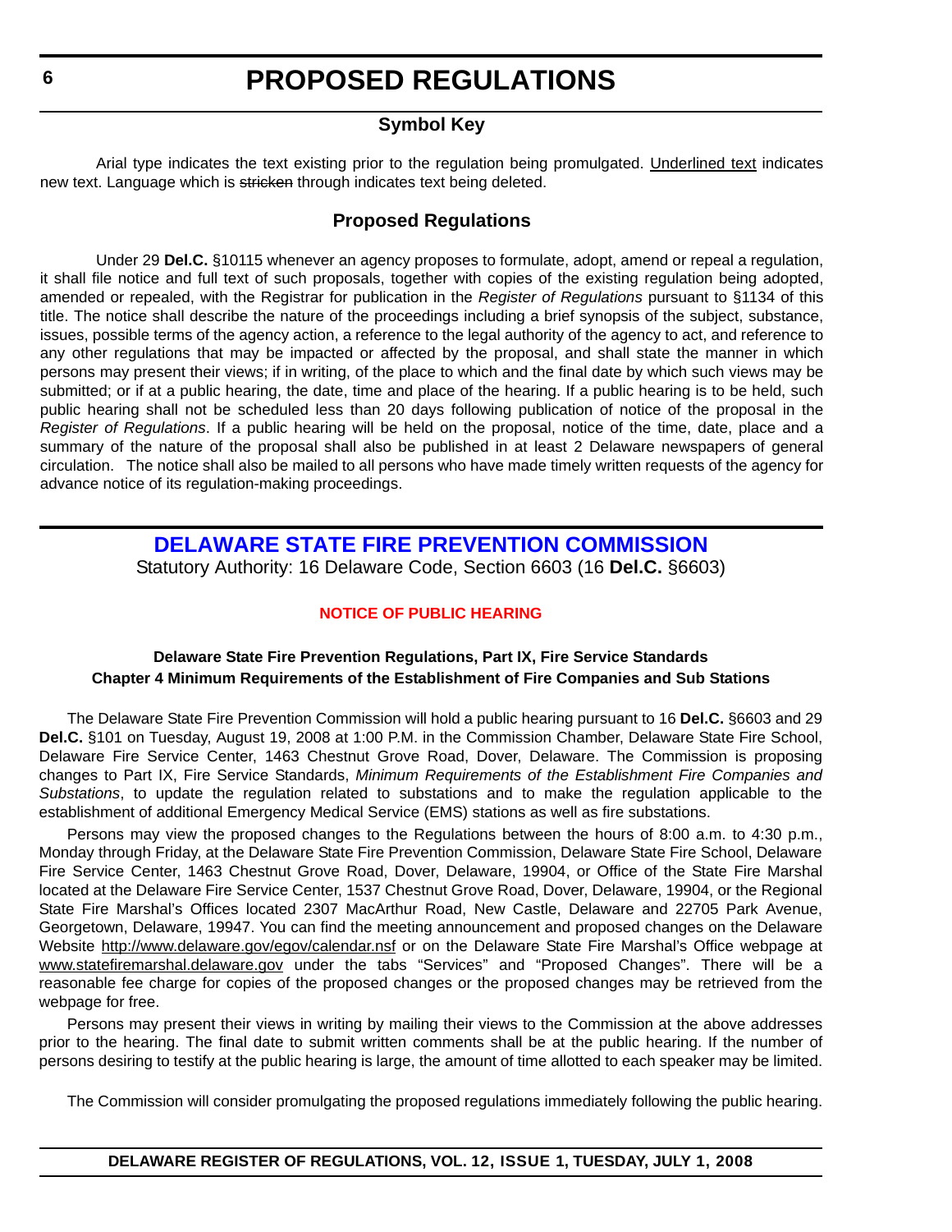# PROPOSED REGULATIONS

## Symbol Key

Arial type indicates the text existing prior to the regulation being promulgated. Underlined text indicates new text. Language which is ~~stricken~~ through indicates text being deleted.

## Proposed Regulations

Under 29 **Del.C.** §10115 whenever an agency proposes to formulate, adopt, amend or repeal a regulation, it shall file notice and full text of such proposals, together with copies of the existing regulation being adopted, amended or repealed, with the Registrar for publication in the *Register of Regulations* pursuant to §1134 of this title. The notice shall describe the nature of the proceedings including a brief synopsis of the subject, substance, issues, possible terms of the agency action, a reference to the legal authority of the agency to act, and reference to any other regulations that may be impacted or affected by the proposal, and shall state the manner in which persons may present their views; if in writing, of the place to which and the final date by which such views may be submitted; or if at a public hearing, the date, time and place of the hearing. If a public hearing is to be held, such public hearing shall not be scheduled less than 20 days following publication of notice of the proposal in the *Register of Regulations*. If a public hearing will be held on the proposal, notice of the time, date, place and a summary of the nature of the proposal shall also be published in at least 2 Delaware newspapers of general circulation. The notice shall also be mailed to all persons who have made timely written requests of the agency for advance notice of its regulation-making proceedings.

## DELAWARE STATE FIRE PREVENTION COMMISSION

Statutory Authority: 16 Delaware Code, Section 6603 (16 **Del.C.** §6603)

### NOTICE OF PUBLIC HEARING

**Delaware State Fire Prevention Regulations, Part IX, Fire Service Standards**
**Chapter 4 Minimum Requirements of the Establishment of Fire Companies and Sub Stations**

The Delaware State Fire Prevention Commission will hold a public hearing pursuant to 16 **Del.C.** §6603 and 29 **Del.C.** §101 on Tuesday, August 19, 2008 at 1:00 P.M. in the Commission Chamber, Delaware State Fire School, Delaware Fire Service Center, 1463 Chestnut Grove Road, Dover, Delaware. The Commission is proposing changes to Part IX, Fire Service Standards, *Minimum Requirements of the Establishment Fire Companies and Substations*, to update the regulation related to substations and to make the regulation applicable to the establishment of additional Emergency Medical Service (EMS) stations as well as fire substations.

Persons may view the proposed changes to the Regulations between the hours of 8:00 a.m. to 4:30 p.m., Monday through Friday, at the Delaware State Fire Prevention Commission, Delaware State Fire School, Delaware Fire Service Center, 1463 Chestnut Grove Road, Dover, Delaware, 19904, or Office of the State Fire Marshal located at the Delaware Fire Service Center, 1537 Chestnut Grove Road, Dover, Delaware, 19904, or the Regional State Fire Marshal's Offices located 2307 MacArthur Road, New Castle, Delaware and 22705 Park Avenue, Georgetown, Delaware, 19947. You can find the meeting announcement and proposed changes on the Delaware Website http://www.delaware.gov/egov/calendar.nsf or on the Delaware State Fire Marshal's Office webpage at www.statefiremarshal.delaware.gov under the tabs "Services" and "Proposed Changes". There will be a reasonable fee charge for copies of the proposed changes or the proposed changes may be retrieved from the webpage for free.

Persons may present their views in writing by mailing their views to the Commission at the above addresses prior to the hearing. The final date to submit written comments shall be at the public hearing. If the number of persons desiring to testify at the public hearing is large, the amount of time allotted to each speaker may be limited.

The Commission will consider promulgating the proposed regulations immediately following the public hearing.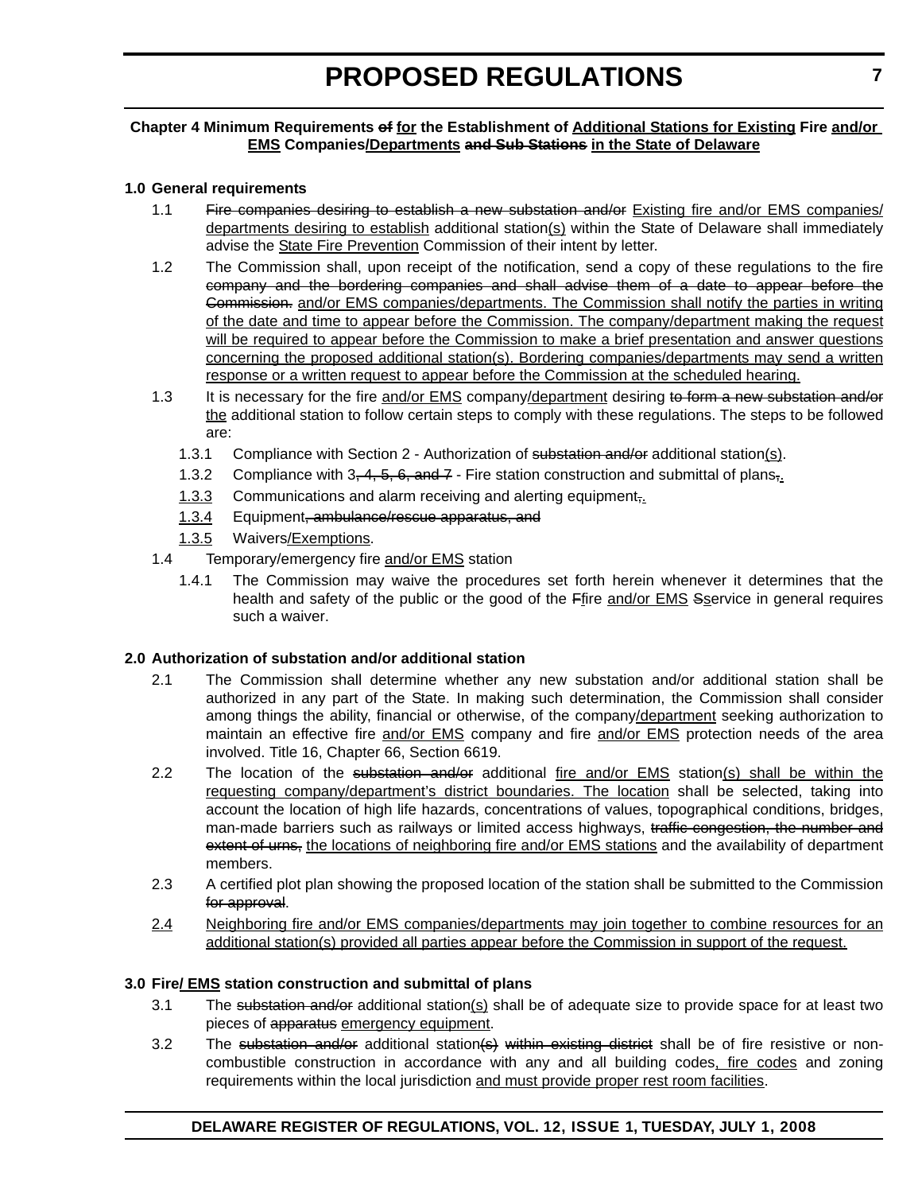**Chapter 4 Minimum Requirements ~~of~~ <u>for</u> the Establishment of <u>Additional Stations for Existing</u> Fire <u>and/or EMS</u> Companies<u>/Departments</u> ~~and Sub Stations~~ <u>in the State of Delaware</u>**

## 1.0 General requirements

1.1 ~~Fire companies desiring to establish a new substation and/or~~ <u>Existing fire and/or EMS companies/departments desiring to establish</u> additional station<u>(s)</u> within the State of Delaware shall immediately advise the <u>State Fire Prevention</u> Commission of their intent by letter.

1.2 The Commission shall, upon receipt of the notification, send a copy of these regulations to the fire ~~company and the bordering companies and shall advise them of a date to appear before the Commission.~~ <u>and/or EMS companies/departments. The Commission shall notify the parties in writing of the date and time to appear before the Commission. The company/department making the request will be required to appear before the Commission to make a brief presentation and answer questions concerning the proposed additional station(s). Bordering companies/departments may send a written response or a written request to appear before the Commission at the scheduled hearing.</u>

1.3 It is necessary for the fire <u>and/or EMS</u> company<u>/department</u> desiring ~~to form a new substation and/or~~ <u>the</u> additional station to follow certain steps to comply with these regulations. The steps to be followed are:

1.3.1 Compliance with Section 2 - Authorization of ~~substation and/or~~ additional station<u>(s)</u>.

1.3.2 Compliance with 3~~, 4, 5, 6, and 7~~ - Fire station construction and submittal of plans~~,~~<u>.</u>

<u>1.3.3</u> Communications and alarm receiving and alerting equipment~~,~~<u>.</u>

<u>1.3.4</u> Equipment~~, ambulance/rescue apparatus, and~~

<u>1.3.5</u> Waivers<u>/Exemptions</u>.

1.4 Temporary/emergency fire <u>and/or EMS</u> station

1.4.1 The Commission may waive the procedures set forth herein whenever it determines that the health and safety of the public or the good of the ~~F~~<u>f</u>ire <u>and/or EMS</u> ~~S~~<u>s</u>ervice in general requires such a waiver.

## 2.0 Authorization of substation and/or additional station

2.1 The Commission shall determine whether any new substation and/or additional station shall be authorized in any part of the State. In making such determination, the Commission shall consider among things the ability, financial or otherwise, of the company<u>/department</u> seeking authorization to maintain an effective fire <u>and/or EMS</u> company and fire <u>and/or EMS</u> protection needs of the area involved. Title 16, Chapter 66, Section 6619.

2.2 The location of the ~~substation and/or~~ additional <u>fire and/or EMS</u> station<u>(s) shall be within the requesting company/department's district boundaries. The location</u> shall be selected, taking into account the location of high life hazards, concentrations of values, topographical conditions, bridges, man-made barriers such as railways or limited access highways, ~~traffic congestion, the number and extent of urns,~~ <u>the locations of neighboring fire and/or EMS stations</u> and the availability of department members.

2.3 A certified plot plan showing the proposed location of the station shall be submitted to the Commission ~~for approval~~.

<u>2.4</u> <u>Neighboring fire and/or EMS companies/departments may join together to combine resources for an additional station(s) provided all parties appear before the Commission in support of the request.</u>

## 3.0 Fire<u>/ EMS</u> station construction and submittal of plans

3.1 The ~~substation and/or~~ additional station<u>(s)</u> shall be of adequate size to provide space for at least two pieces of ~~apparatus~~ <u>emergency equipment</u>.

3.2 The ~~substation and/or~~ additional station~~(s)~~ ~~within existing district~~ shall be of fire resistive or non-combustible construction in accordance with any and all building codes<u>, fire codes</u> and zoning requirements within the local jurisdiction <u>and must provide proper rest room facilities</u>.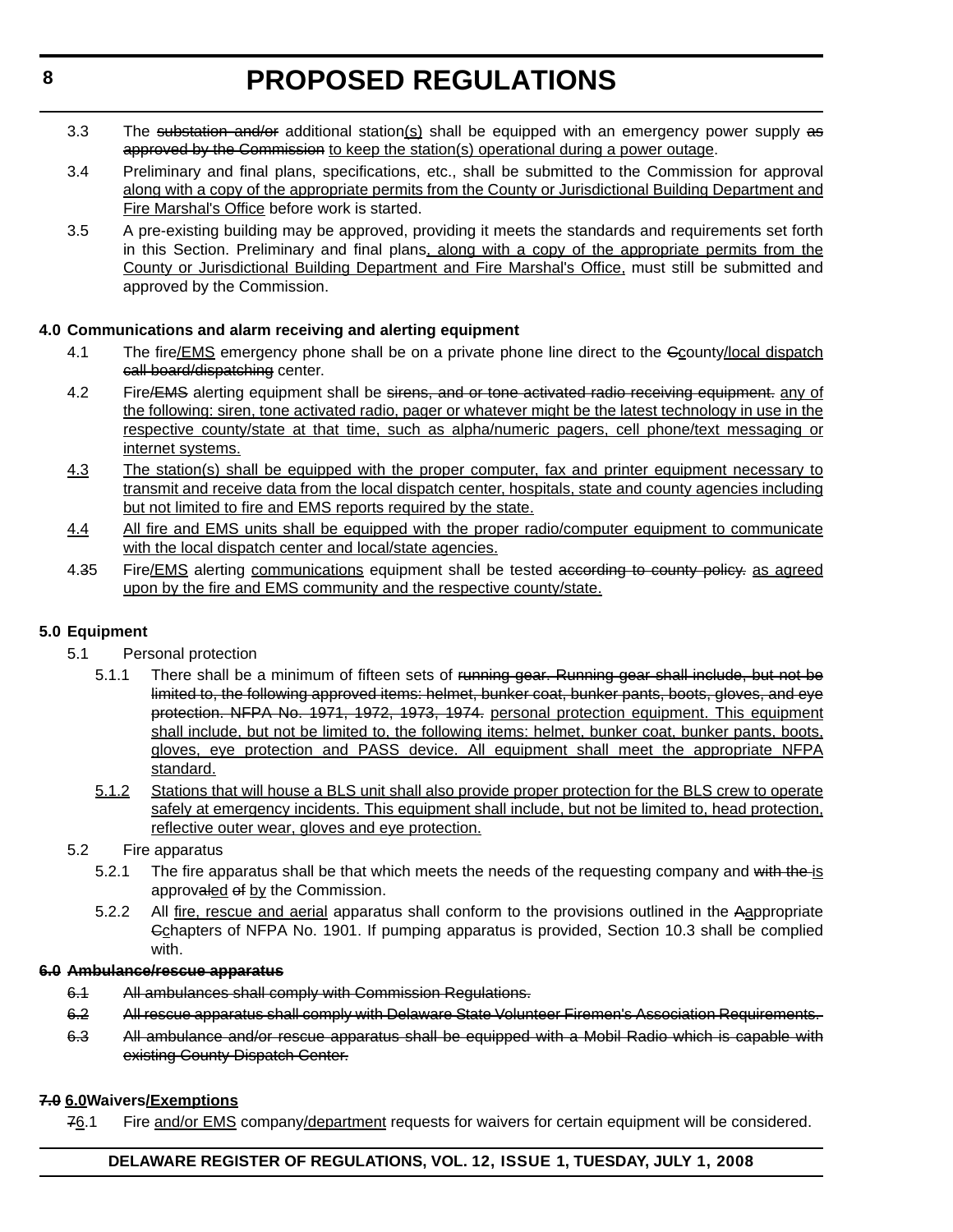3.3 The ~~substation and/or~~ additional station<u>(s)</u> shall be equipped with an emergency power supply ~~as approved by the Commission~~ <u>to keep the station(s) operational during a power outage</u>.

3.4 Preliminary and final plans, specifications, etc., shall be submitted to the Commission for approval <u>along with a copy of the appropriate permits from the County or Jurisdictional Building Department and Fire Marshal's Office</u> before work is started.

3.5 A pre-existing building may be approved, providing it meets the standards and requirements set forth in this Section. Preliminary and final plans<u>, along with a copy of the appropriate permits from the County or Jurisdictional Building Department and Fire Marshal's Office,</u> must still be submitted and approved by the Commission.

**4.0 Communications and alarm receiving and alerting equipment**

4.1 The fire<u>/EMS</u> emergency phone shall be on a private phone line direct to the ~~C~~<u>c</u>ounty<u>/local dispatch</u> ~~call board/dispatching~~ center.

4.2 Fire~~/EMS~~ alerting equipment shall be ~~sirens, and or tone activated radio receiving equipment.~~ <u>any of the following: siren, tone activated radio, pager or whatever might be the latest technology in use in the respective county/state at that time, such as alpha/numeric pagers, cell phone/text messaging or internet systems.</u>

<u>4.3</u> <u>The station(s) shall be equipped with the proper computer, fax and printer equipment necessary to transmit and receive data from the local dispatch center, hospitals, state and county agencies including but not limited to fire and EMS reports required by the state.</u>

<u>4.4</u> <u>All fire and EMS units shall be equipped with the proper radio/computer equipment to communicate with the local dispatch center and local/state agencies.</u>

4.~~3~~<u>5</u> Fire<u>/EMS</u> alerting <u>communications</u> equipment shall be tested ~~according to county policy.~~ <u>as agreed upon by the fire and EMS community and the respective county/state.</u>

**5.0 Equipment**

5.1 Personal protection

5.1.1 There shall be a minimum of fifteen sets of ~~running gear. Running gear shall include, but not be limited to, the following approved items: helmet, bunker coat, bunker pants, boots, gloves, and eye protection. NFPA No. 1971, 1972, 1973, 1974.~~ <u>personal protection equipment. This equipment shall include, but not be limited to, the following items: helmet, bunker coat, bunker pants, boots, gloves, eye protection and PASS device. All equipment shall meet the appropriate NFPA standard.</u>

<u>5.1.2</u> <u>Stations that will house a BLS unit shall also provide proper protection for the BLS crew to operate safely at emergency incidents. This equipment shall include, but not be limited to, head protection, reflective outer wear, gloves and eye protection.</u>

5.2 Fire apparatus

5.2.1 The fire apparatus shall be that which meets the needs of the requesting company and ~~with the~~ <u>is</u> approv~~al~~<u>ed</u> ~~of~~ <u>by</u> the Commission.

5.2.2 All <u>fire, rescue and aerial</u> apparatus shall conform to the provisions outlined in the ~~A~~<u>a</u>ppropriate ~~C~~<u>c</u>hapters of NFPA No. 1901. If pumping apparatus is provided, Section 10.3 shall be complied with.

~~**6.0 Ambulance/rescue apparatus**~~

~~6.1 All ambulances shall comply with Commission Regulations.~~

~~6.2 All rescue apparatus shall comply with Delaware State Volunteer Firemen's Association Requirements.~~

~~6.3 All ambulance and/or rescue apparatus shall be equipped with a Mobil Radio which is capable with existing County Dispatch Center.~~

**~~7.0~~ <u>6.0</u>Waivers<u>/Exemptions</u>**

~~7~~<u>6</u>.1 Fire <u>and/or EMS</u> company<u>/department</u> requests for waivers for certain equipment will be considered.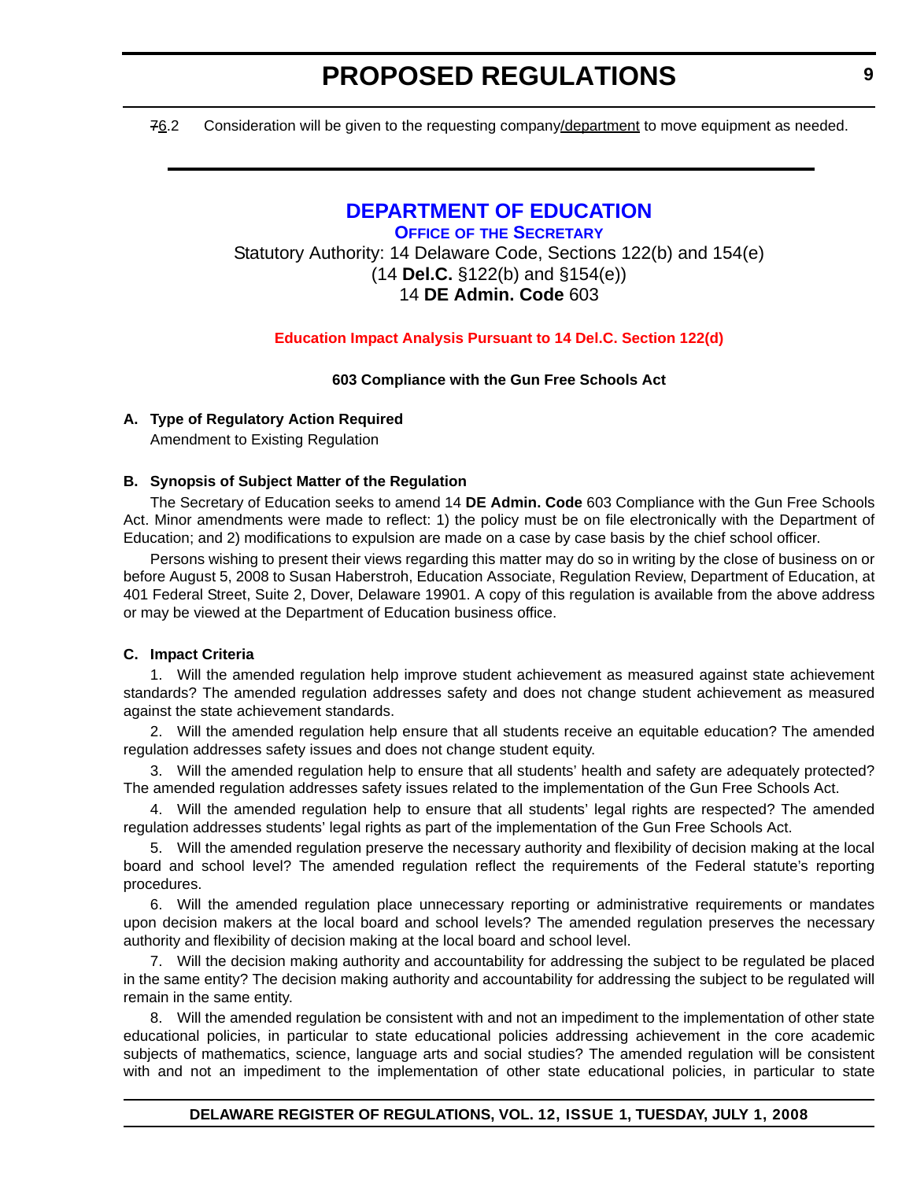~~7~~6.2 Consideration will be given to the requesting company/department to move equipment as needed.

## DEPARTMENT OF EDUCATION

### OFFICE OF THE SECRETARY

Statutory Authority: 14 Delaware Code, Sections 122(b) and 154(e)
(14 **Del.C.** §122(b) and §154(e))
14 **DE Admin. Code** 603

**Education Impact Analysis Pursuant to 14 Del.C. Section 122(d)**

**603 Compliance with the Gun Free Schools Act**

**A. Type of Regulatory Action Required**

Amendment to Existing Regulation

**B. Synopsis of Subject Matter of the Regulation**

The Secretary of Education seeks to amend 14 **DE Admin. Code** 603 Compliance with the Gun Free Schools Act. Minor amendments were made to reflect: 1) the policy must be on file electronically with the Department of Education; and 2) modifications to expulsion are made on a case by case basis by the chief school officer.

Persons wishing to present their views regarding this matter may do so in writing by the close of business on or before August 5, 2008 to Susan Haberstroh, Education Associate, Regulation Review, Department of Education, at 401 Federal Street, Suite 2, Dover, Delaware 19901. A copy of this regulation is available from the above address or may be viewed at the Department of Education business office.

**C. Impact Criteria**

1. Will the amended regulation help improve student achievement as measured against state achievement standards? The amended regulation addresses safety and does not change student achievement as measured against the state achievement standards.

2. Will the amended regulation help ensure that all students receive an equitable education? The amended regulation addresses safety issues and does not change student equity.

3. Will the amended regulation help to ensure that all students' health and safety are adequately protected? The amended regulation addresses safety issues related to the implementation of the Gun Free Schools Act.

4. Will the amended regulation help to ensure that all students' legal rights are respected? The amended regulation addresses students' legal rights as part of the implementation of the Gun Free Schools Act.

5. Will the amended regulation preserve the necessary authority and flexibility of decision making at the local board and school level? The amended regulation reflect the requirements of the Federal statute's reporting procedures.

6. Will the amended regulation place unnecessary reporting or administrative requirements or mandates upon decision makers at the local board and school levels? The amended regulation preserves the necessary authority and flexibility of decision making at the local board and school level.

7. Will the decision making authority and accountability for addressing the subject to be regulated be placed in the same entity? The decision making authority and accountability for addressing the subject to be regulated will remain in the same entity.

8. Will the amended regulation be consistent with and not an impediment to the implementation of other state educational policies, in particular to state educational policies addressing achievement in the core academic subjects of mathematics, science, language arts and social studies? The amended regulation will be consistent with and not an impediment to the implementation of other state educational policies, in particular to state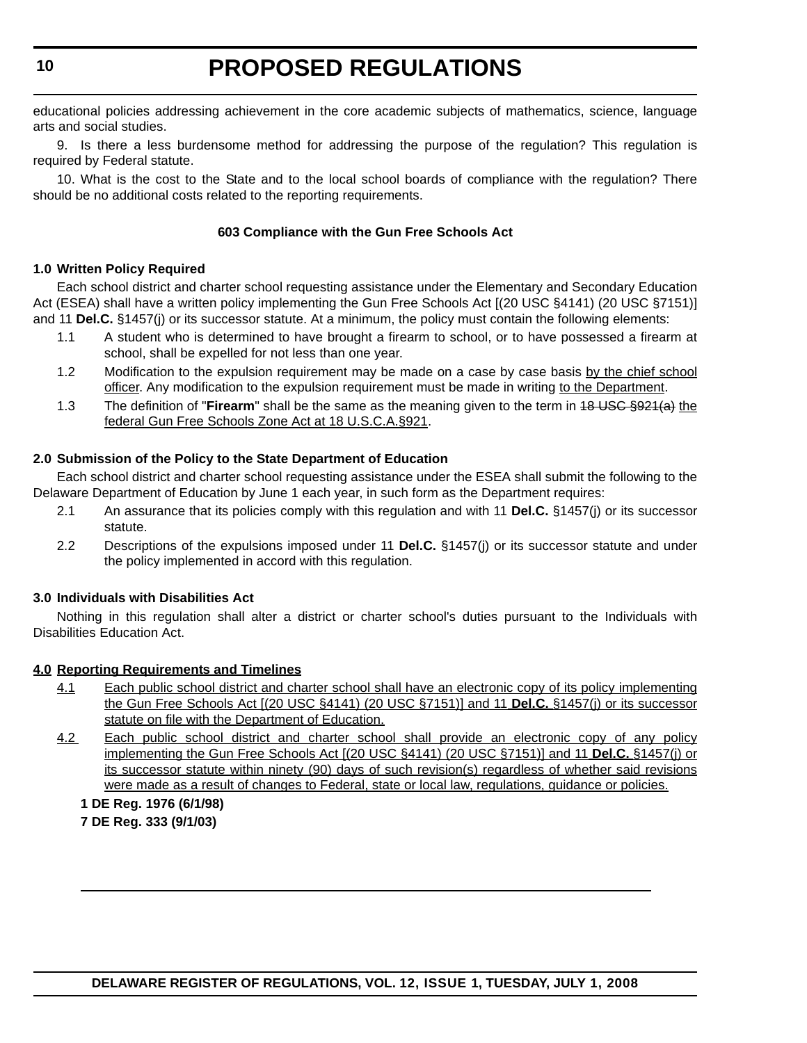educational policies addressing achievement in the core academic subjects of mathematics, science, language arts and social studies.

9. Is there a less burdensome method for addressing the purpose of the regulation? This regulation is required by Federal statute.

10. What is the cost to the State and to the local school boards of compliance with the regulation? There should be no additional costs related to the reporting requirements.

**603 Compliance with the Gun Free Schools Act**

**1.0 Written Policy Required**

Each school district and charter school requesting assistance under the Elementary and Secondary Education Act (ESEA) shall have a written policy implementing the Gun Free Schools Act [(20 USC §4141) (20 USC §7151)] and 11 **Del.C.** §1457(j) or its successor statute. At a minimum, the policy must contain the following elements:

1.1 A student who is determined to have brought a firearm to school, or to have possessed a firearm at school, shall be expelled for not less than one year.

1.2 Modification to the expulsion requirement may be made on a case by case basis <u>by the chief school officer</u>. Any modification to the expulsion requirement must be made in writing <u>to the Department</u>.

1.3 The definition of "**Firearm**" shall be the same as the meaning given to the term in ~~18 USC §921(a)~~ <u>the federal Gun Free Schools Zone Act at 18 U.S.C.A.§921</u>.

**2.0 Submission of the Policy to the State Department of Education**

Each school district and charter school requesting assistance under the ESEA shall submit the following to the Delaware Department of Education by June 1 each year, in such form as the Department requires:

2.1 An assurance that its policies comply with this regulation and with 11 **Del.C.** §1457(j) or its successor statute.

2.2 Descriptions of the expulsions imposed under 11 **Del.C.** §1457(j) or its successor statute and under the policy implemented in accord with this regulation.

**3.0 Individuals with Disabilities Act**

Nothing in this regulation shall alter a district or charter school's duties pursuant to the Individuals with Disabilities Education Act.

<u>**4.0 Reporting Requirements and Timelines**</u>

<u>4.1 Each public school district and charter school shall have an electronic copy of its policy implementing the Gun Free Schools Act [(20 USC §4141) (20 USC §7151)] and 11 **Del.C.** §1457(j) or its successor statute on file with the Department of Education.</u>

<u>4.2 Each public school district and charter school shall provide an electronic copy of any policy implementing the Gun Free Schools Act [(20 USC §4141) (20 USC §7151)] and 11 **Del.C.** §1457(j) or its successor statute within ninety (90) days of such revision(s) regardless of whether said revisions were made as a result of changes to Federal, state or local law, regulations, guidance or policies.</u>

**1 DE Reg. 1976 (6/1/98)**

**7 DE Reg. 333 (9/1/03)**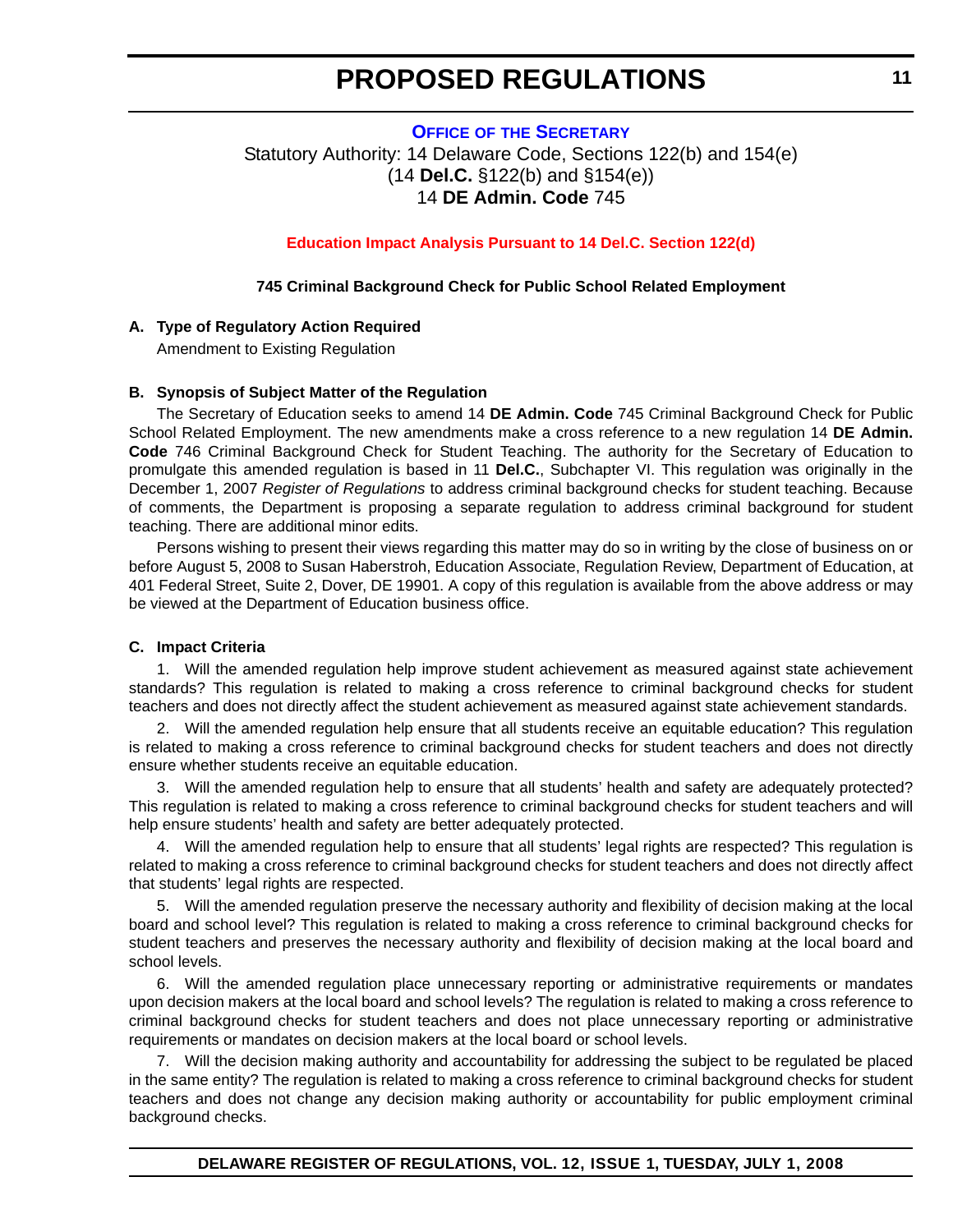# PROPOSED REGULATIONS

## OFFICE OF THE SECRETARY

Statutory Authority: 14 Delaware Code, Sections 122(b) and 154(e)
(14 **Del.C.** §122(b) and §154(e))
14 **DE Admin. Code** 745

### Education Impact Analysis Pursuant to 14 Del.C. Section 122(d)

**745 Criminal Background Check for Public School Related Employment**

**A. Type of Regulatory Action Required**

Amendment to Existing Regulation

**B. Synopsis of Subject Matter of the Regulation**

The Secretary of Education seeks to amend 14 **DE Admin. Code** 745 Criminal Background Check for Public School Related Employment. The new amendments make a cross reference to a new regulation 14 **DE Admin. Code** 746 Criminal Background Check for Student Teaching. The authority for the Secretary of Education to promulgate this amended regulation is based in 11 **Del.C.**, Subchapter VI. This regulation was originally in the December 1, 2007 *Register of Regulations* to address criminal background checks for student teaching. Because of comments, the Department is proposing a separate regulation to address criminal background for student teaching. There are additional minor edits.

Persons wishing to present their views regarding this matter may do so in writing by the close of business on or before August 5, 2008 to Susan Haberstroh, Education Associate, Regulation Review, Department of Education, at 401 Federal Street, Suite 2, Dover, DE 19901. A copy of this regulation is available from the above address or may be viewed at the Department of Education business office.

**C. Impact Criteria**

1. Will the amended regulation help improve student achievement as measured against state achievement standards? This regulation is related to making a cross reference to criminal background checks for student teachers and does not directly affect the student achievement as measured against state achievement standards.

2. Will the amended regulation help ensure that all students receive an equitable education? This regulation is related to making a cross reference to criminal background checks for student teachers and does not directly ensure whether students receive an equitable education.

3. Will the amended regulation help to ensure that all students' health and safety are adequately protected? This regulation is related to making a cross reference to criminal background checks for student teachers and will help ensure students' health and safety are better adequately protected.

4. Will the amended regulation help to ensure that all students' legal rights are respected? This regulation is related to making a cross reference to criminal background checks for student teachers and does not directly affect that students' legal rights are respected.

5. Will the amended regulation preserve the necessary authority and flexibility of decision making at the local board and school level? This regulation is related to making a cross reference to criminal background checks for student teachers and preserves the necessary authority and flexibility of decision making at the local board and school levels.

6. Will the amended regulation place unnecessary reporting or administrative requirements or mandates upon decision makers at the local board and school levels? The regulation is related to making a cross reference to criminal background checks for student teachers and does not place unnecessary reporting or administrative requirements or mandates on decision makers at the local board or school levels.

7. Will the decision making authority and accountability for addressing the subject to be regulated be placed in the same entity? The regulation is related to making a cross reference to criminal background checks for student teachers and does not change any decision making authority or accountability for public employment criminal background checks.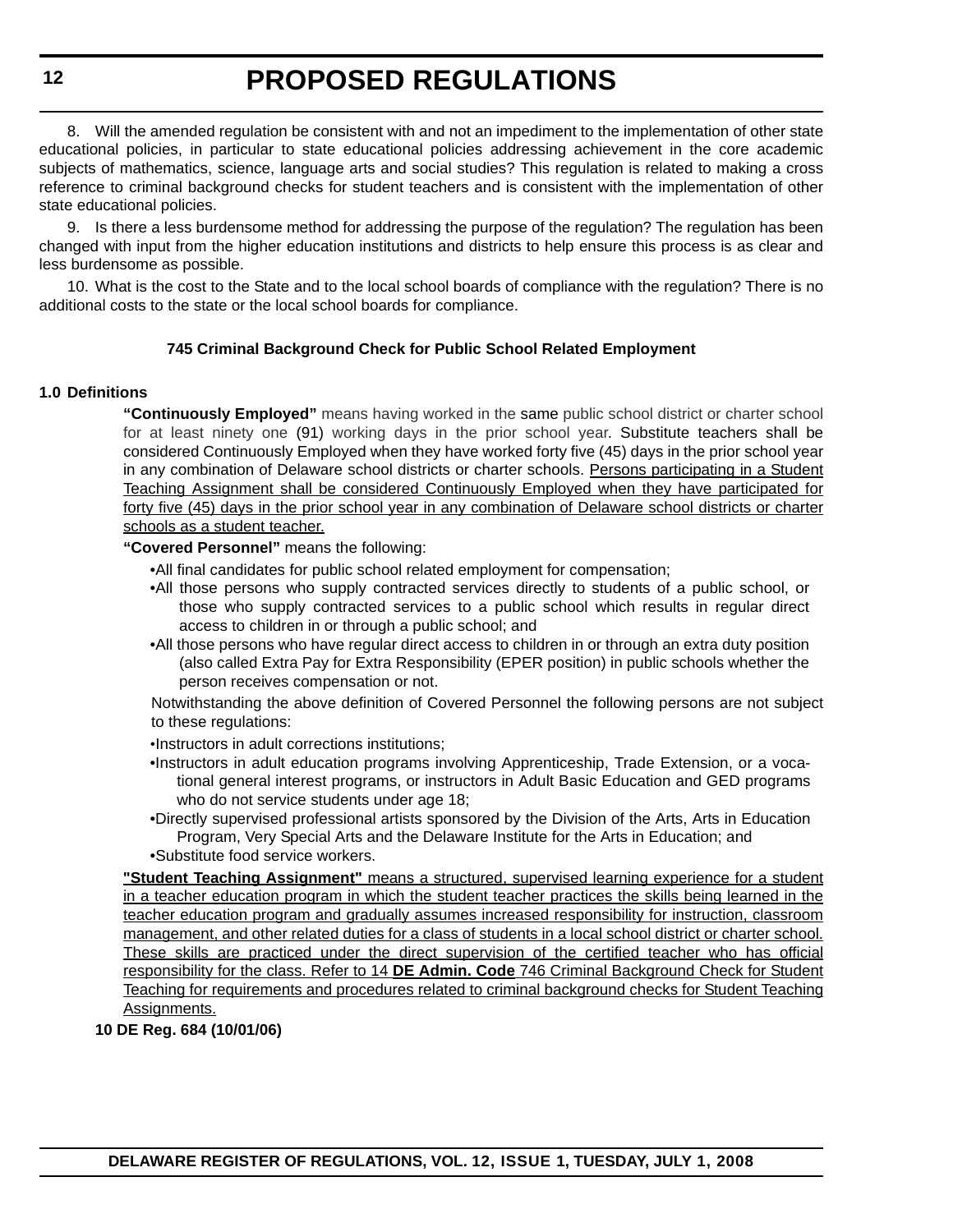8. Will the amended regulation be consistent with and not an impediment to the implementation of other state educational policies, in particular to state educational policies addressing achievement in the core academic subjects of mathematics, science, language arts and social studies? This regulation is related to making a cross reference to criminal background checks for student teachers and is consistent with the implementation of other state educational policies.

9. Is there a less burdensome method for addressing the purpose of the regulation? The regulation has been changed with input from the higher education institutions and districts to help ensure this process is as clear and less burdensome as possible.

10. What is the cost to the State and to the local school boards of compliance with the regulation? There is no additional costs to the state or the local school boards for compliance.

**745 Criminal Background Check for Public School Related Employment**

**1.0 Definitions**

**"Continuously Employed"** means having worked in the same public school district or charter school for at least ninety one (91) working days in the prior school year. Substitute teachers shall be considered Continuously Employed when they have worked forty five (45) days in the prior school year in any combination of Delaware school districts or charter schools. <u>Persons participating in a Student Teaching Assignment shall be considered Continuously Employed when they have participated for forty five (45) days in the prior school year in any combination of Delaware school districts or charter schools as a student teacher.</u>

**"Covered Personnel"** means the following:

- All final candidates for public school related employment for compensation;
- All those persons who supply contracted services directly to students of a public school, or those who supply contracted services to a public school which results in regular direct access to children in or through a public school; and
- All those persons who have regular direct access to children in or through an extra duty position (also called Extra Pay for Extra Responsibility (EPER position) in public schools whether the person receives compensation or not.

Notwithstanding the above definition of Covered Personnel the following persons are not subject to these regulations:

- Instructors in adult corrections institutions;
- Instructors in adult education programs involving Apprenticeship, Trade Extension, or a vocational general interest programs, or instructors in Adult Basic Education and GED programs who do not service students under age 18;
- Directly supervised professional artists sponsored by the Division of the Arts, Arts in Education Program, Very Special Arts and the Delaware Institute for the Arts in Education; and
- Substitute food service workers.

<u>**"Student Teaching Assignment"** means a structured, supervised learning experience for a student in a teacher education program in which the student teacher practices the skills being learned in the teacher education program and gradually assumes increased responsibility for instruction, classroom management, and other related duties for a class of students in a local school district or charter school. These skills are practiced under the direct supervision of the certified teacher who has official responsibility for the class. Refer to 14 **DE Admin. Code** 746 Criminal Background Check for Student Teaching for requirements and procedures related to criminal background checks for Student Teaching Assignments.</u>

**10 DE Reg. 684 (10/01/06)**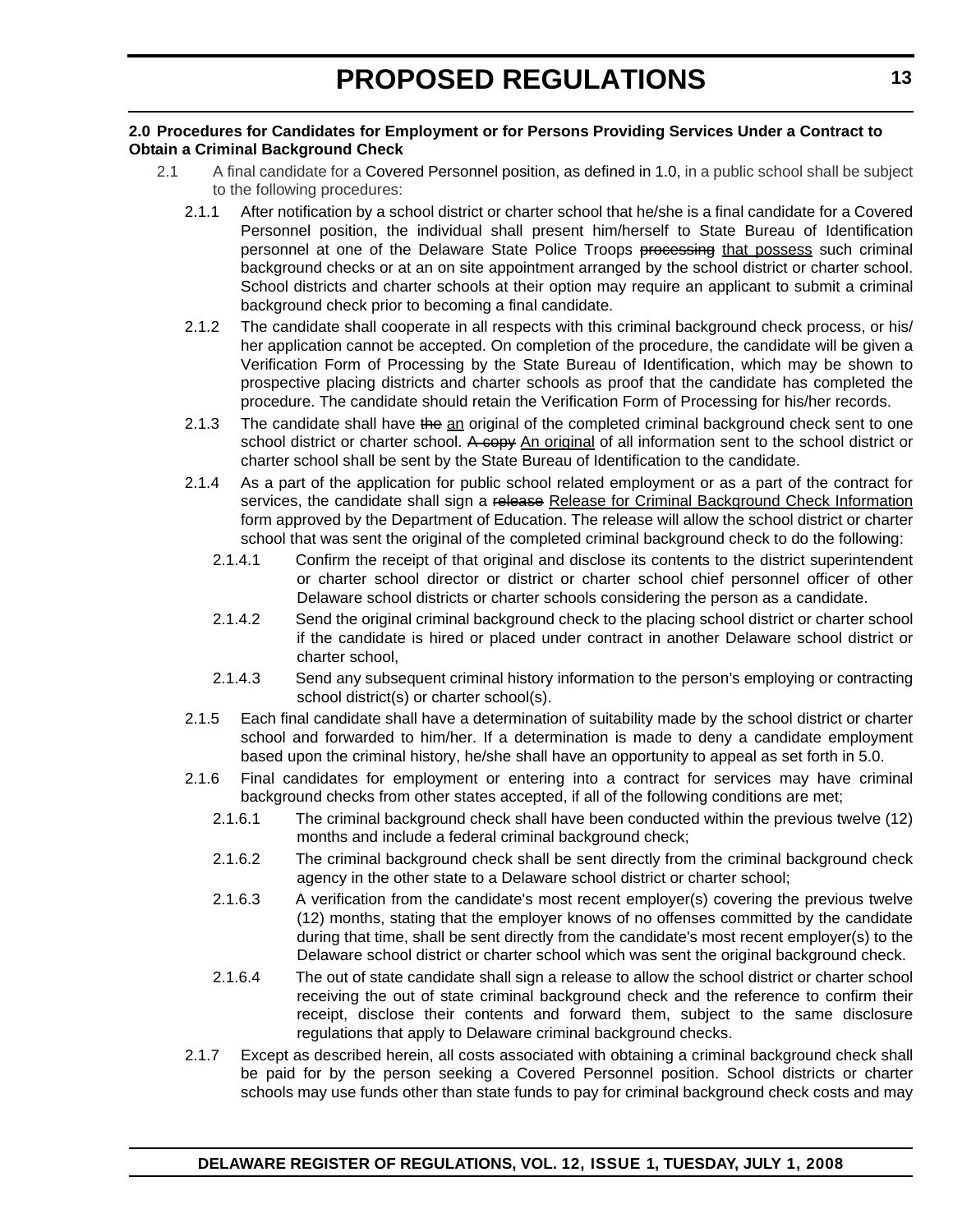**2.0 Procedures for Candidates for Employment or for Persons Providing Services Under a Contract to Obtain a Criminal Background Check**

2.1 A final candidate for a Covered Personnel position, as defined in 1.0, in a public school shall be subject to the following procedures:

2.1.1 After notification by a school district or charter school that he/she is a final candidate for a Covered Personnel position, the individual shall present him/herself to State Bureau of Identification personnel at one of the Delaware State Police Troops ~~processing~~ <u>that possess</u> such criminal background checks or at an on site appointment arranged by the school district or charter school. School districts and charter schools at their option may require an applicant to submit a criminal background check prior to becoming a final candidate.

2.1.2 The candidate shall cooperate in all respects with this criminal background check process, or his/her application cannot be accepted. On completion of the procedure, the candidate will be given a Verification Form of Processing by the State Bureau of Identification, which may be shown to prospective placing districts and charter schools as proof that the candidate has completed the procedure. The candidate should retain the Verification Form of Processing for his/her records.

2.1.3 The candidate shall have ~~the~~ <u>an</u> original of the completed criminal background check sent to one school district or charter school. ~~A copy~~ <u>An original</u> of all information sent to the school district or charter school shall be sent by the State Bureau of Identification to the candidate.

2.1.4 As a part of the application for public school related employment or as a part of the contract for services, the candidate shall sign a ~~release~~ <u>Release for Criminal Background Check Information</u> form approved by the Department of Education. The release will allow the school district or charter school that was sent the original of the completed criminal background check to do the following:

2.1.4.1 Confirm the receipt of that original and disclose its contents to the district superintendent or charter school director or district or charter school chief personnel officer of other Delaware school districts or charter schools considering the person as a candidate.

2.1.4.2 Send the original criminal background check to the placing school district or charter school if the candidate is hired or placed under contract in another Delaware school district or charter school,

2.1.4.3 Send any subsequent criminal history information to the person's employing or contracting school district(s) or charter school(s).

2.1.5 Each final candidate shall have a determination of suitability made by the school district or charter school and forwarded to him/her. If a determination is made to deny a candidate employment based upon the criminal history, he/she shall have an opportunity to appeal as set forth in 5.0.

2.1.6 Final candidates for employment or entering into a contract for services may have criminal background checks from other states accepted, if all of the following conditions are met;

2.1.6.1 The criminal background check shall have been conducted within the previous twelve (12) months and include a federal criminal background check;

2.1.6.2 The criminal background check shall be sent directly from the criminal background check agency in the other state to a Delaware school district or charter school;

2.1.6.3 A verification from the candidate's most recent employer(s) covering the previous twelve (12) months, stating that the employer knows of no offenses committed by the candidate during that time, shall be sent directly from the candidate's most recent employer(s) to the Delaware school district or charter school which was sent the original background check.

2.1.6.4 The out of state candidate shall sign a release to allow the school district or charter school receiving the out of state criminal background check and the reference to confirm their receipt, disclose their contents and forward them, subject to the same disclosure regulations that apply to Delaware criminal background checks.

2.1.7 Except as described herein, all costs associated with obtaining a criminal background check shall be paid for by the person seeking a Covered Personnel position. School districts or charter schools may use funds other than state funds to pay for criminal background check costs and may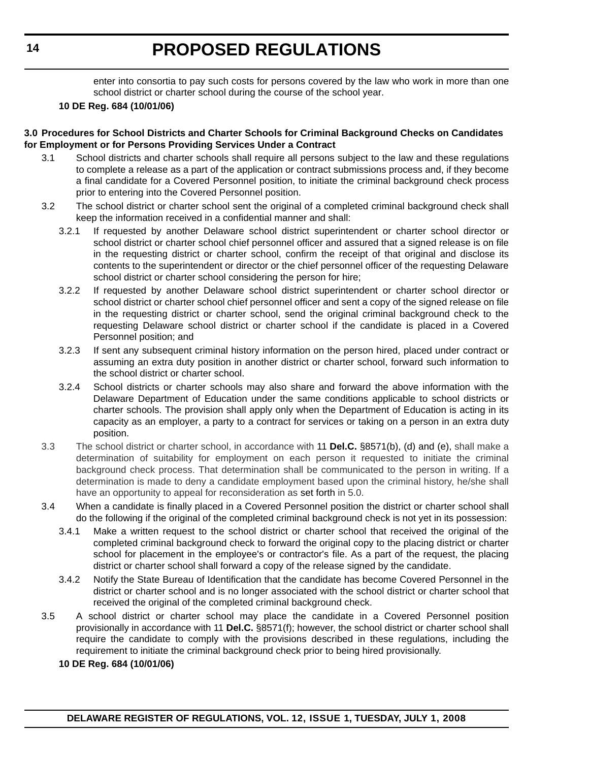enter into consortia to pay such costs for persons covered by the law who work in more than one school district or charter school during the course of the school year.

**10 DE Reg. 684 (10/01/06)**

**3.0 Procedures for School Districts and Charter Schools for Criminal Background Checks on Candidates for Employment or for Persons Providing Services Under a Contract**

3.1 School districts and charter schools shall require all persons subject to the law and these regulations to complete a release as a part of the application or contract submissions process and, if they become a final candidate for a Covered Personnel position, to initiate the criminal background check process prior to entering into the Covered Personnel position.

3.2 The school district or charter school sent the original of a completed criminal background check shall keep the information received in a confidential manner and shall:

3.2.1 If requested by another Delaware school district superintendent or charter school director or school district or charter school chief personnel officer and assured that a signed release is on file in the requesting district or charter school, confirm the receipt of that original and disclose its contents to the superintendent or director or the chief personnel officer of the requesting Delaware school district or charter school considering the person for hire;

3.2.2 If requested by another Delaware school district superintendent or charter school director or school district or charter school chief personnel officer and sent a copy of the signed release on file in the requesting district or charter school, send the original criminal background check to the requesting Delaware school district or charter school if the candidate is placed in a Covered Personnel position; and

3.2.3 If sent any subsequent criminal history information on the person hired, placed under contract or assuming an extra duty position in another district or charter school, forward such information to the school district or charter school.

3.2.4 School districts or charter schools may also share and forward the above information with the Delaware Department of Education under the same conditions applicable to school districts or charter schools. The provision shall apply only when the Department of Education is acting in its capacity as an employer, a party to a contract for services or taking on a person in an extra duty position.

3.3 The school district or charter school, in accordance with 11 **Del.C.** §8571(b), (d) and (e), shall make a determination of suitability for employment on each person it requested to initiate the criminal background check process. That determination shall be communicated to the person in writing. If a determination is made to deny a candidate employment based upon the criminal history, he/she shall have an opportunity to appeal for reconsideration as set forth in 5.0.

3.4 When a candidate is finally placed in a Covered Personnel position the district or charter school shall do the following if the original of the completed criminal background check is not yet in its possession:

3.4.1 Make a written request to the school district or charter school that received the original of the completed criminal background check to forward the original copy to the placing district or charter school for placement in the employee's or contractor's file. As a part of the request, the placing district or charter school shall forward a copy of the release signed by the candidate.

3.4.2 Notify the State Bureau of Identification that the candidate has become Covered Personnel in the district or charter school and is no longer associated with the school district or charter school that received the original of the completed criminal background check.

3.5 A school district or charter school may place the candidate in a Covered Personnel position provisionally in accordance with 11 **Del.C.** §8571(f); however, the school district or charter school shall require the candidate to comply with the provisions described in these regulations, including the requirement to initiate the criminal background check prior to being hired provisionally.

**10 DE Reg. 684 (10/01/06)**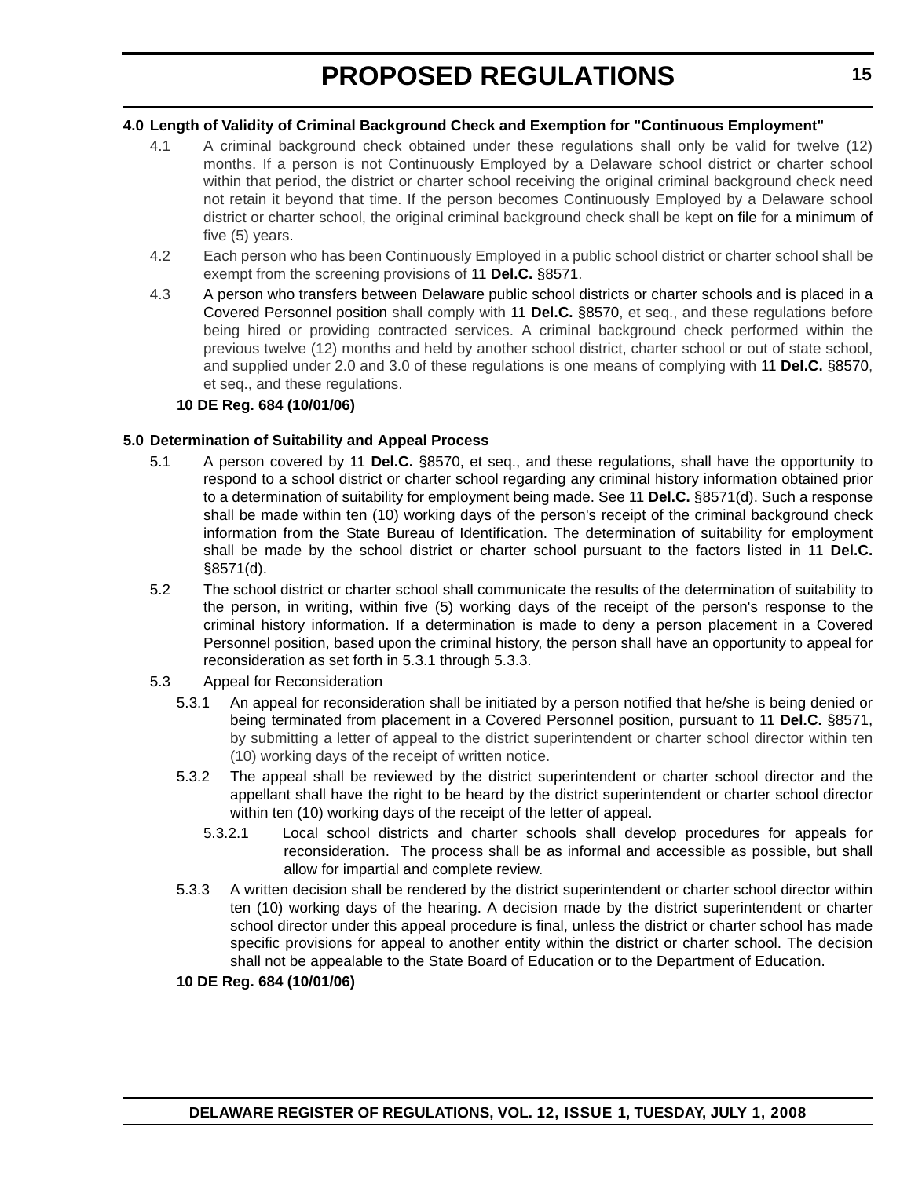**4.0 Length of Validity of Criminal Background Check and Exemption for "Continuous Employment"**

4.1 A criminal background check obtained under these regulations shall only be valid for twelve (12) months. If a person is not Continuously Employed by a Delaware school district or charter school within that period, the district or charter school receiving the original criminal background check need not retain it beyond that time. If the person becomes Continuously Employed by a Delaware school district or charter school, the original criminal background check shall be kept on file for a minimum of five (5) years.

4.2 Each person who has been Continuously Employed in a public school district or charter school shall be exempt from the screening provisions of 11 **Del.C.** §8571.

4.3 A person who transfers between Delaware public school districts or charter schools and is placed in a Covered Personnel position shall comply with 11 **Del.C.** §8570, et seq., and these regulations before being hired or providing contracted services. A criminal background check performed within the previous twelve (12) months and held by another school district, charter school or out of state school, and supplied under 2.0 and 3.0 of these regulations is one means of complying with 11 **Del.C.** §8570, et seq., and these regulations.

**10 DE Reg. 684 (10/01/06)**

**5.0 Determination of Suitability and Appeal Process**

5.1 A person covered by 11 **Del.C.** §8570, et seq., and these regulations, shall have the opportunity to respond to a school district or charter school regarding any criminal history information obtained prior to a determination of suitability for employment being made. See 11 **Del.C.** §8571(d). Such a response shall be made within ten (10) working days of the person's receipt of the criminal background check information from the State Bureau of Identification. The determination of suitability for employment shall be made by the school district or charter school pursuant to the factors listed in 11 **Del.C.** §8571(d).

5.2 The school district or charter school shall communicate the results of the determination of suitability to the person, in writing, within five (5) working days of the receipt of the person's response to the criminal history information. If a determination is made to deny a person placement in a Covered Personnel position, based upon the criminal history, the person shall have an opportunity to appeal for reconsideration as set forth in 5.3.1 through 5.3.3.

5.3 Appeal for Reconsideration

5.3.1 An appeal for reconsideration shall be initiated by a person notified that he/she is being denied or being terminated from placement in a Covered Personnel position, pursuant to 11 **Del.C.** §8571, by submitting a letter of appeal to the district superintendent or charter school director within ten (10) working days of the receipt of written notice.

5.3.2 The appeal shall be reviewed by the district superintendent or charter school director and the appellant shall have the right to be heard by the district superintendent or charter school director within ten (10) working days of the receipt of the letter of appeal.

5.3.2.1 Local school districts and charter schools shall develop procedures for appeals for reconsideration. The process shall be as informal and accessible as possible, but shall allow for impartial and complete review.

5.3.3 A written decision shall be rendered by the district superintendent or charter school director within ten (10) working days of the hearing. A decision made by the district superintendent or charter school director under this appeal procedure is final, unless the district or charter school has made specific provisions for appeal to another entity within the district or charter school. The decision shall not be appealable to the State Board of Education or to the Department of Education.

**10 DE Reg. 684 (10/01/06)**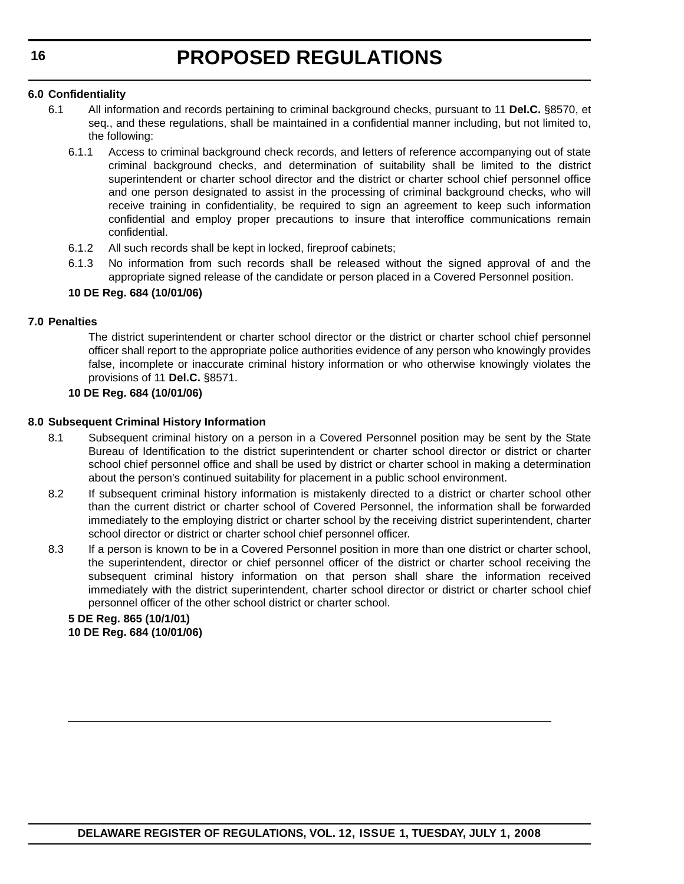**6.0 Confidentiality**

6.1 All information and records pertaining to criminal background checks, pursuant to 11 **Del.C.** §8570, et seq., and these regulations, shall be maintained in a confidential manner including, but not limited to, the following:

6.1.1 Access to criminal background check records, and letters of reference accompanying out of state criminal background checks, and determination of suitability shall be limited to the district superintendent or charter school director and the district or charter school chief personnel office and one person designated to assist in the processing of criminal background checks, who will receive training in confidentiality, be required to sign an agreement to keep such information confidential and employ proper precautions to insure that interoffice communications remain confidential.

6.1.2 All such records shall be kept in locked, fireproof cabinets;

6.1.3 No information from such records shall be released without the signed approval of and the appropriate signed release of the candidate or person placed in a Covered Personnel position.

**10 DE Reg. 684 (10/01/06)**

**7.0 Penalties**

The district superintendent or charter school director or the district or charter school chief personnel officer shall report to the appropriate police authorities evidence of any person who knowingly provides false, incomplete or inaccurate criminal history information or who otherwise knowingly violates the provisions of 11 **Del.C.** §8571.

**10 DE Reg. 684 (10/01/06)**

**8.0 Subsequent Criminal History Information**

8.1 Subsequent criminal history on a person in a Covered Personnel position may be sent by the State Bureau of Identification to the district superintendent or charter school director or district or charter school chief personnel office and shall be used by district or charter school in making a determination about the person's continued suitability for placement in a public school environment.

8.2 If subsequent criminal history information is mistakenly directed to a district or charter school other than the current district or charter school of Covered Personnel, the information shall be forwarded immediately to the employing district or charter school by the receiving district superintendent, charter school director or district or charter school chief personnel officer.

8.3 If a person is known to be in a Covered Personnel position in more than one district or charter school, the superintendent, director or chief personnel officer of the district or charter school receiving the subsequent criminal history information on that person shall share the information received immediately with the district superintendent, charter school director or district or charter school chief personnel officer of the other school district or charter school.

**5 DE Reg. 865 (10/1/01)**
**10 DE Reg. 684 (10/01/06)**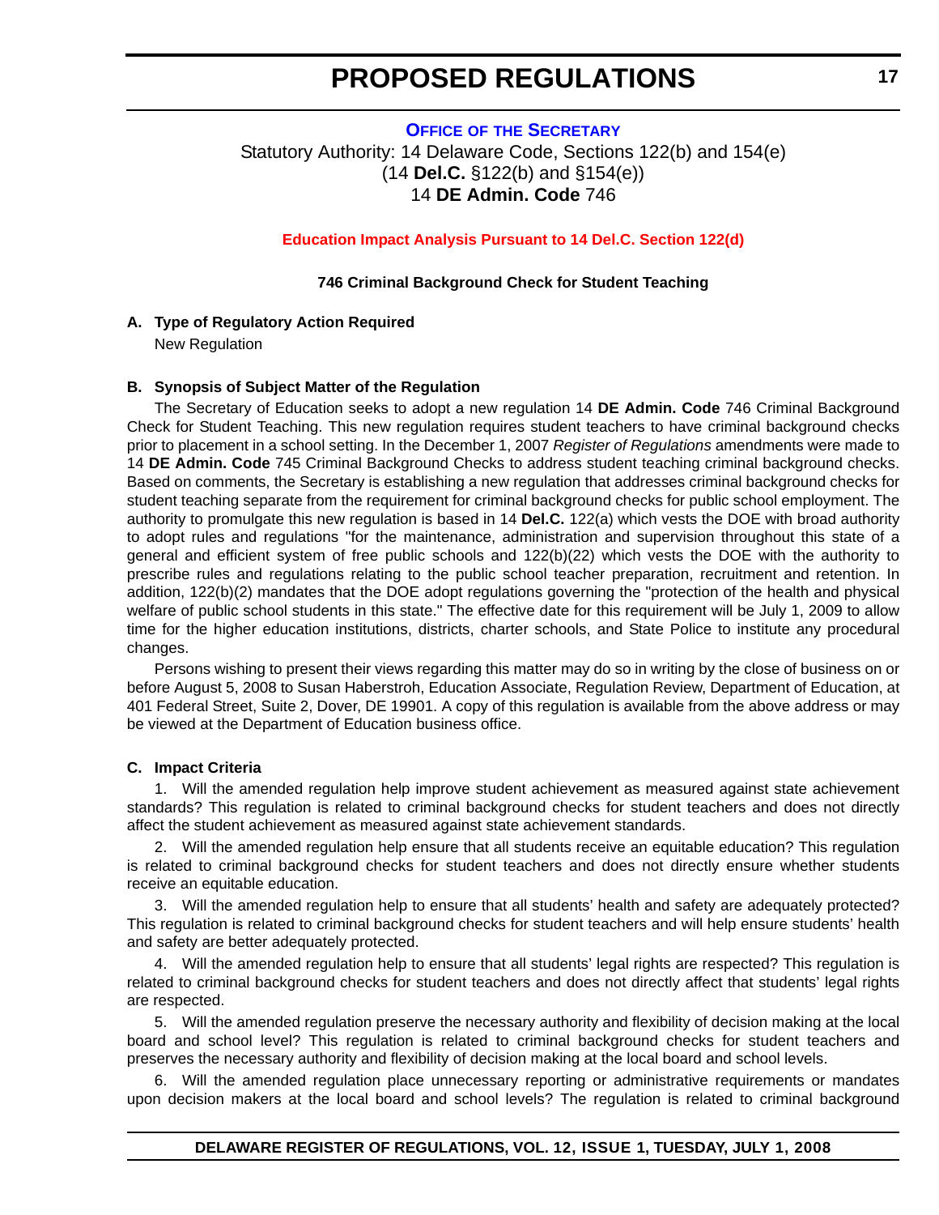# PROPOSED REGULATIONS

### OFFICE OF THE SECRETARY

Statutory Authority: 14 Delaware Code, Sections 122(b) and 154(e)
(14 **Del.C.** §122(b) and §154(e))
14 **DE Admin. Code** 746

**Education Impact Analysis Pursuant to 14 Del.C. Section 122(d)**

**746 Criminal Background Check for Student Teaching**

**A. Type of Regulatory Action Required**

New Regulation

**B. Synopsis of Subject Matter of the Regulation**

The Secretary of Education seeks to adopt a new regulation 14 **DE Admin. Code** 746 Criminal Background Check for Student Teaching. This new regulation requires student teachers to have criminal background checks prior to placement in a school setting. In the December 1, 2007 *Register of Regulations* amendments were made to 14 **DE Admin. Code** 745 Criminal Background Checks to address student teaching criminal background checks. Based on comments, the Secretary is establishing a new regulation that addresses criminal background checks for student teaching separate from the requirement for criminal background checks for public school employment. The authority to promulgate this new regulation is based in 14 **Del.C.** 122(a) which vests the DOE with broad authority to adopt rules and regulations "for the maintenance, administration and supervision throughout this state of a general and efficient system of free public schools and 122(b)(22) which vests the DOE with the authority to prescribe rules and regulations relating to the public school teacher preparation, recruitment and retention. In addition, 122(b)(2) mandates that the DOE adopt regulations governing the "protection of the health and physical welfare of public school students in this state." The effective date for this requirement will be July 1, 2009 to allow time for the higher education institutions, districts, charter schools, and State Police to institute any procedural changes.

Persons wishing to present their views regarding this matter may do so in writing by the close of business on or before August 5, 2008 to Susan Haberstroh, Education Associate, Regulation Review, Department of Education, at 401 Federal Street, Suite 2, Dover, DE 19901. A copy of this regulation is available from the above address or may be viewed at the Department of Education business office.

**C. Impact Criteria**

1. Will the amended regulation help improve student achievement as measured against state achievement standards? This regulation is related to criminal background checks for student teachers and does not directly affect the student achievement as measured against state achievement standards.

2. Will the amended regulation help ensure that all students receive an equitable education? This regulation is related to criminal background checks for student teachers and does not directly ensure whether students receive an equitable education.

3. Will the amended regulation help to ensure that all students' health and safety are adequately protected? This regulation is related to criminal background checks for student teachers and will help ensure students' health and safety are better adequately protected.

4. Will the amended regulation help to ensure that all students' legal rights are respected? This regulation is related to criminal background checks for student teachers and does not directly affect that students' legal rights are respected.

5. Will the amended regulation preserve the necessary authority and flexibility of decision making at the local board and school level? This regulation is related to criminal background checks for student teachers and preserves the necessary authority and flexibility of decision making at the local board and school levels.

6. Will the amended regulation place unnecessary reporting or administrative requirements or mandates upon decision makers at the local board and school levels? The regulation is related to criminal background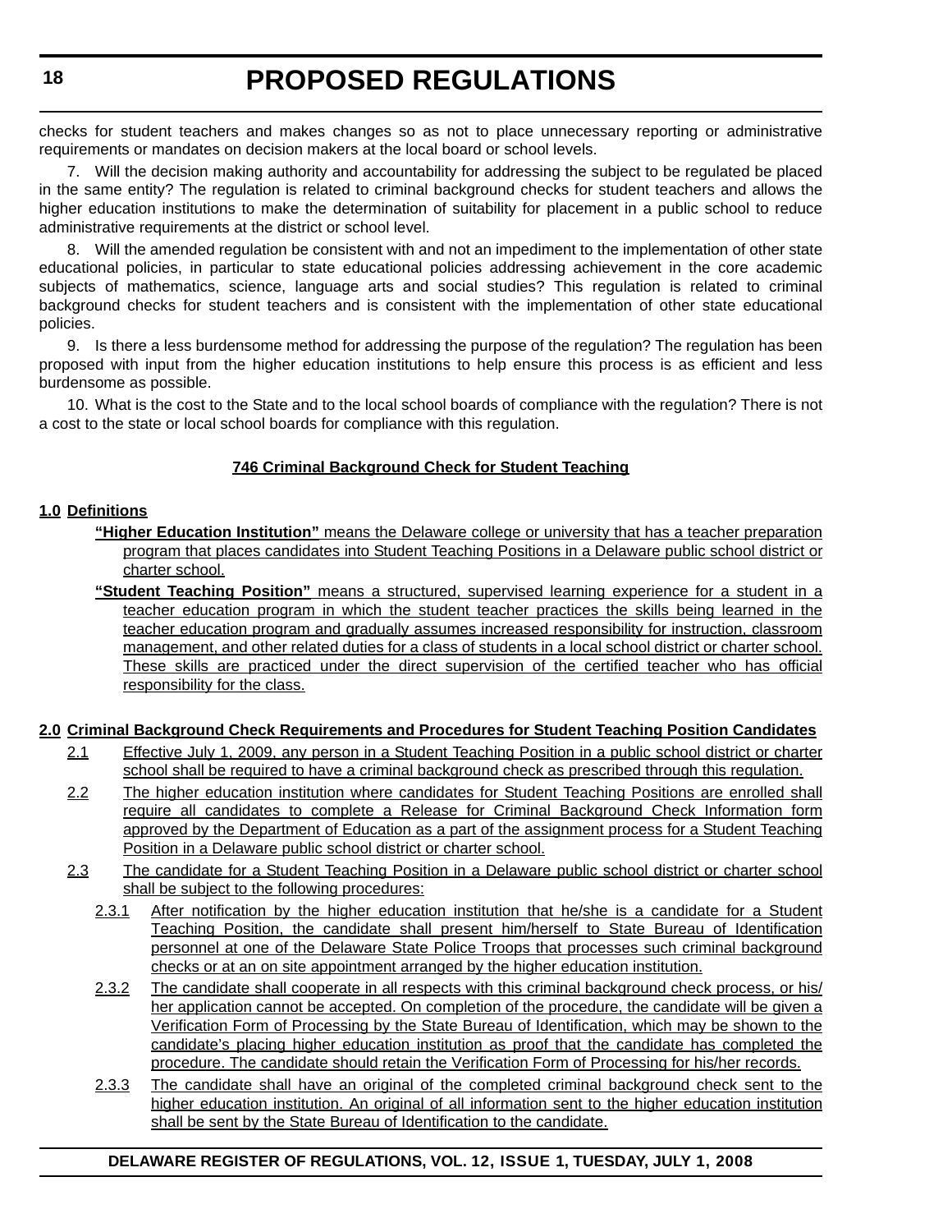checks for student teachers and makes changes so as not to place unnecessary reporting or administrative requirements or mandates on decision makers at the local board or school levels.

7. Will the decision making authority and accountability for addressing the subject to be regulated be placed in the same entity? The regulation is related to criminal background checks for student teachers and allows the higher education institutions to make the determination of suitability for placement in a public school to reduce administrative requirements at the district or school level.

8. Will the amended regulation be consistent with and not an impediment to the implementation of other state educational policies, in particular to state educational policies addressing achievement in the core academic subjects of mathematics, science, language arts and social studies? This regulation is related to criminal background checks for student teachers and is consistent with the implementation of other state educational policies.

9. Is there a less burdensome method for addressing the purpose of the regulation? The regulation has been proposed with input from the higher education institutions to help ensure this process is as efficient and less burdensome as possible.

10. What is the cost to the State and to the local school boards of compliance with the regulation? There is not a cost to the state or local school boards for compliance with this regulation.

**746 Criminal Background Check for Student Teaching**

**1.0 Definitions**

**"Higher Education Institution"** means the Delaware college or university that has a teacher preparation program that places candidates into Student Teaching Positions in a Delaware public school district or charter school.

**"Student Teaching Position"** means a structured, supervised learning experience for a student in a teacher education program in which the student teacher practices the skills being learned in the teacher education program and gradually assumes increased responsibility for instruction, classroom management, and other related duties for a class of students in a local school district or charter school. These skills are practiced under the direct supervision of the certified teacher who has official responsibility for the class.

**2.0 Criminal Background Check Requirements and Procedures for Student Teaching Position Candidates**

2.1 Effective July 1, 2009, any person in a Student Teaching Position in a public school district or charter school shall be required to have a criminal background check as prescribed through this regulation.

2.2 The higher education institution where candidates for Student Teaching Positions are enrolled shall require all candidates to complete a Release for Criminal Background Check Information form approved by the Department of Education as a part of the assignment process for a Student Teaching Position in a Delaware public school district or charter school.

2.3 The candidate for a Student Teaching Position in a Delaware public school district or charter school shall be subject to the following procedures:

2.3.1 After notification by the higher education institution that he/she is a candidate for a Student Teaching Position, the candidate shall present him/herself to State Bureau of Identification personnel at one of the Delaware State Police Troops that processes such criminal background checks or at an on site appointment arranged by the higher education institution.

2.3.2 The candidate shall cooperate in all respects with this criminal background check process, or his/her application cannot be accepted. On completion of the procedure, the candidate will be given a Verification Form of Processing by the State Bureau of Identification, which may be shown to the candidate's placing higher education institution as proof that the candidate has completed the procedure. The candidate should retain the Verification Form of Processing for his/her records.

2.3.3 The candidate shall have an original of the completed criminal background check sent to the higher education institution. An original of all information sent to the higher education institution shall be sent by the State Bureau of Identification to the candidate.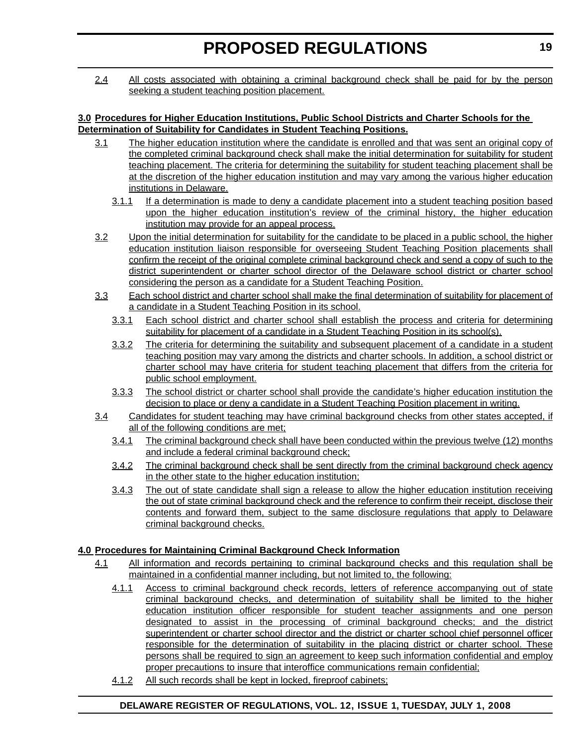2.4 All costs associated with obtaining a criminal background check shall be paid for by the person seeking a student teaching position placement.

**3.0 Procedures for Higher Education Institutions, Public School Districts and Charter Schools for the Determination of Suitability for Candidates in Student Teaching Positions.**

3.1 The higher education institution where the candidate is enrolled and that was sent an original copy of the completed criminal background check shall make the initial determination for suitability for student teaching placement. The criteria for determining the suitability for student teaching placement shall be at the discretion of the higher education institution and may vary among the various higher education institutions in Delaware.

3.1.1 If a determination is made to deny a candidate placement into a student teaching position based upon the higher education institution's review of the criminal history, the higher education institution may provide for an appeal process.

3.2 Upon the initial determination for suitability for the candidate to be placed in a public school, the higher education institution liaison responsible for overseeing Student Teaching Position placements shall confirm the receipt of the original complete criminal background check and send a copy of such to the district superintendent or charter school director of the Delaware school district or charter school considering the person as a candidate for a Student Teaching Position.

3.3 Each school district and charter school shall make the final determination of suitability for placement of a candidate in a Student Teaching Position in its school.

3.3.1 Each school district and charter school shall establish the process and criteria for determining suitability for placement of a candidate in a Student Teaching Position in its school(s).

3.3.2 The criteria for determining the suitability and subsequent placement of a candidate in a student teaching position may vary among the districts and charter schools. In addition, a school district or charter school may have criteria for student teaching placement that differs from the criteria for public school employment.

3.3.3 The school district or charter school shall provide the candidate's higher education institution the decision to place or deny a candidate in a Student Teaching Position placement in writing.

3.4 Candidates for student teaching may have criminal background checks from other states accepted, if all of the following conditions are met;

3.4.1 The criminal background check shall have been conducted within the previous twelve (12) months and include a federal criminal background check;

3.4.2 The criminal background check shall be sent directly from the criminal background check agency in the other state to the higher education institution;

3.4.3 The out of state candidate shall sign a release to allow the higher education institution receiving the out of state criminal background check and the reference to confirm their receipt, disclose their contents and forward them, subject to the same disclosure regulations that apply to Delaware criminal background checks.

**4.0 Procedures for Maintaining Criminal Background Check Information**

4.1 All information and records pertaining to criminal background checks and this regulation shall be maintained in a confidential manner including, but not limited to, the following:

4.1.1 Access to criminal background check records, letters of reference accompanying out of state criminal background checks, and determination of suitability shall be limited to the higher education institution officer responsible for student teacher assignments and one person designated to assist in the processing of criminal background checks; and the district superintendent or charter school director and the district or charter school chief personnel officer responsible for the determination of suitability in the placing district or charter school. These persons shall be required to sign an agreement to keep such information confidential and employ proper precautions to insure that interoffice communications remain confidential;

4.1.2 All such records shall be kept in locked, fireproof cabinets;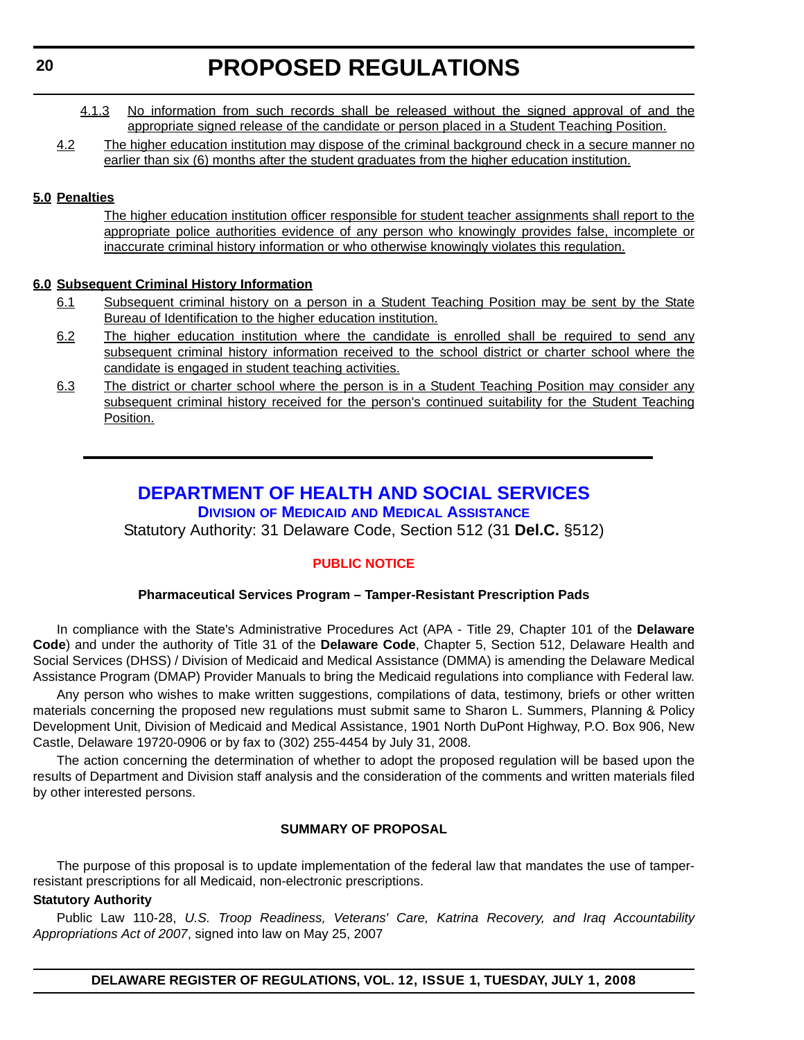4.1.3 No information from such records shall be released without the signed approval of and the appropriate signed release of the candidate or person placed in a Student Teaching Position.

4.2 The higher education institution may dispose of the criminal background check in a secure manner no earlier than six (6) months after the student graduates from the higher education institution.

**5.0 Penalties**

The higher education institution officer responsible for student teacher assignments shall report to the appropriate police authorities evidence of any person who knowingly provides false, incomplete or inaccurate criminal history information or who otherwise knowingly violates this regulation.

**6.0 Subsequent Criminal History Information**

6.1 Subsequent criminal history on a person in a Student Teaching Position may be sent by the State Bureau of Identification to the higher education institution.

6.2 The higher education institution where the candidate is enrolled shall be required to send any subsequent criminal history information received to the school district or charter school where the candidate is engaged in student teaching activities.

6.3 The district or charter school where the person is in a Student Teaching Position may consider any subsequent criminal history received for the person's continued suitability for the Student Teaching Position.

---

# DEPARTMENT OF HEALTH AND SOCIAL SERVICES

## Division of Medicaid and Medical Assistance

Statutory Authority: 31 Delaware Code, Section 512 (31 **Del.C.** §512)

### PUBLIC NOTICE

**Pharmaceutical Services Program – Tamper-Resistant Prescription Pads**

In compliance with the State's Administrative Procedures Act (APA - Title 29, Chapter 101 of the **Delaware Code**) and under the authority of Title 31 of the **Delaware Code**, Chapter 5, Section 512, Delaware Health and Social Services (DHSS) / Division of Medicaid and Medical Assistance (DMMA) is amending the Delaware Medical Assistance Program (DMAP) Provider Manuals to bring the Medicaid regulations into compliance with Federal law.

Any person who wishes to make written suggestions, compilations of data, testimony, briefs or other written materials concerning the proposed new regulations must submit same to Sharon L. Summers, Planning & Policy Development Unit, Division of Medicaid and Medical Assistance, 1901 North DuPont Highway, P.O. Box 906, New Castle, Delaware 19720-0906 or by fax to (302) 255-4454 by July 31, 2008.

The action concerning the determination of whether to adopt the proposed regulation will be based upon the results of Department and Division staff analysis and the consideration of the comments and written materials filed by other interested persons.

**SUMMARY OF PROPOSAL**

The purpose of this proposal is to update implementation of the federal law that mandates the use of tamper-resistant prescriptions for all Medicaid, non-electronic prescriptions.

**Statutory Authority**

Public Law 110-28, *U.S. Troop Readiness, Veterans' Care, Katrina Recovery, and Iraq Accountability Appropriations Act of 2007*, signed into law on May 25, 2007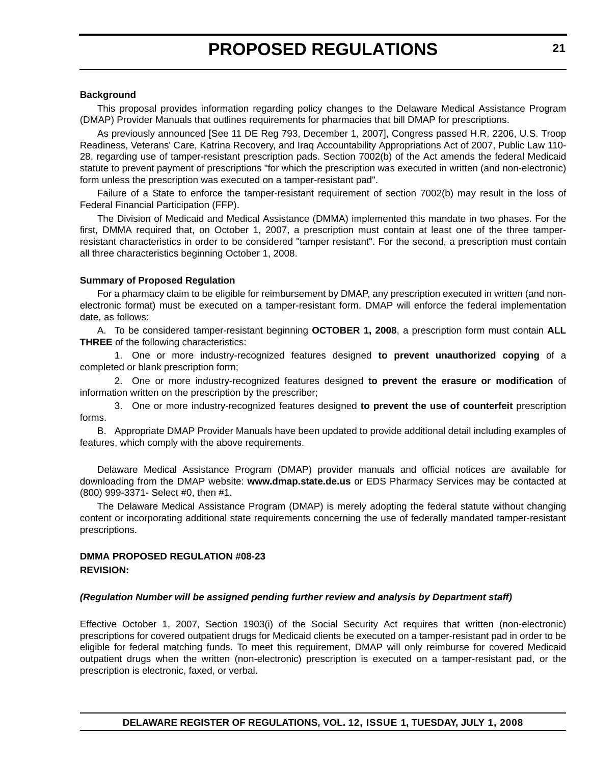**Background**

This proposal provides information regarding policy changes to the Delaware Medical Assistance Program (DMAP) Provider Manuals that outlines requirements for pharmacies that bill DMAP for prescriptions.

As previously announced [See 11 DE Reg 793, December 1, 2007], Congress passed H.R. 2206, U.S. Troop Readiness, Veterans' Care, Katrina Recovery, and Iraq Accountability Appropriations Act of 2007, Public Law 110-28, regarding use of tamper-resistant prescription pads. Section 7002(b) of the Act amends the federal Medicaid statute to prevent payment of prescriptions "for which the prescription was executed in written (and non-electronic) form unless the prescription was executed on a tamper-resistant pad".

Failure of a State to enforce the tamper-resistant requirement of section 7002(b) may result in the loss of Federal Financial Participation (FFP).

The Division of Medicaid and Medical Assistance (DMMA) implemented this mandate in two phases. For the first, DMMA required that, on October 1, 2007, a prescription must contain at least one of the three tamper-resistant characteristics in order to be considered "tamper resistant". For the second, a prescription must contain all three characteristics beginning October 1, 2008.

**Summary of Proposed Regulation**

For a pharmacy claim to be eligible for reimbursement by DMAP, any prescription executed in written (and non-electronic format) must be executed on a tamper-resistant form. DMAP will enforce the federal implementation date, as follows:

A. To be considered tamper-resistant beginning **OCTOBER 1, 2008**, a prescription form must contain **ALL THREE** of the following characteristics:

1. One or more industry-recognized features designed **to prevent unauthorized copying** of a completed or blank prescription form;

2. One or more industry-recognized features designed **to prevent the erasure or modification** of information written on the prescription by the prescriber;

3. One or more industry-recognized features designed **to prevent the use of counterfeit** prescription forms.

B. Appropriate DMAP Provider Manuals have been updated to provide additional detail including examples of features, which comply with the above requirements.

Delaware Medical Assistance Program (DMAP) provider manuals and official notices are available for downloading from the DMAP website: **www.dmap.state.de.us** or EDS Pharmacy Services may be contacted at (800) 999-3371- Select #0, then #1.

The Delaware Medical Assistance Program (DMAP) is merely adopting the federal statute without changing content or incorporating additional state requirements concerning the use of federally mandated tamper-resistant prescriptions.

**DMMA PROPOSED REGULATION #08-23**

**REVISION:**

***(Regulation Number will be assigned pending further review and analysis by Department staff)***

~~Effective October 1, 2007,~~ Section 1903(i) of the Social Security Act requires that written (non-electronic) prescriptions for covered outpatient drugs for Medicaid clients be executed on a tamper-resistant pad in order to be eligible for federal matching funds. To meet this requirement, DMAP will only reimburse for covered Medicaid outpatient drugs when the written (non-electronic) prescription is executed on a tamper-resistant pad, or the prescription is electronic, faxed, or verbal.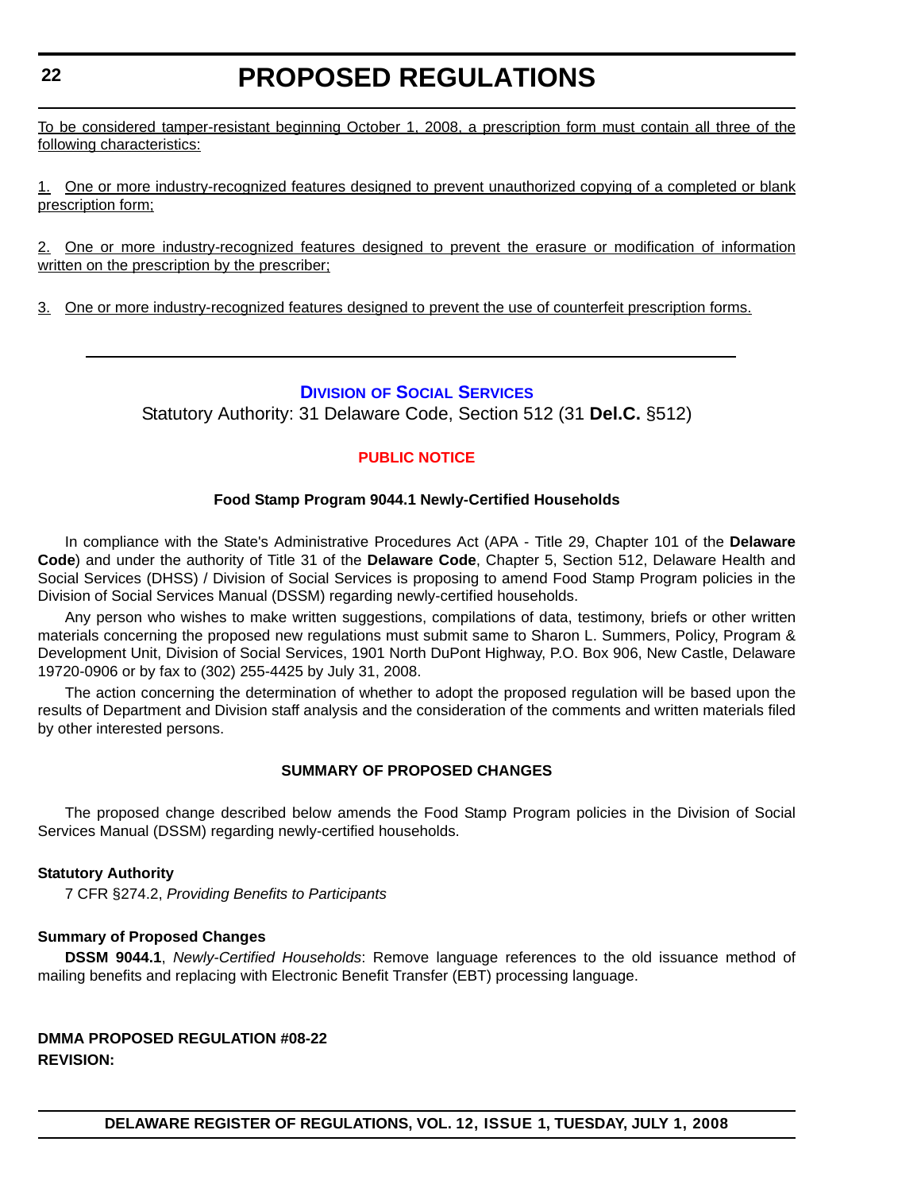To be considered tamper-resistant beginning October 1, 2008, a prescription form must contain all three of the following characteristics:

1. One or more industry-recognized features designed to prevent unauthorized copying of a completed or blank prescription form;

2. One or more industry-recognized features designed to prevent the erasure or modification of information written on the prescription by the prescriber;

3. One or more industry-recognized features designed to prevent the use of counterfeit prescription forms.

---

## Division of Social Services

Statutory Authority: 31 Delaware Code, Section 512 (31 **Del.C.** §512)

### PUBLIC NOTICE

**Food Stamp Program 9044.1 Newly-Certified Households**

In compliance with the State's Administrative Procedures Act (APA - Title 29, Chapter 101 of the **Delaware Code**) and under the authority of Title 31 of the **Delaware Code**, Chapter 5, Section 512, Delaware Health and Social Services (DHSS) / Division of Social Services is proposing to amend Food Stamp Program policies in the Division of Social Services Manual (DSSM) regarding newly-certified households.

Any person who wishes to make written suggestions, compilations of data, testimony, briefs or other written materials concerning the proposed new regulations must submit same to Sharon L. Summers, Policy, Program & Development Unit, Division of Social Services, 1901 North DuPont Highway, P.O. Box 906, New Castle, Delaware 19720-0906 or by fax to (302) 255-4425 by July 31, 2008.

The action concerning the determination of whether to adopt the proposed regulation will be based upon the results of Department and Division staff analysis and the consideration of the comments and written materials filed by other interested persons.

**SUMMARY OF PROPOSED CHANGES**

The proposed change described below amends the Food Stamp Program policies in the Division of Social Services Manual (DSSM) regarding newly-certified households.

**Statutory Authority**

7 CFR §274.2, *Providing Benefits to Participants*

**Summary of Proposed Changes**

**DSSM 9044.1**, *Newly-Certified Households*: Remove language references to the old issuance method of mailing benefits and replacing with Electronic Benefit Transfer (EBT) processing language.

**DMMA PROPOSED REGULATION #08-22**

**REVISION:**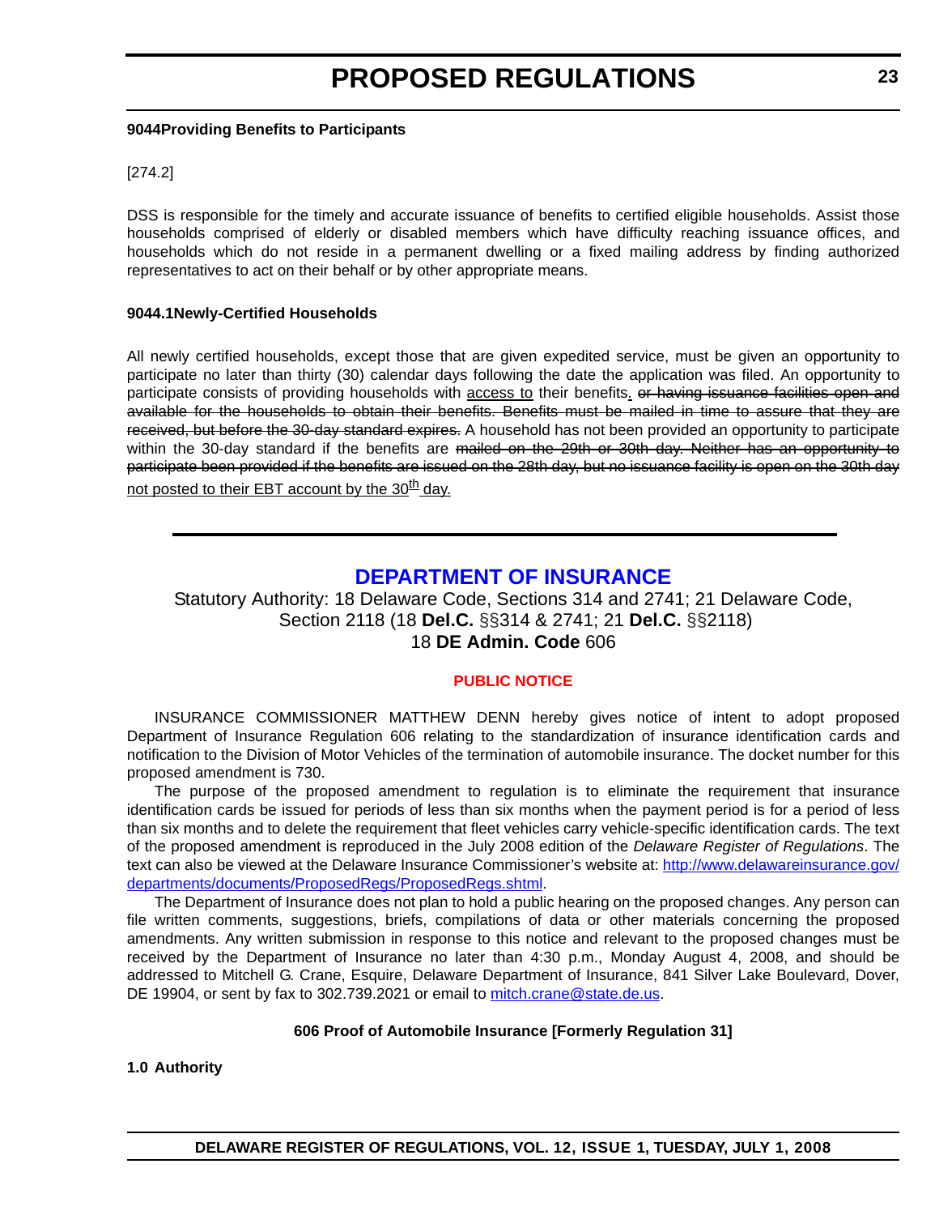**9044Providing Benefits to Participants**

[274.2]

DSS is responsible for the timely and accurate issuance of benefits to certified eligible households. Assist those households comprised of elderly or disabled members which have difficulty reaching issuance offices, and households which do not reside in a permanent dwelling or a fixed mailing address by finding authorized representatives to act on their behalf or by other appropriate means.

**9044.1Newly-Certified Households**

All newly certified households, except those that are given expedited service, must be given an opportunity to participate no later than thirty (30) calendar days following the date the application was filed. An opportunity to participate consists of providing households with <u>access to</u> their benefits<u>.</u> ~~or having issuance facilities open and available for the households to obtain their benefits. Benefits must be mailed in time to assure that they are received, but before the 30-day standard expires.~~ A household has not been provided an opportunity to participate within the 30-day standard if the benefits are ~~mailed on the 29th or 30th day. Neither has an opportunity to participate been provided if the benefits are issued on the 28th day, but no issuance facility is open on the 30th day~~ <u>not posted to their EBT account by the 30th day.</u>

---

## DEPARTMENT OF INSURANCE

Statutory Authority: 18 Delaware Code, Sections 314 and 2741; 21 Delaware Code, Section 2118 (18 **Del.C.** §§314 & 2741; 21 **Del.C.** §§2118)
18 **DE Admin. Code** 606

### PUBLIC NOTICE

INSURANCE COMMISSIONER MATTHEW DENN hereby gives notice of intent to adopt proposed Department of Insurance Regulation 606 relating to the standardization of insurance identification cards and notification to the Division of Motor Vehicles of the termination of automobile insurance. The docket number for this proposed amendment is 730.

The purpose of the proposed amendment to regulation is to eliminate the requirement that insurance identification cards be issued for periods of less than six months when the payment period is for a period of less than six months and to delete the requirement that fleet vehicles carry vehicle-specific identification cards. The text of the proposed amendment is reproduced in the July 2008 edition of the *Delaware Register of Regulations*. The text can also be viewed at the Delaware Insurance Commissioner's website at: http://www.delawareinsurance.gov/departments/documents/ProposedRegs/ProposedRegs.shtml.

The Department of Insurance does not plan to hold a public hearing on the proposed changes. Any person can file written comments, suggestions, briefs, compilations of data or other materials concerning the proposed amendments. Any written submission in response to this notice and relevant to the proposed changes must be received by the Department of Insurance no later than 4:30 p.m., Monday August 4, 2008, and should be addressed to Mitchell G. Crane, Esquire, Delaware Department of Insurance, 841 Silver Lake Boulevard, Dover, DE 19904, or sent by fax to 302.739.2021 or email to mitch.crane@state.de.us.

**606 Proof of Automobile Insurance [Formerly Regulation 31]**

**1.0 Authority**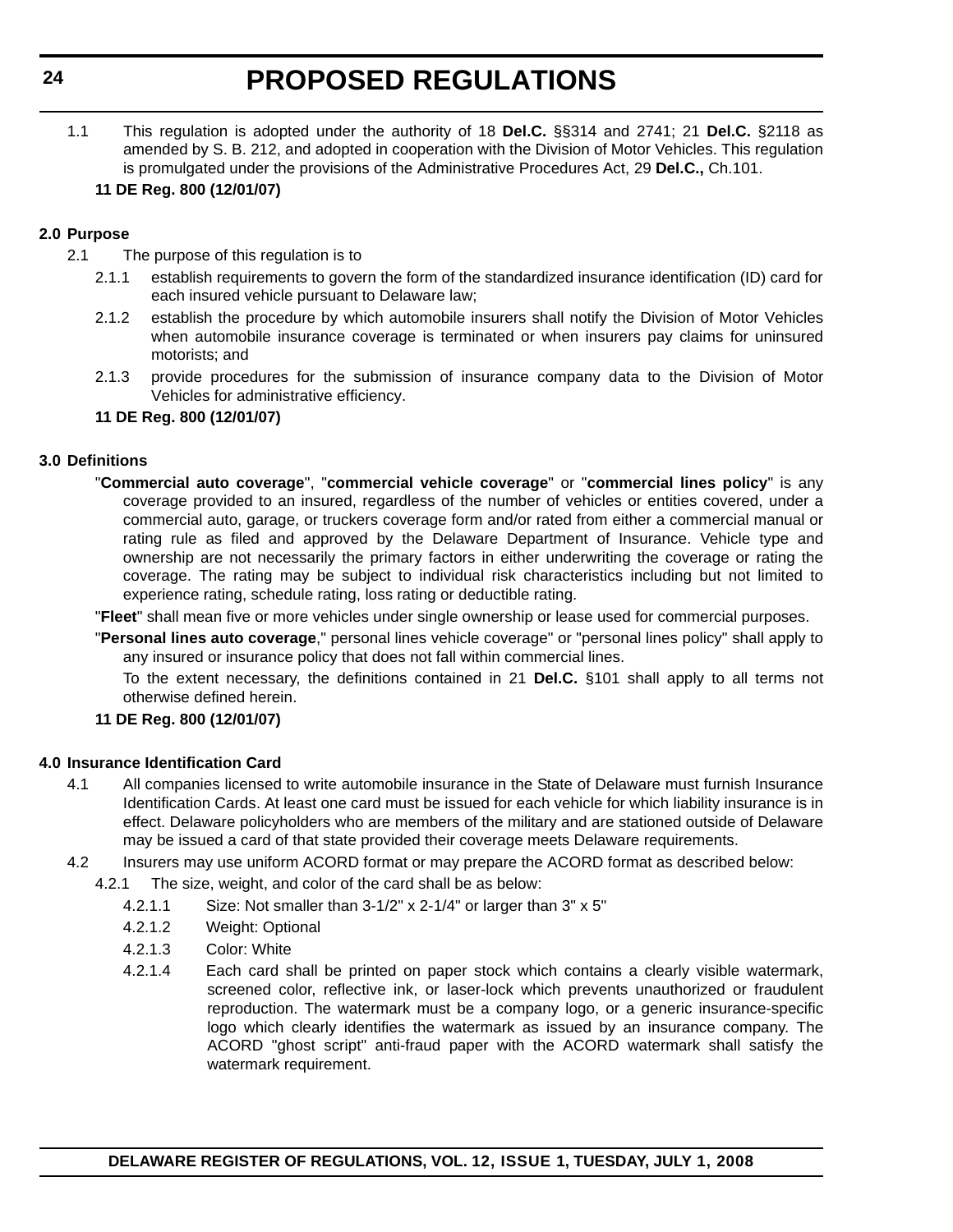1.1 This regulation is adopted under the authority of 18 **Del.C.** §§314 and 2741; 21 **Del.C.** §2118 as amended by S. B. 212, and adopted in cooperation with the Division of Motor Vehicles. This regulation is promulgated under the provisions of the Administrative Procedures Act, 29 **Del.C.,** Ch.101.

**11 DE Reg. 800 (12/01/07)**

**2.0 Purpose**

2.1 The purpose of this regulation is to

2.1.1 establish requirements to govern the form of the standardized insurance identification (ID) card for each insured vehicle pursuant to Delaware law;

2.1.2 establish the procedure by which automobile insurers shall notify the Division of Motor Vehicles when automobile insurance coverage is terminated or when insurers pay claims for uninsured motorists; and

2.1.3 provide procedures for the submission of insurance company data to the Division of Motor Vehicles for administrative efficiency.

**11 DE Reg. 800 (12/01/07)**

**3.0 Definitions**

"**Commercial auto coverage**", "**commercial vehicle coverage**" or "**commercial lines policy**" is any coverage provided to an insured, regardless of the number of vehicles or entities covered, under a commercial auto, garage, or truckers coverage form and/or rated from either a commercial manual or rating rule as filed and approved by the Delaware Department of Insurance. Vehicle type and ownership are not necessarily the primary factors in either underwriting the coverage or rating the coverage. The rating may be subject to individual risk characteristics including but not limited to experience rating, schedule rating, loss rating or deductible rating.

"**Fleet**" shall mean five or more vehicles under single ownership or lease used for commercial purposes.

"**Personal lines auto coverage**," personal lines vehicle coverage" or "personal lines policy" shall apply to any insured or insurance policy that does not fall within commercial lines.

To the extent necessary, the definitions contained in 21 **Del.C.** §101 shall apply to all terms not otherwise defined herein.

**11 DE Reg. 800 (12/01/07)**

**4.0 Insurance Identification Card**

4.1 All companies licensed to write automobile insurance in the State of Delaware must furnish Insurance Identification Cards. At least one card must be issued for each vehicle for which liability insurance is in effect. Delaware policyholders who are members of the military and are stationed outside of Delaware may be issued a card of that state provided their coverage meets Delaware requirements.

4.2 Insurers may use uniform ACORD format or may prepare the ACORD format as described below:

4.2.1 The size, weight, and color of the card shall be as below:

4.2.1.1 Size: Not smaller than 3-1/2" x 2-1/4" or larger than 3" x 5"

4.2.1.2 Weight: Optional

4.2.1.3 Color: White

4.2.1.4 Each card shall be printed on paper stock which contains a clearly visible watermark, screened color, reflective ink, or laser-lock which prevents unauthorized or fraudulent reproduction. The watermark must be a company logo, or a generic insurance-specific logo which clearly identifies the watermark as issued by an insurance company. The ACORD "ghost script" anti-fraud paper with the ACORD watermark shall satisfy the watermark requirement.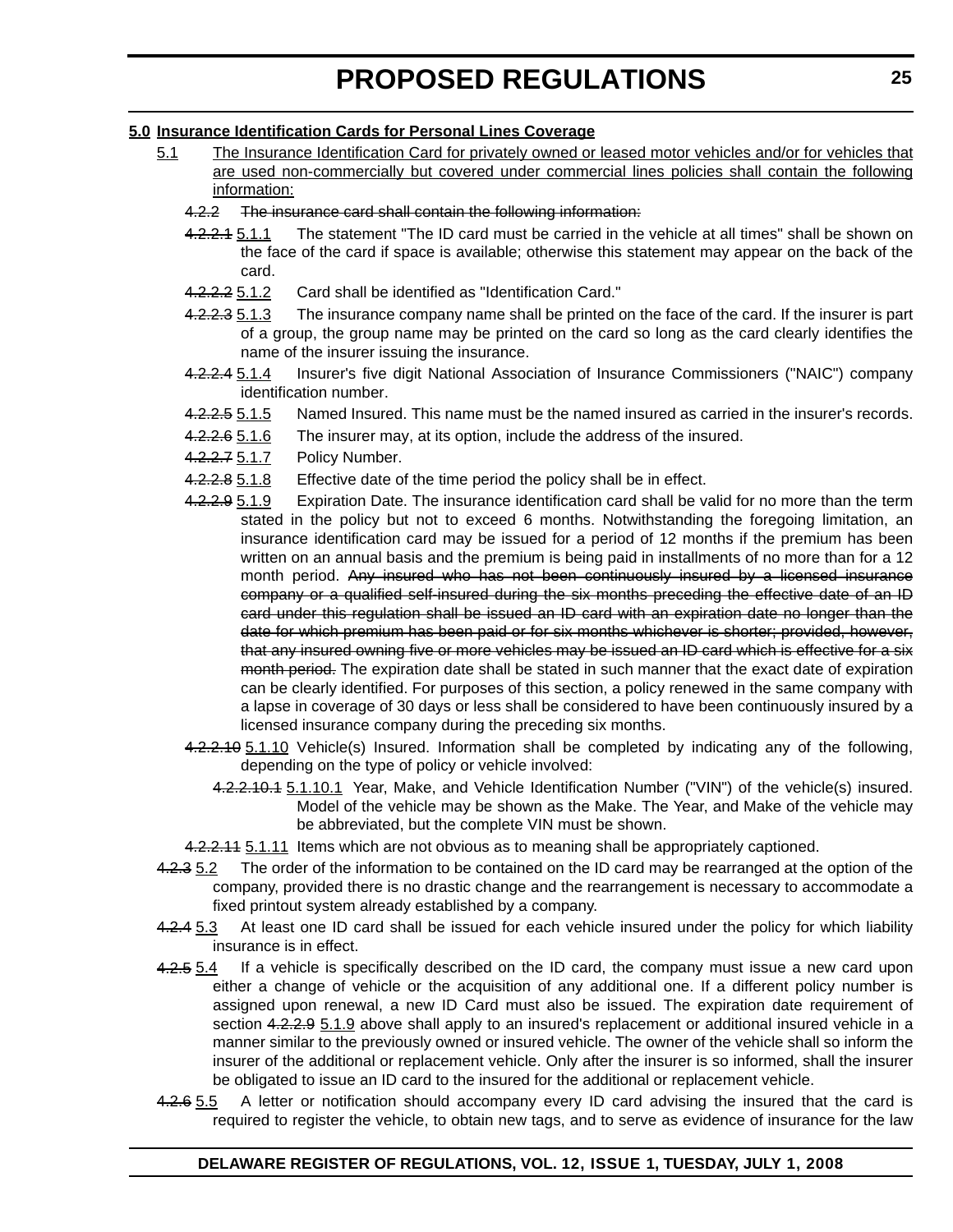**5.0 Insurance Identification Cards for Personal Lines Coverage**

5.1 The Insurance Identification Card for privately owned or leased motor vehicles and/or for vehicles that are used non-commercially but covered under commercial lines policies shall contain the following information:

~~4.2.2 The insurance card shall contain the following information:~~

~~4.2.2.1~~ 5.1.1 The statement "The ID card must be carried in the vehicle at all times" shall be shown on the face of the card if space is available; otherwise this statement may appear on the back of the card.

~~4.2.2.2~~ 5.1.2 Card shall be identified as "Identification Card."

~~4.2.2.3~~ 5.1.3 The insurance company name shall be printed on the face of the card. If the insurer is part of a group, the group name may be printed on the card so long as the card clearly identifies the name of the insurer issuing the insurance.

~~4.2.2.4~~ 5.1.4 Insurer's five digit National Association of Insurance Commissioners ("NAIC") company identification number.

~~4.2.2.5~~ 5.1.5 Named Insured. This name must be the named insured as carried in the insurer's records.

~~4.2.2.6~~ 5.1.6 The insurer may, at its option, include the address of the insured.

~~4.2.2.7~~ 5.1.7 Policy Number.

~~4.2.2.8~~ 5.1.8 Effective date of the time period the policy shall be in effect.

~~4.2.2.9~~ 5.1.9 Expiration Date. The insurance identification card shall be valid for no more than the term stated in the policy but not to exceed 6 months. Notwithstanding the foregoing limitation, an insurance identification card may be issued for a period of 12 months if the premium has been written on an annual basis and the premium is being paid in installments of no more than for a 12 month period. ~~Any insured who has not been continuously insured by a licensed insurance company or a qualified self-insured during the six months preceding the effective date of an ID card under this regulation shall be issued an ID card with an expiration date no longer than the date for which premium has been paid or for six months whichever is shorter; provided, however, that any insured owning five or more vehicles may be issued an ID card which is effective for a six month period.~~ The expiration date shall be stated in such manner that the exact date of expiration can be clearly identified. For purposes of this section, a policy renewed in the same company with a lapse in coverage of 30 days or less shall be considered to have been continuously insured by a licensed insurance company during the preceding six months.

~~4.2.2.10~~ 5.1.10 Vehicle(s) Insured. Information shall be completed by indicating any of the following, depending on the type of policy or vehicle involved:

~~4.2.2.10.1~~ 5.1.10.1 Year, Make, and Vehicle Identification Number ("VIN") of the vehicle(s) insured. Model of the vehicle may be shown as the Make. The Year, and Make of the vehicle may be abbreviated, but the complete VIN must be shown.

~~4.2.2.11~~ 5.1.11 Items which are not obvious as to meaning shall be appropriately captioned.

~~4.2.3~~ 5.2 The order of the information to be contained on the ID card may be rearranged at the option of the company, provided there is no drastic change and the rearrangement is necessary to accommodate a fixed printout system already established by a company.

~~4.2.4~~ 5.3 At least one ID card shall be issued for each vehicle insured under the policy for which liability insurance is in effect.

~~4.2.5~~ 5.4 If a vehicle is specifically described on the ID card, the company must issue a new card upon either a change of vehicle or the acquisition of any additional one. If a different policy number is assigned upon renewal, a new ID Card must also be issued. The expiration date requirement of section ~~4.2.2.9~~ 5.1.9 above shall apply to an insured's replacement or additional insured vehicle in a manner similar to the previously owned or insured vehicle. The owner of the vehicle shall so inform the insurer of the additional or replacement vehicle. Only after the insurer is so informed, shall the insurer be obligated to issue an ID card to the insured for the additional or replacement vehicle.

~~4.2.6~~ 5.5 A letter or notification should accompany every ID card advising the insured that the card is required to register the vehicle, to obtain new tags, and to serve as evidence of insurance for the law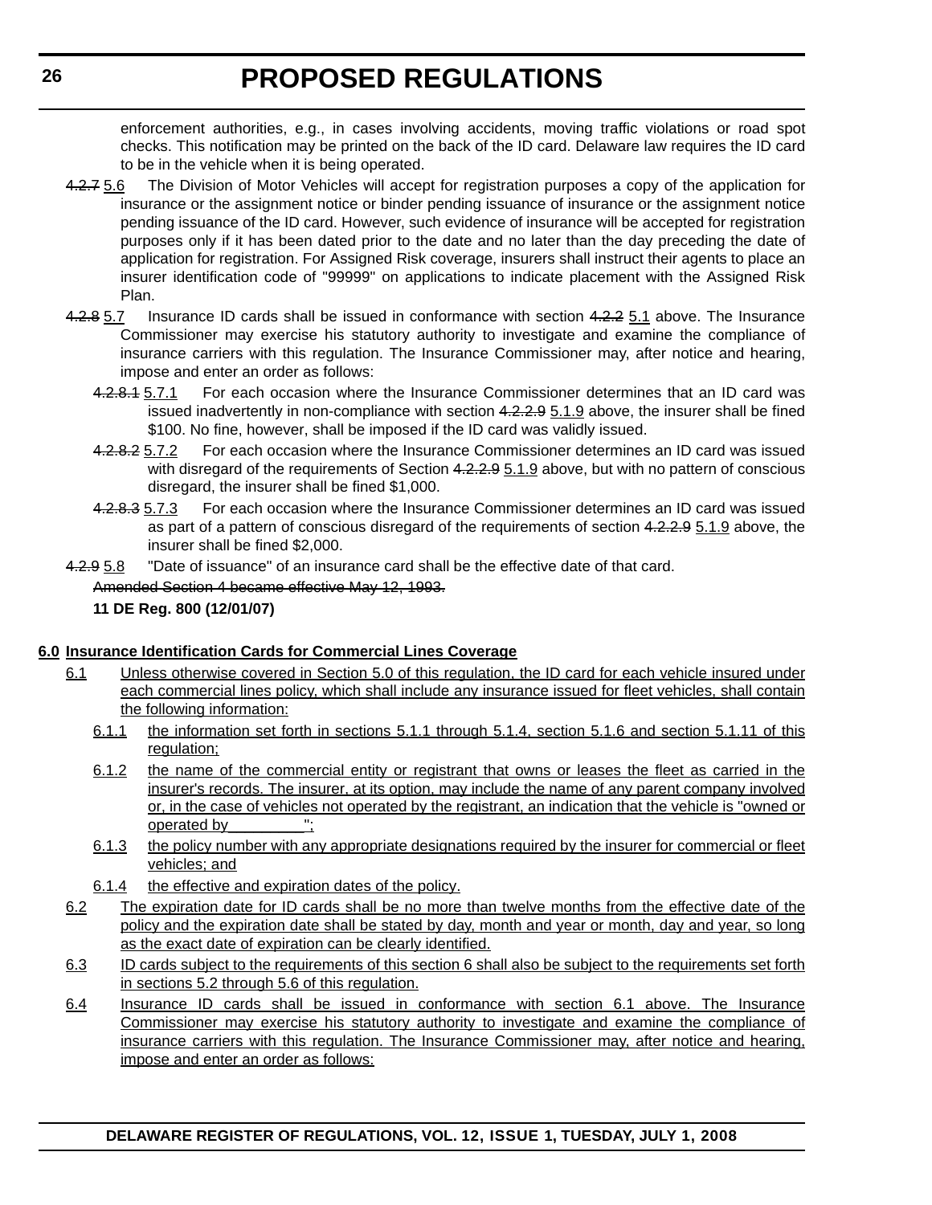enforcement authorities, e.g., in cases involving accidents, moving traffic violations or road spot checks. This notification may be printed on the back of the ID card. Delaware law requires the ID card to be in the vehicle when it is being operated.

~~4.2.7~~ 5.6 The Division of Motor Vehicles will accept for registration purposes a copy of the application for insurance or the assignment notice or binder pending issuance of insurance or the assignment notice pending issuance of the ID card. However, such evidence of insurance will be accepted for registration purposes only if it has been dated prior to the date and no later than the day preceding the date of application for registration. For Assigned Risk coverage, insurers shall instruct their agents to place an insurer identification code of "99999" on applications to indicate placement with the Assigned Risk Plan.

~~4.2.8~~ 5.7 Insurance ID cards shall be issued in conformance with section ~~4.2.2~~ 5.1 above. The Insurance Commissioner may exercise his statutory authority to investigate and examine the compliance of insurance carriers with this regulation. The Insurance Commissioner may, after notice and hearing, impose and enter an order as follows:

~~4.2.8.1~~ 5.7.1 For each occasion where the Insurance Commissioner determines that an ID card was issued inadvertently in non-compliance with section ~~4.2.2.9~~ 5.1.9 above, the insurer shall be fined $100. No fine, however, shall be imposed if the ID card was validly issued.

~~4.2.8.2~~ 5.7.2 For each occasion where the Insurance Commissioner determines an ID card was issued with disregard of the requirements of Section ~~4.2.2.9~~ 5.1.9 above, but with no pattern of conscious disregard, the insurer shall be fined $1,000.

~~4.2.8.3~~ 5.7.3 For each occasion where the Insurance Commissioner determines an ID card was issued as part of a pattern of conscious disregard of the requirements of section ~~4.2.2.9~~ 5.1.9 above, the insurer shall be fined $2,000.

~~4.2.9~~ 5.8 "Date of issuance" of an insurance card shall be the effective date of that card.

~~Amended Section 4 became effective May 12, 1993.~~

**11 DE Reg. 800 (12/01/07)**

**6.0 Insurance Identification Cards for Commercial Lines Coverage**

6.1 Unless otherwise covered in Section 5.0 of this regulation, the ID card for each vehicle insured under each commercial lines policy, which shall include any insurance issued for fleet vehicles, shall contain the following information:

6.1.1 the information set forth in sections 5.1.1 through 5.1.4, section 5.1.6 and section 5.1.11 of this regulation;

6.1.2 the name of the commercial entity or registrant that owns or leases the fleet as carried in the insurer's records. The insurer, at its option, may include the name of any parent company involved or, in the case of vehicles not operated by the registrant, an indication that the vehicle is "owned or operated by__________";

6.1.3 the policy number with any appropriate designations required by the insurer for commercial or fleet vehicles; and

6.1.4 the effective and expiration dates of the policy.

6.2 The expiration date for ID cards shall be no more than twelve months from the effective date of the policy and the expiration date shall be stated by day, month and year or month, day and year, so long as the exact date of expiration can be clearly identified.

6.3 ID cards subject to the requirements of this section 6 shall also be subject to the requirements set forth in sections 5.2 through 5.6 of this regulation.

6.4 Insurance ID cards shall be issued in conformance with section 6.1 above. The Insurance Commissioner may exercise his statutory authority to investigate and examine the compliance of insurance carriers with this regulation. The Insurance Commissioner may, after notice and hearing, impose and enter an order as follows: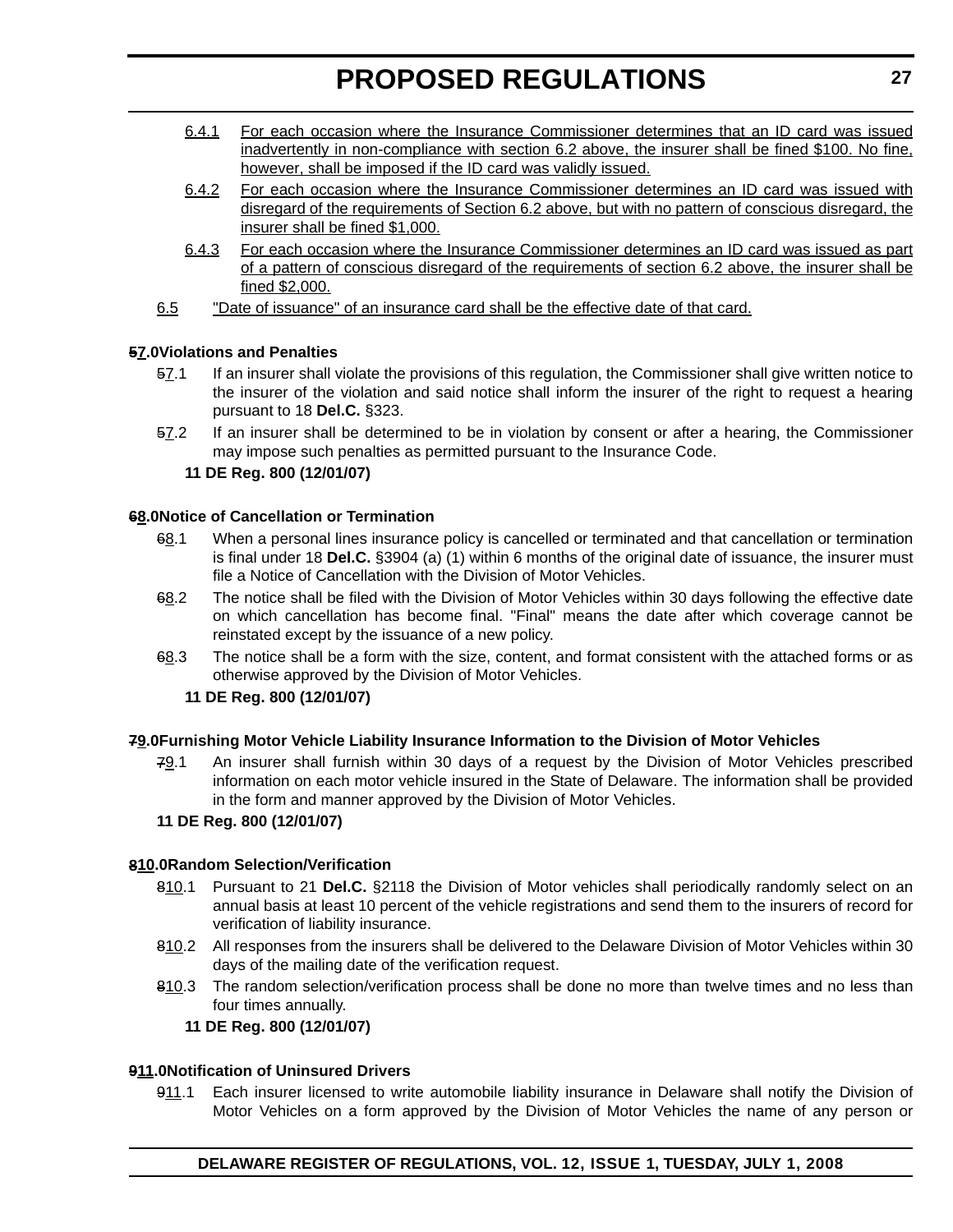6.4.1 For each occasion where the Insurance Commissioner determines that an ID card was issued inadvertently in non-compliance with section 6.2 above, the insurer shall be fined $100. No fine, however, shall be imposed if the ID card was validly issued.

6.4.2 For each occasion where the Insurance Commissioner determines an ID card was issued with disregard of the requirements of Section 6.2 above, but with no pattern of conscious disregard, the insurer shall be fined $1,000.

6.4.3 For each occasion where the Insurance Commissioner determines an ID card was issued as part of a pattern of conscious disregard of the requirements of section 6.2 above, the insurer shall be fined $2,000.

6.5 "Date of issuance" of an insurance card shall be the effective date of that card.

**57.0 Violations and Penalties**

57.1 If an insurer shall violate the provisions of this regulation, the Commissioner shall give written notice to the insurer of the violation and said notice shall inform the insurer of the right to request a hearing pursuant to 18 **Del.C.** §323.

57.2 If an insurer shall be determined to be in violation by consent or after a hearing, the Commissioner may impose such penalties as permitted pursuant to the Insurance Code.

**11 DE Reg. 800 (12/01/07)**

**68.0 Notice of Cancellation or Termination**

68.1 When a personal lines insurance policy is cancelled or terminated and that cancellation or termination is final under 18 **Del.C.** §3904 (a) (1) within 6 months of the original date of issuance, the insurer must file a Notice of Cancellation with the Division of Motor Vehicles.

68.2 The notice shall be filed with the Division of Motor Vehicles within 30 days following the effective date on which cancellation has become final. "Final" means the date after which coverage cannot be reinstated except by the issuance of a new policy.

68.3 The notice shall be a form with the size, content, and format consistent with the attached forms or as otherwise approved by the Division of Motor Vehicles.

**11 DE Reg. 800 (12/01/07)**

**79.0 Furnishing Motor Vehicle Liability Insurance Information to the Division of Motor Vehicles**

79.1 An insurer shall furnish within 30 days of a request by the Division of Motor Vehicles prescribed information on each motor vehicle insured in the State of Delaware. The information shall be provided in the form and manner approved by the Division of Motor Vehicles.

**11 DE Reg. 800 (12/01/07)**

**810.0 Random Selection/Verification**

810.1 Pursuant to 21 **Del.C.** §2118 the Division of Motor vehicles shall periodically randomly select on an annual basis at least 10 percent of the vehicle registrations and send them to the insurers of record for verification of liability insurance.

810.2 All responses from the insurers shall be delivered to the Delaware Division of Motor Vehicles within 30 days of the mailing date of the verification request.

810.3 The random selection/verification process shall be done no more than twelve times and no less than four times annually.

**11 DE Reg. 800 (12/01/07)**

**911.0 Notification of Uninsured Drivers**

911.1 Each insurer licensed to write automobile liability insurance in Delaware shall notify the Division of Motor Vehicles on a form approved by the Division of Motor Vehicles the name of any person or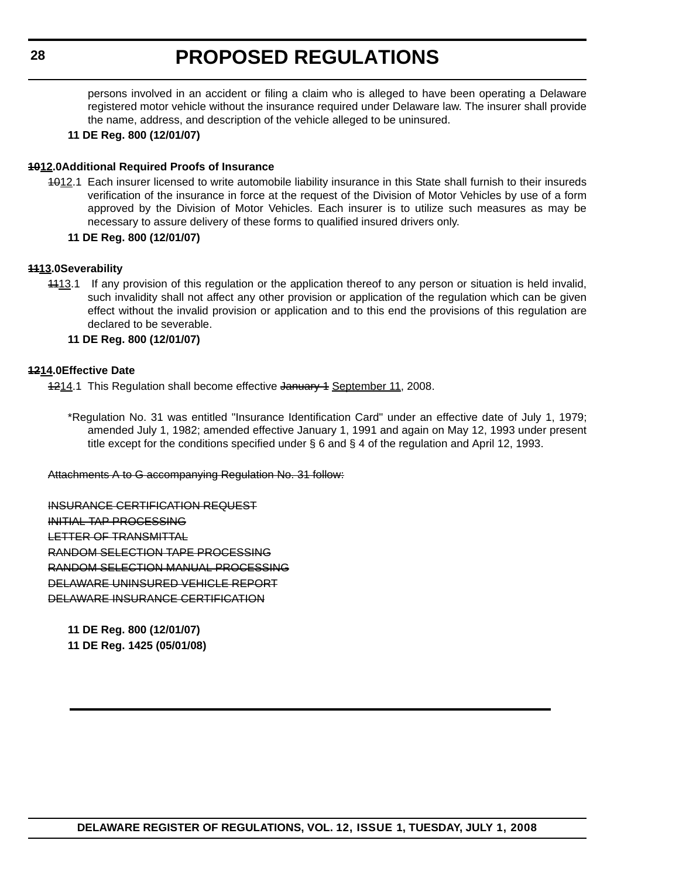persons involved in an accident or filing a claim who is alleged to have been operating a Delaware registered motor vehicle without the insurance required under Delaware law. The insurer shall provide the name, address, and description of the vehicle alleged to be uninsured.

**11 DE Reg. 800 (12/01/07)**

**~~10~~12.0 Additional Required Proofs of Insurance**

~~10~~12.1 Each insurer licensed to write automobile liability insurance in this State shall furnish to their insureds verification of the insurance in force at the request of the Division of Motor Vehicles by use of a form approved by the Division of Motor Vehicles. Each insurer is to utilize such measures as may be necessary to assure delivery of these forms to qualified insured drivers only.

**11 DE Reg. 800 (12/01/07)**

**~~11~~13.0 Severability**

~~11~~13.1 If any provision of this regulation or the application thereof to any person or situation is held invalid, such invalidity shall not affect any other provision or application of the regulation which can be given effect without the invalid provision or application and to this end the provisions of this regulation are declared to be severable.

**11 DE Reg. 800 (12/01/07)**

**~~12~~14.0 Effective Date**

~~12~~14.1 This Regulation shall become effective ~~January 1~~ September 11, 2008.

*Regulation No. 31 was entitled "Insurance Identification Card" under an effective date of July 1, 1979; amended July 1, 1982; amended effective January 1, 1991 and again on May 12, 1993 under present title except for the conditions specified under § 6 and § 4 of the regulation and April 12, 1993.

~~Attachments A to G accompanying Regulation No. 31 follow:~~

~~INSURANCE CERTIFICATION REQUEST~~
~~INITIAL TAP PROCESSING~~
~~LETTER OF TRANSMITTAL~~
~~RANDOM SELECTION TAPE PROCESSING~~
~~RANDOM SELECTION MANUAL PROCESSING~~
~~DELAWARE UNINSURED VEHICLE REPORT~~
~~DELAWARE INSURANCE CERTIFICATION~~

**11 DE Reg. 800 (12/01/07)**
**11 DE Reg. 1425 (05/01/08)**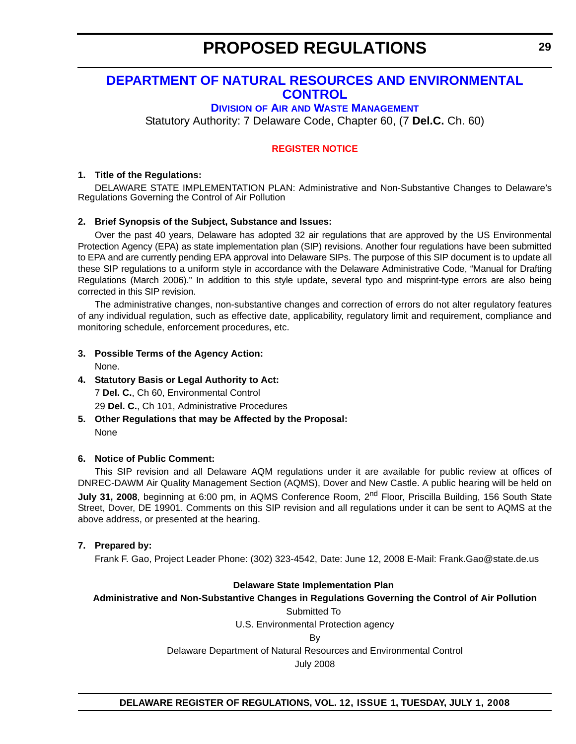# PROPOSED REGULATIONS

## DEPARTMENT OF NATURAL RESOURCES AND ENVIRONMENTAL CONTROL

### DIVISION OF AIR AND WASTE MANAGEMENT

Statutory Authority: 7 Delaware Code, Chapter 60, (7 **Del.C.** Ch. 60)

**REGISTER NOTICE**

**1. Title of the Regulations:**

DELAWARE STATE IMPLEMENTATION PLAN: Administrative and Non-Substantive Changes to Delaware's Regulations Governing the Control of Air Pollution

**2. Brief Synopsis of the Subject, Substance and Issues:**

Over the past 40 years, Delaware has adopted 32 air regulations that are approved by the US Environmental Protection Agency (EPA) as state implementation plan (SIP) revisions. Another four regulations have been submitted to EPA and are currently pending EPA approval into Delaware SIPs. The purpose of this SIP document is to update all these SIP regulations to a uniform style in accordance with the Delaware Administrative Code, "Manual for Drafting Regulations (March 2006)." In addition to this style update, several typo and misprint-type errors are also being corrected in this SIP revision.

The administrative changes, non-substantive changes and correction of errors do not alter regulatory features of any individual regulation, such as effective date, applicability, regulatory limit and requirement, compliance and monitoring schedule, enforcement procedures, etc.

**3. Possible Terms of the Agency Action:**

None.

**4. Statutory Basis or Legal Authority to Act:**

7 **Del. C.**, Ch 60, Environmental Control

29 **Del. C.**, Ch 101, Administrative Procedures

**5. Other Regulations that may be Affected by the Proposal:**

None

**6. Notice of Public Comment:**

This SIP revision and all Delaware AQM regulations under it are available for public review at offices of DNREC-DAWM Air Quality Management Section (AQMS), Dover and New Castle. A public hearing will be held on **July 31, 2008**, beginning at 6:00 pm, in AQMS Conference Room, 2nd Floor, Priscilla Building, 156 South State Street, Dover, DE 19901. Comments on this SIP revision and all regulations under it can be sent to AQMS at the above address, or presented at the hearing.

**7. Prepared by:**

Frank F. Gao, Project Leader Phone: (302) 323-4542, Date: June 12, 2008 E-Mail: Frank.Gao@state.de.us

**Delaware State Implementation Plan**

**Administrative and Non-Substantive Changes in Regulations Governing the Control of Air Pollution**

Submitted To

U.S. Environmental Protection agency

By

Delaware Department of Natural Resources and Environmental Control

July 2008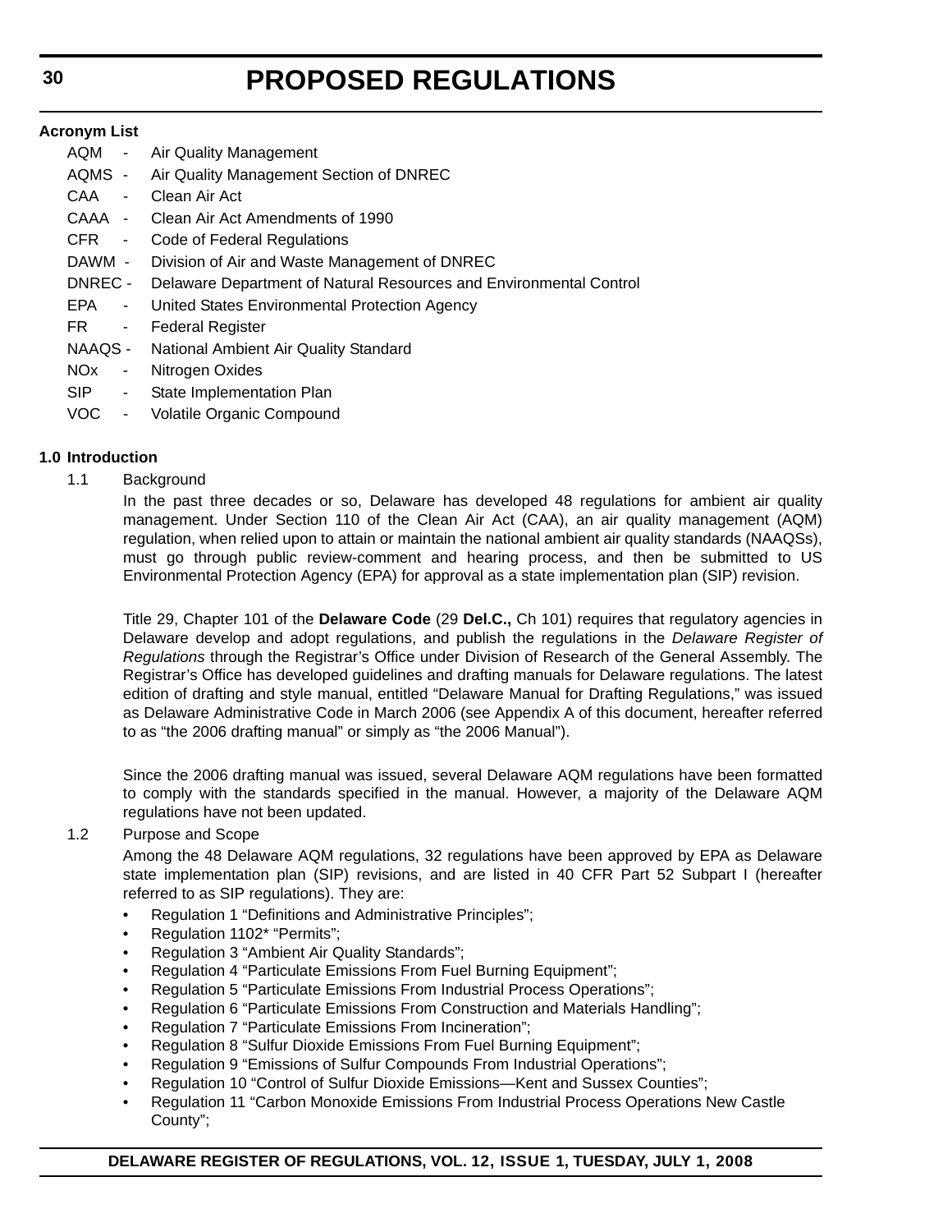**Acronym List**

- AQM - Air Quality Management
- AQMS - Air Quality Management Section of DNREC
- CAA - Clean Air Act
- CAAA - Clean Air Act Amendments of 1990
- CFR - Code of Federal Regulations
- DAWM - Division of Air and Waste Management of DNREC
- DNREC - Delaware Department of Natural Resources and Environmental Control
- EPA - United States Environmental Protection Agency
- FR - Federal Register
- NAAQS - National Ambient Air Quality Standard
- NOx - Nitrogen Oxides
- SIP - State Implementation Plan
- VOC - Volatile Organic Compound

**1.0 Introduction**

1.1 Background

In the past three decades or so, Delaware has developed 48 regulations for ambient air quality management. Under Section 110 of the Clean Air Act (CAA), an air quality management (AQM) regulation, when relied upon to attain or maintain the national ambient air quality standards (NAAQSs), must go through public review-comment and hearing process, and then be submitted to US Environmental Protection Agency (EPA) for approval as a state implementation plan (SIP) revision.

Title 29, Chapter 101 of the **Delaware Code** (29 **Del.C.,** Ch 101) requires that regulatory agencies in Delaware develop and adopt regulations, and publish the regulations in the *Delaware Register of Regulations* through the Registrar's Office under Division of Research of the General Assembly. The Registrar's Office has developed guidelines and drafting manuals for Delaware regulations. The latest edition of drafting and style manual, entitled "Delaware Manual for Drafting Regulations," was issued as Delaware Administrative Code in March 2006 (see Appendix A of this document, hereafter referred to as "the 2006 drafting manual" or simply as "the 2006 Manual").

Since the 2006 drafting manual was issued, several Delaware AQM regulations have been formatted to comply with the standards specified in the manual. However, a majority of the Delaware AQM regulations have not been updated.

1.2 Purpose and Scope

Among the 48 Delaware AQM regulations, 32 regulations have been approved by EPA as Delaware state implementation plan (SIP) revisions, and are listed in 40 CFR Part 52 Subpart I (hereafter referred to as SIP regulations). They are:

- Regulation 1 "Definitions and Administrative Principles";
- Regulation 1102* "Permits";
- Regulation 3 "Ambient Air Quality Standards";
- Regulation 4 "Particulate Emissions From Fuel Burning Equipment";
- Regulation 5 "Particulate Emissions From Industrial Process Operations";
- Regulation 6 "Particulate Emissions From Construction and Materials Handling";
- Regulation 7 "Particulate Emissions From Incineration";
- Regulation 8 "Sulfur Dioxide Emissions From Fuel Burning Equipment";
- Regulation 9 "Emissions of Sulfur Compounds From Industrial Operations";
- Regulation 10 "Control of Sulfur Dioxide Emissions—Kent and Sussex Counties";
- Regulation 11 "Carbon Monoxide Emissions From Industrial Process Operations New Castle County";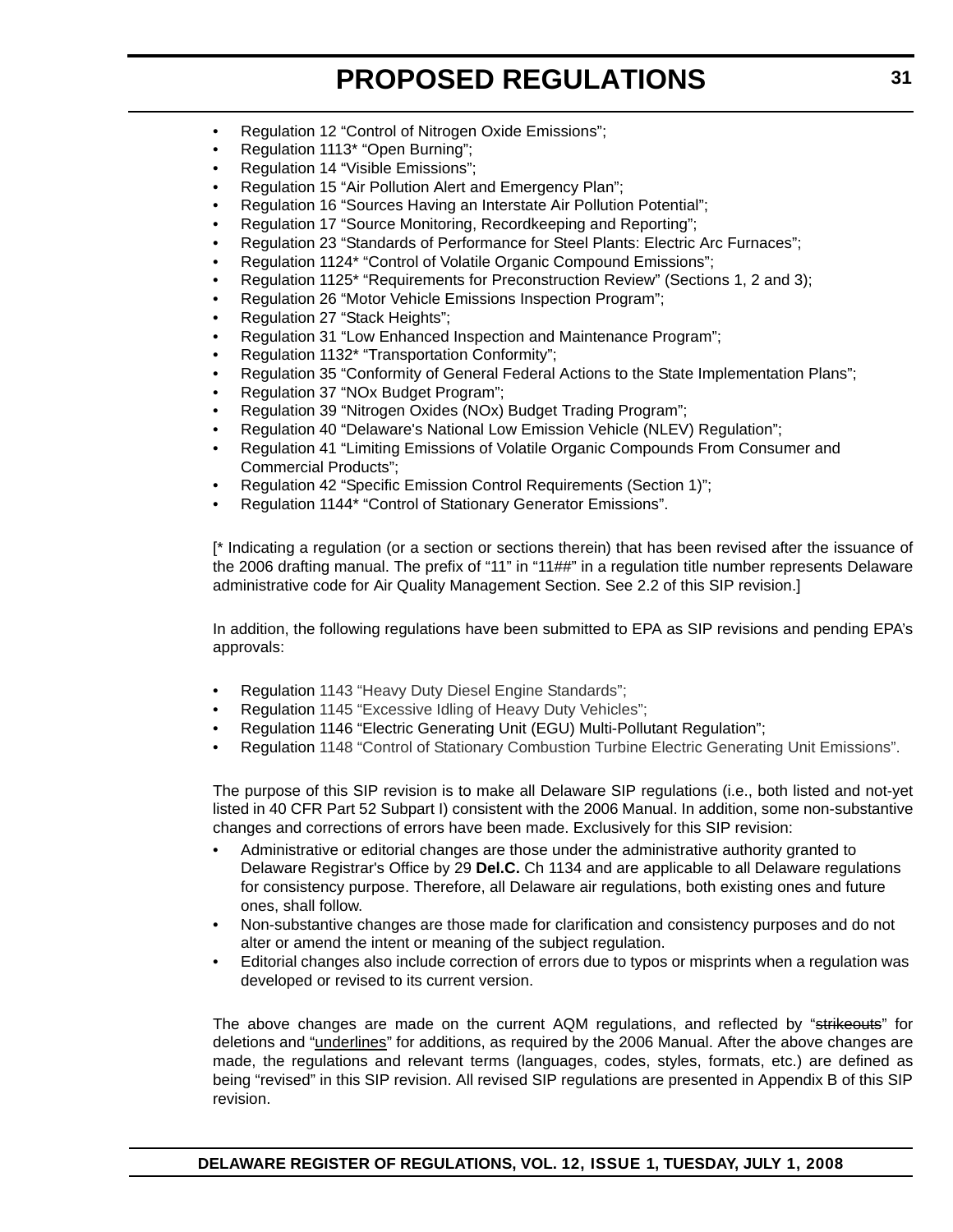- Regulation 12 “Control of Nitrogen Oxide Emissions”;
- Regulation 1113* “Open Burning”;
- Regulation 14 “Visible Emissions”;
- Regulation 15 “Air Pollution Alert and Emergency Plan”;
- Regulation 16 “Sources Having an Interstate Air Pollution Potential”;
- Regulation 17 “Source Monitoring, Recordkeeping and Reporting”;
- Regulation 23 “Standards of Performance for Steel Plants: Electric Arc Furnaces”;
- Regulation 1124* “Control of Volatile Organic Compound Emissions”;
- Regulation 1125* “Requirements for Preconstruction Review” (Sections 1, 2 and 3);
- Regulation 26 “Motor Vehicle Emissions Inspection Program”;
- Regulation 27 “Stack Heights”;
- Regulation 31 “Low Enhanced Inspection and Maintenance Program”;
- Regulation 1132* “Transportation Conformity”;
- Regulation 35 “Conformity of General Federal Actions to the State Implementation Plans”;
- Regulation 37 “NOx Budget Program”;
- Regulation 39 “Nitrogen Oxides (NOx) Budget Trading Program”;
- Regulation 40 “Delaware's National Low Emission Vehicle (NLEV) Regulation”;
- Regulation 41 “Limiting Emissions of Volatile Organic Compounds From Consumer and Commercial Products”;
- Regulation 42 “Specific Emission Control Requirements (Section 1)”;
- Regulation 1144* “Control of Stationary Generator Emissions”.

[* Indicating a regulation (or a section or sections therein) that has been revised after the issuance of the 2006 drafting manual. The prefix of “11” in “11##” in a regulation title number represents Delaware administrative code for Air Quality Management Section. See 2.2 of this SIP revision.]

In addition, the following regulations have been submitted to EPA as SIP revisions and pending EPA’s approvals:

- Regulation 1143 “Heavy Duty Diesel Engine Standards”;
- Regulation 1145 “Excessive Idling of Heavy Duty Vehicles”;
- Regulation 1146 “Electric Generating Unit (EGU) Multi-Pollutant Regulation”;
- Regulation 1148 “Control of Stationary Combustion Turbine Electric Generating Unit Emissions”.

The purpose of this SIP revision is to make all Delaware SIP regulations (i.e., both listed and not-yet listed in 40 CFR Part 52 Subpart I) consistent with the 2006 Manual. In addition, some non-substantive changes and corrections of errors have been made. Exclusively for this SIP revision:

- Administrative or editorial changes are those under the administrative authority granted to Delaware Registrar's Office by 29 **Del.C.** Ch 1134 and are applicable to all Delaware regulations for consistency purpose. Therefore, all Delaware air regulations, both existing ones and future ones, shall follow.
- Non-substantive changes are those made for clarification and consistency purposes and do not alter or amend the intent or meaning of the subject regulation.
- Editorial changes also include correction of errors due to typos or misprints when a regulation was developed or revised to its current version.

The above changes are made on the current AQM regulations, and reflected by “~~strikeouts~~” for deletions and “<u>underlines</u>” for additions, as required by the 2006 Manual. After the above changes are made, the regulations and relevant terms (languages, codes, styles, formats, etc.) are defined as being “revised” in this SIP revision. All revised SIP regulations are presented in Appendix B of this SIP revision.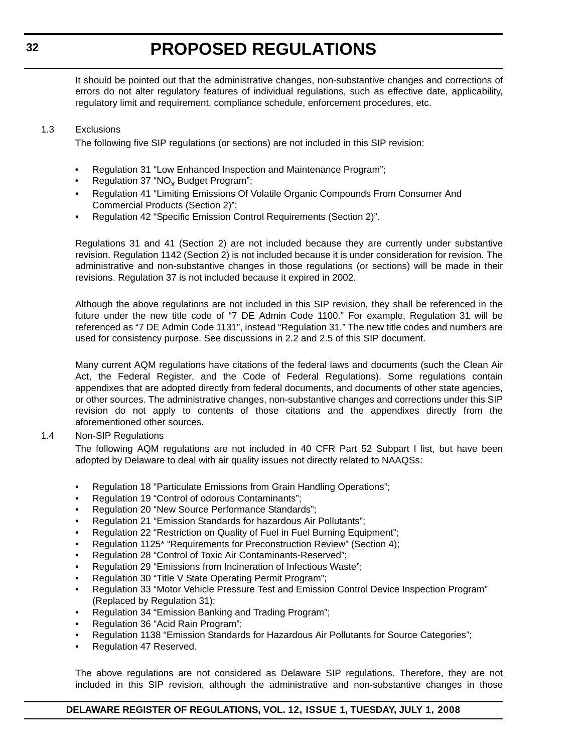It should be pointed out that the administrative changes, non-substantive changes and corrections of errors do not alter regulatory features of individual regulations, such as effective date, applicability, regulatory limit and requirement, compliance schedule, enforcement procedures, etc.

1.3 Exclusions

The following five SIP regulations (or sections) are not included in this SIP revision:

- Regulation 31 “Low Enhanced Inspection and Maintenance Program”;
- Regulation 37 “$NO_x$ Budget Program”;
- Regulation 41 “Limiting Emissions Of Volatile Organic Compounds From Consumer And Commercial Products (Section 2)”;
- Regulation 42 “Specific Emission Control Requirements (Section 2)”.

Regulations 31 and 41 (Section 2) are not included because they are currently under substantive revision. Regulation 1142 (Section 2) is not included because it is under consideration for revision. The administrative and non-substantive changes in those regulations (or sections) will be made in their revisions. Regulation 37 is not included because it expired in 2002.

Although the above regulations are not included in this SIP revision, they shall be referenced in the future under the new title code of “7 DE Admin Code 1100.” For example, Regulation 31 will be referenced as “7 DE Admin Code 1131”, instead “Regulation 31.” The new title codes and numbers are used for consistency purpose. See discussions in 2.2 and 2.5 of this SIP document.

Many current AQM regulations have citations of the federal laws and documents (such the Clean Air Act, the Federal Register, and the Code of Federal Regulations). Some regulations contain appendixes that are adopted directly from federal documents, and documents of other state agencies, or other sources. The administrative changes, non-substantive changes and corrections under this SIP revision do not apply to contents of those citations and the appendixes directly from the aforementioned other sources.

1.4 Non-SIP Regulations

The following AQM regulations are not included in 40 CFR Part 52 Subpart I list, but have been adopted by Delaware to deal with air quality issues not directly related to NAAQSs:

- Regulation 18 “Particulate Emissions from Grain Handling Operations”;
- Regulation 19 “Control of odorous Contaminants”;
- Regulation 20 “New Source Performance Standards”;
- Regulation 21 “Emission Standards for hazardous Air Pollutants”;
- Regulation 22 “Restriction on Quality of Fuel in Fuel Burning Equipment”;
- Regulation 1125* “Requirements for Preconstruction Review” (Section 4);
- Regulation 28 “Control of Toxic Air Contaminants-Reserved”;
- Regulation 29 “Emissions from Incineration of Infectious Waste”;
- Regulation 30 “Title V State Operating Permit Program”;
- Regulation 33 “Motor Vehicle Pressure Test and Emission Control Device Inspection Program” (Replaced by Regulation 31);
- Regulation 34 “Emission Banking and Trading Program”;
- Regulation 36 “Acid Rain Program”;
- Regulation 1138 “Emission Standards for Hazardous Air Pollutants for Source Categories”;
- Regulation 47 Reserved.

The above regulations are not considered as Delaware SIP regulations. Therefore, they are not included in this SIP revision, although the administrative and non-substantive changes in those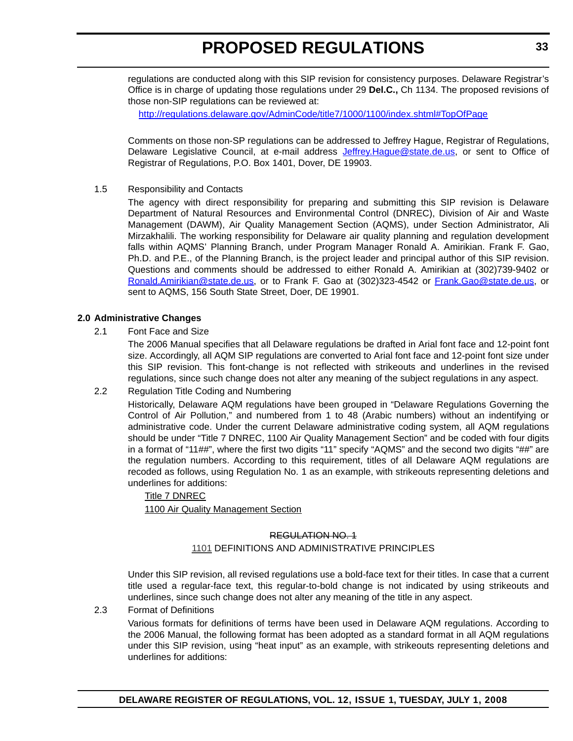regulations are conducted along with this SIP revision for consistency purposes. Delaware Registrar's Office is in charge of updating those regulations under 29 **Del.C.,** Ch 1134. The proposed revisions of those non-SIP regulations can be reviewed at:

[http://regulations.delaware.gov/AdminCode/title7/1000/1100/index.shtml#TopOfPage](http://regulations.delaware.gov/AdminCode/title7/1000/1100/index.shtml#TopOfPage)

Comments on those non-SP regulations can be addressed to Jeffrey Hague, Registrar of Regulations, Delaware Legislative Council, at e-mail address [Jeffrey.Hague@state.de.us](mailto:Jeffrey.Hague@state.de.us), or sent to Office of Registrar of Regulations, P.O. Box 1401, Dover, DE 19903.

1.5 Responsibility and Contacts

The agency with direct responsibility for preparing and submitting this SIP revision is Delaware Department of Natural Resources and Environmental Control (DNREC), Division of Air and Waste Management (DAWM), Air Quality Management Section (AQMS), under Section Administrator, Ali Mirzakhalili. The working responsibility for Delaware air quality planning and regulation development falls within AQMS' Planning Branch, under Program Manager Ronald A. Amirikian. Frank F. Gao, Ph.D. and P.E., of the Planning Branch, is the project leader and principal author of this SIP revision. Questions and comments should be addressed to either Ronald A. Amirikian at (302)739-9402 or [Ronald.Amirikian@state.de.us](mailto:Ronald.Amirikian@state.de.us), or to Frank F. Gao at (302)323-4542 or [Frank.Gao@state.de.us](mailto:Frank.Gao@state.de.us), or sent to AQMS, 156 South State Street, Doer, DE 19901.

**2.0 Administrative Changes**

2.1 Font Face and Size

The 2006 Manual specifies that all Delaware regulations be drafted in Arial font face and 12-point font size. Accordingly, all AQM SIP regulations are converted to Arial font face and 12-point font size under this SIP revision. This font-change is not reflected with strikeouts and underlines in the revised regulations, since such change does not alter any meaning of the subject regulations in any aspect.

2.2 Regulation Title Coding and Numbering

Historically, Delaware AQM regulations have been grouped in "Delaware Regulations Governing the Control of Air Pollution," and numbered from 1 to 48 (Arabic numbers) without an indentifying or administrative code. Under the current Delaware administrative coding system, all AQM regulations should be under "Title 7 DNREC, 1100 Air Quality Management Section" and be coded with four digits in a format of "11##", where the first two digits "11" specify "AQMS" and the second two digits "##" are the regulation numbers. According to this requirement, titles of all Delaware AQM regulations are recoded as follows, using Regulation No. 1 as an example, with strikeouts representing deletions and underlines for additions:

<u>Title 7 DNREC</u>

<u>1100 Air Quality Management Section</u>

~~REGULATION NO. 1~~

<u>1101</u> DEFINITIONS AND ADMINISTRATIVE PRINCIPLES

Under this SIP revision, all revised regulations use a bold-face text for their titles. In case that a current title used a regular-face text, this regular-to-bold change is not indicated by using strikeouts and underlines, since such change does not alter any meaning of the title in any aspect.

2.3 Format of Definitions

Various formats for definitions of terms have been used in Delaware AQM regulations. According to the 2006 Manual, the following format has been adopted as a standard format in all AQM regulations under this SIP revision, using "heat input" as an example, with strikeouts representing deletions and underlines for additions: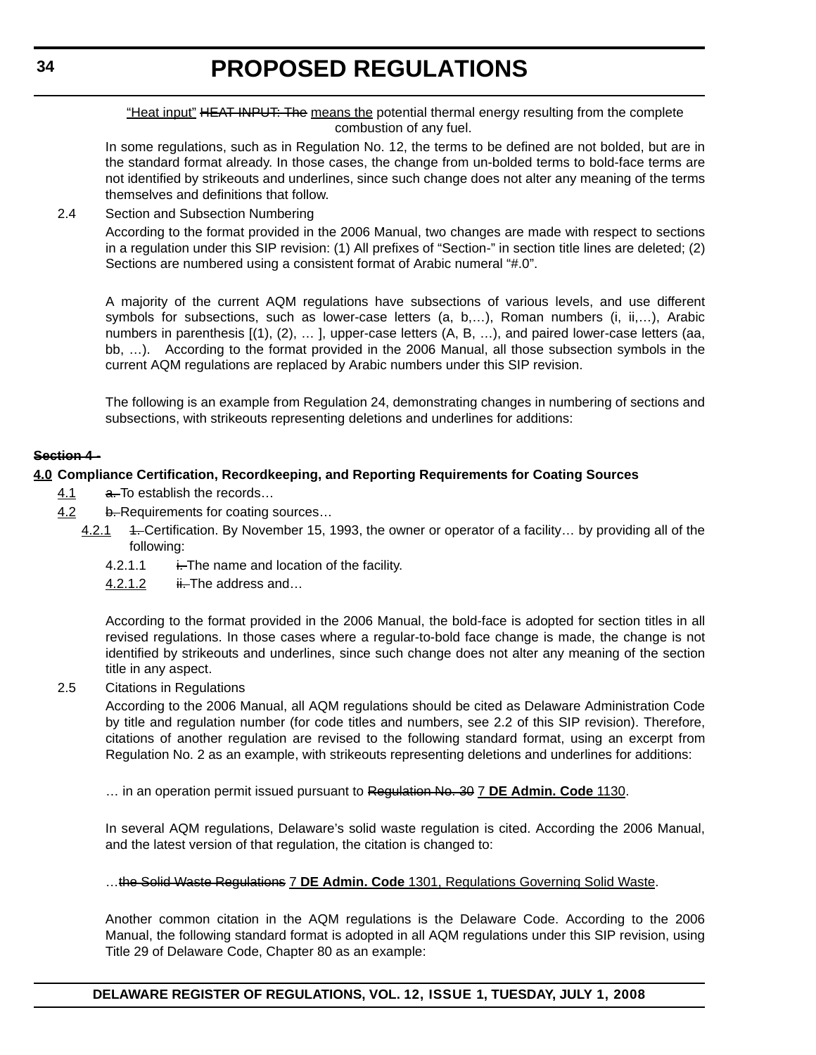"Heat input" ~~HEAT INPUT: The~~ means the potential thermal energy resulting from the complete combustion of any fuel.

In some regulations, such as in Regulation No. 12, the terms to be defined are not bolded, but are in the standard format already. In those cases, the change from un-bolded terms to bold-face terms are not identified by strikeouts and underlines, since such change does not alter any meaning of the terms themselves and definitions that follow.

2.4 Section and Subsection Numbering

According to the format provided in the 2006 Manual, two changes are made with respect to sections in a regulation under this SIP revision: (1) All prefixes of "Section-" in section title lines are deleted; (2) Sections are numbered using a consistent format of Arabic numeral "#.0".

A majority of the current AQM regulations have subsections of various levels, and use different symbols for subsections, such as lower-case letters (a, b,…), Roman numbers (i, ii,…), Arabic numbers in parenthesis [(1), (2), … ], upper-case letters (A, B, …), and paired lower-case letters (aa, bb, …). According to the format provided in the 2006 Manual, all those subsection symbols in the current AQM regulations are replaced by Arabic numbers under this SIP revision.

The following is an example from Regulation 24, demonstrating changes in numbering of sections and subsections, with strikeouts representing deletions and underlines for additions:

**~~Section 4 -~~**

**4.0 Compliance Certification, Recordkeeping, and Reporting Requirements for Coating Sources**

4.1 ~~a.~~ To establish the records…

4.2 ~~b.~~ Requirements for coating sources…

4.2.1 ~~1.~~ Certification. By November 15, 1993, the owner or operator of a facility… by providing all of the following:

4.2.1.1 ~~i.~~ The name and location of the facility.

4.2.1.2 ~~ii.~~ The address and…

According to the format provided in the 2006 Manual, the bold-face is adopted for section titles in all revised regulations. In those cases where a regular-to-bold face change is made, the change is not identified by strikeouts and underlines, since such change does not alter any meaning of the section title in any aspect.

2.5 Citations in Regulations

According to the 2006 Manual, all AQM regulations should be cited as Delaware Administration Code by title and regulation number (for code titles and numbers, see 2.2 of this SIP revision). Therefore, citations of another regulation are revised to the following standard format, using an excerpt from Regulation No. 2 as an example, with strikeouts representing deletions and underlines for additions:

… in an operation permit issued pursuant to ~~Regulation No. 30~~ 7 **DE Admin. Code** 1130.

In several AQM regulations, Delaware's solid waste regulation is cited. According the 2006 Manual, and the latest version of that regulation, the citation is changed to:

…~~the Solid Waste Regulations~~ 7 **DE Admin. Code** 1301, Regulations Governing Solid Waste.

Another common citation in the AQM regulations is the Delaware Code. According to the 2006 Manual, the following standard format is adopted in all AQM regulations under this SIP revision, using Title 29 of Delaware Code, Chapter 80 as an example: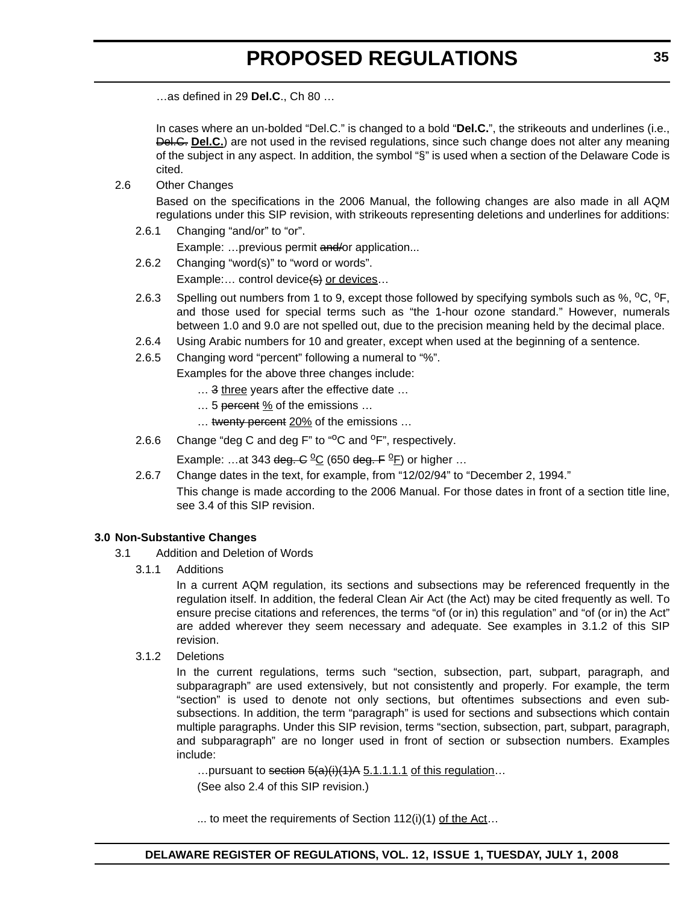…as defined in 29 **Del.C.**, Ch 80 …

In cases where an un-bolded "Del.C." is changed to a bold "**Del.C.**", the strikeouts and underlines (i.e., ~~Del.C.~~ <u>**Del.C.**</u>) are not used in the revised regulations, since such change does not alter any meaning of the subject in any aspect. In addition, the symbol "§" is used when a section of the Delaware Code is cited.

2.6 Other Changes

Based on the specifications in the 2006 Manual, the following changes are also made in all AQM regulations under this SIP revision, with strikeouts representing deletions and underlines for additions:

2.6.1 Changing "and/or" to "or".

Example: …previous permit ~~and/~~or application...

2.6.2 Changing "word(s)" to "word or words".

Example:… control device~~(s)~~ <u>or devices</u>…

2.6.3 Spelling out numbers from 1 to 9, except those followed by specifying symbols such as %, $^{o}$C, $^{o}$F, and those used for special terms such as "the 1-hour ozone standard." However, numerals between 1.0 and 9.0 are not spelled out, due to the precision meaning held by the decimal place.

2.6.4 Using Arabic numbers for 10 and greater, except when used at the beginning of a sentence.

2.6.5 Changing word "percent" following a numeral to "%".

Examples for the above three changes include:

… ~~3~~ <u>three</u> years after the effective date …

… 5 ~~percent~~ <u>%</u> of the emissions …

… ~~twenty percent~~ <u>20%</u> of the emissions …

2.6.6 Change "deg C and deg F" to "$^{o}$C and $^{o}$F", respectively.

Example: …at 343 ~~deg. C~~ <u>$^{o}$C</u> (650 ~~deg. F~~ <u>$^{o}$F</u>) or higher …

2.6.7 Change dates in the text, for example, from "12/02/94" to "December 2, 1994."

This change is made according to the 2006 Manual. For those dates in front of a section title line, see 3.4 of this SIP revision.

**3.0 Non-Substantive Changes**

3.1 Addition and Deletion of Words

3.1.1 Additions

In a current AQM regulation, its sections and subsections may be referenced frequently in the regulation itself. In addition, the federal Clean Air Act (the Act) may be cited frequently as well. To ensure precise citations and references, the terms "of (or in) this regulation" and "of (or in) the Act" are added wherever they seem necessary and adequate. See examples in 3.1.2 of this SIP revision.

3.1.2 Deletions

In the current regulations, terms such "section, subsection, part, subpart, paragraph, and subparagraph" are used extensively, but not consistently and properly. For example, the term "section" is used to denote not only sections, but oftentimes subsections and even sub-subsections. In addition, the term "paragraph" is used for sections and subsections which contain multiple paragraphs. Under this SIP revision, terms "section, subsection, part, subpart, paragraph, and subparagraph" are no longer used in front of section or subsection numbers. Examples include:

…pursuant to ~~section~~ ~~5(a)(i)(1)A~~ <u>5.1.1.1.1</u> <u>of this regulation</u>…

(See also 2.4 of this SIP revision.)

... to meet the requirements of Section 112(i)(1) <u>of the Act</u>…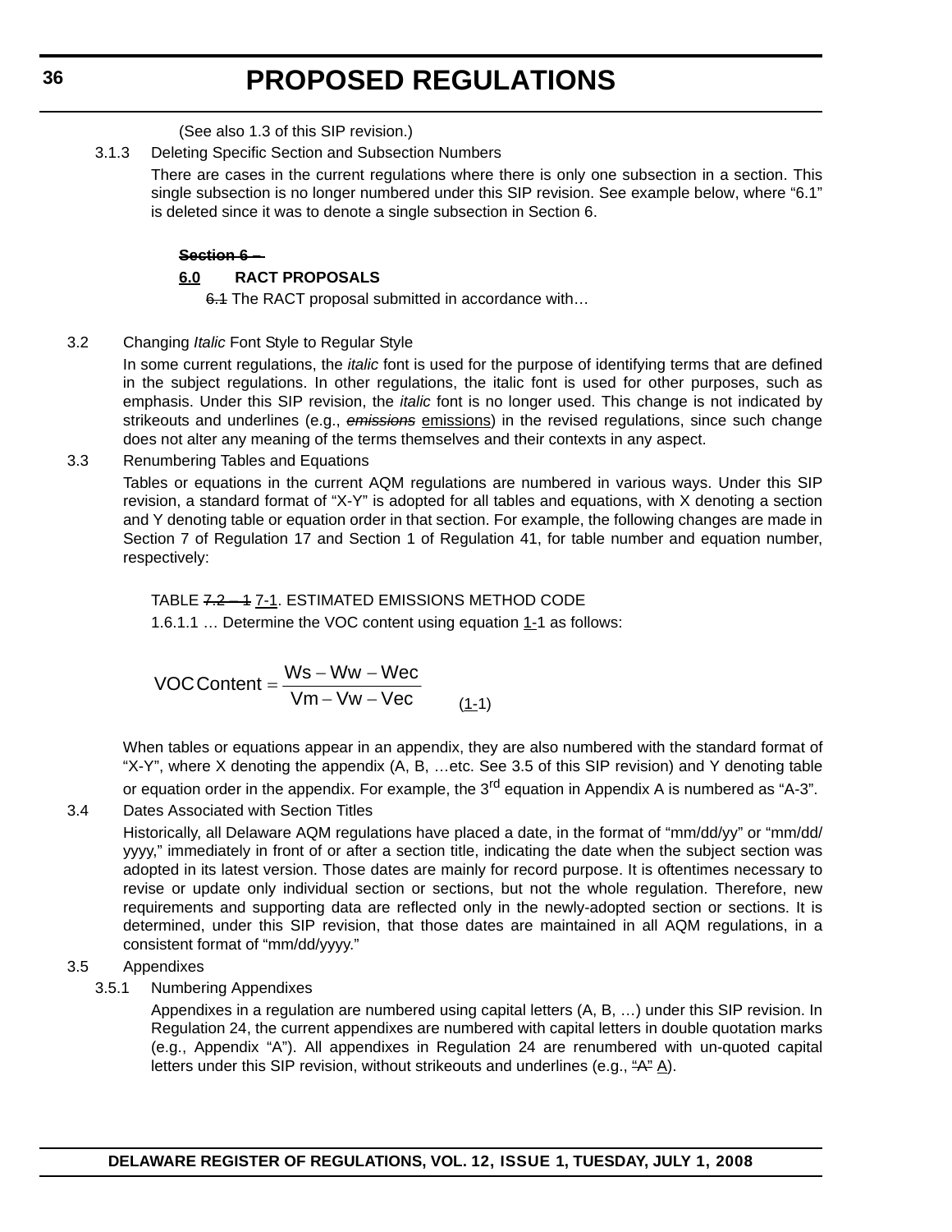(See also 1.3 of this SIP revision.)

3.1.3 Deleting Specific Section and Subsection Numbers

There are cases in the current regulations where there is only one subsection in a section. This single subsection is no longer numbered under this SIP revision. See example below, where "6.1" is deleted since it was to denote a single subsection in Section 6.

~~**Section 6 –**~~

**6.0** **RACT PROPOSALS**

~~6.1~~ The RACT proposal submitted in accordance with…

3.2 Changing *Italic* Font Style to Regular Style

In some current regulations, the *italic* font is used for the purpose of identifying terms that are defined in the subject regulations. In other regulations, the italic font is used for other purposes, such as emphasis. Under this SIP revision, the *italic* font is no longer used. This change is not indicated by strikeouts and underlines (e.g., ~~*emissions*~~ emissions) in the revised regulations, since such change does not alter any meaning of the terms themselves and their contexts in any aspect.

3.3 Renumbering Tables and Equations

Tables or equations in the current AQM regulations are numbered in various ways. Under this SIP revision, a standard format of "X-Y" is adopted for all tables and equations, with X denoting a section and Y denoting table or equation order in that section. For example, the following changes are made in Section 7 of Regulation 17 and Section 1 of Regulation 41, for table number and equation number, respectively:

TABLE ~~7.2 – 1~~ 7-1. ESTIMATED EMISSIONS METHOD CODE

1.6.1.1 … Determine the VOC content using equation 1-1 as follows:

$$\text{VOC Content} = \frac{\text{Ws} - \text{Ww} - \text{Wec}}{\text{Vm} - \text{Vw} - \text{Vec}} \qquad (1\text{-}1)$$

When tables or equations appear in an appendix, they are also numbered with the standard format of "X-Y", where X denoting the appendix (A, B, …etc. See 3.5 of this SIP revision) and Y denoting table or equation order in the appendix. For example, the 3rd equation in Appendix A is numbered as "A-3".

3.4 Dates Associated with Section Titles

Historically, all Delaware AQM regulations have placed a date, in the format of "mm/dd/yy" or "mm/dd/yyyy," immediately in front of or after a section title, indicating the date when the subject section was adopted in its latest version. Those dates are mainly for record purpose. It is oftentimes necessary to revise or update only individual section or sections, but not the whole regulation. Therefore, new requirements and supporting data are reflected only in the newly-adopted section or sections. It is determined, under this SIP revision, that those dates are maintained in all AQM regulations, in a consistent format of "mm/dd/yyyy."

3.5 Appendixes

3.5.1 Numbering Appendixes

Appendixes in a regulation are numbered using capital letters (A, B, …) under this SIP revision. In Regulation 24, the current appendixes are numbered with capital letters in double quotation marks (e.g., Appendix "A"). All appendixes in Regulation 24 are renumbered with un-quoted capital letters under this SIP revision, without strikeouts and underlines (e.g., ~~"A"~~ A).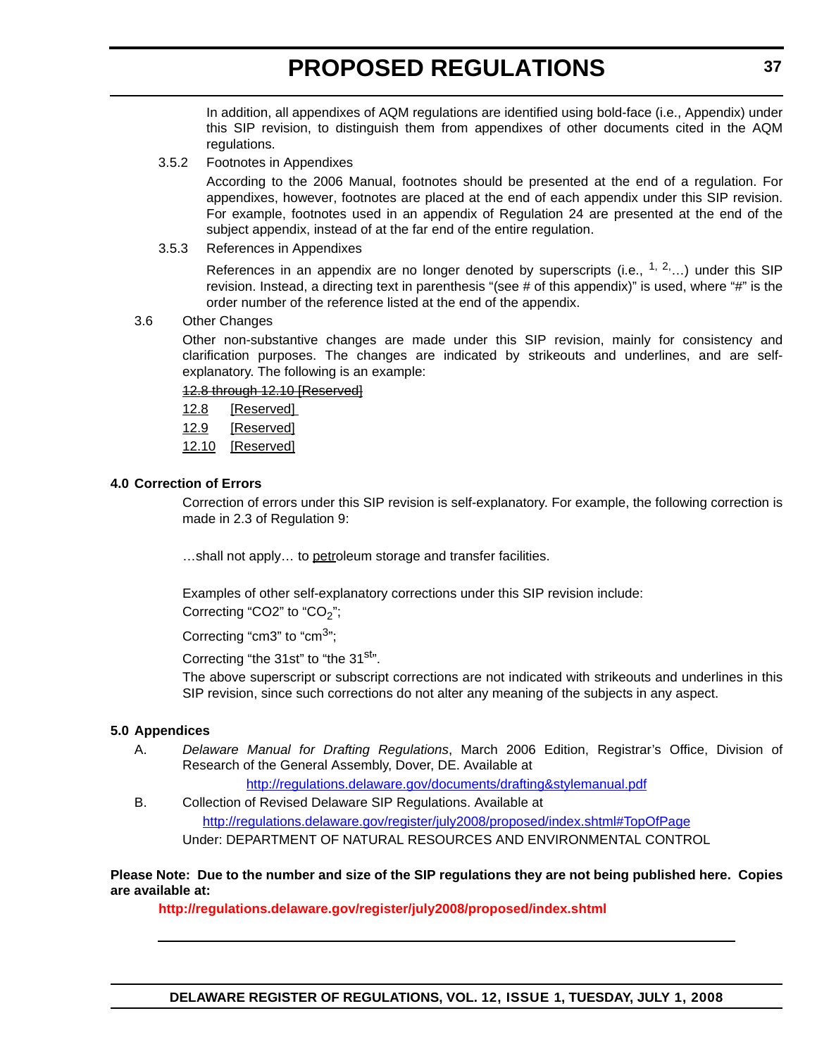In addition, all appendixes of AQM regulations are identified using bold-face (i.e., **Appendix**) under this SIP revision, to distinguish them from appendixes of other documents cited in the AQM regulations.

3.5.2 Footnotes in Appendixes

According to the 2006 Manual, footnotes should be presented at the end of a regulation. For appendixes, however, footnotes are placed at the end of each appendix under this SIP revision. For example, footnotes used in an appendix of Regulation 24 are presented at the end of the subject appendix, instead of at the far end of the entire regulation.

3.5.3 References in Appendixes

References in an appendix are no longer denoted by superscripts (i.e., $^{1, 2,}$…) under this SIP revision. Instead, a directing text in parenthesis "(see # of this appendix)" is used, where "#" is the order number of the reference listed at the end of the appendix.

3.6 Other Changes

Other non-substantive changes are made under this SIP revision, mainly for consistency and clarification purposes. The changes are indicated by strikeouts and underlines, and are self-explanatory. The following is an example:

~~12.8 through 12.10 [Reserved]~~

<u>12.8</u> <u>[Reserved]</u>

<u>12.9</u> <u>[Reserved]</u>

<u>12.10</u> <u>[Reserved]</u>

**4.0 Correction of Errors**

Correction of errors under this SIP revision is self-explanatory. For example, the following correction is made in 2.3 of Regulation 9:

…shall not apply… to <u>petr</u>oleum storage and transfer facilities.

Examples of other self-explanatory corrections under this SIP revision include:

Correcting "CO2" to "$CO_2$";

Correcting "cm3" to "$cm^3$";

Correcting "the 31st" to "the 31$^{st}$".

The above superscript or subscript corrections are not indicated with strikeouts and underlines in this SIP revision, since such corrections do not alter any meaning of the subjects in any aspect.

**5.0 Appendices**

A. *Delaware Manual for Drafting Regulations*, March 2006 Edition, Registrar's Office, Division of Research of the General Assembly, Dover, DE. Available at

http://regulations.delaware.gov/documents/drafting&stylemanual.pdf

B. Collection of Revised Delaware SIP Regulations. Available at

http://regulations.delaware.gov/register/july2008/proposed/index.shtml#TopOfPage

Under: DEPARTMENT OF NATURAL RESOURCES AND ENVIRONMENTAL CONTROL

**Please Note: Due to the number and size of the SIP regulations they are not being published here. Copies are available at:**

**http://regulations.delaware.gov/register/july2008/proposed/index.shtml**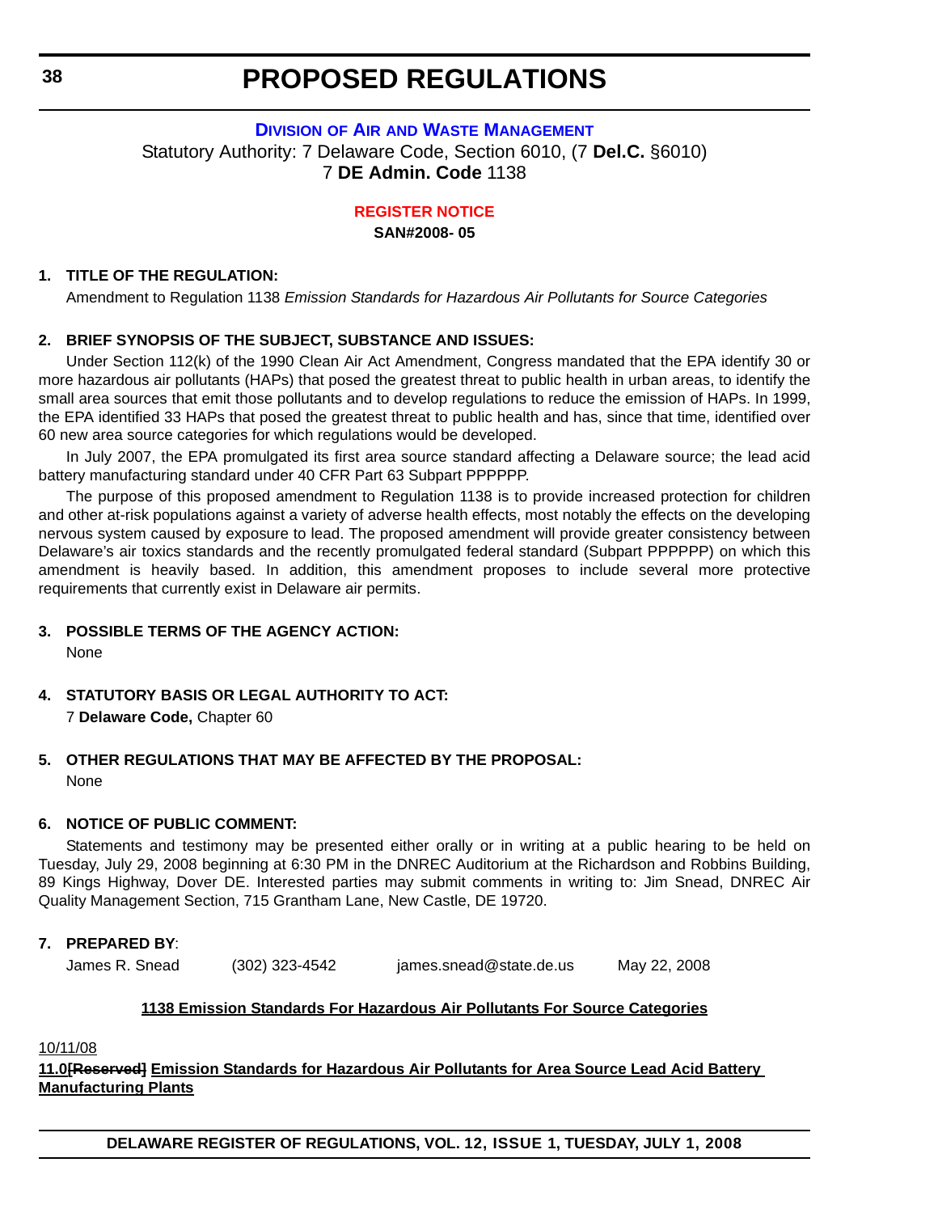# PROPOSED REGULATIONS

## DIVISION OF AIR AND WASTE MANAGEMENT

Statutory Authority: 7 Delaware Code, Section 6010, (7 **Del.C.** §6010)
7 **DE Admin. Code** 1138

### REGISTER NOTICE

**SAN#2008- 05**

**1. TITLE OF THE REGULATION:**

Amendment to Regulation 1138 *Emission Standards for Hazardous Air Pollutants for Source Categories*

**2. BRIEF SYNOPSIS OF THE SUBJECT, SUBSTANCE AND ISSUES:**

Under Section 112(k) of the 1990 Clean Air Act Amendment, Congress mandated that the EPA identify 30 or more hazardous air pollutants (HAPs) that posed the greatest threat to public health in urban areas, to identify the small area sources that emit those pollutants and to develop regulations to reduce the emission of HAPs. In 1999, the EPA identified 33 HAPs that posed the greatest threat to public health and has, since that time, identified over 60 new area source categories for which regulations would be developed.

In July 2007, the EPA promulgated its first area source standard affecting a Delaware source; the lead acid battery manufacturing standard under 40 CFR Part 63 Subpart PPPPPP.

The purpose of this proposed amendment to Regulation 1138 is to provide increased protection for children and other at-risk populations against a variety of adverse health effects, most notably the effects on the developing nervous system caused by exposure to lead. The proposed amendment will provide greater consistency between Delaware's air toxics standards and the recently promulgated federal standard (Subpart PPPPPP) on which this amendment is heavily based. In addition, this amendment proposes to include several more protective requirements that currently exist in Delaware air permits.

**3. POSSIBLE TERMS OF THE AGENCY ACTION:**

None

**4. STATUTORY BASIS OR LEGAL AUTHORITY TO ACT:**

7 **Delaware Code,** Chapter 60

**5. OTHER REGULATIONS THAT MAY BE AFFECTED BY THE PROPOSAL:**

None

**6. NOTICE OF PUBLIC COMMENT:**

Statements and testimony may be presented either orally or in writing at a public hearing to be held on Tuesday, July 29, 2008 beginning at 6:30 PM in the DNREC Auditorium at the Richardson and Robbins Building, 89 Kings Highway, Dover DE. Interested parties may submit comments in writing to: Jim Snead, DNREC Air Quality Management Section, 715 Grantham Lane, New Castle, DE 19720.

**7. PREPARED BY**:

James R. Snead (302) 323-4542 james.snead@state.de.us May 22, 2008

**1138 Emission Standards For Hazardous Air Pollutants For Source Categories**

10/11/08

**11.0~~[Reserved]~~ Emission Standards for Hazardous Air Pollutants for Area Source Lead Acid Battery Manufacturing Plants**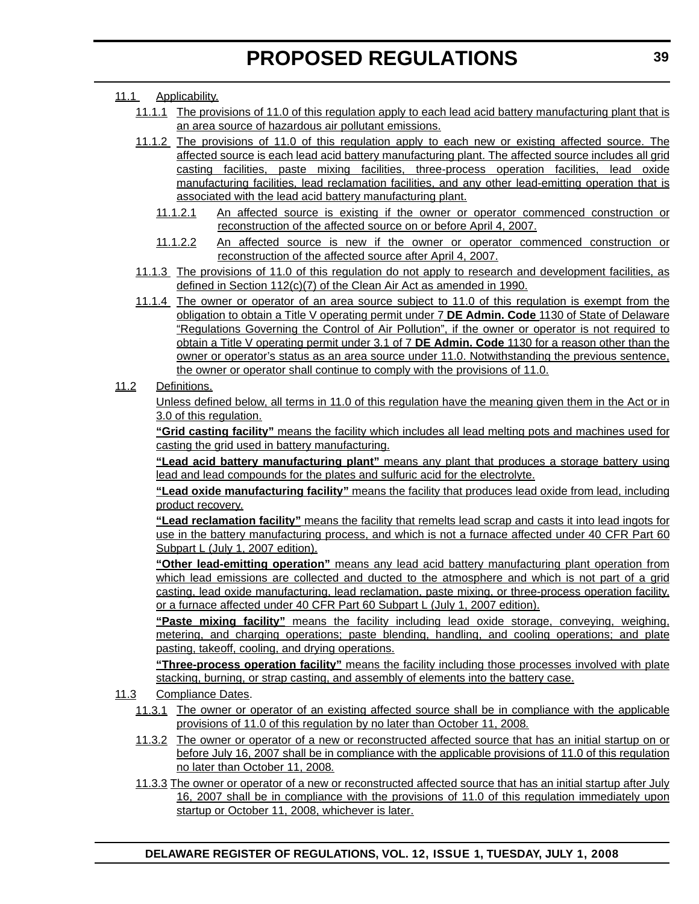11.1 Applicability.

11.1.1 The provisions of 11.0 of this regulation apply to each lead acid battery manufacturing plant that is an area source of hazardous air pollutant emissions.

11.1.2 The provisions of 11.0 of this regulation apply to each new or existing affected source. The affected source is each lead acid battery manufacturing plant. The affected source includes all grid casting facilities, paste mixing facilities, three-process operation facilities, lead oxide manufacturing facilities, lead reclamation facilities, and any other lead-emitting operation that is associated with the lead acid battery manufacturing plant.

11.1.2.1 An affected source is existing if the owner or operator commenced construction or reconstruction of the affected source on or before April 4, 2007.

11.1.2.2 An affected source is new if the owner or operator commenced construction or reconstruction of the affected source after April 4, 2007.

11.1.3 The provisions of 11.0 of this regulation do not apply to research and development facilities, as defined in Section 112(c)(7) of the Clean Air Act as amended in 1990.

11.1.4 The owner or operator of an area source subject to 11.0 of this regulation is exempt from the obligation to obtain a Title V operating permit under 7 **DE Admin. Code** 1130 of State of Delaware "Regulations Governing the Control of Air Pollution", if the owner or operator is not required to obtain a Title V operating permit under 3.1 of 7 **DE Admin. Code** 1130 for a reason other than the owner or operator's status as an area source under 11.0. Notwithstanding the previous sentence, the owner or operator shall continue to comply with the provisions of 11.0.

11.2 Definitions.

Unless defined below, all terms in 11.0 of this regulation have the meaning given them in the Act or in 3.0 of this regulation.

**"Grid casting facility"** means the facility which includes all lead melting pots and machines used for casting the grid used in battery manufacturing.

**"Lead acid battery manufacturing plant"** means any plant that produces a storage battery using lead and lead compounds for the plates and sulfuric acid for the electrolyte.

**"Lead oxide manufacturing facility"** means the facility that produces lead oxide from lead, including product recovery.

**"Lead reclamation facility"** means the facility that remelts lead scrap and casts it into lead ingots for use in the battery manufacturing process, and which is not a furnace affected under 40 CFR Part 60 Subpart L (July 1, 2007 edition).

**"Other lead-emitting operation"** means any lead acid battery manufacturing plant operation from which lead emissions are collected and ducted to the atmosphere and which is not part of a grid casting, lead oxide manufacturing, lead reclamation, paste mixing, or three-process operation facility, or a furnace affected under 40 CFR Part 60 Subpart L (July 1, 2007 edition).

**"Paste mixing facility"** means the facility including lead oxide storage, conveying, weighing, metering, and charging operations; paste blending, handling, and cooling operations; and plate pasting, takeoff, cooling, and drying operations.

**"Three-process operation facility"** means the facility including those processes involved with plate stacking, burning, or strap casting, and assembly of elements into the battery case.

11.3 Compliance Dates.

11.3.1 The owner or operator of an existing affected source shall be in compliance with the applicable provisions of 11.0 of this regulation by no later than October 11, 2008.

11.3.2 The owner or operator of a new or reconstructed affected source that has an initial startup on or before July 16, 2007 shall be in compliance with the applicable provisions of 11.0 of this regulation no later than October 11, 2008.

11.3.3 The owner or operator of a new or reconstructed affected source that has an initial startup after July 16, 2007 shall be in compliance with the provisions of 11.0 of this regulation immediately upon startup or October 11, 2008, whichever is later.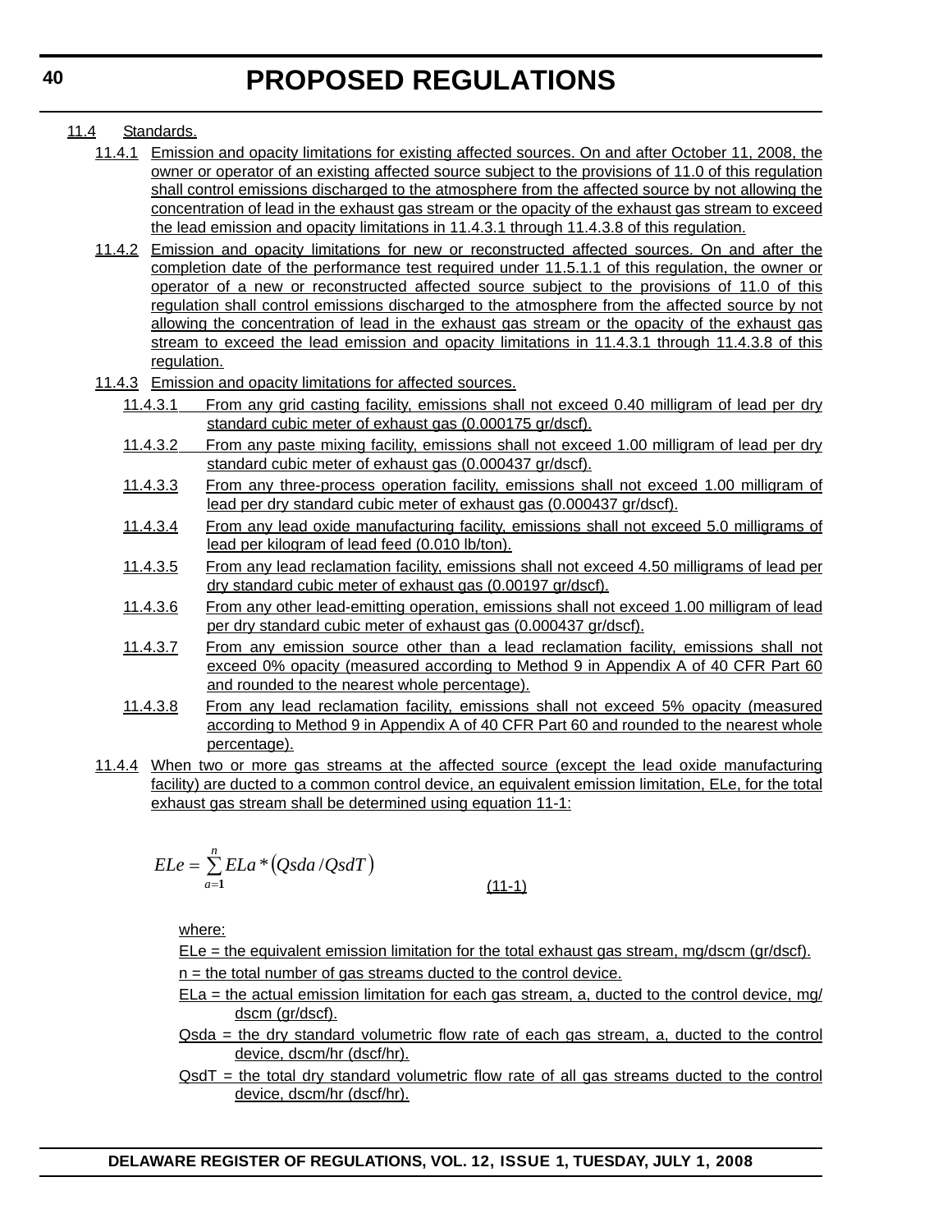11.4 Standards.

11.4.1 Emission and opacity limitations for existing affected sources. On and after October 11, 2008, the owner or operator of an existing affected source subject to the provisions of 11.0 of this regulation shall control emissions discharged to the atmosphere from the affected source by not allowing the concentration of lead in the exhaust gas stream or the opacity of the exhaust gas stream to exceed the lead emission and opacity limitations in 11.4.3.1 through 11.4.3.8 of this regulation.

11.4.2 Emission and opacity limitations for new or reconstructed affected sources. On and after the completion date of the performance test required under 11.5.1.1 of this regulation, the owner or operator of a new or reconstructed affected source subject to the provisions of 11.0 of this regulation shall control emissions discharged to the atmosphere from the affected source by not allowing the concentration of lead in the exhaust gas stream or the opacity of the exhaust gas stream to exceed the lead emission and opacity limitations in 11.4.3.1 through 11.4.3.8 of this regulation.

11.4.3 Emission and opacity limitations for affected sources.

11.4.3.1 From any grid casting facility, emissions shall not exceed 0.40 milligram of lead per dry standard cubic meter of exhaust gas (0.000175 gr/dscf).

11.4.3.2 From any paste mixing facility, emissions shall not exceed 1.00 milligram of lead per dry standard cubic meter of exhaust gas (0.000437 gr/dscf).

11.4.3.3 From any three-process operation facility, emissions shall not exceed 1.00 milligram of lead per dry standard cubic meter of exhaust gas (0.000437 gr/dscf).

11.4.3.4 From any lead oxide manufacturing facility, emissions shall not exceed 5.0 milligrams of lead per kilogram of lead feed (0.010 lb/ton).

11.4.3.5 From any lead reclamation facility, emissions shall not exceed 4.50 milligrams of lead per dry standard cubic meter of exhaust gas (0.00197 gr/dscf).

11.4.3.6 From any other lead-emitting operation, emissions shall not exceed 1.00 milligram of lead per dry standard cubic meter of exhaust gas (0.000437 gr/dscf).

11.4.3.7 From any emission source other than a lead reclamation facility, emissions shall not exceed 0% opacity (measured according to Method 9 in Appendix A of 40 CFR Part 60 and rounded to the nearest whole percentage).

11.4.3.8 From any lead reclamation facility, emissions shall not exceed 5% opacity (measured according to Method 9 in Appendix A of 40 CFR Part 60 and rounded to the nearest whole percentage).

11.4.4 When two or more gas streams at the affected source (except the lead oxide manufacturing facility) are ducted to a common control device, an equivalent emission limitation, ELe, for the total exhaust gas stream shall be determined using equation 11-1:

$$ELe = \sum_{a=1}^{n} ELa * \left(Qsda / QsdT\right) \qquad (11\text{-}1)$$

where:

ELe = the equivalent emission limitation for the total exhaust gas stream, mg/dscm (gr/dscf).

n = the total number of gas streams ducted to the control device.

ELa = the actual emission limitation for each gas stream, a, ducted to the control device, mg/dscm (gr/dscf).

Qsda = the dry standard volumetric flow rate of each gas stream, a, ducted to the control device, dscm/hr (dscf/hr).

QsdT = the total dry standard volumetric flow rate of all gas streams ducted to the control device, dscm/hr (dscf/hr).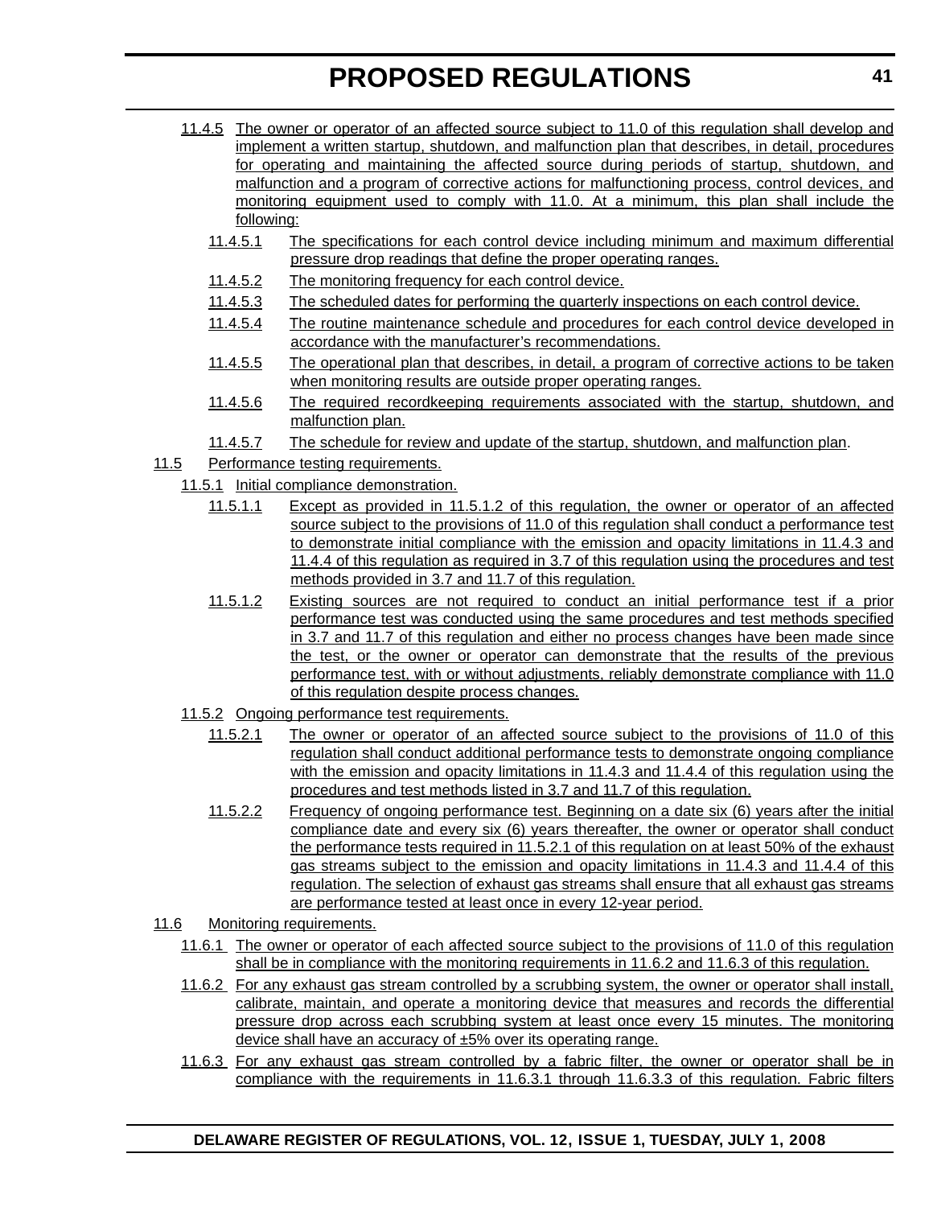11.4.5 The owner or operator of an affected source subject to 11.0 of this regulation shall develop and implement a written startup, shutdown, and malfunction plan that describes, in detail, procedures for operating and maintaining the affected source during periods of startup, shutdown, and malfunction and a program of corrective actions for malfunctioning process, control devices, and monitoring equipment used to comply with 11.0. At a minimum, this plan shall include the following:

11.4.5.1 The specifications for each control device including minimum and maximum differential pressure drop readings that define the proper operating ranges.

11.4.5.2 The monitoring frequency for each control device.

11.4.5.3 The scheduled dates for performing the quarterly inspections on each control device.

11.4.5.4 The routine maintenance schedule and procedures for each control device developed in accordance with the manufacturer's recommendations.

11.4.5.5 The operational plan that describes, in detail, a program of corrective actions to be taken when monitoring results are outside proper operating ranges.

11.4.5.6 The required recordkeeping requirements associated with the startup, shutdown, and malfunction plan.

11.4.5.7 The schedule for review and update of the startup, shutdown, and malfunction plan.

11.5 Performance testing requirements.

11.5.1 Initial compliance demonstration.

11.5.1.1 Except as provided in 11.5.1.2 of this regulation, the owner or operator of an affected source subject to the provisions of 11.0 of this regulation shall conduct a performance test to demonstrate initial compliance with the emission and opacity limitations in 11.4.3 and 11.4.4 of this regulation as required in 3.7 of this regulation using the procedures and test methods provided in 3.7 and 11.7 of this regulation.

11.5.1.2 Existing sources are not required to conduct an initial performance test if a prior performance test was conducted using the same procedures and test methods specified in 3.7 and 11.7 of this regulation and either no process changes have been made since the test, or the owner or operator can demonstrate that the results of the previous performance test, with or without adjustments, reliably demonstrate compliance with 11.0 of this regulation despite process changes.

11.5.2 Ongoing performance test requirements.

11.5.2.1 The owner or operator of an affected source subject to the provisions of 11.0 of this regulation shall conduct additional performance tests to demonstrate ongoing compliance with the emission and opacity limitations in 11.4.3 and 11.4.4 of this regulation using the procedures and test methods listed in 3.7 and 11.7 of this regulation.

11.5.2.2 Frequency of ongoing performance test. Beginning on a date six (6) years after the initial compliance date and every six (6) years thereafter, the owner or operator shall conduct the performance tests required in 11.5.2.1 of this regulation on at least 50% of the exhaust gas streams subject to the emission and opacity limitations in 11.4.3 and 11.4.4 of this regulation. The selection of exhaust gas streams shall ensure that all exhaust gas streams are performance tested at least once in every 12-year period.

11.6 Monitoring requirements.

11.6.1 The owner or operator of each affected source subject to the provisions of 11.0 of this regulation shall be in compliance with the monitoring requirements in 11.6.2 and 11.6.3 of this regulation.

11.6.2 For any exhaust gas stream controlled by a scrubbing system, the owner or operator shall install, calibrate, maintain, and operate a monitoring device that measures and records the differential pressure drop across each scrubbing system at least once every 15 minutes. The monitoring device shall have an accuracy of ±5% over its operating range.

11.6.3 For any exhaust gas stream controlled by a fabric filter, the owner or operator shall be in compliance with the requirements in 11.6.3.1 through 11.6.3.3 of this regulation. Fabric filters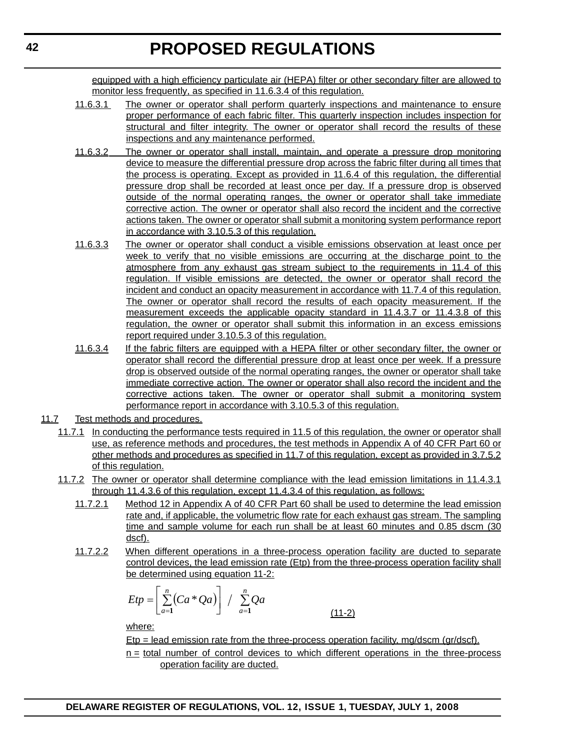equipped with a high efficiency particulate air (HEPA) filter or other secondary filter are allowed to monitor less frequently, as specified in 11.6.3.4 of this regulation.

11.6.3.1 The owner or operator shall perform quarterly inspections and maintenance to ensure proper performance of each fabric filter. This quarterly inspection includes inspection for structural and filter integrity. The owner or operator shall record the results of these inspections and any maintenance performed.

11.6.3.2 The owner or operator shall install, maintain, and operate a pressure drop monitoring device to measure the differential pressure drop across the fabric filter during all times that the process is operating. Except as provided in 11.6.4 of this regulation, the differential pressure drop shall be recorded at least once per day. If a pressure drop is observed outside of the normal operating ranges, the owner or operator shall take immediate corrective action. The owner or operator shall also record the incident and the corrective actions taken. The owner or operator shall submit a monitoring system performance report in accordance with 3.10.5.3 of this regulation.

11.6.3.3 The owner or operator shall conduct a visible emissions observation at least once per week to verify that no visible emissions are occurring at the discharge point to the atmosphere from any exhaust gas stream subject to the requirements in 11.4 of this regulation. If visible emissions are detected, the owner or operator shall record the incident and conduct an opacity measurement in accordance with 11.7.4 of this regulation. The owner or operator shall record the results of each opacity measurement. If the measurement exceeds the applicable opacity standard in 11.4.3.7 or 11.4.3.8 of this regulation, the owner or operator shall submit this information in an excess emissions report required under 3.10.5.3 of this regulation.

11.6.3.4 If the fabric filters are equipped with a HEPA filter or other secondary filter, the owner or operator shall record the differential pressure drop at least once per week. If a pressure drop is observed outside of the normal operating ranges, the owner or operator shall take immediate corrective action. The owner or operator shall also record the incident and the corrective actions taken. The owner or operator shall submit a monitoring system performance report in accordance with 3.10.5.3 of this regulation.

11.7 Test methods and procedures.

11.7.1 In conducting the performance tests required in 11.5 of this regulation, the owner or operator shall use, as reference methods and procedures, the test methods in Appendix A of 40 CFR Part 60 or other methods and procedures as specified in 11.7 of this regulation, except as provided in 3.7.5.2 of this regulation.

11.7.2 The owner or operator shall determine compliance with the lead emission limitations in 11.4.3.1 through 11.4.3.6 of this regulation, except 11.4.3.4 of this regulation, as follows:

11.7.2.1 Method 12 in Appendix A of 40 CFR Part 60 shall be used to determine the lead emission rate and, if applicable, the volumetric flow rate for each exhaust gas stream. The sampling time and sample volume for each run shall be at least 60 minutes and 0.85 dscm (30 dscf).

11.7.2.2 When different operations in a three-process operation facility are ducted to separate control devices, the lead emission rate (Etp) from the three-process operation facility shall be determined using equation 11-2:

$$Etp = \left[ \sum_{a=1}^{n} \left( Ca * Qa \right) \right] \; / \; \sum_{a=1}^{n} Qa \qquad \text{(11-2)}$$

where:

Etp = lead emission rate from the three-process operation facility, mg/dscm (gr/dscf).

n = total number of control devices to which different operations in the three-process operation facility are ducted.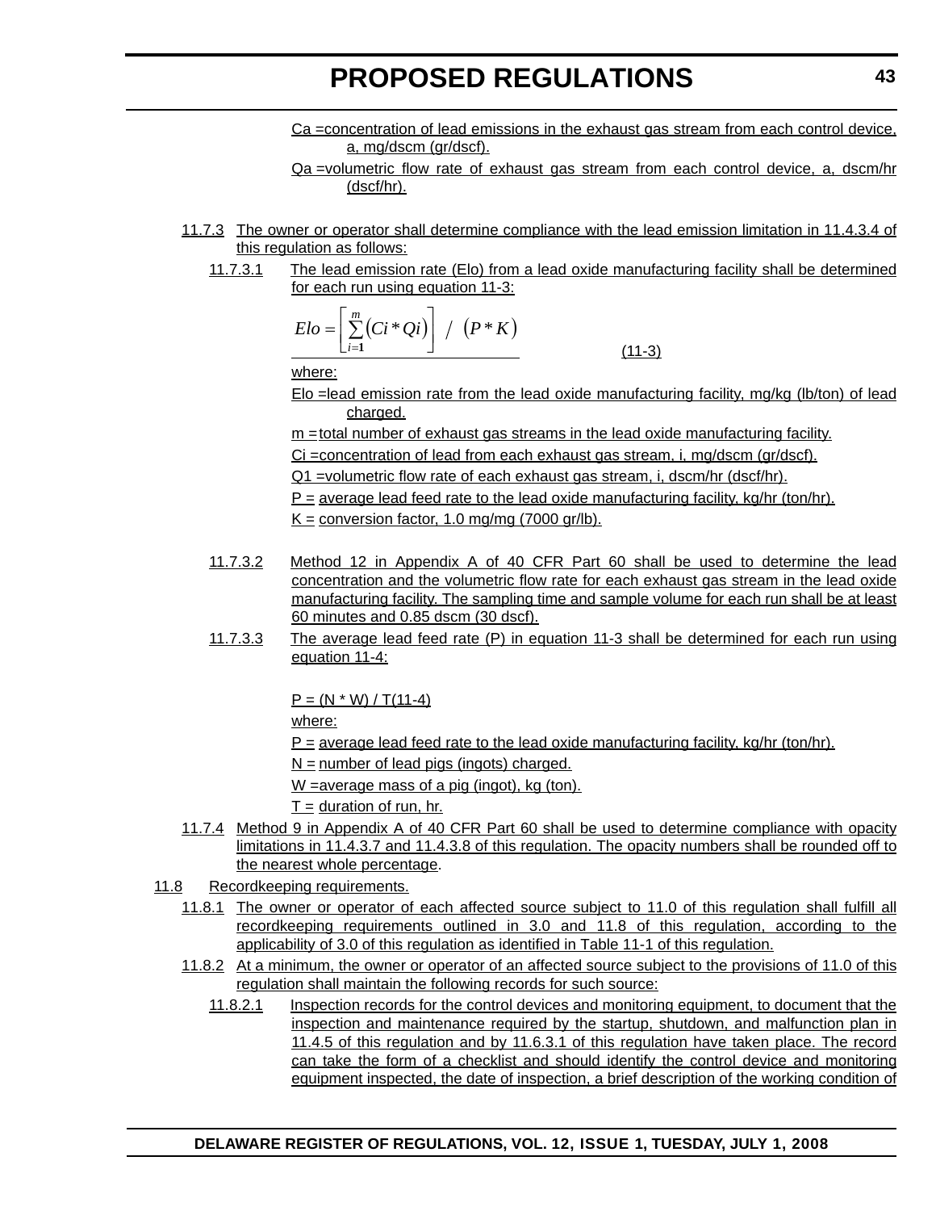Ca = concentration of lead emissions in the exhaust gas stream from each control device, a, mg/dscm (gr/dscf).

Qa = volumetric flow rate of exhaust gas stream from each control device, a, dscm/hr (dscf/hr).

11.7.3 The owner or operator shall determine compliance with the lead emission limitation in 11.4.3.4 of this regulation as follows:

11.7.3.1 The lead emission rate (Elo) from a lead oxide manufacturing facility shall be determined for each run using equation 11-3:

$$Elo = \left[ \sum_{i=1}^{m} \left( Ci * Qi \right) \right] \; / \; \left( P * K \right) \qquad (11\text{-}3)$$

where:

Elo = lead emission rate from the lead oxide manufacturing facility, mg/kg (lb/ton) of lead charged.

m = total number of exhaust gas streams in the lead oxide manufacturing facility.

Ci = concentration of lead from each exhaust gas stream, i, mg/dscm (gr/dscf).

Q1 = volumetric flow rate of each exhaust gas stream, i, dscm/hr (dscf/hr).

P = average lead feed rate to the lead oxide manufacturing facility, kg/hr (ton/hr).

K = conversion factor, 1.0 mg/mg (7000 gr/lb).

11.7.3.2 Method 12 in Appendix A of 40 CFR Part 60 shall be used to determine the lead concentration and the volumetric flow rate for each exhaust gas stream in the lead oxide manufacturing facility. The sampling time and sample volume for each run shall be at least 60 minutes and 0.85 dscm (30 dscf).

11.7.3.3 The average lead feed rate (P) in equation 11-3 shall be determined for each run using equation 11-4:

P = (N * W) / T(11-4)

where:

P = average lead feed rate to the lead oxide manufacturing facility, kg/hr (ton/hr).

N = number of lead pigs (ingots) charged.

W = average mass of a pig (ingot), kg (ton).

T = duration of run, hr.

11.7.4 Method 9 in Appendix A of 40 CFR Part 60 shall be used to determine compliance with opacity limitations in 11.4.3.7 and 11.4.3.8 of this regulation. The opacity numbers shall be rounded off to the nearest whole percentage.

11.8 Recordkeeping requirements.

11.8.1 The owner or operator of each affected source subject to 11.0 of this regulation shall fulfill all recordkeeping requirements outlined in 3.0 and 11.8 of this regulation, according to the applicability of 3.0 of this regulation as identified in Table 11-1 of this regulation.

11.8.2 At a minimum, the owner or operator of an affected source subject to the provisions of 11.0 of this regulation shall maintain the following records for such source:

11.8.2.1 Inspection records for the control devices and monitoring equipment, to document that the inspection and maintenance required by the startup, shutdown, and malfunction plan in 11.4.5 of this regulation and by 11.6.3.1 of this regulation have taken place. The record can take the form of a checklist and should identify the control device and monitoring equipment inspected, the date of inspection, a brief description of the working condition of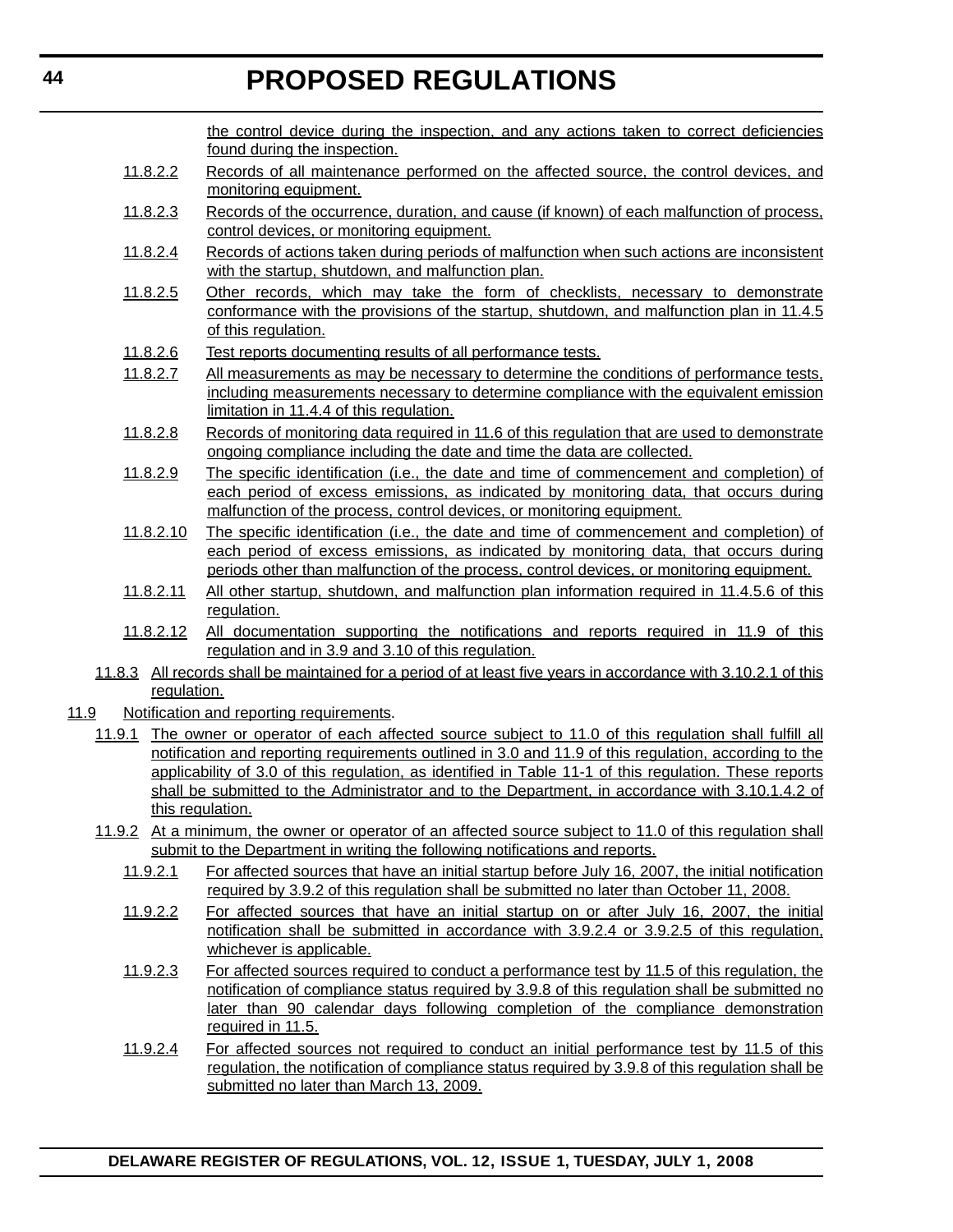the control device during the inspection, and any actions taken to correct deficiencies found during the inspection.

11.8.2.2 Records of all maintenance performed on the affected source, the control devices, and monitoring equipment.

11.8.2.3 Records of the occurrence, duration, and cause (if known) of each malfunction of process, control devices, or monitoring equipment.

11.8.2.4 Records of actions taken during periods of malfunction when such actions are inconsistent with the startup, shutdown, and malfunction plan.

11.8.2.5 Other records, which may take the form of checklists, necessary to demonstrate conformance with the provisions of the startup, shutdown, and malfunction plan in 11.4.5 of this regulation.

11.8.2.6 Test reports documenting results of all performance tests.

11.8.2.7 All measurements as may be necessary to determine the conditions of performance tests, including measurements necessary to determine compliance with the equivalent emission limitation in 11.4.4 of this regulation.

11.8.2.8 Records of monitoring data required in 11.6 of this regulation that are used to demonstrate ongoing compliance including the date and time the data are collected.

11.8.2.9 The specific identification (i.e., the date and time of commencement and completion) of each period of excess emissions, as indicated by monitoring data, that occurs during malfunction of the process, control devices, or monitoring equipment.

11.8.2.10 The specific identification (i.e., the date and time of commencement and completion) of each period of excess emissions, as indicated by monitoring data, that occurs during periods other than malfunction of the process, control devices, or monitoring equipment.

11.8.2.11 All other startup, shutdown, and malfunction plan information required in 11.4.5.6 of this regulation.

11.8.2.12 All documentation supporting the notifications and reports required in 11.9 of this regulation and in 3.9 and 3.10 of this regulation.

11.8.3 All records shall be maintained for a period of at least five years in accordance with 3.10.2.1 of this regulation.

11.9 Notification and reporting requirements.

11.9.1 The owner or operator of each affected source subject to 11.0 of this regulation shall fulfill all notification and reporting requirements outlined in 3.0 and 11.9 of this regulation, according to the applicability of 3.0 of this regulation, as identified in Table 11-1 of this regulation. These reports shall be submitted to the Administrator and to the Department, in accordance with 3.10.1.4.2 of this regulation.

11.9.2 At a minimum, the owner or operator of an affected source subject to 11.0 of this regulation shall submit to the Department in writing the following notifications and reports.

11.9.2.1 For affected sources that have an initial startup before July 16, 2007, the initial notification required by 3.9.2 of this regulation shall be submitted no later than October 11, 2008.

11.9.2.2 For affected sources that have an initial startup on or after July 16, 2007, the initial notification shall be submitted in accordance with 3.9.2.4 or 3.9.2.5 of this regulation, whichever is applicable.

11.9.2.3 For affected sources required to conduct a performance test by 11.5 of this regulation, the notification of compliance status required by 3.9.8 of this regulation shall be submitted no later than 90 calendar days following completion of the compliance demonstration required in 11.5.

11.9.2.4 For affected sources not required to conduct an initial performance test by 11.5 of this regulation, the notification of compliance status required by 3.9.8 of this regulation shall be submitted no later than March 13, 2009.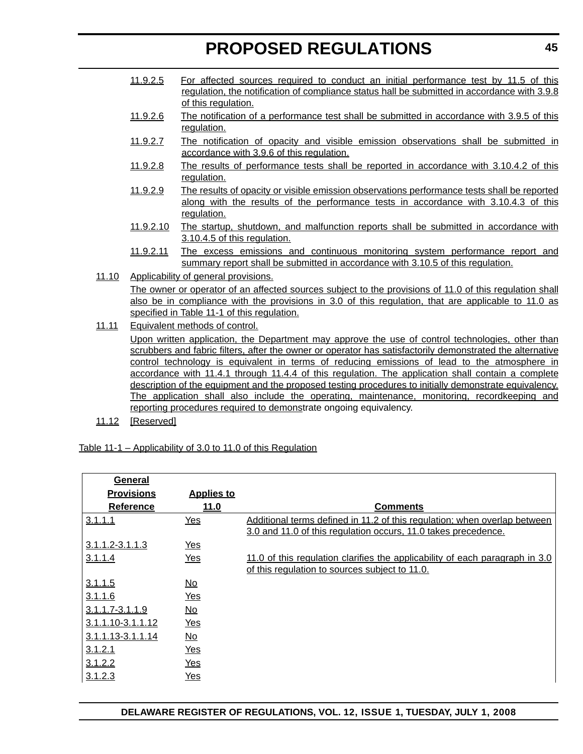11.9.2.5 For affected sources required to conduct an initial performance test by 11.5 of this regulation, the notification of compliance status hall be submitted in accordance with 3.9.8 of this regulation.

11.9.2.6 The notification of a performance test shall be submitted in accordance with 3.9.5 of this regulation.

11.9.2.7 The notification of opacity and visible emission observations shall be submitted in accordance with 3.9.6 of this regulation.

11.9.2.8 The results of performance tests shall be reported in accordance with 3.10.4.2 of this regulation.

11.9.2.9 The results of opacity or visible emission observations performance tests shall be reported along with the results of the performance tests in accordance with 3.10.4.3 of this regulation.

11.9.2.10 The startup, shutdown, and malfunction reports shall be submitted in accordance with 3.10.4.5 of this regulation.

11.9.2.11 The excess emissions and continuous monitoring system performance report and summary report shall be submitted in accordance with 3.10.5 of this regulation.

11.10 Applicability of general provisions.

The owner or operator of an affected sources subject to the provisions of 11.0 of this regulation shall also be in compliance with the provisions in 3.0 of this regulation, that are applicable to 11.0 as specified in Table 11-1 of this regulation.

11.11 Equivalent methods of control.

Upon written application, the Department may approve the use of control technologies, other than scrubbers and fabric filters, after the owner or operator has satisfactorily demonstrated the alternative control technology is equivalent in terms of reducing emissions of lead to the atmosphere in accordance with 11.4.1 through 11.4.4 of this regulation. The application shall contain a complete description of the equipment and the proposed testing procedures to initially demonstrate equivalency. The application shall also include the operating, maintenance, monitoring, recordkeeping and reporting procedures required to demonstrate ongoing equivalency.

11.12 [Reserved]

Table 11-1 – Applicability of 3.0 to 11.0 of this Regulation

| General Provisions Reference | Applies to 11.0 | Comments |
|---|---|---|
| 3.1.1.1 | Yes | Additional terms defined in 11.2 of this regulation; when overlap between 3.0 and 11.0 of this regulation occurs, 11.0 takes precedence. |
| 3.1.1.2-3.1.1.3 | Yes | |
| 3.1.1.4 | Yes | 11.0 of this regulation clarifies the applicability of each paragraph in 3.0 of this regulation to sources subject to 11.0. |
| 3.1.1.5 | No | |
| 3.1.1.6 | Yes | |
| 3.1.1.7-3.1.1.9 | No | |
| 3.1.1.10-3.1.1.12 | Yes | |
| 3.1.1.13-3.1.1.14 | No | |
| 3.1.2.1 | Yes | |
| 3.1.2.2 | Yes | |
| 3.1.2.3 | Yes | |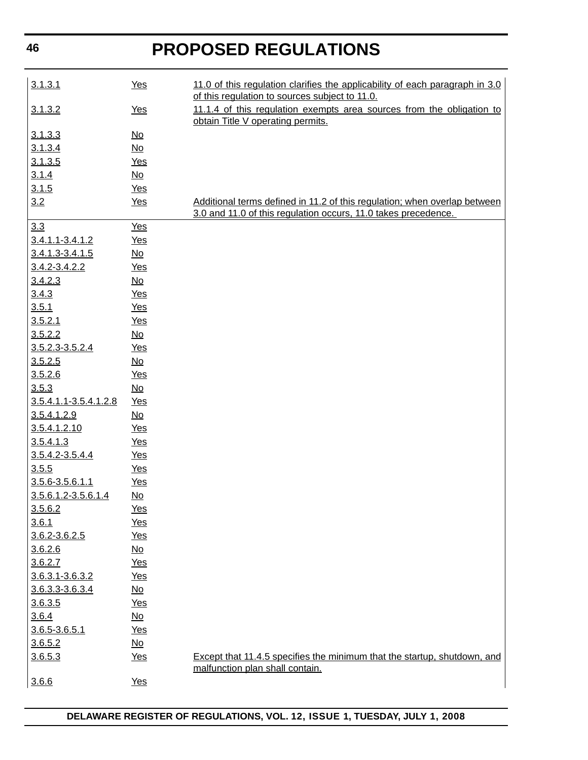| | | |
|---|---|---|
| 3.1.3.1 | Yes | 11.0 of this regulation clarifies the applicability of each paragraph in 3.0 of this regulation to sources subject to 11.0. |
| 3.1.3.2 | Yes | 11.1.4 of this regulation exempts area sources from the obligation to obtain Title V operating permits. |
| 3.1.3.3 | No | |
| 3.1.3.4 | No | |
| 3.1.3.5 | Yes | |
| 3.1.4 | No | |
| 3.1.5 | Yes | |
| 3.2 | Yes | Additional terms defined in 11.2 of this regulation; when overlap between 3.0 and 11.0 of this regulation occurs, 11.0 takes precedence. |
| 3.3 | Yes | |
| 3.4.1.1-3.4.1.2 | Yes | |
| 3.4.1.3-3.4.1.5 | No | |
| 3.4.2-3.4.2.2 | Yes | |
| 3.4.2.3 | No | |
| 3.4.3 | Yes | |
| 3.5.1 | Yes | |
| 3.5.2.1 | Yes | |
| 3.5.2.2 | No | |
| 3.5.2.3-3.5.2.4 | Yes | |
| 3.5.2.5 | No | |
| 3.5.2.6 | Yes | |
| 3.5.3 | No | |
| 3.5.4.1.1-3.5.4.1.2.8 | Yes | |
| 3.5.4.1.2.9 | No | |
| 3.5.4.1.2.10 | Yes | |
| 3.5.4.1.3 | Yes | |
| 3.5.4.2-3.5.4.4 | Yes | |
| 3.5.5 | Yes | |
| 3.5.6-3.5.6.1.1 | Yes | |
| 3.5.6.1.2-3.5.6.1.4 | No | |
| 3.5.6.2 | Yes | |
| 3.6.1 | Yes | |
| 3.6.2-3.6.2.5 | Yes | |
| 3.6.2.6 | No | |
| 3.6.2.7 | Yes | |
| 3.6.3.1-3.6.3.2 | Yes | |
| 3.6.3.3-3.6.3.4 | No | |
| 3.6.3.5 | Yes | |
| 3.6.4 | No | |
| 3.6.5-3.6.5.1 | Yes | |
| 3.6.5.2 | No | |
| 3.6.5.3 | Yes | Except that 11.4.5 specifies the minimum that the startup, shutdown, and malfunction plan shall contain. |
| 3.6.6 | Yes | |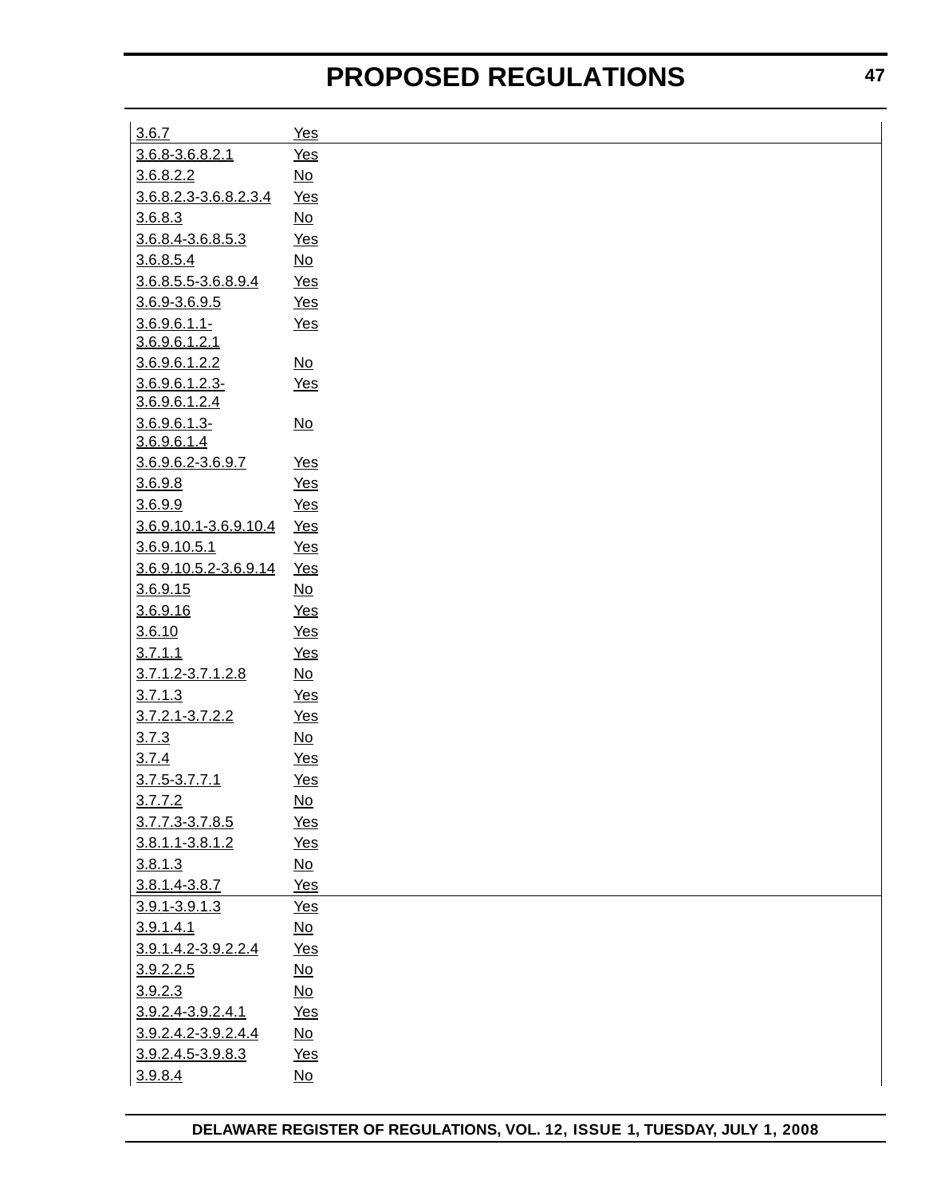| | |
|---|---|
| 3.6.7 | Yes |
| 3.6.8-3.6.8.2.1 | Yes |
| 3.6.8.2.2 | No |
| 3.6.8.2.3-3.6.8.2.3.4 | Yes |
| 3.6.8.3 | No |
| 3.6.8.4-3.6.8.5.3 | Yes |
| 3.6.8.5.4 | No |
| 3.6.8.5.5-3.6.8.9.4 | Yes |
| 3.6.9-3.6.9.5 | Yes |
| 3.6.9.6.1.1-3.6.9.6.1.2.1 | Yes |
| 3.6.9.6.1.2.2 | No |
| 3.6.9.6.1.2.3-3.6.9.6.1.2.4 | Yes |
| 3.6.9.6.1.3-3.6.9.6.1.4 | No |
| 3.6.9.6.2-3.6.9.7 | Yes |
| 3.6.9.8 | Yes |
| 3.6.9.9 | Yes |
| 3.6.9.10.1-3.6.9.10.4 | Yes |
| 3.6.9.10.5.1 | Yes |
| 3.6.9.10.5.2-3.6.9.14 | Yes |
| 3.6.9.15 | No |
| 3.6.9.16 | Yes |
| 3.6.10 | Yes |
| 3.7.1.1 | Yes |
| 3.7.1.2-3.7.1.2.8 | No |
| 3.7.1.3 | Yes |
| 3.7.2.1-3.7.2.2 | Yes |
| 3.7.3 | No |
| 3.7.4 | Yes |
| 3.7.5-3.7.7.1 | Yes |
| 3.7.7.2 | No |
| 3.7.7.3-3.7.8.5 | Yes |
| 3.8.1.1-3.8.1.2 | Yes |
| 3.8.1.3 | No |
| 3.8.1.4-3.8.7 | Yes |
| 3.9.1-3.9.1.3 | Yes |
| 3.9.1.4.1 | No |
| 3.9.1.4.2-3.9.2.2.4 | Yes |
| 3.9.2.2.5 | No |
| 3.9.2.3 | No |
| 3.9.2.4-3.9.2.4.1 | Yes |
| 3.9.2.4.2-3.9.2.4.4 | No |
| 3.9.2.4.5-3.9.8.3 | Yes |
| 3.9.8.4 | No |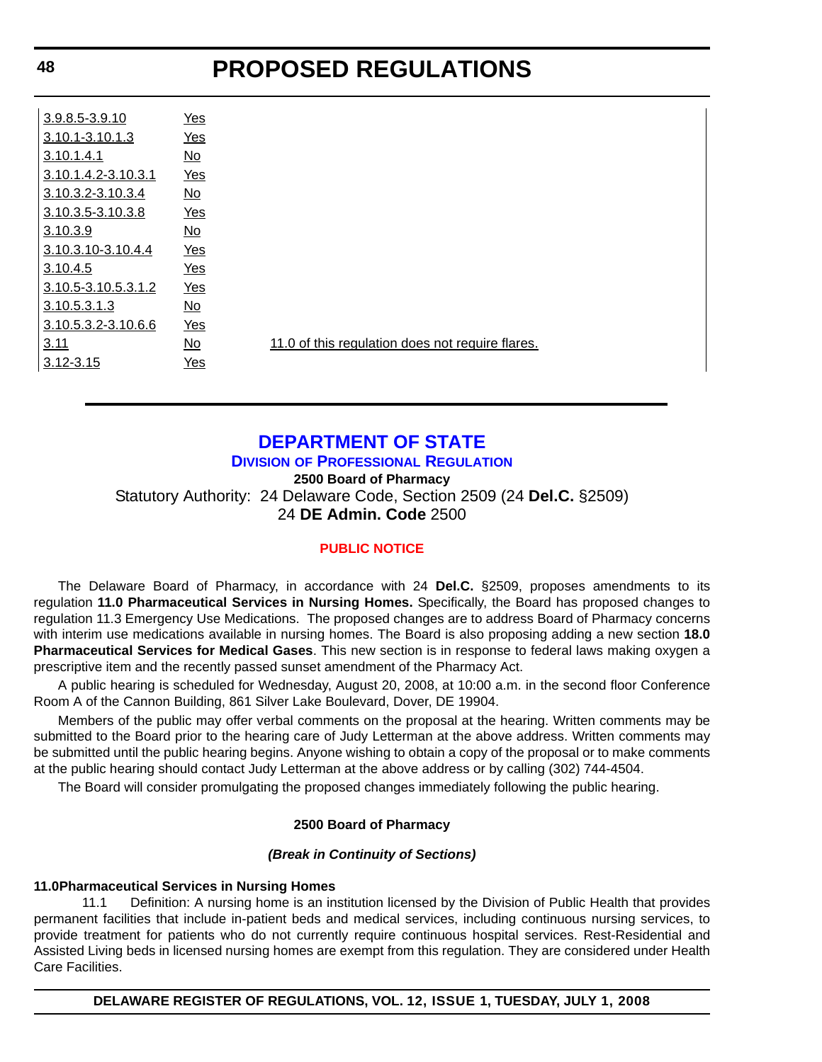| | | |
|---|---|---|
| 3.9.8.5-3.9.10 | Yes | |
| 3.10.1-3.10.1.3 | Yes | |
| 3.10.1.4.1 | No | |
| 3.10.1.4.2-3.10.3.1 | Yes | |
| 3.10.3.2-3.10.3.4 | No | |
| 3.10.3.5-3.10.3.8 | Yes | |
| 3.10.3.9 | No | |
| 3.10.3.10-3.10.4.4 | Yes | |
| 3.10.4.5 | Yes | |
| 3.10.5-3.10.5.3.1.2 | Yes | |
| 3.10.5.3.1.3 | No | |
| 3.10.5.3.2-3.10.6.6 | Yes | |
| 3.11 | No | 11.0 of this regulation does not require flares. |
| 3.12-3.15 | Yes | |

# DEPARTMENT OF STATE

## Division of Professional Regulation

**2500 Board of Pharmacy**

Statutory Authority: 24 Delaware Code, Section 2509 (24 **Del.C.** §2509)
24 **DE Admin. Code** 2500

### PUBLIC NOTICE

The Delaware Board of Pharmacy, in accordance with 24 **Del.C.** §2509, proposes amendments to its regulation **11.0 Pharmaceutical Services in Nursing Homes.** Specifically, the Board has proposed changes to regulation 11.3 Emergency Use Medications. The proposed changes are to address Board of Pharmacy concerns with interim use medications available in nursing homes. The Board is also proposing adding a new section **18.0 Pharmaceutical Services for Medical Gases**. This new section is in response to federal laws making oxygen a prescriptive item and the recently passed sunset amendment of the Pharmacy Act.

A public hearing is scheduled for Wednesday, August 20, 2008, at 10:00 a.m. in the second floor Conference Room A of the Cannon Building, 861 Silver Lake Boulevard, Dover, DE 19904.

Members of the public may offer verbal comments on the proposal at the hearing. Written comments may be submitted to the Board prior to the hearing care of Judy Letterman at the above address. Written comments may be submitted until the public hearing begins. Anyone wishing to obtain a copy of the proposal or to make comments at the public hearing should contact Judy Letterman at the above address or by calling (302) 744-4504.

The Board will consider promulgating the proposed changes immediately following the public hearing.

**2500 Board of Pharmacy**

***(Break in Continuity of Sections)***

**11.0 Pharmaceutical Services in Nursing Homes**

11.1 Definition: A nursing home is an institution licensed by the Division of Public Health that provides permanent facilities that include in-patient beds and medical services, including continuous nursing services, to provide treatment for patients who do not currently require continuous hospital services. Rest-Residential and Assisted Living beds in licensed nursing homes are exempt from this regulation. They are considered under Health Care Facilities.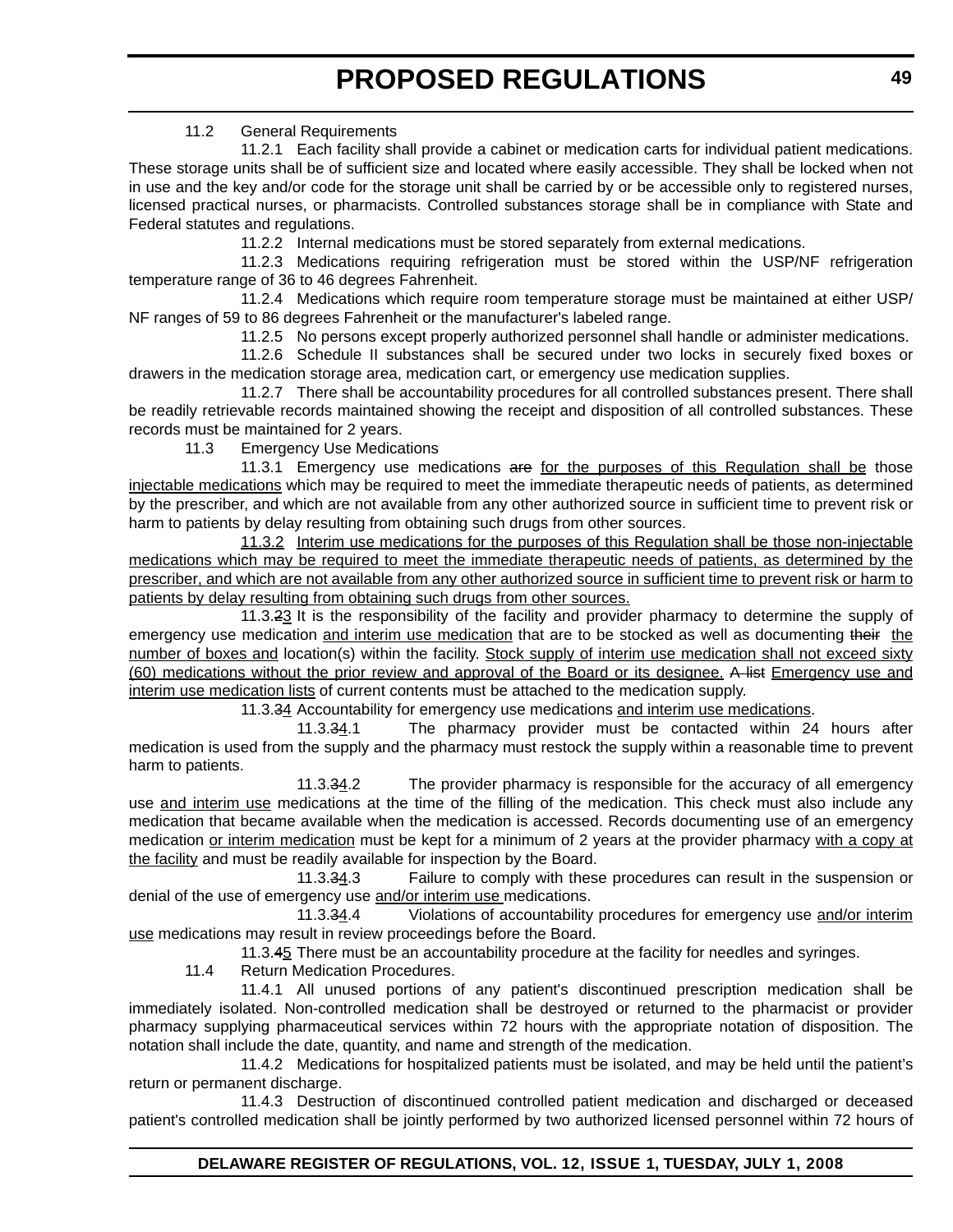11.2 General Requirements

11.2.1 Each facility shall provide a cabinet or medication carts for individual patient medications. These storage units shall be of sufficient size and located where easily accessible. They shall be locked when not in use and the key and/or code for the storage unit shall be carried by or be accessible only to registered nurses, licensed practical nurses, or pharmacists. Controlled substances storage shall be in compliance with State and Federal statutes and regulations.

11.2.2 Internal medications must be stored separately from external medications.

11.2.3 Medications requiring refrigeration must be stored within the USP/NF refrigeration temperature range of 36 to 46 degrees Fahrenheit.

11.2.4 Medications which require room temperature storage must be maintained at either USP/NF ranges of 59 to 86 degrees Fahrenheit or the manufacturer's labeled range.

11.2.5 No persons except properly authorized personnel shall handle or administer medications.

11.2.6 Schedule II substances shall be secured under two locks in securely fixed boxes or drawers in the medication storage area, medication cart, or emergency use medication supplies.

11.2.7 There shall be accountability procedures for all controlled substances present. There shall be readily retrievable records maintained showing the receipt and disposition of all controlled substances. These records must be maintained for 2 years.

11.3 Emergency Use Medications

11.3.1 Emergency use medications ~~are~~ <u>for the purposes of this Regulation shall be</u> those <u>injectable medications</u> which may be required to meet the immediate therapeutic needs of patients, as determined by the prescriber, and which are not available from any other authorized source in sufficient time to prevent risk or harm to patients by delay resulting from obtaining such drugs from other sources.

<u>11.3.2 Interim use medications for the purposes of this Regulation shall be those non-injectable medications which may be required to meet the immediate therapeutic needs of patients, as determined by the prescriber, and which are not available from any other authorized source in sufficient time to prevent risk or harm to patients by delay resulting from obtaining such drugs from other sources.</u>

11.3.~~2~~<u>3</u> It is the responsibility of the facility and provider pharmacy to determine the supply of emergency use medication <u>and interim use medication</u> that are to be stocked as well as documenting ~~their~~ <u>the number of boxes and</u> location(s) within the facility. <u>Stock supply of interim use medication shall not exceed sixty (60) medications without the prior review and approval of the Board or its designee.</u> ~~A list~~ <u>Emergency use and interim use medication lists</u> of current contents must be attached to the medication supply.

11.3.~~3~~<u>4</u> Accountability for emergency use medications <u>and interim use medications</u>.

11.3.~~3~~<u>4</u>.1 The pharmacy provider must be contacted within 24 hours after medication is used from the supply and the pharmacy must restock the supply within a reasonable time to prevent harm to patients.

11.3.~~3~~<u>4</u>.2 The provider pharmacy is responsible for the accuracy of all emergency use <u>and interim use</u> medications at the time of the filling of the medication. This check must also include any medication that became available when the medication is accessed. Records documenting use of an emergency medication <u>or interim medication</u> must be kept for a minimum of 2 years at the provider pharmacy <u>with a copy at the facility</u> and must be readily available for inspection by the Board.

11.3.~~3~~<u>4</u>.3 Failure to comply with these procedures can result in the suspension or denial of the use of emergency use <u>and/or interim use</u> medications.

11.3.~~3~~<u>4</u>.4 Violations of accountability procedures for emergency use <u>and/or interim use</u> medications may result in review proceedings before the Board.

11.3.~~4~~<u>5</u> There must be an accountability procedure at the facility for needles and syringes.

11.4 Return Medication Procedures.

11.4.1 All unused portions of any patient's discontinued prescription medication shall be immediately isolated. Non-controlled medication shall be destroyed or returned to the pharmacist or provider pharmacy supplying pharmaceutical services within 72 hours with the appropriate notation of disposition. The notation shall include the date, quantity, and name and strength of the medication.

11.4.2 Medications for hospitalized patients must be isolated, and may be held until the patient's return or permanent discharge.

11.4.3 Destruction of discontinued controlled patient medication and discharged or deceased patient's controlled medication shall be jointly performed by two authorized licensed personnel within 72 hours of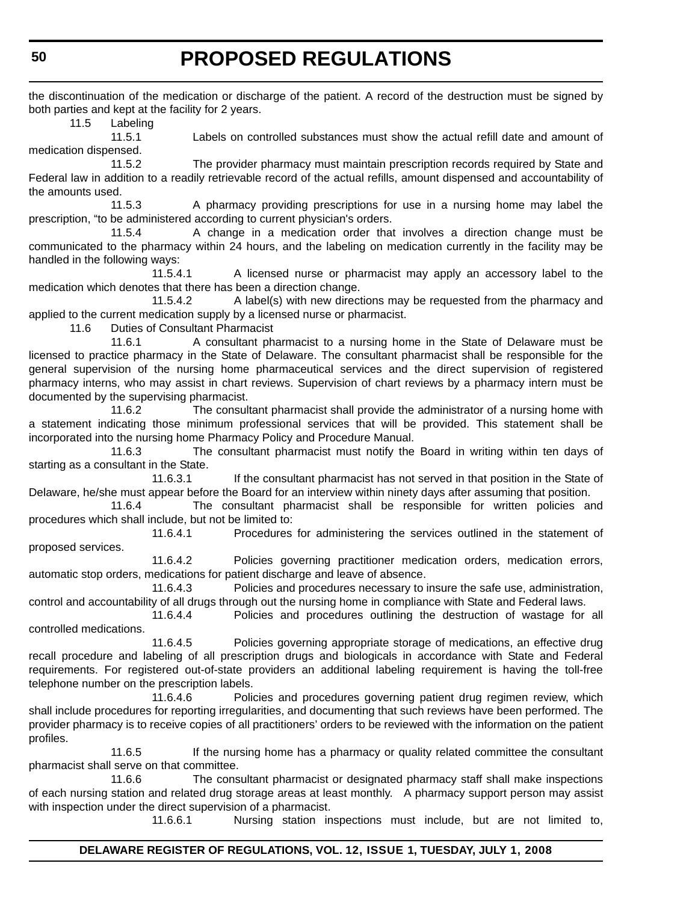the discontinuation of the medication or discharge of the patient. A record of the destruction must be signed by both parties and kept at the facility for 2 years.

11.5 Labeling

11.5.1 Labels on controlled substances must show the actual refill date and amount of medication dispensed.

11.5.2 The provider pharmacy must maintain prescription records required by State and Federal law in addition to a readily retrievable record of the actual refills, amount dispensed and accountability of the amounts used.

11.5.3 A pharmacy providing prescriptions for use in a nursing home may label the prescription, "to be administered according to current physician's orders.

11.5.4 A change in a medication order that involves a direction change must be communicated to the pharmacy within 24 hours, and the labeling on medication currently in the facility may be handled in the following ways:

11.5.4.1 A licensed nurse or pharmacist may apply an accessory label to the medication which denotes that there has been a direction change.

11.5.4.2 A label(s) with new directions may be requested from the pharmacy and applied to the current medication supply by a licensed nurse or pharmacist.

11.6 Duties of Consultant Pharmacist

11.6.1 A consultant pharmacist to a nursing home in the State of Delaware must be licensed to practice pharmacy in the State of Delaware. The consultant pharmacist shall be responsible for the general supervision of the nursing home pharmaceutical services and the direct supervision of registered pharmacy interns, who may assist in chart reviews. Supervision of chart reviews by a pharmacy intern must be documented by the supervising pharmacist.

11.6.2 The consultant pharmacist shall provide the administrator of a nursing home with a statement indicating those minimum professional services that will be provided. This statement shall be incorporated into the nursing home Pharmacy Policy and Procedure Manual.

11.6.3 The consultant pharmacist must notify the Board in writing within ten days of starting as a consultant in the State.

11.6.3.1 If the consultant pharmacist has not served in that position in the State of Delaware, he/she must appear before the Board for an interview within ninety days after assuming that position.

11.6.4 The consultant pharmacist shall be responsible for written policies and procedures which shall include, but not be limited to:

11.6.4.1 Procedures for administering the services outlined in the statement of proposed services.

11.6.4.2 Policies governing practitioner medication orders, medication errors, automatic stop orders, medications for patient discharge and leave of absence.

11.6.4.3 Policies and procedures necessary to insure the safe use, administration, control and accountability of all drugs through out the nursing home in compliance with State and Federal laws.

11.6.4.4 Policies and procedures outlining the destruction of wastage for all controlled medications.

11.6.4.5 Policies governing appropriate storage of medications, an effective drug recall procedure and labeling of all prescription drugs and biologicals in accordance with State and Federal requirements. For registered out-of-state providers an additional labeling requirement is having the toll-free telephone number on the prescription labels.

11.6.4.6 Policies and procedures governing patient drug regimen review, which shall include procedures for reporting irregularities, and documenting that such reviews have been performed. The provider pharmacy is to receive copies of all practitioners' orders to be reviewed with the information on the patient profiles.

11.6.5 If the nursing home has a pharmacy or quality related committee the consultant pharmacist shall serve on that committee.

11.6.6 The consultant pharmacist or designated pharmacy staff shall make inspections of each nursing station and related drug storage areas at least monthly. A pharmacy support person may assist with inspection under the direct supervision of a pharmacist.

11.6.6.1 Nursing station inspections must include, but are not limited to,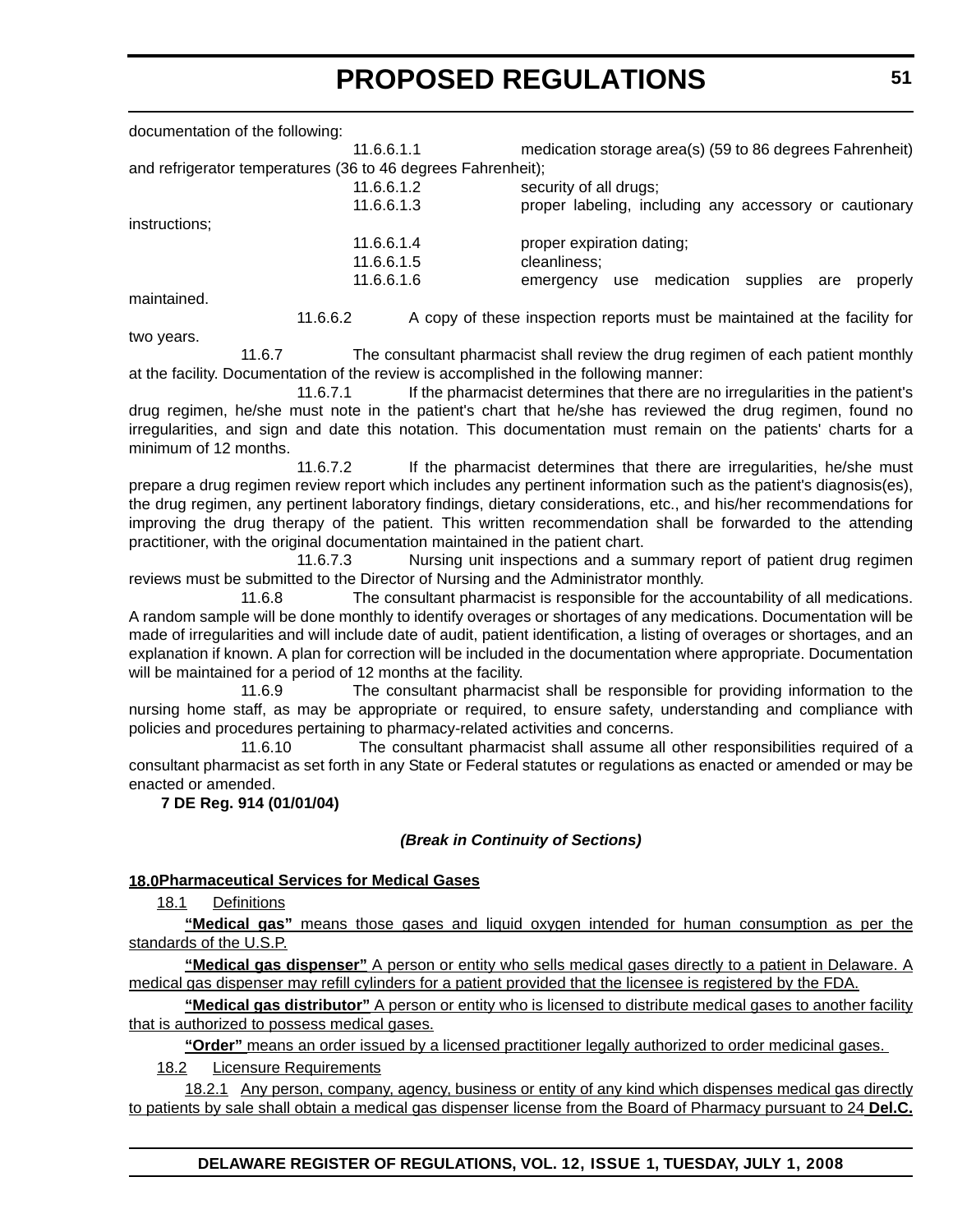documentation of the following:

11.6.6.1.1 medication storage area(s) (59 to 86 degrees Fahrenheit) and refrigerator temperatures (36 to 46 degrees Fahrenheit);

11.6.6.1.2 security of all drugs;

11.6.6.1.3 proper labeling, including any accessory or cautionary instructions;

11.6.6.1.4 proper expiration dating;

11.6.6.1.5 cleanliness;

11.6.6.1.6 emergency use medication supplies are properly maintained.

11.6.6.2 A copy of these inspection reports must be maintained at the facility for two years.

11.6.7 The consultant pharmacist shall review the drug regimen of each patient monthly at the facility. Documentation of the review is accomplished in the following manner:

11.6.7.1 If the pharmacist determines that there are no irregularities in the patient's drug regimen, he/she must note in the patient's chart that he/she has reviewed the drug regimen, found no irregularities, and sign and date this notation. This documentation must remain on the patients' charts for a minimum of 12 months.

11.6.7.2 If the pharmacist determines that there are irregularities, he/she must prepare a drug regimen review report which includes any pertinent information such as the patient's diagnosis(es), the drug regimen, any pertinent laboratory findings, dietary considerations, etc., and his/her recommendations for improving the drug therapy of the patient. This written recommendation shall be forwarded to the attending practitioner, with the original documentation maintained in the patient chart.

11.6.7.3 Nursing unit inspections and a summary report of patient drug regimen reviews must be submitted to the Director of Nursing and the Administrator monthly.

11.6.8 The consultant pharmacist is responsible for the accountability of all medications. A random sample will be done monthly to identify overages or shortages of any medications. Documentation will be made of irregularities and will include date of audit, patient identification, a listing of overages or shortages, and an explanation if known. A plan for correction will be included in the documentation where appropriate. Documentation will be maintained for a period of 12 months at the facility.

11.6.9 The consultant pharmacist shall be responsible for providing information to the nursing home staff, as may be appropriate or required, to ensure safety, understanding and compliance with policies and procedures pertaining to pharmacy-related activities and concerns.

11.6.10 The consultant pharmacist shall assume all other responsibilities required of a consultant pharmacist as set forth in any State or Federal statutes or regulations as enacted or amended or may be enacted or amended.

**7 DE Reg. 914 (01/01/04)**

***(Break in Continuity of Sections)***

**18.0 Pharmaceutical Services for Medical Gases**

18.1 Definitions

**"Medical gas"** means those gases and liquid oxygen intended for human consumption as per the standards of the U.S.P.

**"Medical gas dispenser"** A person or entity who sells medical gases directly to a patient in Delaware. A medical gas dispenser may refill cylinders for a patient provided that the licensee is registered by the FDA.

**"Medical gas distributor"** A person or entity who is licensed to distribute medical gases to another facility that is authorized to possess medical gases.

**"Order"** means an order issued by a licensed practitioner legally authorized to order medicinal gases.

18.2 Licensure Requirements

18.2.1 Any person, company, agency, business or entity of any kind which dispenses medical gas directly to patients by sale shall obtain a medical gas dispenser license from the Board of Pharmacy pursuant to 24 **Del.C.**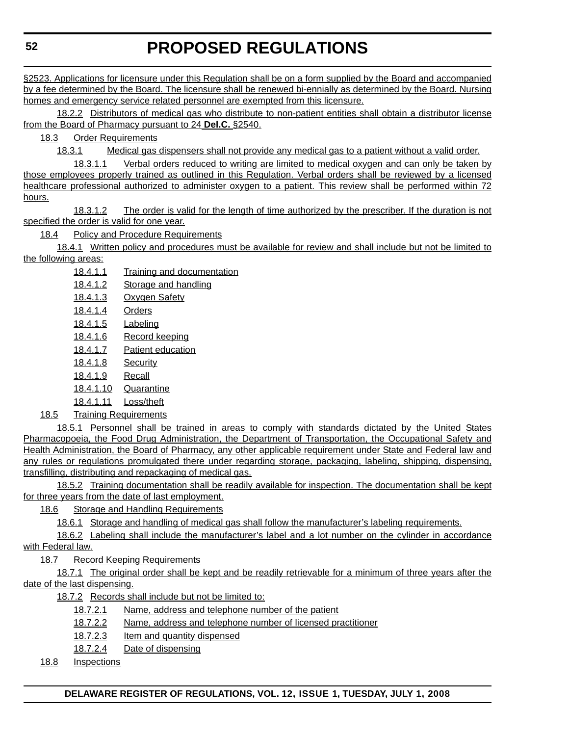§2523. Applications for licensure under this Regulation shall be on a form supplied by the Board and accompanied by a fee determined by the Board. The licensure shall be renewed bi-ennially as determined by the Board. Nursing homes and emergency service related personnel are exempted from this licensure.

18.2.2 Distributors of medical gas who distribute to non-patient entities shall obtain a distributor license from the Board of Pharmacy pursuant to 24 **Del.C.** §2540.

18.3 Order Requirements

18.3.1 Medical gas dispensers shall not provide any medical gas to a patient without a valid order.

18.3.1.1 Verbal orders reduced to writing are limited to medical oxygen and can only be taken by those employees properly trained as outlined in this Regulation. Verbal orders shall be reviewed by a licensed healthcare professional authorized to administer oxygen to a patient. This review shall be performed within 72 hours.

18.3.1.2 The order is valid for the length of time authorized by the prescriber. If the duration is not specified the order is valid for one year.

18.4 Policy and Procedure Requirements

18.4.1 Written policy and procedures must be available for review and shall include but not be limited to the following areas:

18.4.1.1 Training and documentation

18.4.1.2 Storage and handling

18.4.1.3 Oxygen Safety

18.4.1.4 Orders

18.4.1.5 Labeling

18.4.1.6 Record keeping

18.4.1.7 Patient education

18.4.1.8 Security

18.4.1.9 Recall

18.4.1.10 Quarantine

18.4.1.11 Loss/theft

18.5 Training Requirements

18.5.1 Personnel shall be trained in areas to comply with standards dictated by the United States Pharmacopoeia, the Food Drug Administration, the Department of Transportation, the Occupational Safety and Health Administration, the Board of Pharmacy, any other applicable requirement under State and Federal law and any rules or regulations promulgated there under regarding storage, packaging, labeling, shipping, dispensing, transfilling, distributing and repackaging of medical gas.

18.5.2 Training documentation shall be readily available for inspection. The documentation shall be kept for three years from the date of last employment.

18.6 Storage and Handling Requirements

18.6.1 Storage and handling of medical gas shall follow the manufacturer's labeling requirements.

18.6.2 Labeling shall include the manufacturer's label and a lot number on the cylinder in accordance with Federal law.

18.7 Record Keeping Requirements

18.7.1 The original order shall be kept and be readily retrievable for a minimum of three years after the date of the last dispensing.

18.7.2 Records shall include but not be limited to:

18.7.2.1 Name, address and telephone number of the patient

18.7.2.2 Name, address and telephone number of licensed practitioner

18.7.2.3 Item and quantity dispensed

18.7.2.4 Date of dispensing

18.8 Inspections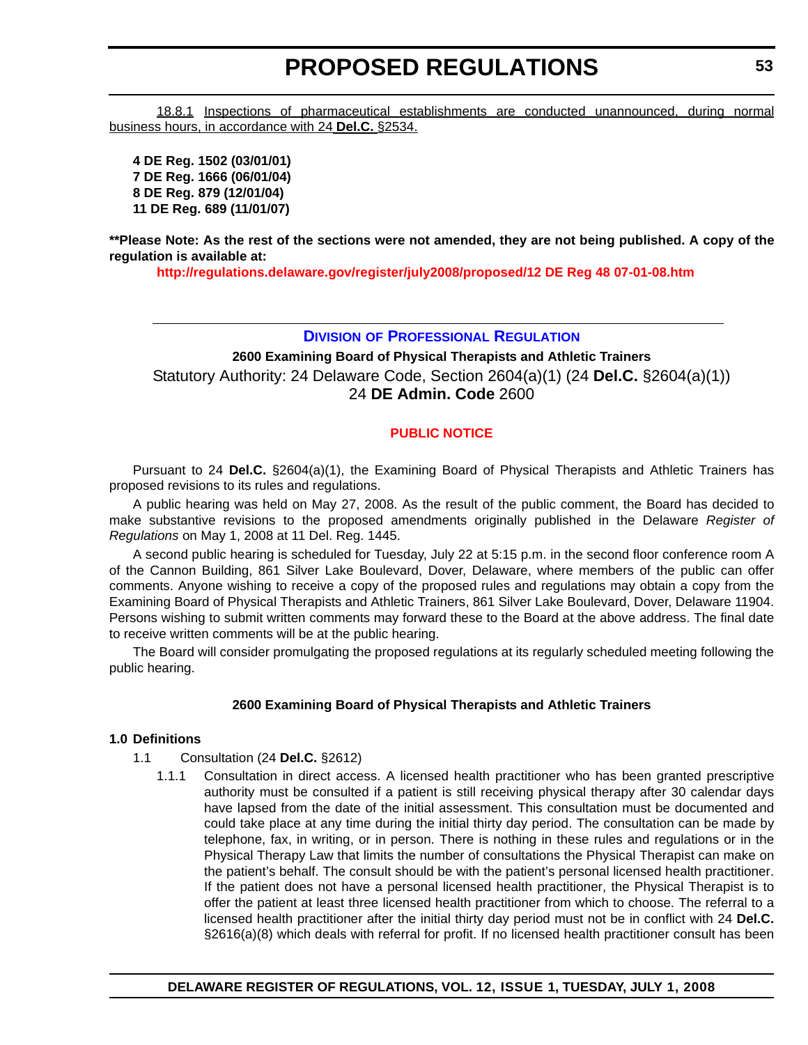18.8.1 Inspections of pharmaceutical establishments are conducted unannounced, during normal business hours, in accordance with 24 **Del.C.** §2534.

**4 DE Reg. 1502 (03/01/01)**
**7 DE Reg. 1666 (06/01/04)**
**8 DE Reg. 879 (12/01/04)**
**11 DE Reg. 689 (11/01/07)**

**\*\*Please Note: As the rest of the sections were not amended, they are not being published. A copy of the regulation is available at:**

**http://regulations.delaware.gov/register/july2008/proposed/12 DE Reg 48 07-01-08.htm**

---

## DIVISION OF PROFESSIONAL REGULATION

**2600 Examining Board of Physical Therapists and Athletic Trainers**

Statutory Authority: 24 Delaware Code, Section 2604(a)(1) (24 **Del.C.** §2604(a)(1))
24 **DE Admin. Code** 2600

### PUBLIC NOTICE

Pursuant to 24 **Del.C.** §2604(a)(1), the Examining Board of Physical Therapists and Athletic Trainers has proposed revisions to its rules and regulations.

A public hearing was held on May 27, 2008. As the result of the public comment, the Board has decided to make substantive revisions to the proposed amendments originally published in the Delaware *Register of Regulations* on May 1, 2008 at 11 Del. Reg. 1445.

A second public hearing is scheduled for Tuesday, July 22 at 5:15 p.m. in the second floor conference room A of the Cannon Building, 861 Silver Lake Boulevard, Dover, Delaware, where members of the public can offer comments. Anyone wishing to receive a copy of the proposed rules and regulations may obtain a copy from the Examining Board of Physical Therapists and Athletic Trainers, 861 Silver Lake Boulevard, Dover, Delaware 11904. Persons wishing to submit written comments may forward these to the Board at the above address. The final date to receive written comments will be at the public hearing.

The Board will consider promulgating the proposed regulations at its regularly scheduled meeting following the public hearing.

**2600 Examining Board of Physical Therapists and Athletic Trainers**

**1.0 Definitions**

1.1 Consultation (24 **Del.C.** §2612)

1.1.1 Consultation in direct access. A licensed health practitioner who has been granted prescriptive authority must be consulted if a patient is still receiving physical therapy after 30 calendar days have lapsed from the date of the initial assessment. This consultation must be documented and could take place at any time during the initial thirty day period. The consultation can be made by telephone, fax, in writing, or in person. There is nothing in these rules and regulations or in the Physical Therapy Law that limits the number of consultations the Physical Therapist can make on the patient's behalf. The consult should be with the patient's personal licensed health practitioner. If the patient does not have a personal licensed health practitioner, the Physical Therapist is to offer the patient at least three licensed health practitioner from which to choose. The referral to a licensed health practitioner after the initial thirty day period must not be in conflict with 24 **Del.C.** §2616(a)(8) which deals with referral for profit. If no licensed health practitioner consult has been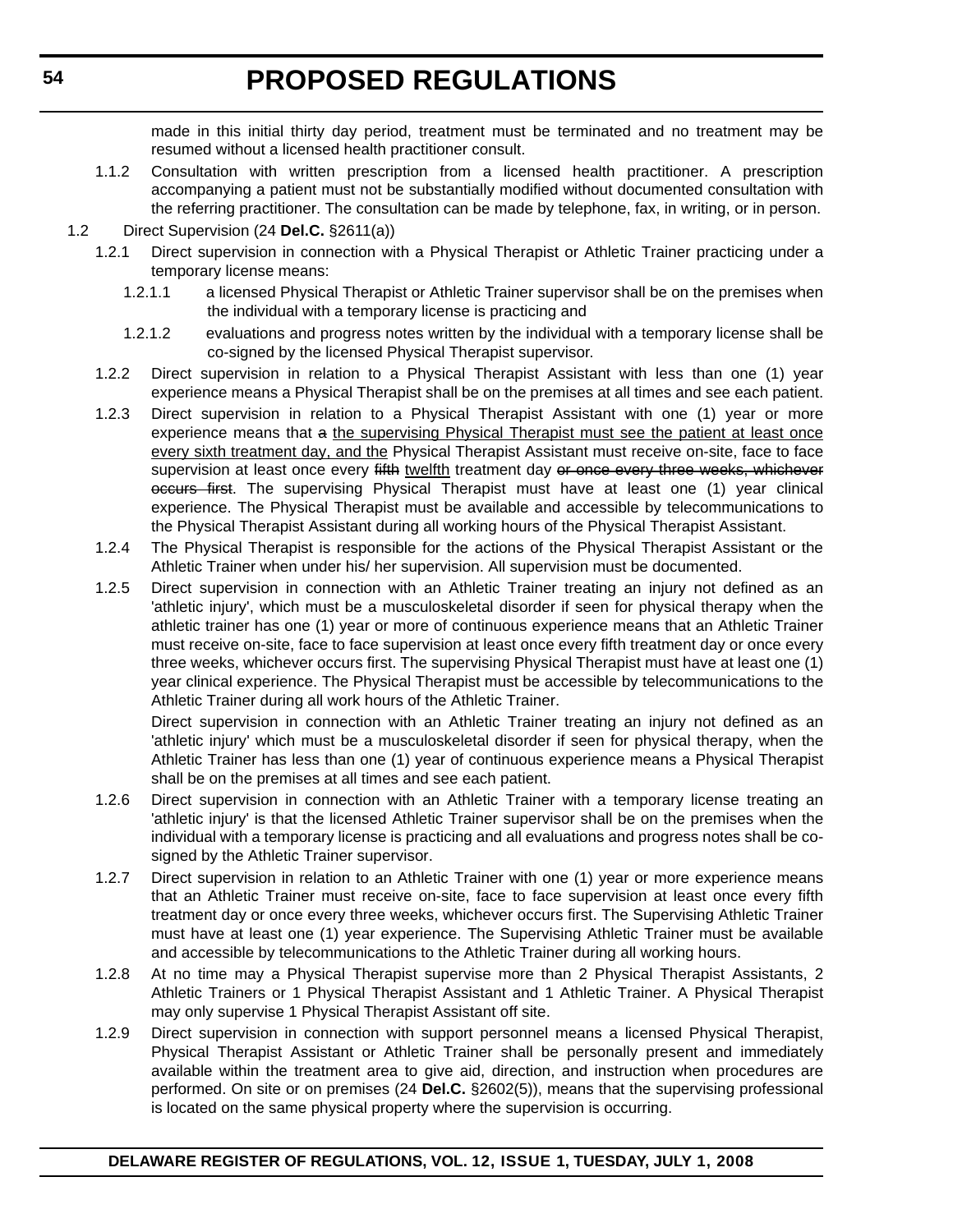made in this initial thirty day period, treatment must be terminated and no treatment may be resumed without a licensed health practitioner consult.

1.1.2 Consultation with written prescription from a licensed health practitioner. A prescription accompanying a patient must not be substantially modified without documented consultation with the referring practitioner. The consultation can be made by telephone, fax, in writing, or in person.

1.2 Direct Supervision (24 **Del.C.** §2611(a))

1.2.1 Direct supervision in connection with a Physical Therapist or Athletic Trainer practicing under a temporary license means:

1.2.1.1 a licensed Physical Therapist or Athletic Trainer supervisor shall be on the premises when the individual with a temporary license is practicing and

1.2.1.2 evaluations and progress notes written by the individual with a temporary license shall be co-signed by the licensed Physical Therapist supervisor.

1.2.2 Direct supervision in relation to a Physical Therapist Assistant with less than one (1) year experience means a Physical Therapist shall be on the premises at all times and see each patient.

1.2.3 Direct supervision in relation to a Physical Therapist Assistant with one (1) year or more experience means that ~~a~~ <u>the supervising Physical Therapist must see the patient at least once every sixth treatment day, and the</u> Physical Therapist Assistant must receive on-site, face to face supervision at least once every ~~fifth~~ <u>twelfth</u> treatment day ~~or once every three weeks, whichever occurs first~~. The supervising Physical Therapist must have at least one (1) year clinical experience. The Physical Therapist must be available and accessible by telecommunications to the Physical Therapist Assistant during all working hours of the Physical Therapist Assistant.

1.2.4 The Physical Therapist is responsible for the actions of the Physical Therapist Assistant or the Athletic Trainer when under his/ her supervision. All supervision must be documented.

1.2.5 Direct supervision in connection with an Athletic Trainer treating an injury not defined as an 'athletic injury', which must be a musculoskeletal disorder if seen for physical therapy when the athletic trainer has one (1) year or more of continuous experience means that an Athletic Trainer must receive on-site, face to face supervision at least once every fifth treatment day or once every three weeks, whichever occurs first. The supervising Physical Therapist must have at least one (1) year clinical experience. The Physical Therapist must be accessible by telecommunications to the Athletic Trainer during all work hours of the Athletic Trainer.

Direct supervision in connection with an Athletic Trainer treating an injury not defined as an 'athletic injury' which must be a musculoskeletal disorder if seen for physical therapy, when the Athletic Trainer has less than one (1) year of continuous experience means a Physical Therapist shall be on the premises at all times and see each patient.

1.2.6 Direct supervision in connection with an Athletic Trainer with a temporary license treating an 'athletic injury' is that the licensed Athletic Trainer supervisor shall be on the premises when the individual with a temporary license is practicing and all evaluations and progress notes shall be co-signed by the Athletic Trainer supervisor.

1.2.7 Direct supervision in relation to an Athletic Trainer with one (1) year or more experience means that an Athletic Trainer must receive on-site, face to face supervision at least once every fifth treatment day or once every three weeks, whichever occurs first. The Supervising Athletic Trainer must have at least one (1) year experience. The Supervising Athletic Trainer must be available and accessible by telecommunications to the Athletic Trainer during all working hours.

1.2.8 At no time may a Physical Therapist supervise more than 2 Physical Therapist Assistants, 2 Athletic Trainers or 1 Physical Therapist Assistant and 1 Athletic Trainer. A Physical Therapist may only supervise 1 Physical Therapist Assistant off site.

1.2.9 Direct supervision in connection with support personnel means a licensed Physical Therapist, Physical Therapist Assistant or Athletic Trainer shall be personally present and immediately available within the treatment area to give aid, direction, and instruction when procedures are performed. On site or on premises (24 **Del.C.** §2602(5)), means that the supervising professional is located on the same physical property where the supervision is occurring.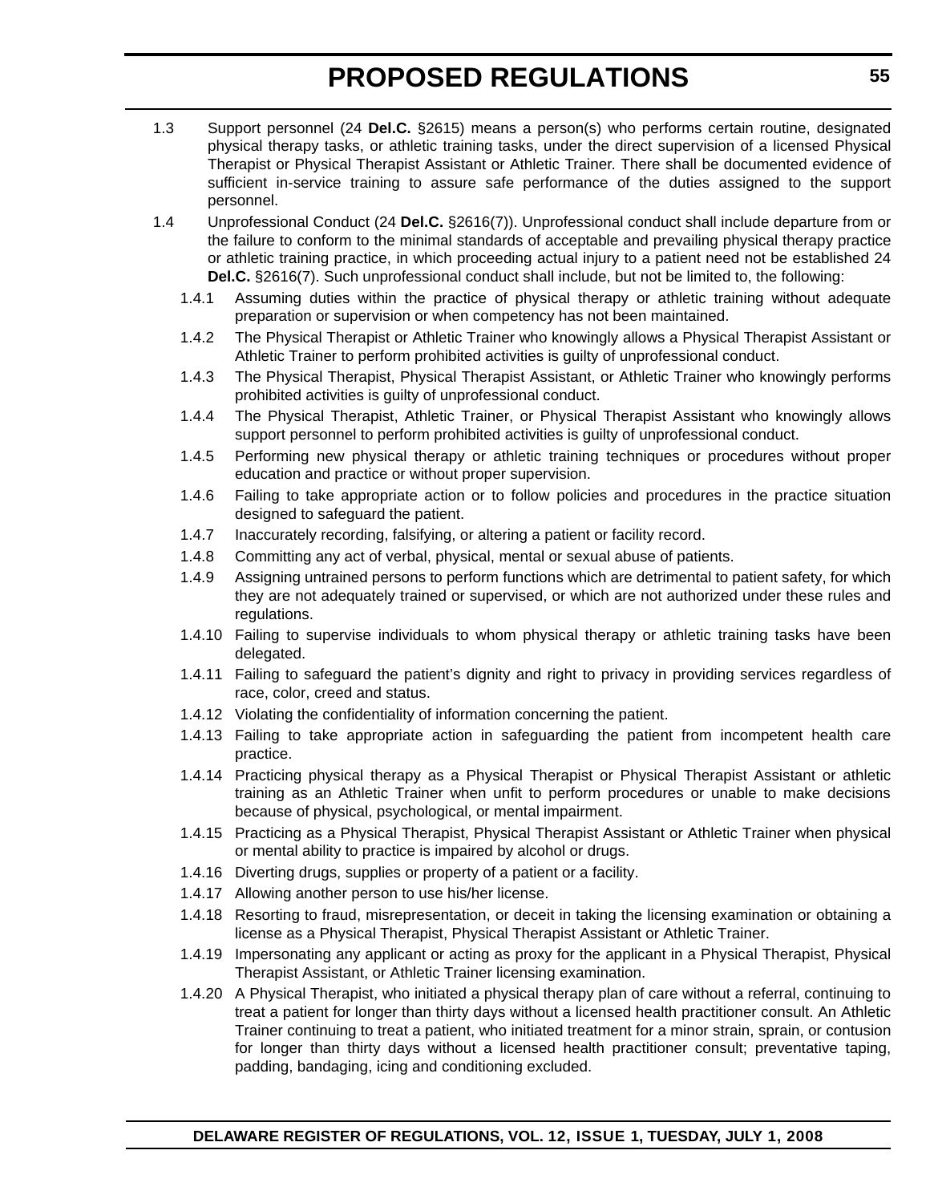1.3 Support personnel (24 **Del.C.** §2615) means a person(s) who performs certain routine, designated physical therapy tasks, or athletic training tasks, under the direct supervision of a licensed Physical Therapist or Physical Therapist Assistant or Athletic Trainer. There shall be documented evidence of sufficient in-service training to assure safe performance of the duties assigned to the support personnel.

1.4 Unprofessional Conduct (24 **Del.C.** §2616(7)). Unprofessional conduct shall include departure from or the failure to conform to the minimal standards of acceptable and prevailing physical therapy practice or athletic training practice, in which proceeding actual injury to a patient need not be established 24 **Del.C.** §2616(7). Such unprofessional conduct shall include, but not be limited to, the following:

1.4.1 Assuming duties within the practice of physical therapy or athletic training without adequate preparation or supervision or when competency has not been maintained.

1.4.2 The Physical Therapist or Athletic Trainer who knowingly allows a Physical Therapist Assistant or Athletic Trainer to perform prohibited activities is guilty of unprofessional conduct.

1.4.3 The Physical Therapist, Physical Therapist Assistant, or Athletic Trainer who knowingly performs prohibited activities is guilty of unprofessional conduct.

1.4.4 The Physical Therapist, Athletic Trainer, or Physical Therapist Assistant who knowingly allows support personnel to perform prohibited activities is guilty of unprofessional conduct.

1.4.5 Performing new physical therapy or athletic training techniques or procedures without proper education and practice or without proper supervision.

1.4.6 Failing to take appropriate action or to follow policies and procedures in the practice situation designed to safeguard the patient.

1.4.7 Inaccurately recording, falsifying, or altering a patient or facility record.

1.4.8 Committing any act of verbal, physical, mental or sexual abuse of patients.

1.4.9 Assigning untrained persons to perform functions which are detrimental to patient safety, for which they are not adequately trained or supervised, or which are not authorized under these rules and regulations.

1.4.10 Failing to supervise individuals to whom physical therapy or athletic training tasks have been delegated.

1.4.11 Failing to safeguard the patient's dignity and right to privacy in providing services regardless of race, color, creed and status.

1.4.12 Violating the confidentiality of information concerning the patient.

1.4.13 Failing to take appropriate action in safeguarding the patient from incompetent health care practice.

1.4.14 Practicing physical therapy as a Physical Therapist or Physical Therapist Assistant or athletic training as an Athletic Trainer when unfit to perform procedures or unable to make decisions because of physical, psychological, or mental impairment.

1.4.15 Practicing as a Physical Therapist, Physical Therapist Assistant or Athletic Trainer when physical or mental ability to practice is impaired by alcohol or drugs.

1.4.16 Diverting drugs, supplies or property of a patient or a facility.

1.4.17 Allowing another person to use his/her license.

1.4.18 Resorting to fraud, misrepresentation, or deceit in taking the licensing examination or obtaining a license as a Physical Therapist, Physical Therapist Assistant or Athletic Trainer.

1.4.19 Impersonating any applicant or acting as proxy for the applicant in a Physical Therapist, Physical Therapist Assistant, or Athletic Trainer licensing examination.

1.4.20 A Physical Therapist, who initiated a physical therapy plan of care without a referral, continuing to treat a patient for longer than thirty days without a licensed health practitioner consult. An Athletic Trainer continuing to treat a patient, who initiated treatment for a minor strain, sprain, or contusion for longer than thirty days without a licensed health practitioner consult; preventative taping, padding, bandaging, icing and conditioning excluded.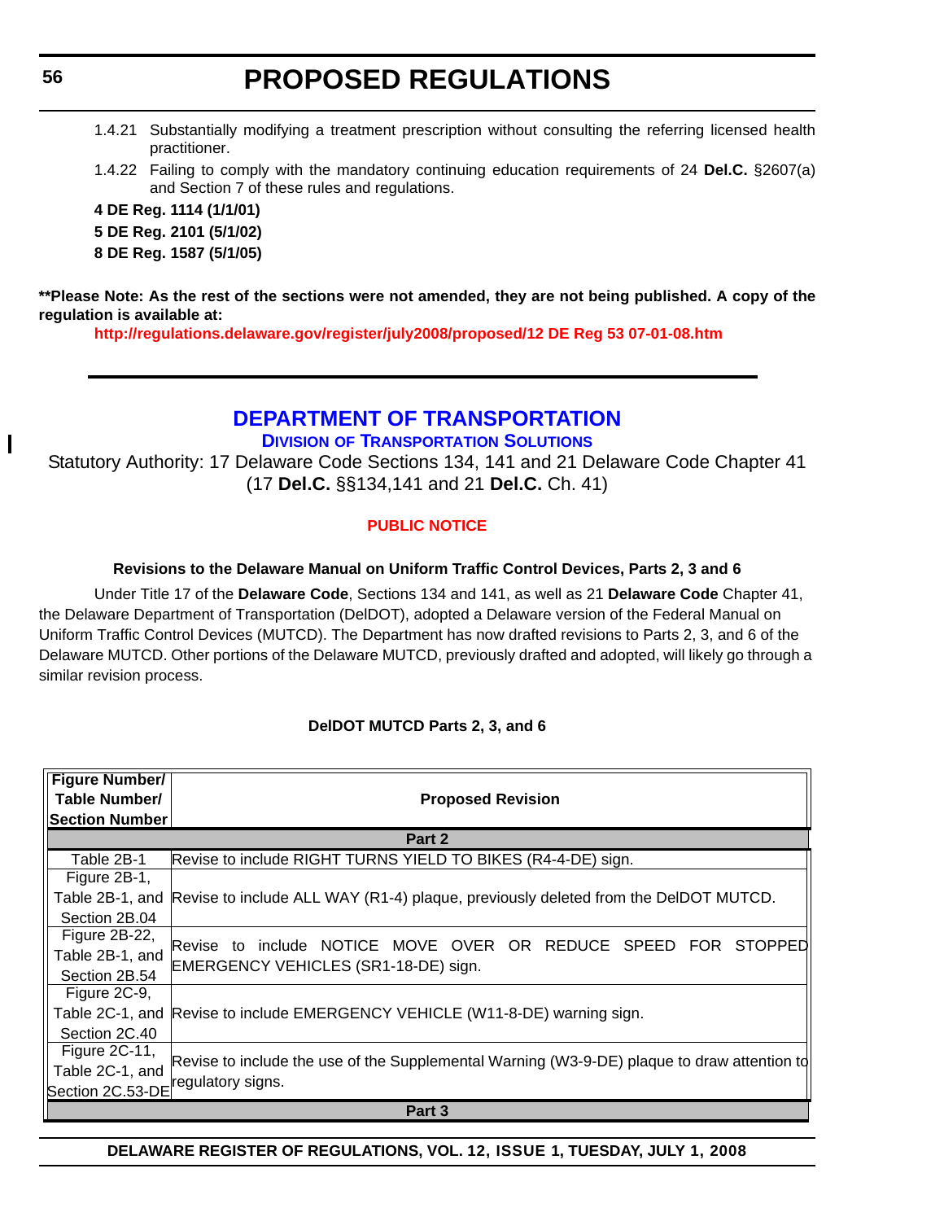1.4.21 Substantially modifying a treatment prescription without consulting the referring licensed health practitioner.

1.4.22 Failing to comply with the mandatory continuing education requirements of 24 **Del.C.** §2607(a) and Section 7 of these rules and regulations.

**4 DE Reg. 1114 (1/1/01)**

**5 DE Reg. 2101 (5/1/02)**

**8 DE Reg. 1587 (5/1/05)**

**Please Note: As the rest of the sections were not amended, they are not being published. A copy of the regulation is available at:**

**http://regulations.delaware.gov/register/july2008/proposed/12 DE Reg 53 07-01-08.htm**

# DEPARTMENT OF TRANSPORTATION

## DIVISION OF TRANSPORTATION SOLUTIONS

Statutory Authority: 17 Delaware Code Sections 134, 141 and 21 Delaware Code Chapter 41 (17 **Del.C.** §§134,141 and 21 **Del.C.** Ch. 41)

### PUBLIC NOTICE

**Revisions to the Delaware Manual on Uniform Traffic Control Devices, Parts 2, 3 and 6**

Under Title 17 of the **Delaware Code**, Sections 134 and 141, as well as 21 **Delaware Code** Chapter 41, the Delaware Department of Transportation (DelDOT), adopted a Delaware version of the Federal Manual on Uniform Traffic Control Devices (MUTCD). The Department has now drafted revisions to Parts 2, 3, and 6 of the Delaware MUTCD. Other portions of the Delaware MUTCD, previously drafted and adopted, will likely go through a similar revision process.

**DelDOT MUTCD Parts 2, 3, and 6**

| Figure Number/ Table Number/ Section Number | Proposed Revision |
|---|---|
| **Part 2** | |
| Table 2B-1 | Revise to include RIGHT TURNS YIELD TO BIKES (R4-4-DE) sign. |
| Figure 2B-1, Table 2B-1, and Section 2B.04 | Revise to include ALL WAY (R1-4) plaque, previously deleted from the DelDOT MUTCD. |
| Figure 2B-22, Table 2B-1, and Section 2B.54 | Revise to include NOTICE MOVE OVER OR REDUCE SPEED FOR STOPPED EMERGENCY VEHICLES (SR1-18-DE) sign. |
| Figure 2C-9, Table 2C-1, and Section 2C.40 | Revise to include EMERGENCY VEHICLE (W11-8-DE) warning sign. |
| Figure 2C-11, Table 2C-1, and Section 2C.53-DE | Revise to include the use of the Supplemental Warning (W3-9-DE) plaque to draw attention to regulatory signs. |
| **Part 3** | |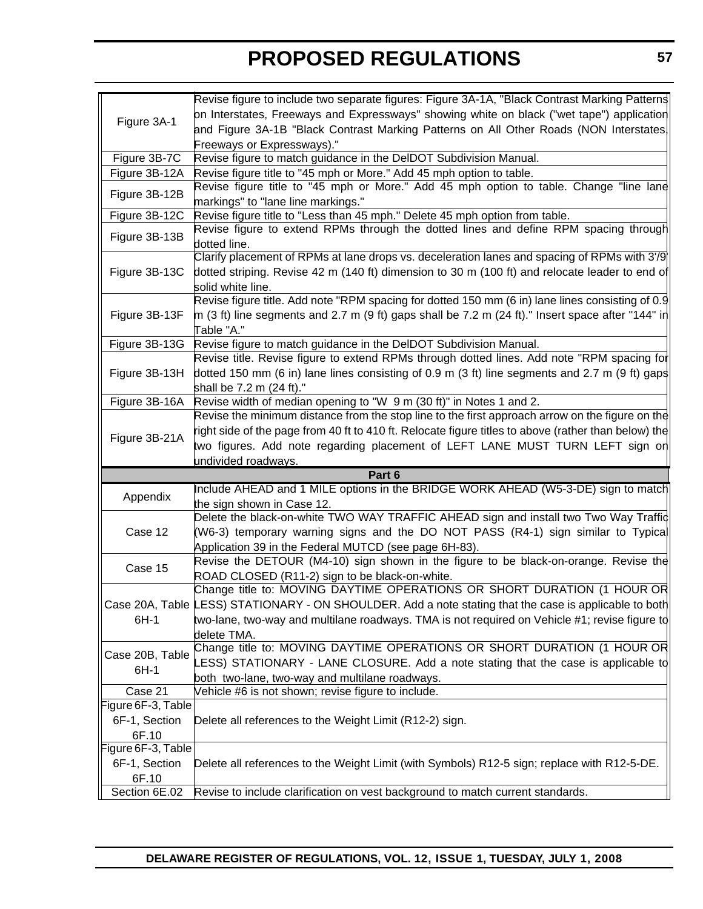# PROPOSED REGULATIONS

| | |
|---|---|
| Figure 3A-1 | Revise figure to include two separate figures: Figure 3A-1A, "Black Contrast Marking Patterns on Interstates, Freeways and Expressways" showing white on black ("wet tape") application and Figure 3A-1B "Black Contrast Marking Patterns on All Other Roads (NON Interstates, Freeways or Expressways)." |
| Figure 3B-7C | Revise figure to match guidance in the DelDOT Subdivision Manual. |
| Figure 3B-12A | Revise figure title to "45 mph or More." Add 45 mph option to table. |
| Figure 3B-12B | Revise figure title to "45 mph or More." Add 45 mph option to table. Change "line lane markings" to "lane line markings." |
| Figure 3B-12C | Revise figure title to "Less than 45 mph." Delete 45 mph option from table. |
| Figure 3B-13B | Revise figure to extend RPMs through the dotted lines and define RPM spacing through dotted line. |
| Figure 3B-13C | Clarify placement of RPMs at lane drops vs. deceleration lanes and spacing of RPMs with 3'/9' dotted striping. Revise 42 m (140 ft) dimension to 30 m (100 ft) and relocate leader to end of solid white line. |
| Figure 3B-13F | Revise figure title. Add note "RPM spacing for dotted 150 mm (6 in) lane lines consisting of 0.9 m (3 ft) line segments and 2.7 m (9 ft) gaps shall be 7.2 m (24 ft)." Insert space after "144" in Table "A." |
| Figure 3B-13G | Revise figure to match guidance in the DelDOT Subdivision Manual. |
| Figure 3B-13H | Revise title. Revise figure to extend RPMs through dotted lines. Add note "RPM spacing for dotted 150 mm (6 in) lane lines consisting of 0.9 m (3 ft) line segments and 2.7 m (9 ft) gaps shall be 7.2 m (24 ft)." |
| Figure 3B-16A | Revise width of median opening to "W 9 m (30 ft)" in Notes 1 and 2. |
| Figure 3B-21A | Revise the minimum distance from the stop line to the first approach arrow on the figure on the right side of the page from 40 ft to 410 ft. Relocate figure titles to above (rather than below) the two figures. Add note regarding placement of LEFT LANE MUST TURN LEFT sign on undivided roadways. |
| **Part 6** | |
| Appendix | Include AHEAD and 1 MILE options in the BRIDGE WORK AHEAD (W5-3-DE) sign to match the sign shown in Case 12. |
| Case 12 | Delete the black-on-white TWO WAY TRAFFIC AHEAD sign and install two Two Way Traffic (W6-3) temporary warning signs and the DO NOT PASS (R4-1) sign similar to Typical Application 39 in the Federal MUTCD (see page 6H-83). |
| Case 15 | Revise the DETOUR (M4-10) sign shown in the figure to be black-on-orange. Revise the ROAD CLOSED (R11-2) sign to be black-on-white. |
| Case 20A, Table 6H-1 | Change title to: MOVING DAYTIME OPERATIONS OR SHORT DURATION (1 HOUR OR LESS) STATIONARY - ON SHOULDER. Add a note stating that the case is applicable to both two-lane, two-way and multilane roadways. TMA is not required on Vehicle #1; revise figure to delete TMA. |
| Case 20B, Table 6H-1 | Change title to: MOVING DAYTIME OPERATIONS OR SHORT DURATION (1 HOUR OR LESS) STATIONARY - LANE CLOSURE. Add a note stating that the case is applicable to both two-lane, two-way and multilane roadways. |
| Case 21 | Vehicle #6 is not shown; revise figure to include. |
| Figure 6F-3, Table 6F-1, Section 6F.10 | Delete all references to the Weight Limit (R12-2) sign. |
| Figure 6F-3, Table 6F-1, Section 6F.10 | Delete all references to the Weight Limit (with Symbols) R12-5 sign; replace with R12-5-DE. |
| Section 6E.02 | Revise to include clarification on vest background to match current standards. |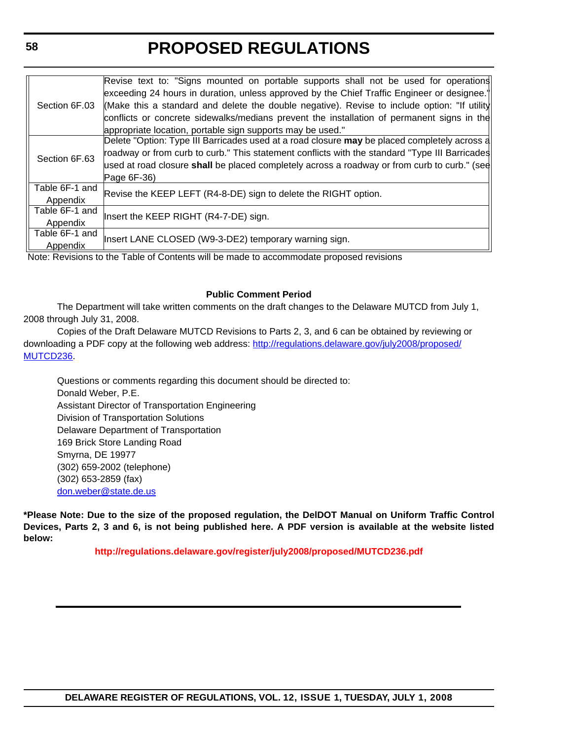| | |
|---|---|
| Section 6F.03 | Revise text to: "Signs mounted on portable supports shall not be used for operations exceeding 24 hours in duration, unless approved by the Chief Traffic Engineer or designee." (Make this a standard and delete the double negative). Revise to include option: "If utility conflicts or concrete sidewalks/medians prevent the installation of permanent signs in the appropriate location, portable sign supports may be used." |
| Section 6F.63 | Delete "Option: Type III Barricades used at a road closure **may** be placed completely across a roadway or from curb to curb." This statement conflicts with the standard "Type III Barricades used at road closure **shall** be placed completely across a roadway or from curb to curb." (see Page 6F-36) |
| Table 6F-1 and Appendix | Revise the KEEP LEFT (R4-8-DE) sign to delete the RIGHT option. |
| Table 6F-1 and Appendix | Insert the KEEP RIGHT (R4-7-DE) sign. |
| Table 6F-1 and Appendix | Insert LANE CLOSED (W9-3-DE2) temporary warning sign. |

Note: Revisions to the Table of Contents will be made to accommodate proposed revisions

**Public Comment Period**

The Department will take written comments on the draft changes to the Delaware MUTCD from July 1, 2008 through July 31, 2008.

Copies of the Draft Delaware MUTCD Revisions to Parts 2, 3, and 6 can be obtained by reviewing or downloading a PDF copy at the following web address: http://regulations.delaware.gov/july2008/proposed/MUTCD236.

Questions or comments regarding this document should be directed to:
Donald Weber, P.E.
Assistant Director of Transportation Engineering
Division of Transportation Solutions
Delaware Department of Transportation
169 Brick Store Landing Road
Smyrna, DE 19977
(302) 659-2002 (telephone)
(302) 653-2859 (fax)
don.weber@state.de.us

**\*Please Note: Due to the size of the proposed regulation, the DelDOT Manual on Uniform Traffic Control Devices, Parts 2, 3 and 6, is not being published here. A PDF version is available at the website listed below:**

**http://regulations.delaware.gov/register/july2008/proposed/MUTCD236.pdf**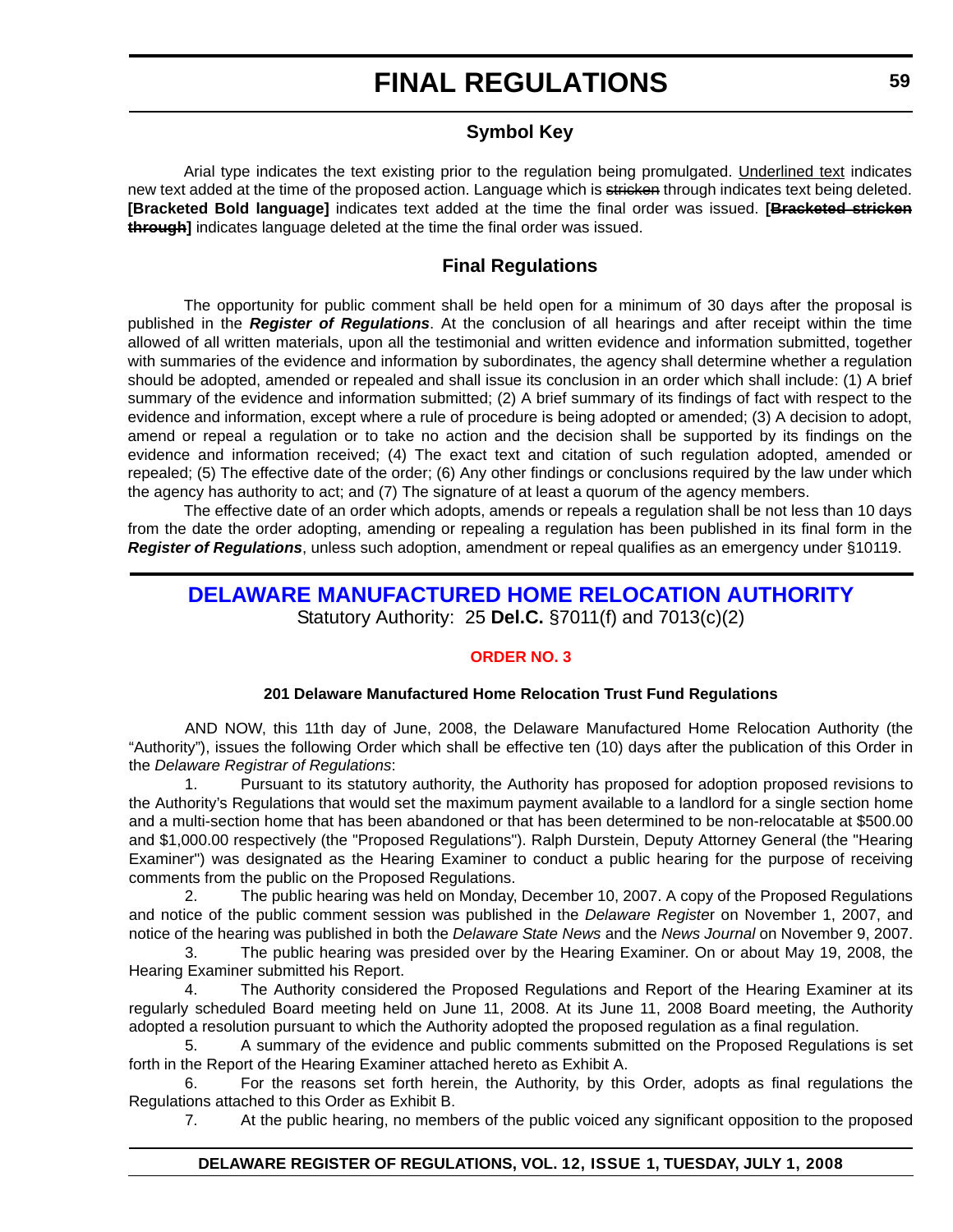# FINAL REGULATIONS

## Symbol Key

Arial type indicates the text existing prior to the regulation being promulgated. <u>Underlined text</u> indicates new text added at the time of the proposed action. Language which is ~~stricken~~ through indicates text being deleted. **[Bracketed Bold language]** indicates text added at the time the final order was issued. **[~~Bracketed stricken through~~]** indicates language deleted at the time the final order was issued.

## Final Regulations

The opportunity for public comment shall be held open for a minimum of 30 days after the proposal is published in the ***Register of Regulations***. At the conclusion of all hearings and after receipt within the time allowed of all written materials, upon all the testimonial and written evidence and information submitted, together with summaries of the evidence and information by subordinates, the agency shall determine whether a regulation should be adopted, amended or repealed and shall issue its conclusion in an order which shall include: (1) A brief summary of the evidence and information submitted; (2) A brief summary of its findings of fact with respect to the evidence and information, except where a rule of procedure is being adopted or amended; (3) A decision to adopt, amend or repeal a regulation or to take no action and the decision shall be supported by its findings on the evidence and information received; (4) The exact text and citation of such regulation adopted, amended or repealed; (5) The effective date of the order; (6) Any other findings or conclusions required by the law under which the agency has authority to act; and (7) The signature of at least a quorum of the agency members.

The effective date of an order which adopts, amends or repeals a regulation shall be not less than 10 days from the date the order adopting, amending or repealing a regulation has been published in its final form in the ***Register of Regulations***, unless such adoption, amendment or repeal qualifies as an emergency under §10119.

## DELAWARE MANUFACTURED HOME RELOCATION AUTHORITY

Statutory Authority: 25 **Del.C.** §7011(f) and 7013(c)(2)

### ORDER NO. 3

#### 201 Delaware Manufactured Home Relocation Trust Fund Regulations

AND NOW, this 11th day of June, 2008, the Delaware Manufactured Home Relocation Authority (the "Authority"), issues the following Order which shall be effective ten (10) days after the publication of this Order in the *Delaware Registrar of Regulations*:

1. Pursuant to its statutory authority, the Authority has proposed for adoption proposed revisions to the Authority's Regulations that would set the maximum payment available to a landlord for a single section home and a multi-section home that has been abandoned or that has been determined to be non-relocatable at $500.00 and $1,000.00 respectively (the "Proposed Regulations"). Ralph Durstein, Deputy Attorney General (the "Hearing Examiner") was designated as the Hearing Examiner to conduct a public hearing for the purpose of receiving comments from the public on the Proposed Regulations.

2. The public hearing was held on Monday, December 10, 2007. A copy of the Proposed Regulations and notice of the public comment session was published in the *Delaware Register* on November 1, 2007, and notice of the hearing was published in both the *Delaware State News* and the *News Journal* on November 9, 2007.

3. The public hearing was presided over by the Hearing Examiner. On or about May 19, 2008, the Hearing Examiner submitted his Report.

4. The Authority considered the Proposed Regulations and Report of the Hearing Examiner at its regularly scheduled Board meeting held on June 11, 2008. At its June 11, 2008 Board meeting, the Authority adopted a resolution pursuant to which the Authority adopted the proposed regulation as a final regulation.

5. A summary of the evidence and public comments submitted on the Proposed Regulations is set forth in the Report of the Hearing Examiner attached hereto as Exhibit A.

6. For the reasons set forth herein, the Authority, by this Order, adopts as final regulations the Regulations attached to this Order as Exhibit B.

7. At the public hearing, no members of the public voiced any significant opposition to the proposed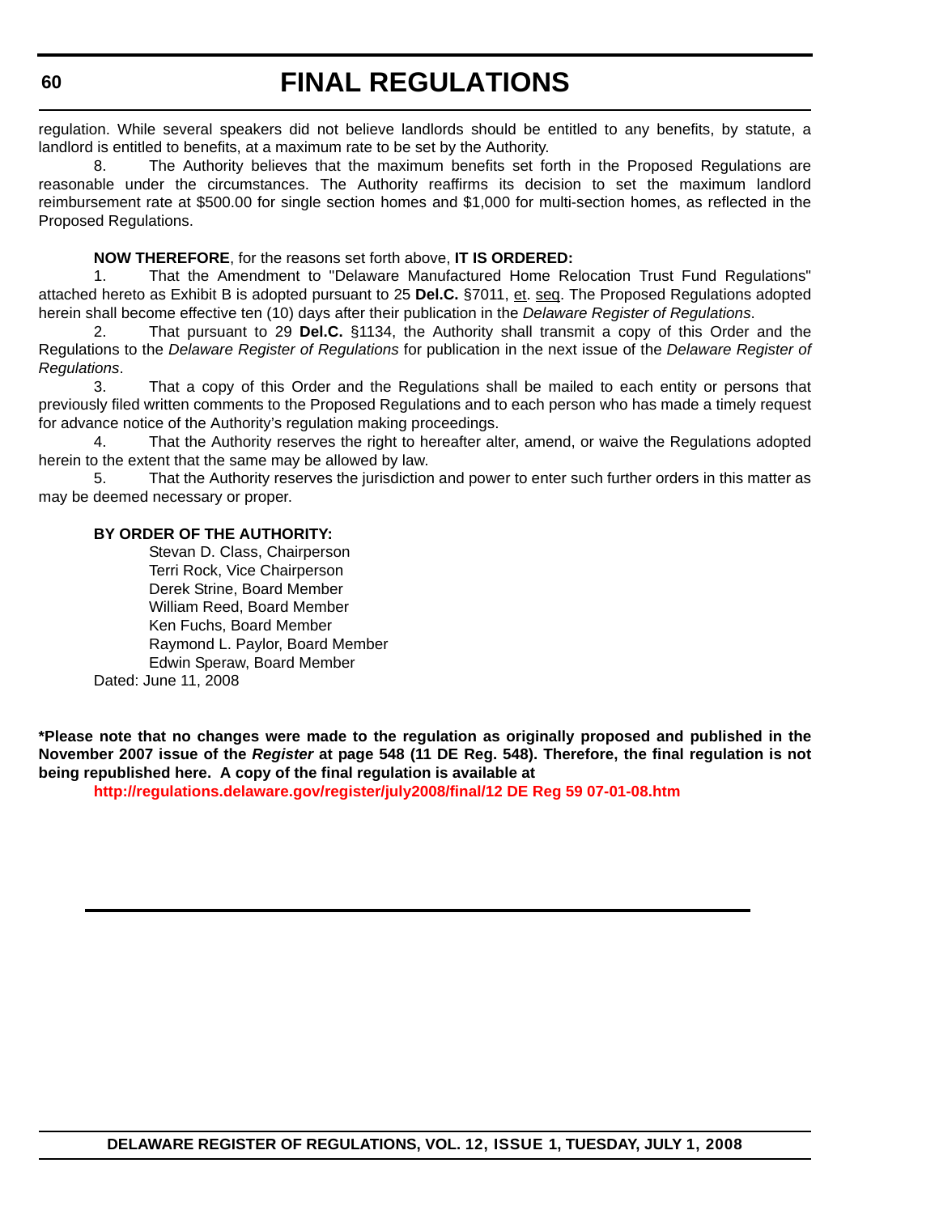regulation. While several speakers did not believe landlords should be entitled to any benefits, by statute, a landlord is entitled to benefits, at a maximum rate to be set by the Authority.

8. The Authority believes that the maximum benefits set forth in the Proposed Regulations are reasonable under the circumstances. The Authority reaffirms its decision to set the maximum landlord reimbursement rate at $500.00 for single section homes and $1,000 for multi-section homes, as reflected in the Proposed Regulations.

**NOW THEREFORE**, for the reasons set forth above, **IT IS ORDERED:**

1. That the Amendment to "Delaware Manufactured Home Relocation Trust Fund Regulations" attached hereto as Exhibit B is adopted pursuant to 25 **Del.C.** §7011, et. seq. The Proposed Regulations adopted herein shall become effective ten (10) days after their publication in the *Delaware Register of Regulations*.

2. That pursuant to 29 **Del.C.** §1134, the Authority shall transmit a copy of this Order and the Regulations to the *Delaware Register of Regulations* for publication in the next issue of the *Delaware Register of Regulations*.

3. That a copy of this Order and the Regulations shall be mailed to each entity or persons that previously filed written comments to the Proposed Regulations and to each person who has made a timely request for advance notice of the Authority's regulation making proceedings.

4. That the Authority reserves the right to hereafter alter, amend, or waive the Regulations adopted herein to the extent that the same may be allowed by law.

5. That the Authority reserves the jurisdiction and power to enter such further orders in this matter as may be deemed necessary or proper.

**BY ORDER OF THE AUTHORITY:**

Stevan D. Class, Chairperson
Terri Rock, Vice Chairperson
Derek Strine, Board Member
William Reed, Board Member
Ken Fuchs, Board Member
Raymond L. Paylor, Board Member
Edwin Speraw, Board Member

Dated: June 11, 2008

**\*Please note that no changes were made to the regulation as originally proposed and published in the November 2007 issue of the *Register* at page 548 (11 DE Reg. 548). Therefore, the final regulation is not being republished here. A copy of the final regulation is available at**

**http://regulations.delaware.gov/register/july2008/final/12 DE Reg 59 07-01-08.htm**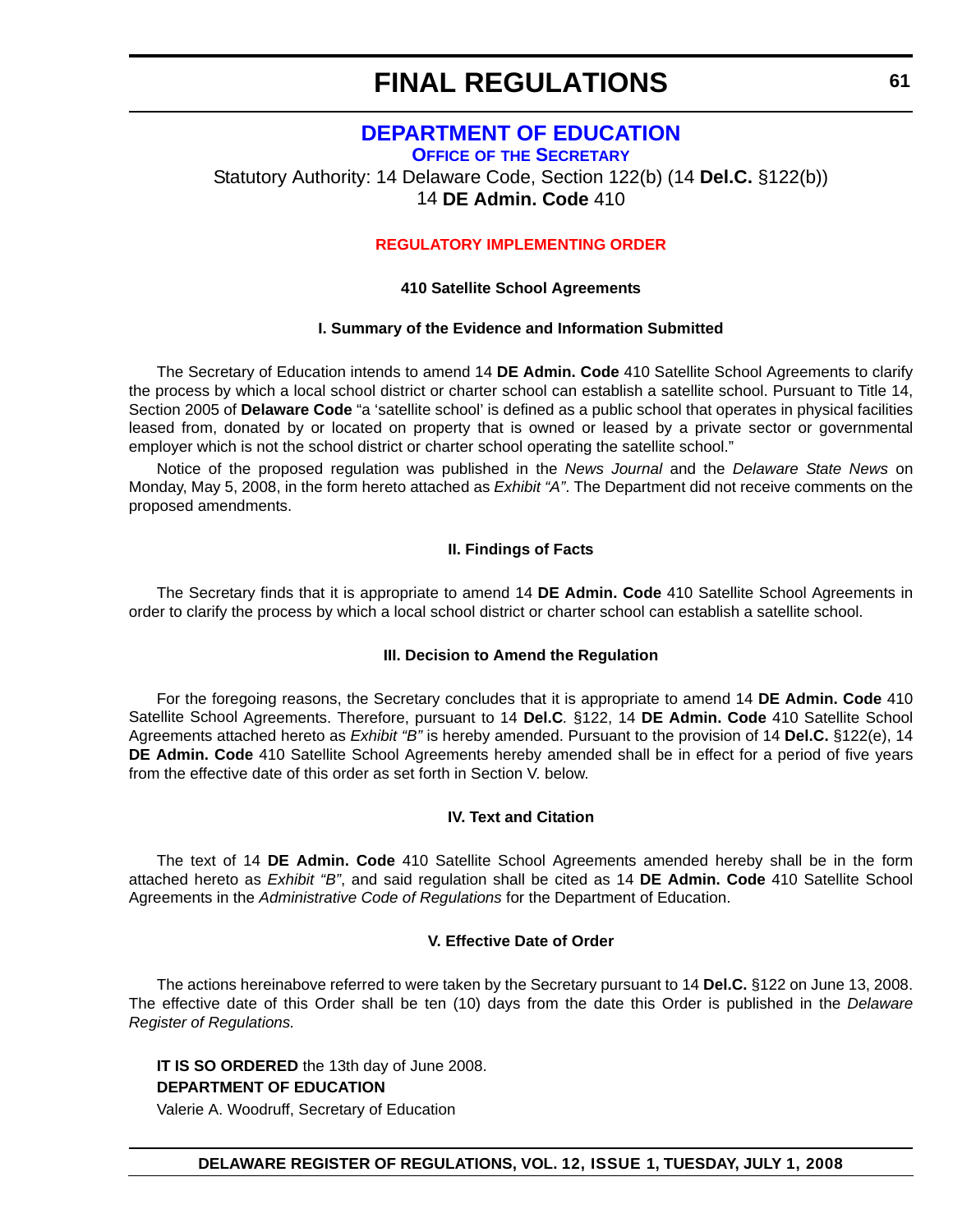# FINAL REGULATIONS

## DEPARTMENT OF EDUCATION

### OFFICE OF THE SECRETARY

Statutory Authority: 14 Delaware Code, Section 122(b) (14 **Del.C.** §122(b))
14 **DE Admin. Code** 410

### REGULATORY IMPLEMENTING ORDER

**410 Satellite School Agreements**

**I. Summary of the Evidence and Information Submitted**

The Secretary of Education intends to amend 14 **DE Admin. Code** 410 Satellite School Agreements to clarify the process by which a local school district or charter school can establish a satellite school. Pursuant to Title 14, Section 2005 of **Delaware Code** "a 'satellite school' is defined as a public school that operates in physical facilities leased from, donated by or located on property that is owned or leased by a private sector or governmental employer which is not the school district or charter school operating the satellite school."

Notice of the proposed regulation was published in the *News Journal* and the *Delaware State News* on Monday, May 5, 2008, in the form hereto attached as *Exhibit "A"*. The Department did not receive comments on the proposed amendments.

**II. Findings of Facts**

The Secretary finds that it is appropriate to amend 14 **DE Admin. Code** 410 Satellite School Agreements in order to clarify the process by which a local school district or charter school can establish a satellite school.

**III. Decision to Amend the Regulation**

For the foregoing reasons, the Secretary concludes that it is appropriate to amend 14 **DE Admin. Code** 410 Satellite School Agreements. Therefore, pursuant to 14 **Del.C**. §122, 14 **DE Admin. Code** 410 Satellite School Agreements attached hereto as *Exhibit "B"* is hereby amended. Pursuant to the provision of 14 **Del.C.** §122(e), 14 **DE Admin. Code** 410 Satellite School Agreements hereby amended shall be in effect for a period of five years from the effective date of this order as set forth in Section V. below.

**IV. Text and Citation**

The text of 14 **DE Admin. Code** 410 Satellite School Agreements amended hereby shall be in the form attached hereto as *Exhibit "B"*, and said regulation shall be cited as 14 **DE Admin. Code** 410 Satellite School Agreements in the *Administrative Code of Regulations* for the Department of Education.

**V. Effective Date of Order**

The actions hereinabove referred to were taken by the Secretary pursuant to 14 **Del.C.** §122 on June 13, 2008. The effective date of this Order shall be ten (10) days from the date this Order is published in the *Delaware Register of Regulations.*

**IT IS SO ORDERED** the 13th day of June 2008.
**DEPARTMENT OF EDUCATION**
Valerie A. Woodruff, Secretary of Education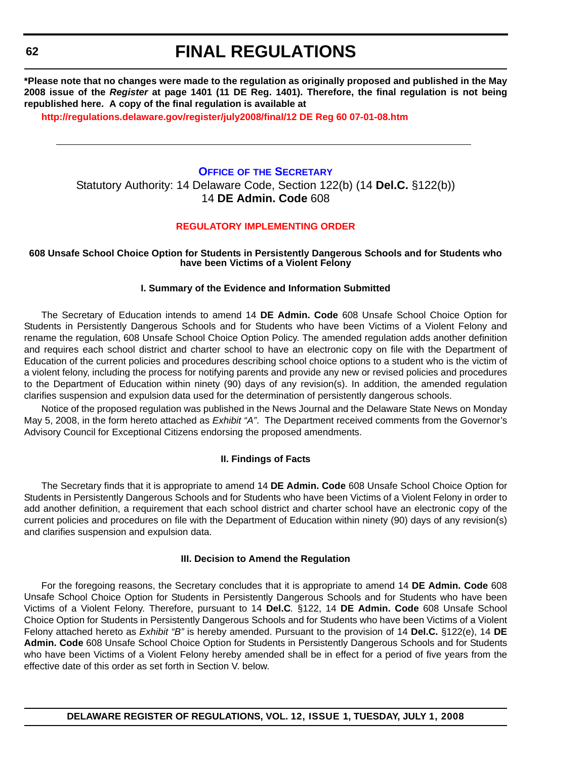**\*Please note that no changes were made to the regulation as originally proposed and published in the May 2008 issue of the *Register* at page 1401 (11 DE Reg. 1401). Therefore, the final regulation is not being republished here. A copy of the final regulation is available at**

**http://regulations.delaware.gov/register/july2008/final/12 DE Reg 60 07-01-08.htm**

---

## OFFICE OF THE SECRETARY

Statutory Authority: 14 Delaware Code, Section 122(b) (14 **Del.C.** §122(b))
14 **DE Admin. Code** 608

### REGULATORY IMPLEMENTING ORDER

#### 608 Unsafe School Choice Option for Students in Persistently Dangerous Schools and for Students who have been Victims of a Violent Felony

#### I. Summary of the Evidence and Information Submitted

The Secretary of Education intends to amend 14 **DE Admin. Code** 608 Unsafe School Choice Option for Students in Persistently Dangerous Schools and for Students who have been Victims of a Violent Felony and rename the regulation, 608 Unsafe School Choice Option Policy. The amended regulation adds another definition and requires each school district and charter school to have an electronic copy on file with the Department of Education of the current policies and procedures describing school choice options to a student who is the victim of a violent felony, including the process for notifying parents and provide any new or revised policies and procedures to the Department of Education within ninety (90) days of any revision(s). In addition, the amended regulation clarifies suspension and expulsion data used for the determination of persistently dangerous schools.

Notice of the proposed regulation was published in the News Journal and the Delaware State News on Monday May 5, 2008, in the form hereto attached as *Exhibit "A"*. The Department received comments from the Governor's Advisory Council for Exceptional Citizens endorsing the proposed amendments.

#### II. Findings of Facts

The Secretary finds that it is appropriate to amend 14 **DE Admin. Code** 608 Unsafe School Choice Option for Students in Persistently Dangerous Schools and for Students who have been Victims of a Violent Felony in order to add another definition, a requirement that each school district and charter school have an electronic copy of the current policies and procedures on file with the Department of Education within ninety (90) days of any revision(s) and clarifies suspension and expulsion data.

#### III. Decision to Amend the Regulation

For the foregoing reasons, the Secretary concludes that it is appropriate to amend 14 **DE Admin. Code** 608 Unsafe School Choice Option for Students in Persistently Dangerous Schools and for Students who have been Victims of a Violent Felony. Therefore, pursuant to 14 **Del.C***.* §122, 14 **DE Admin. Code** 608 Unsafe School Choice Option for Students in Persistently Dangerous Schools and for Students who have been Victims of a Violent Felony attached hereto as *Exhibit "B"* is hereby amended. Pursuant to the provision of 14 **Del.C.** §122(e), 14 **DE Admin. Code** 608 Unsafe School Choice Option for Students in Persistently Dangerous Schools and for Students who have been Victims of a Violent Felony hereby amended shall be in effect for a period of five years from the effective date of this order as set forth in Section V. below.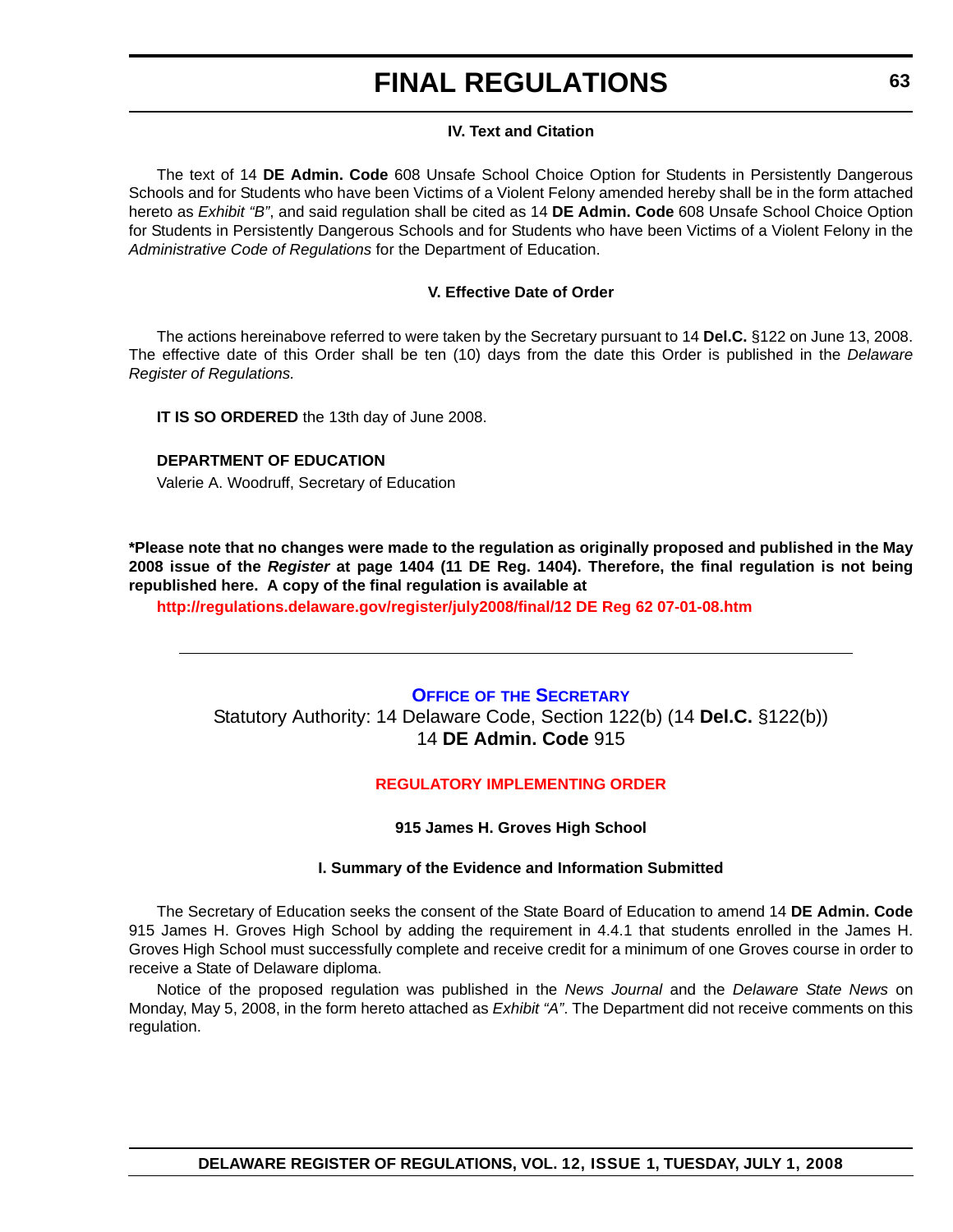#### IV. Text and Citation

The text of 14 **DE Admin. Code** 608 Unsafe School Choice Option for Students in Persistently Dangerous Schools and for Students who have been Victims of a Violent Felony amended hereby shall be in the form attached hereto as *Exhibit "B"*, and said regulation shall be cited as 14 **DE Admin. Code** 608 Unsafe School Choice Option for Students in Persistently Dangerous Schools and for Students who have been Victims of a Violent Felony in the *Administrative Code of Regulations* for the Department of Education.

#### V. Effective Date of Order

The actions hereinabove referred to were taken by the Secretary pursuant to 14 **Del.C.** §122 on June 13, 2008. The effective date of this Order shall be ten (10) days from the date this Order is published in the *Delaware Register of Regulations.*

**IT IS SO ORDERED** the 13th day of June 2008.

**DEPARTMENT OF EDUCATION**
Valerie A. Woodruff, Secretary of Education

**\*Please note that no changes were made to the regulation as originally proposed and published in the May 2008 issue of the *Register* at page 1404 (11 DE Reg. 1404). Therefore, the final regulation is not being republished here. A copy of the final regulation is available at**

**http://regulations.delaware.gov/register/july2008/final/12 DE Reg 62 07-01-08.htm**

---

## OFFICE OF THE SECRETARY

Statutory Authority: 14 Delaware Code, Section 122(b) (14 **Del.C.** §122(b))
14 **DE Admin. Code** 915

### REGULATORY IMPLEMENTING ORDER

#### 915 James H. Groves High School

#### I. Summary of the Evidence and Information Submitted

The Secretary of Education seeks the consent of the State Board of Education to amend 14 **DE Admin. Code** 915 James H. Groves High School by adding the requirement in 4.4.1 that students enrolled in the James H. Groves High School must successfully complete and receive credit for a minimum of one Groves course in order to receive a State of Delaware diploma.

Notice of the proposed regulation was published in the *News Journal* and the *Delaware State News* on Monday, May 5, 2008, in the form hereto attached as *Exhibit "A"*. The Department did not receive comments on this regulation.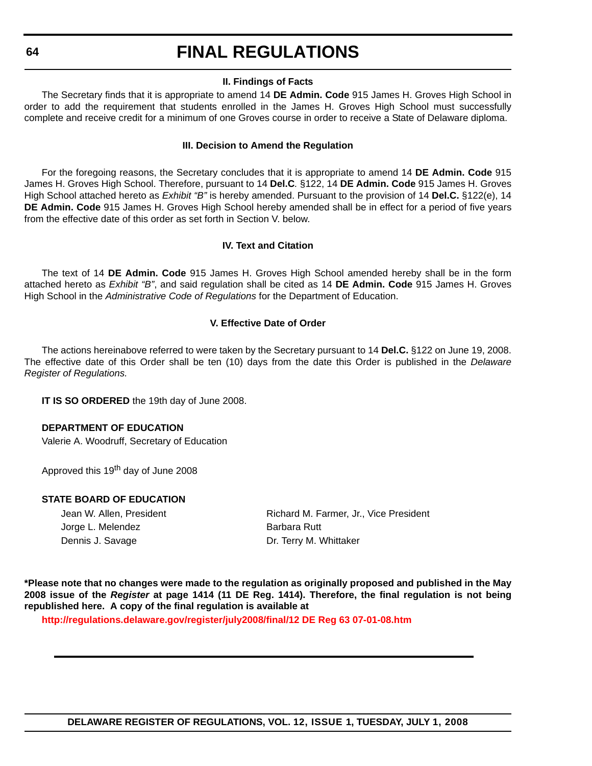# FINAL REGULATIONS

### II. Findings of Facts

The Secretary finds that it is appropriate to amend 14 **DE Admin. Code** 915 James H. Groves High School in order to add the requirement that students enrolled in the James H. Groves High School must successfully complete and receive credit for a minimum of one Groves course in order to receive a State of Delaware diploma.

### III. Decision to Amend the Regulation

For the foregoing reasons, the Secretary concludes that it is appropriate to amend 14 **DE Admin. Code** 915 James H. Groves High School. Therefore, pursuant to 14 **Del.C**. §122, 14 **DE Admin. Code** 915 James H. Groves High School attached hereto as *Exhibit "B"* is hereby amended. Pursuant to the provision of 14 **Del.C.** §122(e), 14 **DE Admin. Code** 915 James H. Groves High School hereby amended shall be in effect for a period of five years from the effective date of this order as set forth in Section V. below.

### IV. Text and Citation

The text of 14 **DE Admin. Code** 915 James H. Groves High School amended hereby shall be in the form attached hereto as *Exhibit "B"*, and said regulation shall be cited as 14 **DE Admin. Code** 915 James H. Groves High School in the *Administrative Code of Regulations* for the Department of Education.

### V. Effective Date of Order

The actions hereinabove referred to were taken by the Secretary pursuant to 14 **Del.C.** §122 on June 19, 2008. The effective date of this Order shall be ten (10) days from the date this Order is published in the *Delaware Register of Regulations.*

**IT IS SO ORDERED** the 19th day of June 2008.

**DEPARTMENT OF EDUCATION**
Valerie A. Woodruff, Secretary of Education

Approved this 19th day of June 2008

**STATE BOARD OF EDUCATION**

Jean W. Allen, President
Richard M. Farmer, Jr., Vice President
Jorge L. Melendez
Barbara Rutt
Dennis J. Savage
Dr. Terry M. Whittaker

**\*Please note that no changes were made to the regulation as originally proposed and published in the May 2008 issue of the *Register* at page 1414 (11 DE Reg. 1414). Therefore, the final regulation is not being republished here. A copy of the final regulation is available at**

**http://regulations.delaware.gov/register/july2008/final/12 DE Reg 63 07-01-08.htm**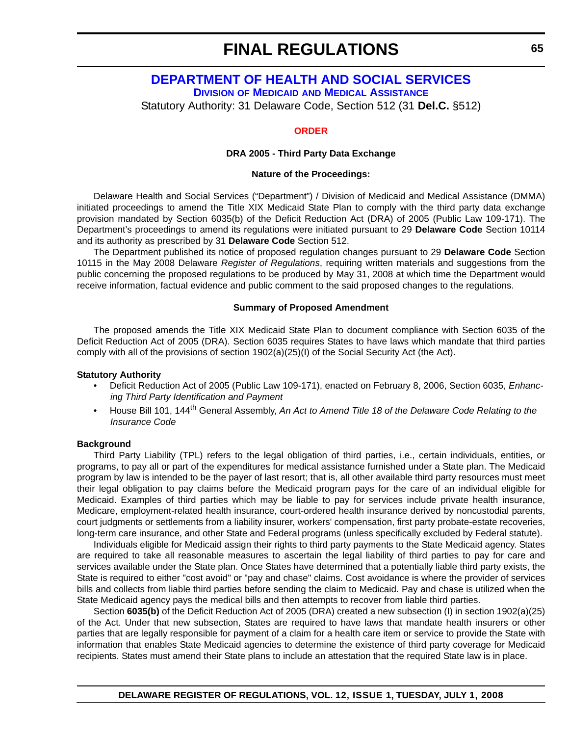# FINAL REGULATIONS

## DEPARTMENT OF HEALTH AND SOCIAL SERVICES

### DIVISION OF MEDICAID AND MEDICAL ASSISTANCE

Statutory Authority: 31 Delaware Code, Section 512 (31 **Del.C.** §512)

**ORDER**

**DRA 2005 - Third Party Data Exchange**

**Nature of the Proceedings:**

Delaware Health and Social Services ("Department") / Division of Medicaid and Medical Assistance (DMMA) initiated proceedings to amend the Title XIX Medicaid State Plan to comply with the third party data exchange provision mandated by Section 6035(b) of the Deficit Reduction Act (DRA) of 2005 (Public Law 109-171). The Department's proceedings to amend its regulations were initiated pursuant to 29 **Delaware Code** Section 10114 and its authority as prescribed by 31 **Delaware Code** Section 512.

The Department published its notice of proposed regulation changes pursuant to 29 **Delaware Code** Section 10115 in the May 2008 Delaware *Register of Regulations*, requiring written materials and suggestions from the public concerning the proposed regulations to be produced by May 31, 2008 at which time the Department would receive information, factual evidence and public comment to the said proposed changes to the regulations.

**Summary of Proposed Amendment**

The proposed amends the Title XIX Medicaid State Plan to document compliance with Section 6035 of the Deficit Reduction Act of 2005 (DRA). Section 6035 requires States to have laws which mandate that third parties comply with all of the provisions of section 1902(a)(25)(I) of the Social Security Act (the Act).

**Statutory Authority**

- Deficit Reduction Act of 2005 (Public Law 109-171), enacted on February 8, 2006, Section 6035, *Enhancing Third Party Identification and Payment*
- House Bill 101, 144th General Assembly, *An Act to Amend Title 18 of the Delaware Code Relating to the Insurance Code*

**Background**

Third Party Liability (TPL) refers to the legal obligation of third parties, i.e., certain individuals, entities, or programs, to pay all or part of the expenditures for medical assistance furnished under a State plan. The Medicaid program by law is intended to be the payer of last resort; that is, all other available third party resources must meet their legal obligation to pay claims before the Medicaid program pays for the care of an individual eligible for Medicaid. Examples of third parties which may be liable to pay for services include private health insurance, Medicare, employment-related health insurance, court-ordered health insurance derived by noncustodial parents, court judgments or settlements from a liability insurer, workers' compensation, first party probate-estate recoveries, long-term care insurance, and other State and Federal programs (unless specifically excluded by Federal statute).

Individuals eligible for Medicaid assign their rights to third party payments to the State Medicaid agency. States are required to take all reasonable measures to ascertain the legal liability of third parties to pay for care and services available under the State plan. Once States have determined that a potentially liable third party exists, the State is required to either "cost avoid" or "pay and chase" claims. Cost avoidance is where the provider of services bills and collects from liable third parties before sending the claim to Medicaid. Pay and chase is utilized when the State Medicaid agency pays the medical bills and then attempts to recover from liable third parties.

Section **6035(b)** of the Deficit Reduction Act of 2005 (DRA) created a new subsection (I) in section 1902(a)(25) of the Act. Under that new subsection, States are required to have laws that mandate health insurers or other parties that are legally responsible for payment of a claim for a health care item or service to provide the State with information that enables State Medicaid agencies to determine the existence of third party coverage for Medicaid recipients. States must amend their State plans to include an attestation that the required State law is in place.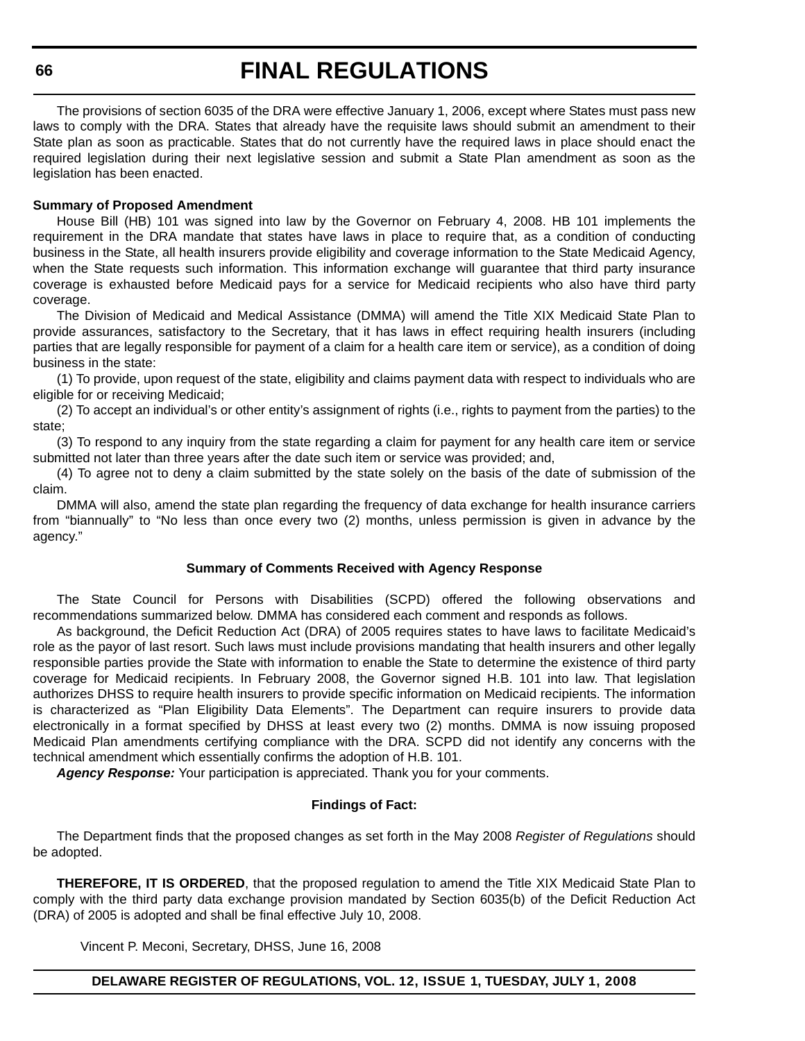The provisions of section 6035 of the DRA were effective January 1, 2006, except where States must pass new laws to comply with the DRA. States that already have the requisite laws should submit an amendment to their State plan as soon as practicable. States that do not currently have the required laws in place should enact the required legislation during their next legislative session and submit a State Plan amendment as soon as the legislation has been enacted.

**Summary of Proposed Amendment**

House Bill (HB) 101 was signed into law by the Governor on February 4, 2008. HB 101 implements the requirement in the DRA mandate that states have laws in place to require that, as a condition of conducting business in the State, all health insurers provide eligibility and coverage information to the State Medicaid Agency, when the State requests such information. This information exchange will guarantee that third party insurance coverage is exhausted before Medicaid pays for a service for Medicaid recipients who also have third party coverage.

The Division of Medicaid and Medical Assistance (DMMA) will amend the Title XIX Medicaid State Plan to provide assurances, satisfactory to the Secretary, that it has laws in effect requiring health insurers (including parties that are legally responsible for payment of a claim for a health care item or service), as a condition of doing business in the state:

(1) To provide, upon request of the state, eligibility and claims payment data with respect to individuals who are eligible for or receiving Medicaid;

(2) To accept an individual's or other entity's assignment of rights (i.e., rights to payment from the parties) to the state;

(3) To respond to any inquiry from the state regarding a claim for payment for any health care item or service submitted not later than three years after the date such item or service was provided; and,

(4) To agree not to deny a claim submitted by the state solely on the basis of the date of submission of the claim.

DMMA will also, amend the state plan regarding the frequency of data exchange for health insurance carriers from "biannually" to "No less than once every two (2) months, unless permission is given in advance by the agency."

**Summary of Comments Received with Agency Response**

The State Council for Persons with Disabilities (SCPD) offered the following observations and recommendations summarized below. DMMA has considered each comment and responds as follows.

As background, the Deficit Reduction Act (DRA) of 2005 requires states to have laws to facilitate Medicaid's role as the payor of last resort. Such laws must include provisions mandating that health insurers and other legally responsible parties provide the State with information to enable the State to determine the existence of third party coverage for Medicaid recipients. In February 2008, the Governor signed H.B. 101 into law. That legislation authorizes DHSS to require health insurers to provide specific information on Medicaid recipients. The information is characterized as "Plan Eligibility Data Elements". The Department can require insurers to provide data electronically in a format specified by DHSS at least every two (2) months. DMMA is now issuing proposed Medicaid Plan amendments certifying compliance with the DRA. SCPD did not identify any concerns with the technical amendment which essentially confirms the adoption of H.B. 101.

***Agency Response:*** Your participation is appreciated. Thank you for your comments.

**Findings of Fact:**

The Department finds that the proposed changes as set forth in the May 2008 *Register of Regulations* should be adopted.

**THEREFORE, IT IS ORDERED**, that the proposed regulation to amend the Title XIX Medicaid State Plan to comply with the third party data exchange provision mandated by Section 6035(b) of the Deficit Reduction Act (DRA) of 2005 is adopted and shall be final effective July 10, 2008.

Vincent P. Meconi, Secretary, DHSS, June 16, 2008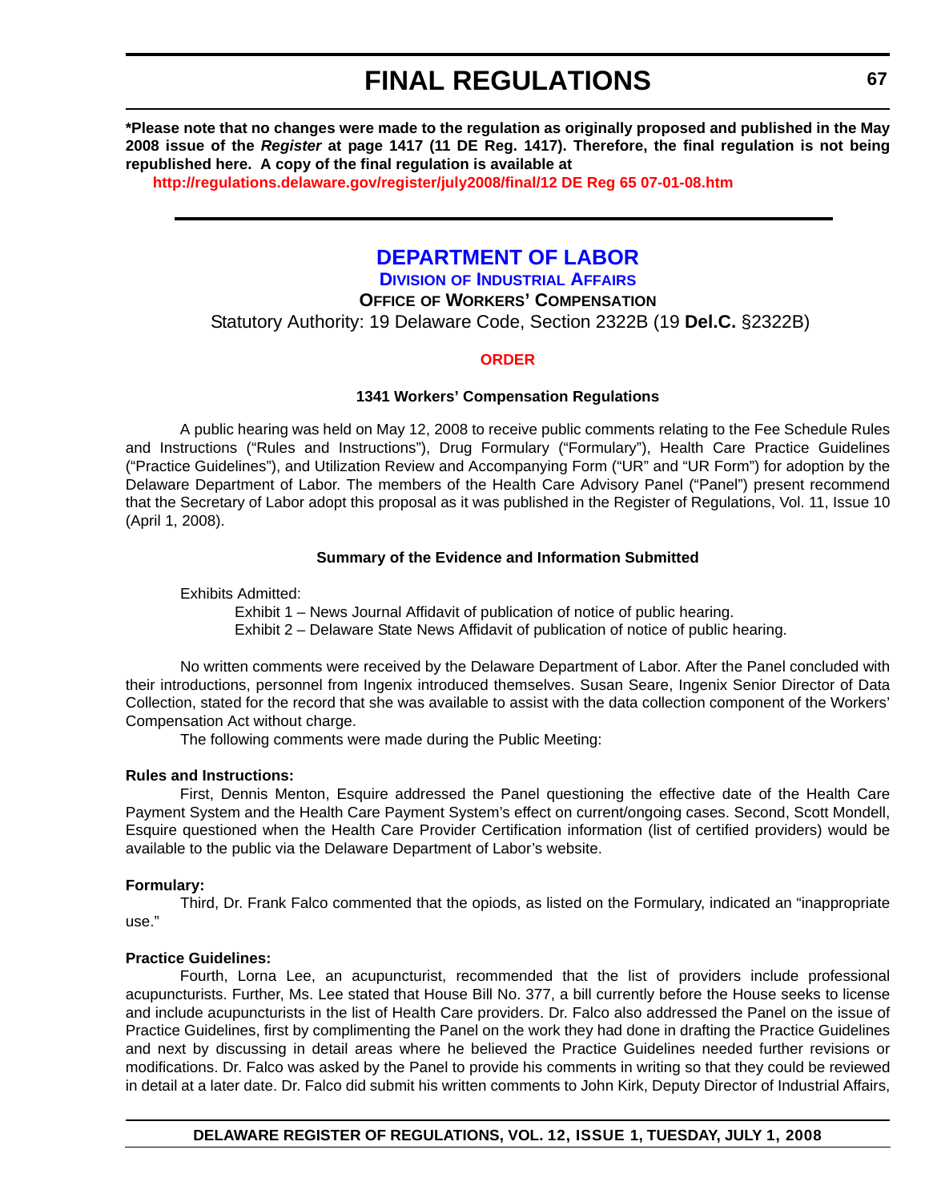**\*Please note that no changes were made to the regulation as originally proposed and published in the May 2008 issue of the *Register* at page 1417 (11 DE Reg. 1417). Therefore, the final regulation is not being republished here. A copy of the final regulation is available at**

**http://regulations.delaware.gov/register/july2008/final/12 DE Reg 65 07-01-08.htm**

---

# DEPARTMENT OF LABOR

## DIVISION OF INDUSTRIAL AFFAIRS

### OFFICE OF WORKERS' COMPENSATION

Statutory Authority: 19 Delaware Code, Section 2322B (19 **Del.C.** §2322B)

**ORDER**

**1341 Workers' Compensation Regulations**

A public hearing was held on May 12, 2008 to receive public comments relating to the Fee Schedule Rules and Instructions ("Rules and Instructions"), Drug Formulary ("Formulary"), Health Care Practice Guidelines ("Practice Guidelines"), and Utilization Review and Accompanying Form ("UR" and "UR Form") for adoption by the Delaware Department of Labor. The members of the Health Care Advisory Panel ("Panel") present recommend that the Secretary of Labor adopt this proposal as it was published in the Register of Regulations, Vol. 11, Issue 10 (April 1, 2008).

**Summary of the Evidence and Information Submitted**

Exhibits Admitted:

Exhibit 1 – News Journal Affidavit of publication of notice of public hearing.

Exhibit 2 – Delaware State News Affidavit of publication of notice of public hearing.

No written comments were received by the Delaware Department of Labor. After the Panel concluded with their introductions, personnel from Ingenix introduced themselves. Susan Seare, Ingenix Senior Director of Data Collection, stated for the record that she was available to assist with the data collection component of the Workers' Compensation Act without charge.

The following comments were made during the Public Meeting:

**Rules and Instructions:**

First, Dennis Menton, Esquire addressed the Panel questioning the effective date of the Health Care Payment System and the Health Care Payment System's effect on current/ongoing cases. Second, Scott Mondell, Esquire questioned when the Health Care Provider Certification information (list of certified providers) would be available to the public via the Delaware Department of Labor's website.

**Formulary:**

Third, Dr. Frank Falco commented that the opiods, as listed on the Formulary, indicated an "inappropriate use."

**Practice Guidelines:**

Fourth, Lorna Lee, an acupuncturist, recommended that the list of providers include professional acupuncturists. Further, Ms. Lee stated that House Bill No. 377, a bill currently before the House seeks to license and include acupuncturists in the list of Health Care providers. Dr. Falco also addressed the Panel on the issue of Practice Guidelines, first by complimenting the Panel on the work they had done in drafting the Practice Guidelines and next by discussing in detail areas where he believed the Practice Guidelines needed further revisions or modifications. Dr. Falco was asked by the Panel to provide his comments in writing so that they could be reviewed in detail at a later date. Dr. Falco did submit his written comments to John Kirk, Deputy Director of Industrial Affairs,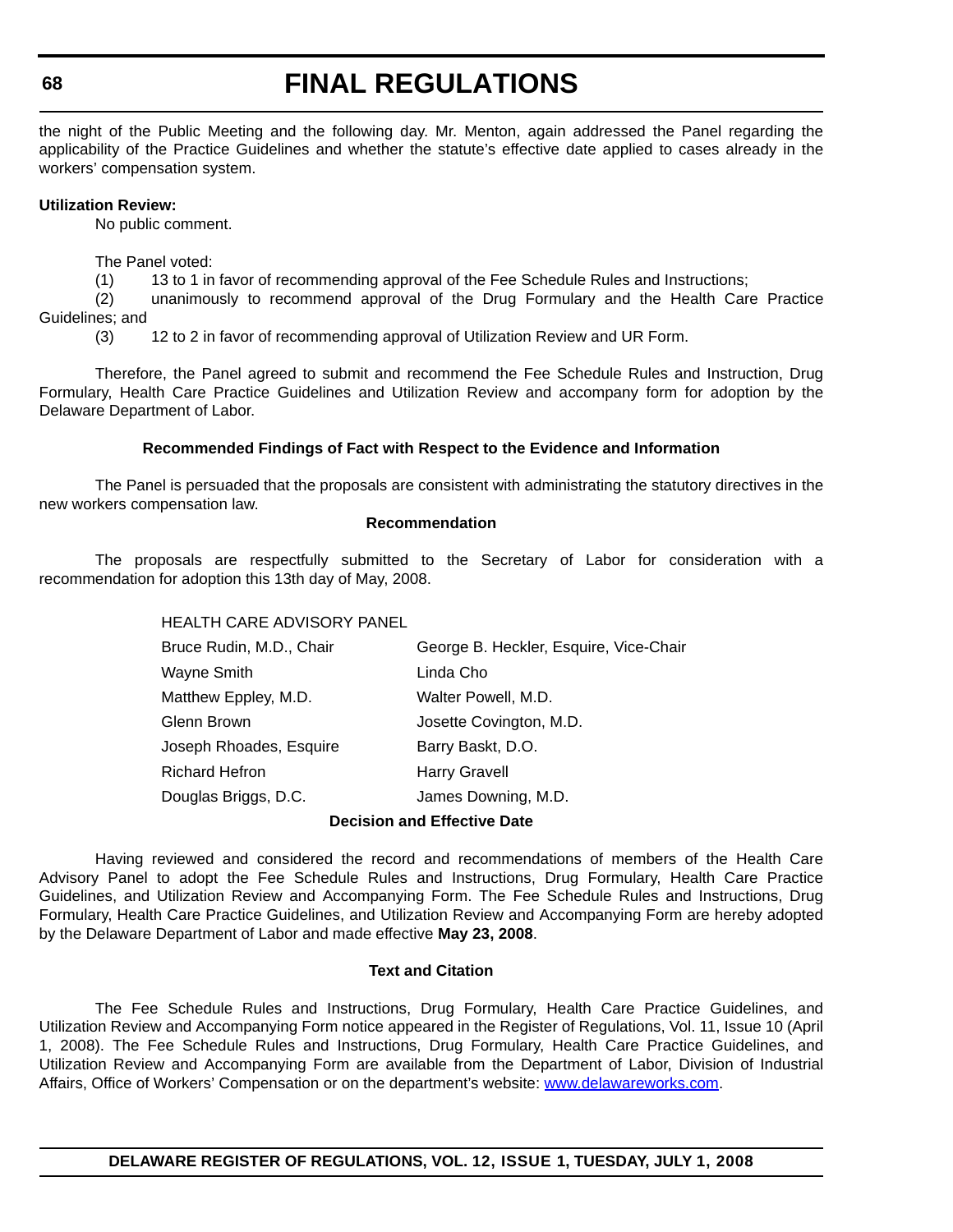the night of the Public Meeting and the following day. Mr. Menton, again addressed the Panel regarding the applicability of the Practice Guidelines and whether the statute's effective date applied to cases already in the workers' compensation system.

**Utilization Review:**

No public comment.

The Panel voted:

(1) 13 to 1 in favor of recommending approval of the Fee Schedule Rules and Instructions;

(2) unanimously to recommend approval of the Drug Formulary and the Health Care Practice Guidelines; and

(3) 12 to 2 in favor of recommending approval of Utilization Review and UR Form.

Therefore, the Panel agreed to submit and recommend the Fee Schedule Rules and Instruction, Drug Formulary, Health Care Practice Guidelines and Utilization Review and accompany form for adoption by the Delaware Department of Labor.

**Recommended Findings of Fact with Respect to the Evidence and Information**

The Panel is persuaded that the proposals are consistent with administrating the statutory directives in the new workers compensation law.

**Recommendation**

The proposals are respectfully submitted to the Secretary of Labor for consideration with a recommendation for adoption this 13th day of May, 2008.

HEALTH CARE ADVISORY PANEL

| | |
|---|---|
| Bruce Rudin, M.D., Chair | George B. Heckler, Esquire, Vice-Chair |
| Wayne Smith | Linda Cho |
| Matthew Eppley, M.D. | Walter Powell, M.D. |
| Glenn Brown | Josette Covington, M.D. |
| Joseph Rhoades, Esquire | Barry Baskt, D.O. |
| Richard Hefron | Harry Gravell |
| Douglas Briggs, D.C. | James Downing, M.D. |

**Decision and Effective Date**

Having reviewed and considered the record and recommendations of members of the Health Care Advisory Panel to adopt the Fee Schedule Rules and Instructions, Drug Formulary, Health Care Practice Guidelines, and Utilization Review and Accompanying Form. The Fee Schedule Rules and Instructions, Drug Formulary, Health Care Practice Guidelines, and Utilization Review and Accompanying Form are hereby adopted by the Delaware Department of Labor and made effective **May 23, 2008**.

**Text and Citation**

The Fee Schedule Rules and Instructions, Drug Formulary, Health Care Practice Guidelines, and Utilization Review and Accompanying Form notice appeared in the Register of Regulations, Vol. 11, Issue 10 (April 1, 2008). The Fee Schedule Rules and Instructions, Drug Formulary, Health Care Practice Guidelines, and Utilization Review and Accompanying Form are available from the Department of Labor, Division of Industrial Affairs, Office of Workers' Compensation or on the department's website: www.delawareworks.com.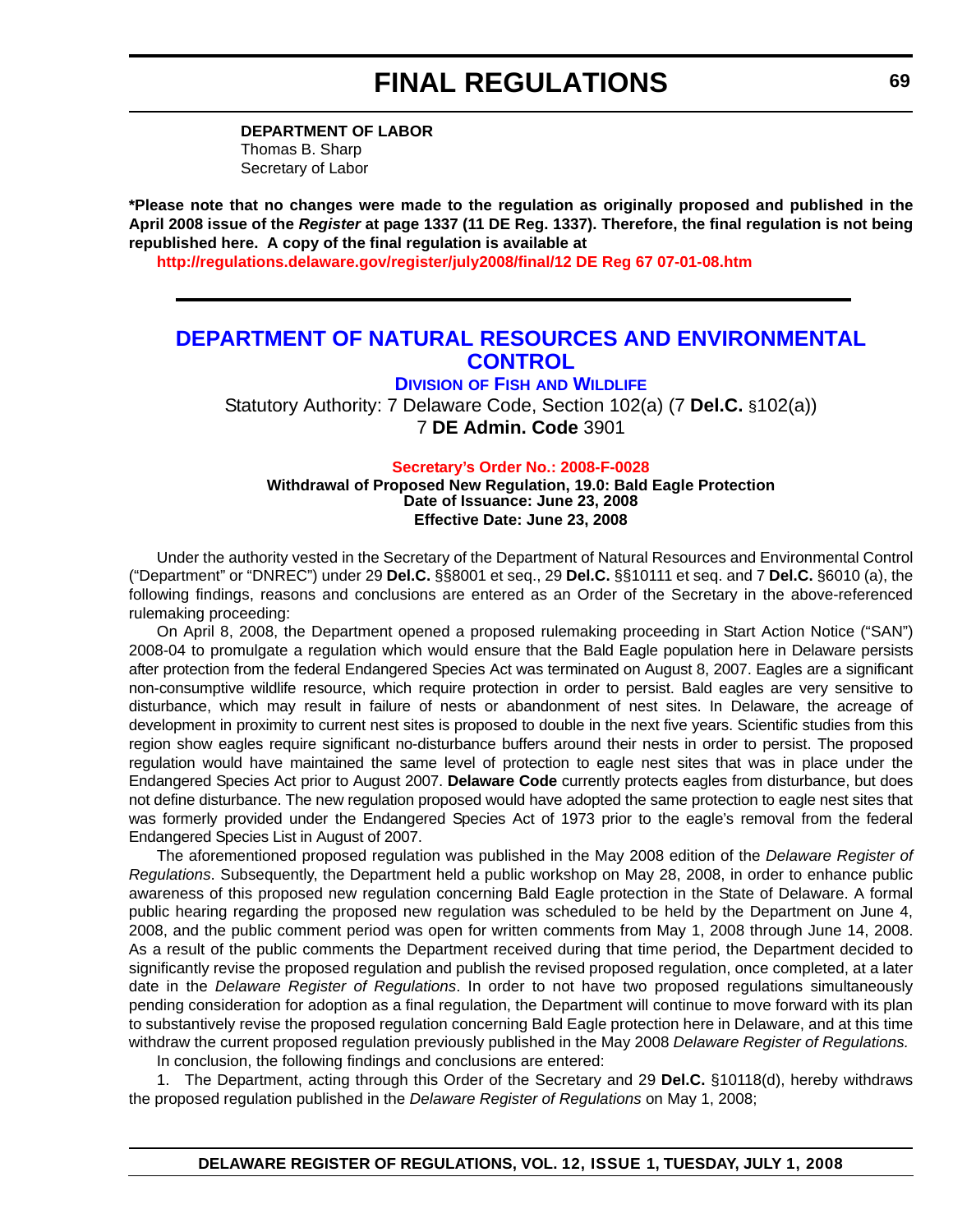**DEPARTMENT OF LABOR**
Thomas B. Sharp
Secretary of Labor

**\*Please note that no changes were made to the regulation as originally proposed and published in the April 2008 issue of the *Register* at page 1337 (11 DE Reg. 1337). Therefore, the final regulation is not being republished here. A copy of the final regulation is available at**

**http://regulations.delaware.gov/register/july2008/final/12 DE Reg 67 07-01-08.htm**

---

# DEPARTMENT OF NATURAL RESOURCES AND ENVIRONMENTAL CONTROL

## DIVISION OF FISH AND WILDLIFE

Statutory Authority: 7 Delaware Code, Section 102(a) (7 **Del.C.** §102(a))
7 **DE Admin. Code** 3901

### Secretary's Order No.: 2008-F-0028

**Withdrawal of Proposed New Regulation, 19.0: Bald Eagle Protection**
**Date of Issuance: June 23, 2008**
**Effective Date: June 23, 2008**

Under the authority vested in the Secretary of the Department of Natural Resources and Environmental Control ("Department" or "DNREC") under 29 **Del.C.** §§8001 et seq., 29 **Del.C.** §§10111 et seq. and 7 **Del.C.** §6010 (a), the following findings, reasons and conclusions are entered as an Order of the Secretary in the above-referenced rulemaking proceeding:

On April 8, 2008, the Department opened a proposed rulemaking proceeding in Start Action Notice ("SAN") 2008-04 to promulgate a regulation which would ensure that the Bald Eagle population here in Delaware persists after protection from the federal Endangered Species Act was terminated on August 8, 2007. Eagles are a significant non-consumptive wildlife resource, which require protection in order to persist. Bald eagles are very sensitive to disturbance, which may result in failure of nests or abandonment of nest sites. In Delaware, the acreage of development in proximity to current nest sites is proposed to double in the next five years. Scientific studies from this region show eagles require significant no-disturbance buffers around their nests in order to persist. The proposed regulation would have maintained the same level of protection to eagle nest sites that was in place under the Endangered Species Act prior to August 2007. **Delaware Code** currently protects eagles from disturbance, but does not define disturbance. The new regulation proposed would have adopted the same protection to eagle nest sites that was formerly provided under the Endangered Species Act of 1973 prior to the eagle's removal from the federal Endangered Species List in August of 2007.

The aforementioned proposed regulation was published in the May 2008 edition of the *Delaware Register of Regulations*. Subsequently, the Department held a public workshop on May 28, 2008, in order to enhance public awareness of this proposed new regulation concerning Bald Eagle protection in the State of Delaware. A formal public hearing regarding the proposed new regulation was scheduled to be held by the Department on June 4, 2008, and the public comment period was open for written comments from May 1, 2008 through June 14, 2008. As a result of the public comments the Department received during that time period, the Department decided to significantly revise the proposed regulation and publish the revised proposed regulation, once completed, at a later date in the *Delaware Register of Regulations*. In order to not have two proposed regulations simultaneously pending consideration for adoption as a final regulation, the Department will continue to move forward with its plan to substantively revise the proposed regulation concerning Bald Eagle protection here in Delaware, and at this time withdraw the current proposed regulation previously published in the May 2008 *Delaware Register of Regulations.*

In conclusion, the following findings and conclusions are entered:

1. The Department, acting through this Order of the Secretary and 29 **Del.C.** §10118(d), hereby withdraws the proposed regulation published in the *Delaware Register of Regulations* on May 1, 2008;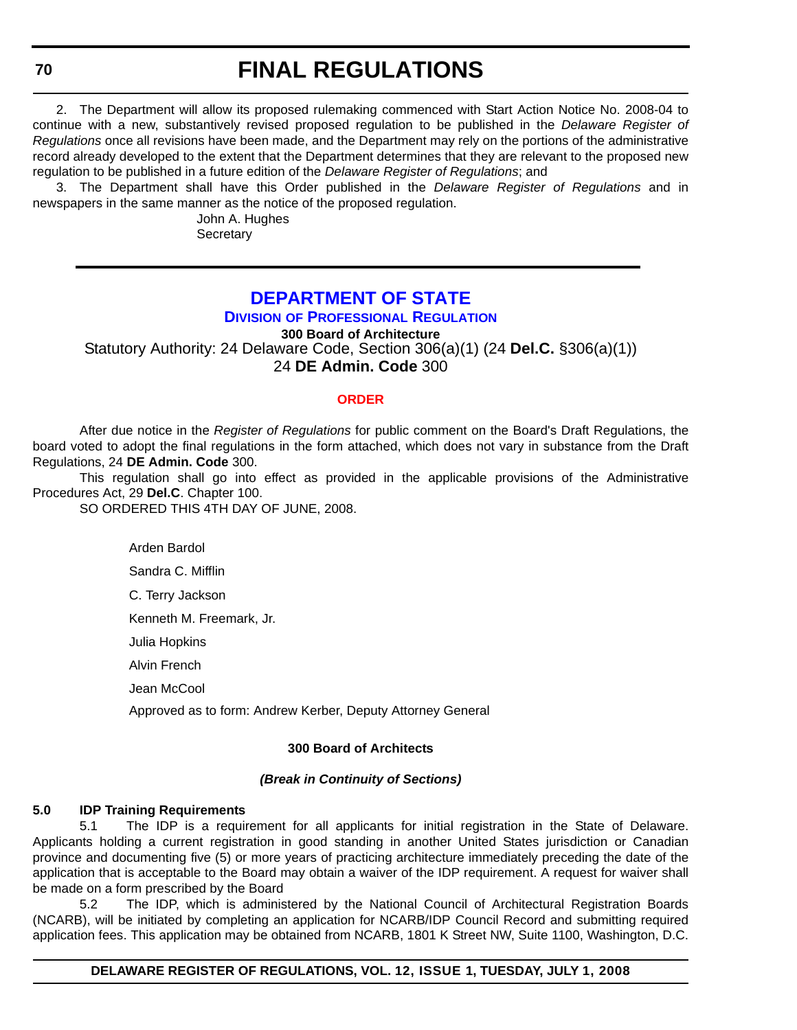2. The Department will allow its proposed rulemaking commenced with Start Action Notice No. 2008-04 to continue with a new, substantively revised proposed regulation to be published in the *Delaware Register of Regulations* once all revisions have been made, and the Department may rely on the portions of the administrative record already developed to the extent that the Department determines that they are relevant to the proposed new regulation to be published in a future edition of the *Delaware Register of Regulations*; and

3. The Department shall have this Order published in the *Delaware Register of Regulations* and in newspapers in the same manner as the notice of the proposed regulation.

John A. Hughes
Secretary

---

# DEPARTMENT OF STATE

## DIVISION OF PROFESSIONAL REGULATION

**300 Board of Architecture**

Statutory Authority: 24 Delaware Code, Section 306(a)(1) (24 **Del.C.** §306(a)(1))
24 **DE Admin. Code** 300

### ORDER

After due notice in the *Register of Regulations* for public comment on the Board's Draft Regulations, the board voted to adopt the final regulations in the form attached, which does not vary in substance from the Draft Regulations, 24 **DE Admin. Code** 300.

This regulation shall go into effect as provided in the applicable provisions of the Administrative Procedures Act, 29 **Del.C**. Chapter 100.

SO ORDERED THIS 4TH DAY OF JUNE, 2008.

Arden Bardol

Sandra C. Mifflin

C. Terry Jackson

Kenneth M. Freemark, Jr.

Julia Hopkins

Alvin French

Jean McCool

Approved as to form: Andrew Kerber, Deputy Attorney General

**300 Board of Architects**

***(Break in Continuity of Sections)***

**5.0 IDP Training Requirements**

5.1 The IDP is a requirement for all applicants for initial registration in the State of Delaware. Applicants holding a current registration in good standing in another United States jurisdiction or Canadian province and documenting five (5) or more years of practicing architecture immediately preceding the date of the application that is acceptable to the Board may obtain a waiver of the IDP requirement. A request for waiver shall be made on a form prescribed by the Board

5.2 The IDP, which is administered by the National Council of Architectural Registration Boards (NCARB), will be initiated by completing an application for NCARB/IDP Council Record and submitting required application fees. This application may be obtained from NCARB, 1801 K Street NW, Suite 1100, Washington, D.C.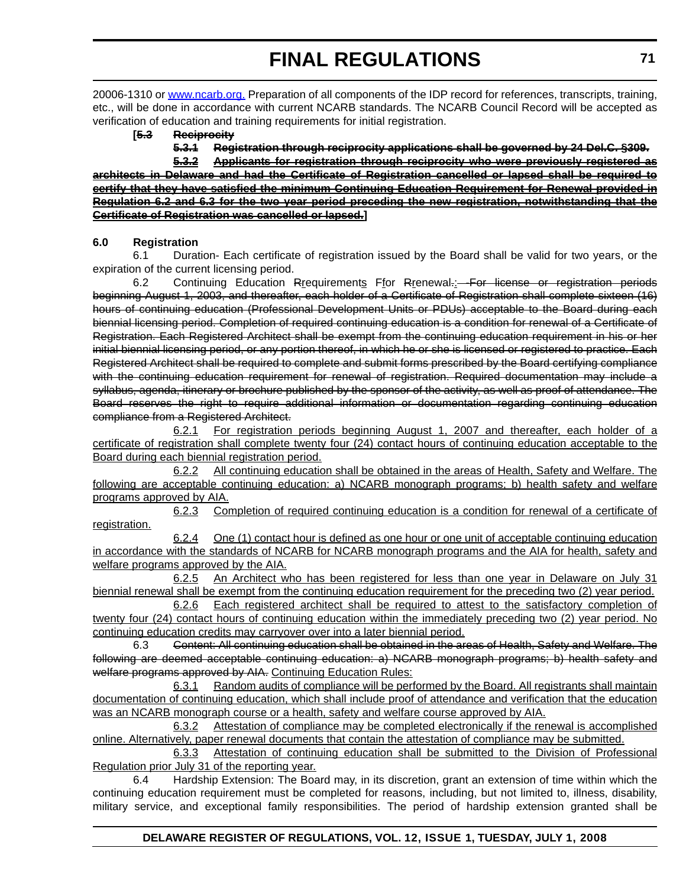20006-1310 or www.ncarb.org. Preparation of all components of the IDP record for references, transcripts, training, etc., will be done in accordance with current NCARB standards. The NCARB Council Record will be accepted as verification of education and training requirements for initial registration.

[~~**5.3 Reciprocity**~~

~~**5.3.1 Registration through reciprocity applications shall be governed by 24 Del.C. §309.**~~

~~**5.3.2 Applicants for registration through reciprocity who were previously registered as architects in Delaware and had the Certificate of Registration cancelled or lapsed shall be required to certify that they have satisfied the minimum Continuing Education Requirement for Renewal provided in Regulation 6.2 and 6.3 for the two year period preceding the new registration, notwithstanding that the Certificate of Registration was cancelled or lapsed.**~~]

**6.0 Registration**

6.1 Duration- Each certificate of registration issued by the Board shall be valid for two years, or the expiration of the current licensing period.

6.2 Continuing Education ~~R~~requirement<u>s</u> ~~F~~<u>f</u>or ~~R~~<u>r</u>enewal~~.~~<u>:</u> ~~For license or registration periods beginning August 1, 2003, and thereafter, each holder of a Certificate of Registration shall complete sixteen (16) hours of continuing education (Professional Development Units or PDUs) acceptable to the Board during each biennial licensing period. Completion of required continuing education is a condition for renewal of a Certificate of Registration. Each Registered Architect shall be exempt from the continuing education requirement in his or her initial biennial licensing period, or any portion thereof, in which he or she is licensed or registered to practice. Each Registered Architect shall be required to complete and submit forms prescribed by the Board certifying compliance with the continuing education requirement for renewal of registration. Required documentation may include a syllabus, agenda, itinerary or brochure published by the sponsor of the activity, as well as proof of attendance. The Board reserves the right to require additional information or documentation regarding continuing education compliance from a Registered Architect.~~

<u>6.2.1 For registration periods beginning August 1, 2007 and thereafter, each holder of a certificate of registration shall complete twenty four (24) contact hours of continuing education acceptable to the Board during each biennial registration period.</u>

<u>6.2.2 All continuing education shall be obtained in the areas of Health, Safety and Welfare. The following are acceptable continuing education: a) NCARB monograph programs; b) health safety and welfare programs approved by AIA.</u>

<u>6.2.3 Completion of required continuing education is a condition for renewal of a certificate of registration.</u>

<u>6.2.4 One (1) contact hour is defined as one hour or one unit of acceptable continuing education in accordance with the standards of NCARB for NCARB monograph programs and the AIA for health, safety and welfare programs approved by the AIA.</u>

<u>6.2.5 An Architect who has been registered for less than one year in Delaware on July 31 biennial renewal shall be exempt from the continuing education requirement for the preceding two (2) year period.</u>

<u>6.2.6 Each registered architect shall be required to attest to the satisfactory completion of twenty four (24) contact hours of continuing education within the immediately preceding two (2) year period. No continuing education credits may carryover over into a later biennial period.</u>

6.3 ~~Content: All continuing education shall be obtained in the areas of Health, Safety and Welfare. The following are deemed acceptable continuing education: a) NCARB monograph programs; b) health safety and welfare programs approved by AIA.~~ <u>Continuing Education Rules:</u>

<u>6.3.1 Random audits of compliance will be performed by the Board. All registrants shall maintain documentation of continuing education, which shall include proof of attendance and verification that the education was an NCARB monograph course or a health, safety and welfare course approved by AIA.</u>

<u>6.3.2 Attestation of compliance may be completed electronically if the renewal is accomplished online. Alternatively, paper renewal documents that contain the attestation of compliance may be submitted.</u>

<u>6.3.3 Attestation of continuing education shall be submitted to the Division of Professional Regulation prior July 31 of the reporting year.</u>

6.4 Hardship Extension: The Board may, in its discretion, grant an extension of time within which the continuing education requirement must be completed for reasons, including, but not limited to, illness, disability, military service, and exceptional family responsibilities. The period of hardship extension granted shall be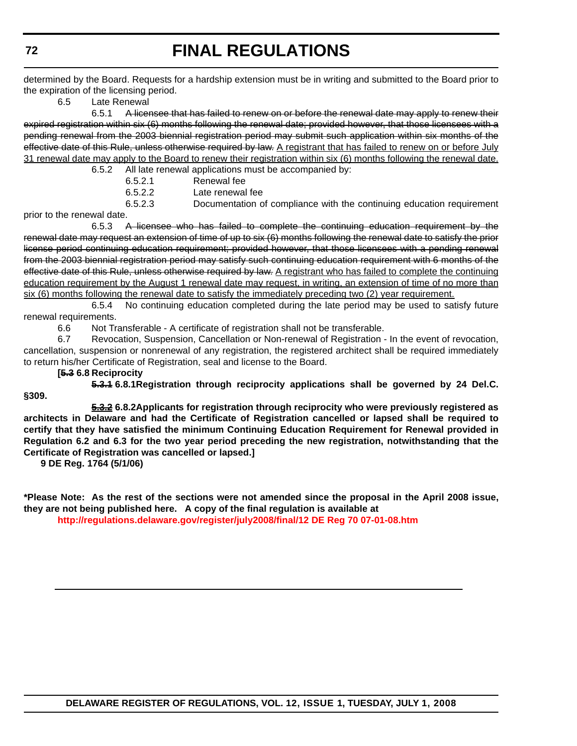determined by the Board. Requests for a hardship extension must be in writing and submitted to the Board prior to the expiration of the licensing period.

6.5 Late Renewal

6.5.1 ~~A licensee that has failed to renew on or before the renewal date may apply to renew their expired registration within six (6) months following the renewal date; provided however, that those licensees with a pending renewal from the 2003 biennial registration period may submit such application within six months of the effective date of this Rule, unless otherwise required by law.~~ <u>A registrant that has failed to renew on or before July 31 renewal date may apply to the Board to renew their registration within six (6) months following the renewal date.</u>

6.5.2 All late renewal applications must be accompanied by:

6.5.2.1 Renewal fee

6.5.2.2 Late renewal fee

6.5.2.3 Documentation of compliance with the continuing education requirement prior to the renewal date.

6.5.3 ~~A licensee who has failed to complete the continuing education requirement by the renewal date may request an extension of time of up to six (6) months following the renewal date to satisfy the prior license period continuing education requirement; provided however, that those licensees with a pending renewal from the 2003 biennial registration period may satisfy such continuing education requirement with 6 months of the effective date of this Rule, unless otherwise required by law.~~ <u>A registrant who has failed to complete the continuing education requirement by the August 1 renewal date may request, in writing, an extension of time of no more than six (6) months following the renewal date to satisfy the immediately preceding two (2) year requirement.</u>

6.5.4 No continuing education completed during the late period may be used to satisfy future renewal requirements.

6.6 Not Transferable - A certificate of registration shall not be transferable.

6.7 Revocation, Suspension, Cancellation or Non-renewal of Registration - In the event of revocation, cancellation, suspension or nonrenewal of any registration, the registered architect shall be required immediately to return his/her Certificate of Registration, seal and license to the Board.

**[~~5.3~~ 6.8 Reciprocity**

**~~5.3.1~~ 6.8.1Registration through reciprocity applications shall be governed by 24 Del.C. §309.**

**~~5.3.2~~ 6.8.2Applicants for registration through reciprocity who were previously registered as architects in Delaware and had the Certificate of Registration cancelled or lapsed shall be required to certify that they have satisfied the minimum Continuing Education Requirement for Renewal provided in Regulation 6.2 and 6.3 for the two year period preceding the new registration, notwithstanding that the Certificate of Registration was cancelled or lapsed.]**

**9 DE Reg. 1764 (5/1/06)**

**\*Please Note: As the rest of the sections were not amended since the proposal in the April 2008 issue, they are not being published here. A copy of the final regulation is available at**

**http://regulations.delaware.gov/register/july2008/final/12 DE Reg 70 07-01-08.htm**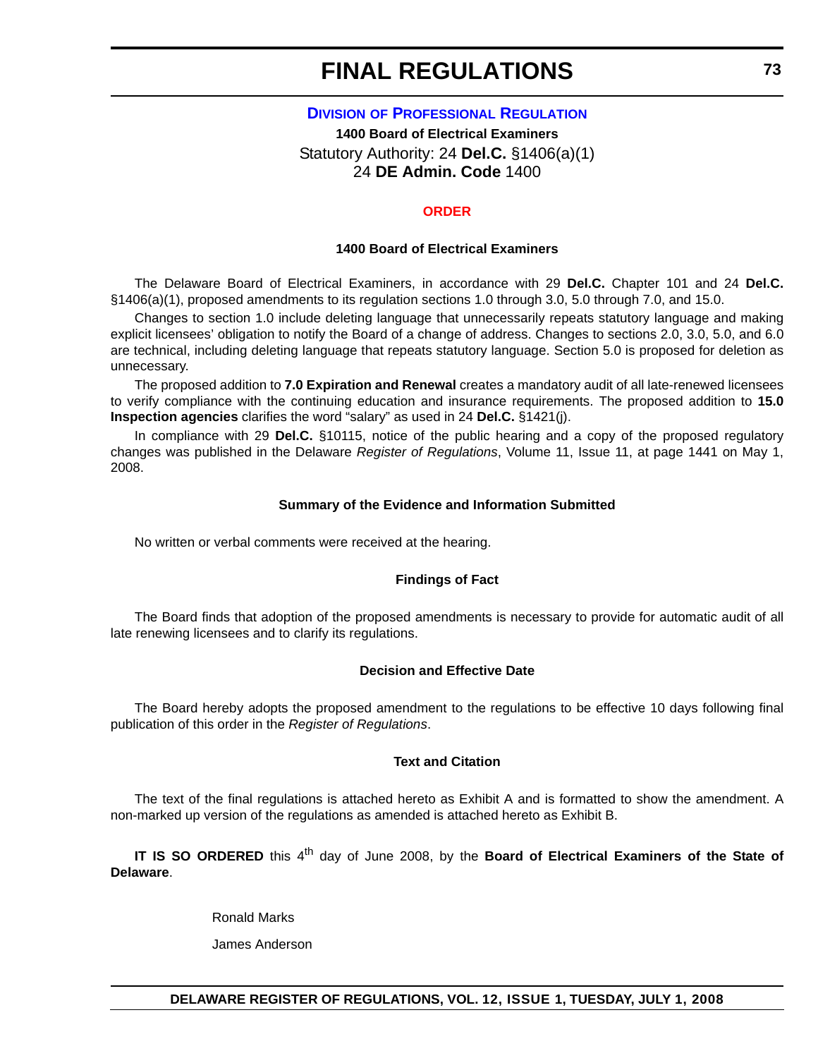# FINAL REGULATIONS

### Division of Professional Regulation

**1400 Board of Electrical Examiners**

Statutory Authority: 24 **Del.C.** §1406(a)(1)
24 **DE Admin. Code** 1400

### ORDER

**1400 Board of Electrical Examiners**

The Delaware Board of Electrical Examiners, in accordance with 29 **Del.C.** Chapter 101 and 24 **Del.C.** §1406(a)(1), proposed amendments to its regulation sections 1.0 through 3.0, 5.0 through 7.0, and 15.0.

Changes to section 1.0 include deleting language that unnecessarily repeats statutory language and making explicit licensees' obligation to notify the Board of a change of address. Changes to sections 2.0, 3.0, 5.0, and 6.0 are technical, including deleting language that repeats statutory language. Section 5.0 is proposed for deletion as unnecessary.

The proposed addition to **7.0 Expiration and Renewal** creates a mandatory audit of all late-renewed licensees to verify compliance with the continuing education and insurance requirements. The proposed addition to **15.0 Inspection agencies** clarifies the word "salary" as used in 24 **Del.C.** §1421(j).

In compliance with 29 **Del.C.** §10115, notice of the public hearing and a copy of the proposed regulatory changes was published in the Delaware *Register of Regulations*, Volume 11, Issue 11, at page 1441 on May 1, 2008.

**Summary of the Evidence and Information Submitted**

No written or verbal comments were received at the hearing.

**Findings of Fact**

The Board finds that adoption of the proposed amendments is necessary to provide for automatic audit of all late renewing licensees and to clarify its regulations.

**Decision and Effective Date**

The Board hereby adopts the proposed amendment to the regulations to be effective 10 days following final publication of this order in the *Register of Regulations*.

**Text and Citation**

The text of the final regulations is attached hereto as Exhibit A and is formatted to show the amendment. A non-marked up version of the regulations as amended is attached hereto as Exhibit B.

**IT IS SO ORDERED** this 4th day of June 2008, by the **Board of Electrical Examiners of the State of Delaware**.

Ronald Marks

James Anderson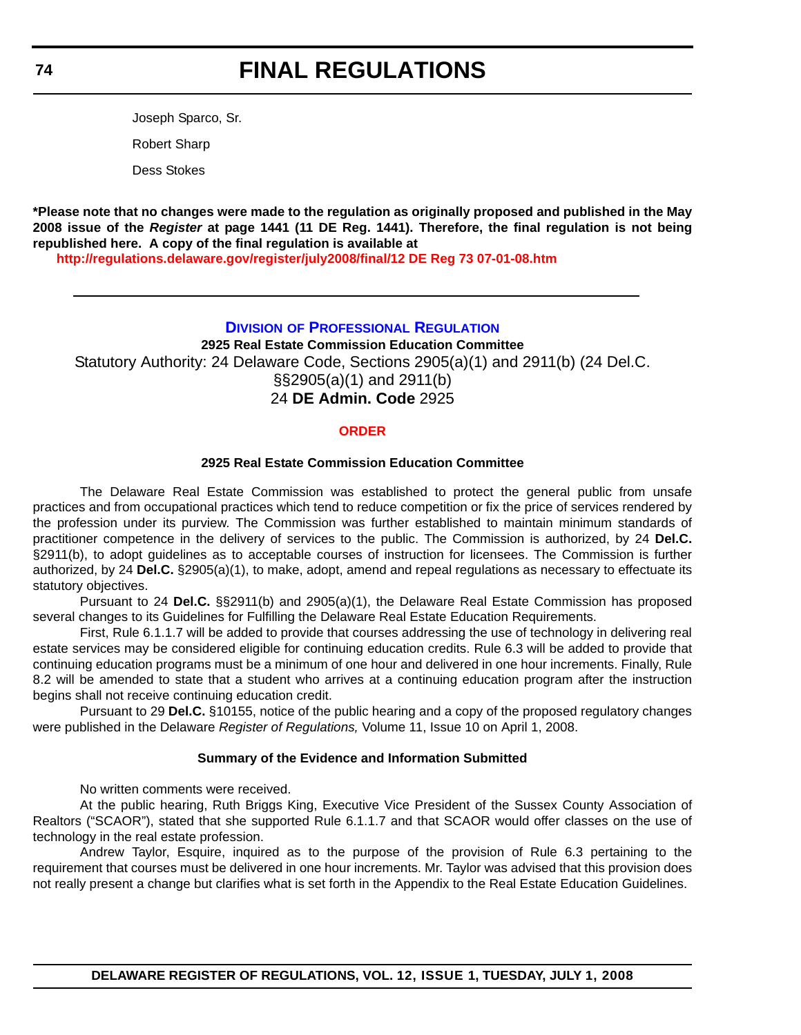Joseph Sparco, Sr.

Robert Sharp

Dess Stokes

**\*Please note that no changes were made to the regulation as originally proposed and published in the May 2008 issue of the *Register* at page 1441 (11 DE Reg. 1441). Therefore, the final regulation is not being republished here. A copy of the final regulation is available at**

**http://regulations.delaware.gov/register/july2008/final/12 DE Reg 73 07-01-08.htm**

---

## DIVISION OF PROFESSIONAL REGULATION

**2925 Real Estate Commission Education Committee**

Statutory Authority: 24 Delaware Code, Sections 2905(a)(1) and 2911(b) (24 Del.C. §§2905(a)(1) and 2911(b)

24 **DE Admin. Code** 2925

### ORDER

**2925 Real Estate Commission Education Committee**

The Delaware Real Estate Commission was established to protect the general public from unsafe practices and from occupational practices which tend to reduce competition or fix the price of services rendered by the profession under its purview. The Commission was further established to maintain minimum standards of practitioner competence in the delivery of services to the public. The Commission is authorized, by 24 **Del.C.** §2911(b), to adopt guidelines as to acceptable courses of instruction for licensees. The Commission is further authorized, by 24 **Del.C.** §2905(a)(1), to make, adopt, amend and repeal regulations as necessary to effectuate its statutory objectives.

Pursuant to 24 **Del.C.** §§2911(b) and 2905(a)(1), the Delaware Real Estate Commission has proposed several changes to its Guidelines for Fulfilling the Delaware Real Estate Education Requirements.

First, Rule 6.1.1.7 will be added to provide that courses addressing the use of technology in delivering real estate services may be considered eligible for continuing education credits. Rule 6.3 will be added to provide that continuing education programs must be a minimum of one hour and delivered in one hour increments. Finally, Rule 8.2 will be amended to state that a student who arrives at a continuing education program after the instruction begins shall not receive continuing education credit.

Pursuant to 29 **Del.C.** §10155, notice of the public hearing and a copy of the proposed regulatory changes were published in the Delaware *Register of Regulations,* Volume 11, Issue 10 on April 1, 2008.

**Summary of the Evidence and Information Submitted**

No written comments were received.

At the public hearing, Ruth Briggs King, Executive Vice President of the Sussex County Association of Realtors ("SCAOR"), stated that she supported Rule 6.1.1.7 and that SCAOR would offer classes on the use of technology in the real estate profession.

Andrew Taylor, Esquire, inquired as to the purpose of the provision of Rule 6.3 pertaining to the requirement that courses must be delivered in one hour increments. Mr. Taylor was advised that this provision does not really present a change but clarifies what is set forth in the Appendix to the Real Estate Education Guidelines.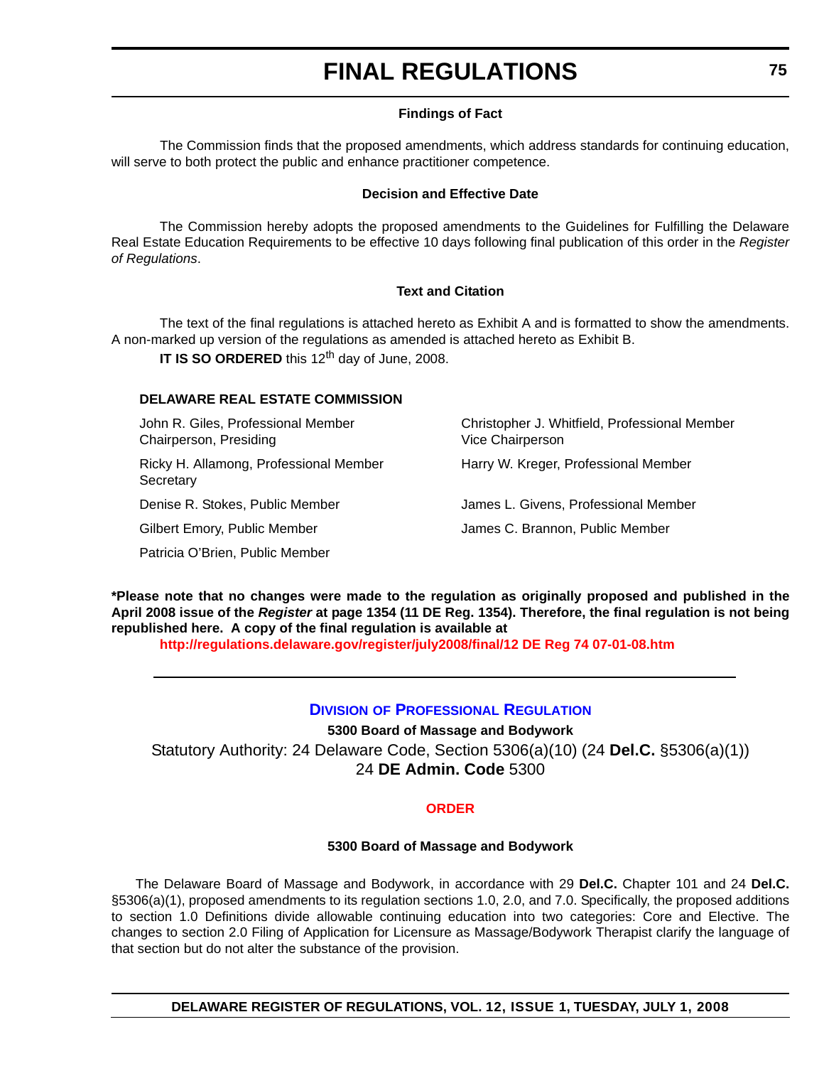**Findings of Fact**

The Commission finds that the proposed amendments, which address standards for continuing education, will serve to both protect the public and enhance practitioner competence.

**Decision and Effective Date**

The Commission hereby adopts the proposed amendments to the Guidelines for Fulfilling the Delaware Real Estate Education Requirements to be effective 10 days following final publication of this order in the *Register of Regulations*.

**Text and Citation**

The text of the final regulations is attached hereto as Exhibit A and is formatted to show the amendments. A non-marked up version of the regulations as amended is attached hereto as Exhibit B.

**IT IS SO ORDERED** this 12th day of June, 2008.

**DELAWARE REAL ESTATE COMMISSION**

John R. Giles, Professional Member
Chairperson, Presiding

Christopher J. Whitfield, Professional Member
Vice Chairperson

Ricky H. Allamong, Professional Member
Secretary

Harry W. Kreger, Professional Member

Denise R. Stokes, Public Member

James L. Givens, Professional Member

Gilbert Emory, Public Member

James C. Brannon, Public Member

Patricia O'Brien, Public Member

**\*Please note that no changes were made to the regulation as originally proposed and published in the April 2008 issue of the *Register* at page 1354 (11 DE Reg. 1354). Therefore, the final regulation is not being republished here. A copy of the final regulation is available at**

**http://regulations.delaware.gov/register/july2008/final/12 DE Reg 74 07-01-08.htm**

---

## Division of Professional Regulation

**5300 Board of Massage and Bodywork**

Statutory Authority: 24 Delaware Code, Section 5306(a)(10) (24 **Del.C.** §5306(a)(1))
24 **DE Admin. Code** 5300

### ORDER

**5300 Board of Massage and Bodywork**

The Delaware Board of Massage and Bodywork, in accordance with 29 **Del.C.** Chapter 101 and 24 **Del.C.** §5306(a)(1), proposed amendments to its regulation sections 1.0, 2.0, and 7.0. Specifically, the proposed additions to section 1.0 Definitions divide allowable continuing education into two categories: Core and Elective. The changes to section 2.0 Filing of Application for Licensure as Massage/Bodywork Therapist clarify the language of that section but do not alter the substance of the provision.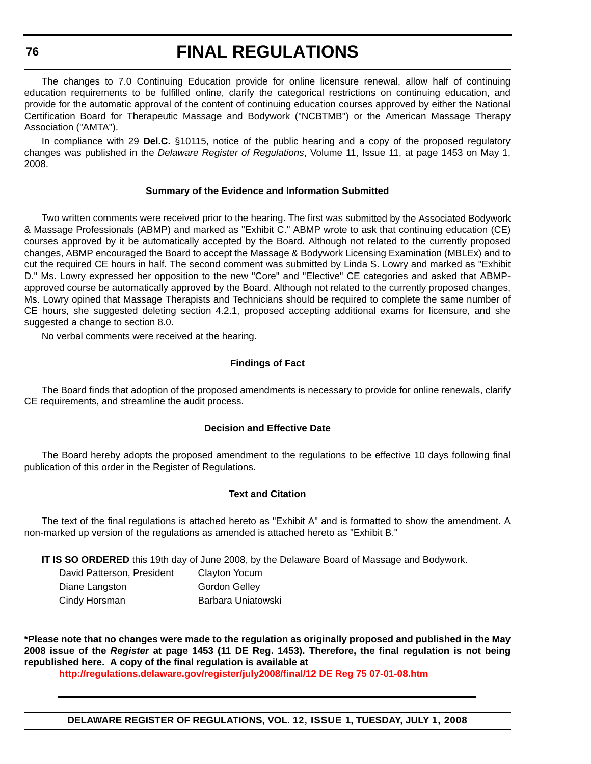The changes to 7.0 Continuing Education provide for online licensure renewal, allow half of continuing education requirements to be fulfilled online, clarify the categorical restrictions on continuing education, and provide for the automatic approval of the content of continuing education courses approved by either the National Certification Board for Therapeutic Massage and Bodywork ("NCBTMB") or the American Massage Therapy Association ("AMTA").

In compliance with 29 **Del.C.** §10115, notice of the public hearing and a copy of the proposed regulatory changes was published in the *Delaware Register of Regulations*, Volume 11, Issue 11, at page 1453 on May 1, 2008.

#### Summary of the Evidence and Information Submitted

Two written comments were received prior to the hearing. The first was submitted by the Associated Bodywork & Massage Professionals (ABMP) and marked as "Exhibit C." ABMP wrote to ask that continuing education (CE) courses approved by it be automatically accepted by the Board. Although not related to the currently proposed changes, ABMP encouraged the Board to accept the Massage & Bodywork Licensing Examination (MBLEx) and to cut the required CE hours in half. The second comment was submitted by Linda S. Lowry and marked as "Exhibit D." Ms. Lowry expressed her opposition to the new "Core" and "Elective" CE categories and asked that ABMP-approved course be automatically approved by the Board. Although not related to the currently proposed changes, Ms. Lowry opined that Massage Therapists and Technicians should be required to complete the same number of CE hours, she suggested deleting section 4.2.1, proposed accepting additional exams for licensure, and she suggested a change to section 8.0.

No verbal comments were received at the hearing.

#### Findings of Fact

The Board finds that adoption of the proposed amendments is necessary to provide for online renewals, clarify CE requirements, and streamline the audit process.

#### Decision and Effective Date

The Board hereby adopts the proposed amendment to the regulations to be effective 10 days following final publication of this order in the Register of Regulations.

#### Text and Citation

The text of the final regulations is attached hereto as "Exhibit A" and is formatted to show the amendment. A non-marked up version of the regulations as amended is attached hereto as "Exhibit B."

**IT IS SO ORDERED** this 19th day of June 2008, by the Delaware Board of Massage and Bodywork.

| | |
|---|---|
| David Patterson, President | Clayton Yocum |
| Diane Langston | Gordon Gelley |
| Cindy Horsman | Barbara Uniatowski |

**\*Please note that no changes were made to the regulation as originally proposed and published in the May 2008 issue of the *Register* at page 1453 (11 DE Reg. 1453). Therefore, the final regulation is not being republished here. A copy of the final regulation is available at**

**http://regulations.delaware.gov/register/july2008/final/12 DE Reg 75 07-01-08.htm**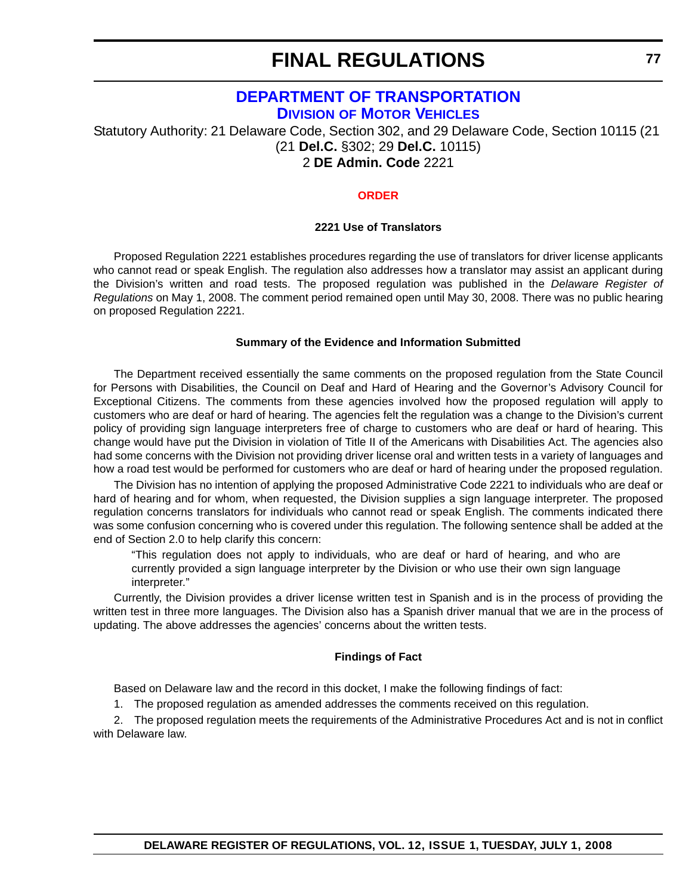# DEPARTMENT OF TRANSPORTATION

## DIVISION OF MOTOR VEHICLES

Statutory Authority: 21 Delaware Code, Section 302, and 29 Delaware Code, Section 10115 (21 (21 **Del.C.** §302; 29 **Del.C.** 10115)
2 **DE Admin. Code** 2221

**ORDER**

**2221 Use of Translators**

Proposed Regulation 2221 establishes procedures regarding the use of translators for driver license applicants who cannot read or speak English. The regulation also addresses how a translator may assist an applicant during the Division's written and road tests. The proposed regulation was published in the *Delaware Register of Regulations* on May 1, 2008. The comment period remained open until May 30, 2008. There was no public hearing on proposed Regulation 2221.

**Summary of the Evidence and Information Submitted**

The Department received essentially the same comments on the proposed regulation from the State Council for Persons with Disabilities, the Council on Deaf and Hard of Hearing and the Governor's Advisory Council for Exceptional Citizens. The comments from these agencies involved how the proposed regulation will apply to customers who are deaf or hard of hearing. The agencies felt the regulation was a change to the Division's current policy of providing sign language interpreters free of charge to customers who are deaf or hard of hearing. This change would have put the Division in violation of Title II of the Americans with Disabilities Act. The agencies also had some concerns with the Division not providing driver license oral and written tests in a variety of languages and how a road test would be performed for customers who are deaf or hard of hearing under the proposed regulation.

The Division has no intention of applying the proposed Administrative Code 2221 to individuals who are deaf or hard of hearing and for whom, when requested, the Division supplies a sign language interpreter. The proposed regulation concerns translators for individuals who cannot read or speak English. The comments indicated there was some confusion concerning who is covered under this regulation. The following sentence shall be added at the end of Section 2.0 to help clarify this concern:

> "This regulation does not apply to individuals, who are deaf or hard of hearing, and who are currently provided a sign language interpreter by the Division or who use their own sign language interpreter."

Currently, the Division provides a driver license written test in Spanish and is in the process of providing the written test in three more languages. The Division also has a Spanish driver manual that we are in the process of updating. The above addresses the agencies' concerns about the written tests.

**Findings of Fact**

Based on Delaware law and the record in this docket, I make the following findings of fact:

1. The proposed regulation as amended addresses the comments received on this regulation.

2. The proposed regulation meets the requirements of the Administrative Procedures Act and is not in conflict with Delaware law.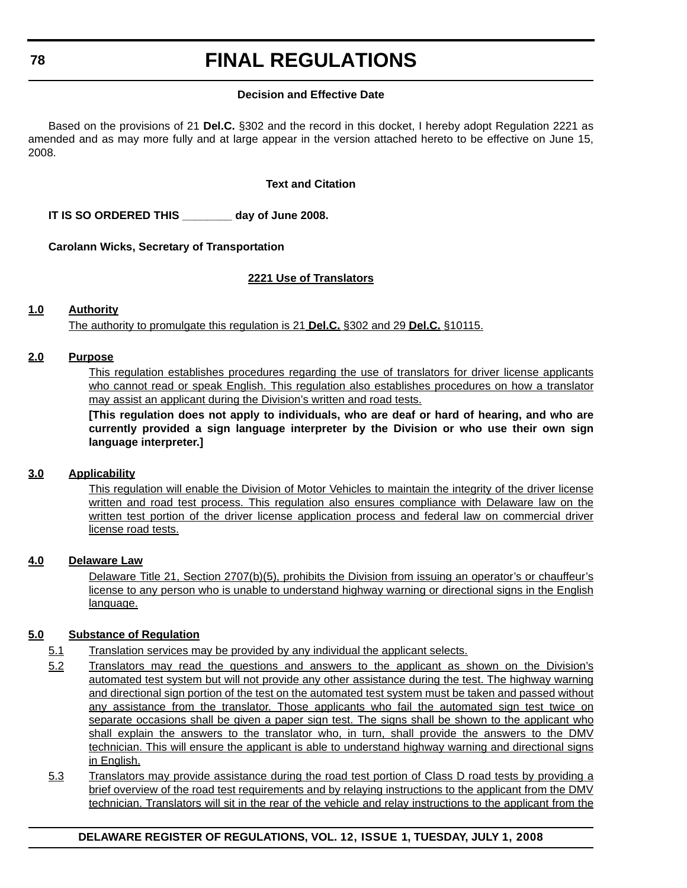### Decision and Effective Date

Based on the provisions of 21 **Del.C.** §302 and the record in this docket, I hereby adopt Regulation 2221 as amended and as may more fully and at large appear in the version attached hereto to be effective on June 15, 2008.

### Text and Citation

**IT IS SO ORDERED THIS ________ day of June 2008.**

**Carolann Wicks, Secretary of Transportation**

## 2221 Use of Translators

**1.0 Authority**

The authority to promulgate this regulation is 21 **Del.C.** §302 and 29 **Del.C.** §10115.

**2.0 Purpose**

This regulation establishes procedures regarding the use of translators for driver license applicants who cannot read or speak English. This regulation also establishes procedures on how a translator may assist an applicant during the Division's written and road tests.

**[This regulation does not apply to individuals, who are deaf or hard of hearing, and who are currently provided a sign language interpreter by the Division or who use their own sign language interpreter.]**

**3.0 Applicability**

This regulation will enable the Division of Motor Vehicles to maintain the integrity of the driver license written and road test process. This regulation also ensures compliance with Delaware law on the written test portion of the driver license application process and federal law on commercial driver license road tests.

**4.0 Delaware Law**

Delaware Title 21, Section 2707(b)(5), prohibits the Division from issuing an operator's or chauffeur's license to any person who is unable to understand highway warning or directional signs in the English language.

**5.0 Substance of Regulation**

5.1 Translation services may be provided by any individual the applicant selects.

5.2 Translators may read the questions and answers to the applicant as shown on the Division's automated test system but will not provide any other assistance during the test. The highway warning and directional sign portion of the test on the automated test system must be taken and passed without any assistance from the translator. Those applicants who fail the automated sign test twice on separate occasions shall be given a paper sign test. The signs shall be shown to the applicant who shall explain the answers to the translator who, in turn, shall provide the answers to the DMV technician. This will ensure the applicant is able to understand highway warning and directional signs in English.

5.3 Translators may provide assistance during the road test portion of Class D road tests by providing a brief overview of the road test requirements and by relaying instructions to the applicant from the DMV technician. Translators will sit in the rear of the vehicle and relay instructions to the applicant from the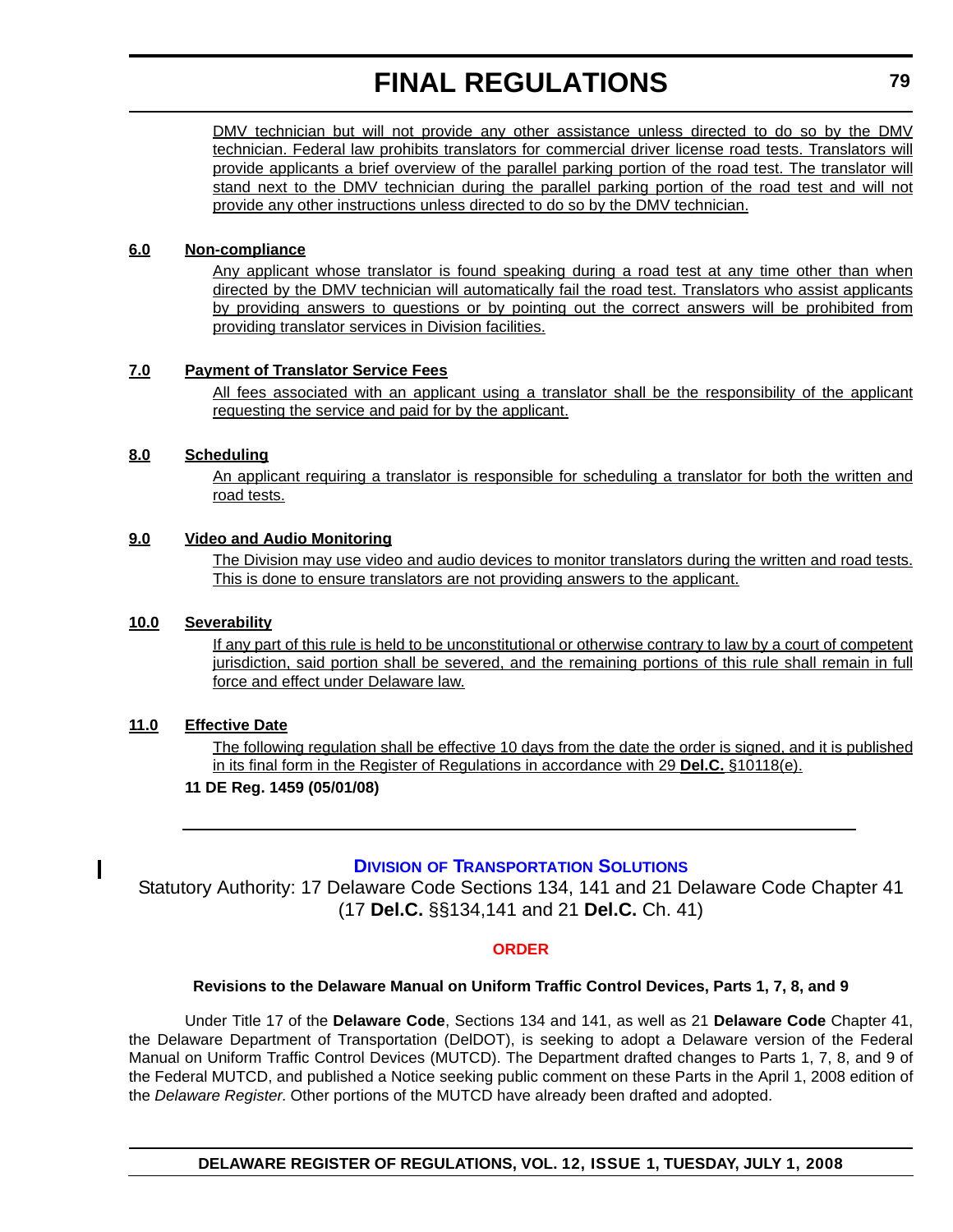DMV technician but will not provide any other assistance unless directed to do so by the DMV technician. Federal law prohibits translators for commercial driver license road tests. Translators will provide applicants a brief overview of the parallel parking portion of the road test. The translator will stand next to the DMV technician during the parallel parking portion of the road test and will not provide any other instructions unless directed to do so by the DMV technician.

**6.0 Non-compliance**

Any applicant whose translator is found speaking during a road test at any time other than when directed by the DMV technician will automatically fail the road test. Translators who assist applicants by providing answers to questions or by pointing out the correct answers will be prohibited from providing translator services in Division facilities.

**7.0 Payment of Translator Service Fees**

All fees associated with an applicant using a translator shall be the responsibility of the applicant requesting the service and paid for by the applicant.

**8.0 Scheduling**

An applicant requiring a translator is responsible for scheduling a translator for both the written and road tests.

**9.0 Video and Audio Monitoring**

The Division may use video and audio devices to monitor translators during the written and road tests. This is done to ensure translators are not providing answers to the applicant.

**10.0 Severability**

If any part of this rule is held to be unconstitutional or otherwise contrary to law by a court of competent jurisdiction, said portion shall be severed, and the remaining portions of this rule shall remain in full force and effect under Delaware law.

**11.0 Effective Date**

The following regulation shall be effective 10 days from the date the order is signed, and it is published in its final form in the Register of Regulations in accordance with 29 **Del.C.** §10118(e).

**11 DE Reg. 1459 (05/01/08)**

---

## Division of Transportation Solutions

Statutory Authority: 17 Delaware Code Sections 134, 141 and 21 Delaware Code Chapter 41 (17 **Del.C.** §§134,141 and 21 **Del.C.** Ch. 41)

### ORDER

**Revisions to the Delaware Manual on Uniform Traffic Control Devices, Parts 1, 7, 8, and 9**

Under Title 17 of the **Delaware Code**, Sections 134 and 141, as well as 21 **Delaware Code** Chapter 41, the Delaware Department of Transportation (DelDOT), is seeking to adopt a Delaware version of the Federal Manual on Uniform Traffic Control Devices (MUTCD). The Department drafted changes to Parts 1, 7, 8, and 9 of the Federal MUTCD, and published a Notice seeking public comment on these Parts in the April 1, 2008 edition of the *Delaware Register*. Other portions of the MUTCD have already been drafted and adopted.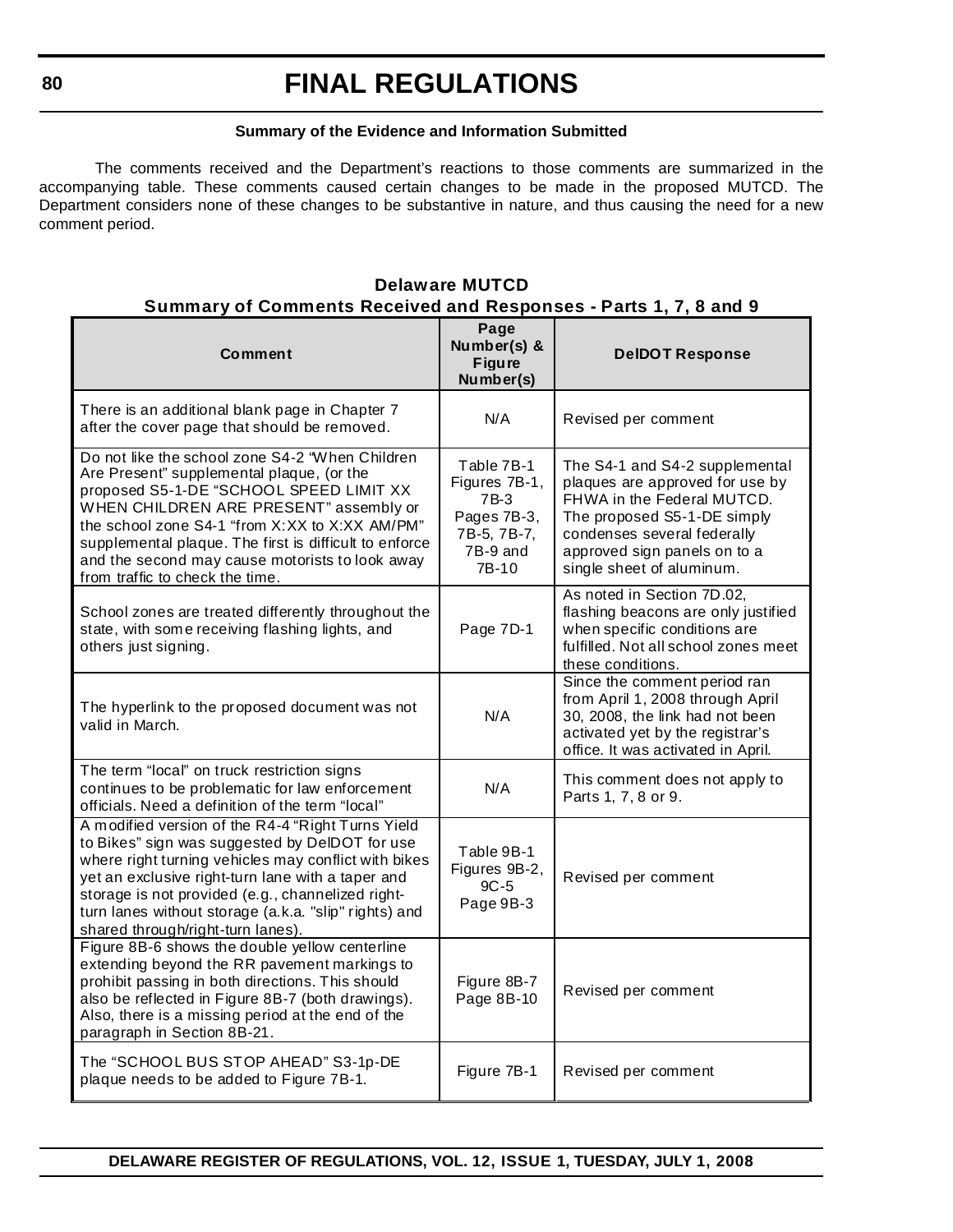# FINAL REGULATIONS

**Summary of the Evidence and Information Submitted**

The comments received and the Department's reactions to those comments are summarized in the accompanying table. These comments caused certain changes to be made in the proposed MUTCD. The Department considers none of these changes to be substantive in nature, and thus causing the need for a new comment period.

**Delaware MUTCD**
**Summary of Comments Received and Responses - Parts 1, 7, 8 and 9**

| Comment | Page Number(s) & Figure Number(s) | DelDOT Response |
|---|---|---|
| There is an additional blank page in Chapter 7 after the cover page that should be removed. | N/A | Revised per comment |
| Do not like the school zone S4-2 "When Children Are Present" supplemental plaque, (or the proposed S5-1-DE "SCHOOL SPEED LIMIT XX WHEN CHILDREN ARE PRESENT" assembly or the school zone S4-1 "from X:XX to X:XX AM/PM" supplemental plaque. The first is difficult to enforce and the second may cause motorists to look away from traffic to check the time. | Table 7B-1 Figures 7B-1, 7B-3 Pages 7B-3, 7B-5, 7B-7, 7B-9 and 7B-10 | The S4-1 and S4-2 supplemental plaques are approved for use by FHWA in the Federal MUTCD. The proposed S5-1-DE simply condenses several federally approved sign panels on to a single sheet of aluminum. |
| School zones are treated differently throughout the state, with some receiving flashing lights, and others just signing. | Page 7D-1 | As noted in Section 7D.02, flashing beacons are only justified when specific conditions are fulfilled. Not all school zones meet these conditions. |
| The hyperlink to the proposed document was not valid in March. | N/A | Since the comment period ran from April 1, 2008 through April 30, 2008, the link had not been activated yet by the registrar's office. It was activated in April. |
| The term "local" on truck restriction signs continues to be problematic for law enforcement officials. Need a definition of the term "local" | N/A | This comment does not apply to Parts 1, 7, 8 or 9. |
| A modified version of the R4-4 "Right Turns Yield to Bikes" sign was suggested by DelDOT for use where right turning vehicles may conflict with bikes yet an exclusive right-turn lane with a taper and storage is not provided (e.g., channelized right-turn lanes without storage (a.k.a. "slip" rights) and shared through/right-turn lanes). | Table 9B-1 Figures 9B-2, 9C-5 Page 9B-3 | Revised per comment |
| Figure 8B-6 shows the double yellow centerline extending beyond the RR pavement markings to prohibit passing in both directions. This should also be reflected in Figure 8B-7 (both drawings). Also, there is a missing period at the end of the paragraph in Section 8B-21. | Figure 8B-7 Page 8B-10 | Revised per comment |
| The "SCHOOL BUS STOP AHEAD" S3-1p-DE plaque needs to be added to Figure 7B-1. | Figure 7B-1 | Revised per comment |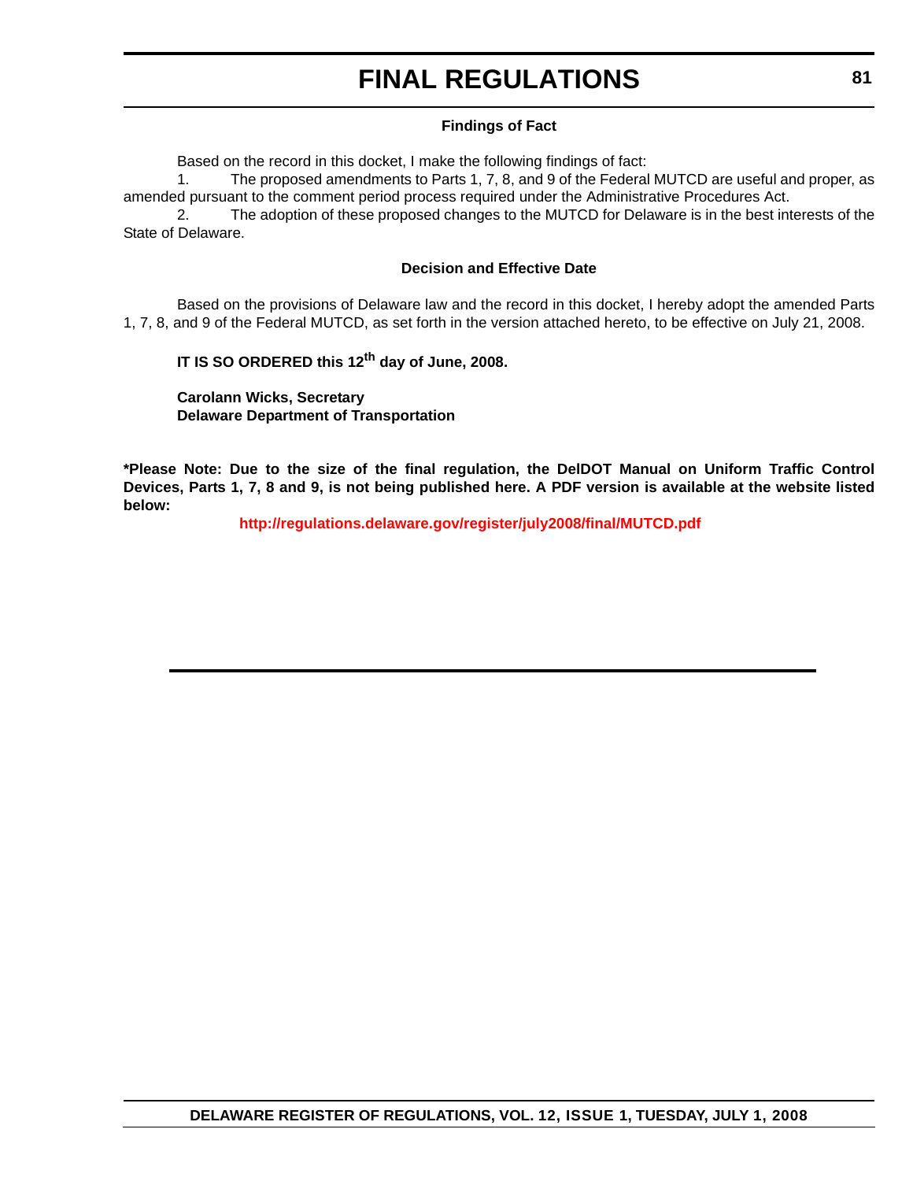### Findings of Fact

Based on the record in this docket, I make the following findings of fact:

1. The proposed amendments to Parts 1, 7, 8, and 9 of the Federal MUTCD are useful and proper, as amended pursuant to the comment period process required under the Administrative Procedures Act.

2. The adoption of these proposed changes to the MUTCD for Delaware is in the best interests of the State of Delaware.

### Decision and Effective Date

Based on the provisions of Delaware law and the record in this docket, I hereby adopt the amended Parts 1, 7, 8, and 9 of the Federal MUTCD, as set forth in the version attached hereto, to be effective on July 21, 2008.

**IT IS SO ORDERED this 12th day of June, 2008.**

**Carolann Wicks, Secretary**
**Delaware Department of Transportation**

***Please Note: Due to the size of the final regulation, the DelDOT Manual on Uniform Traffic Control Devices, Parts 1, 7, 8 and 9, is not being published here. A PDF version is available at the website listed below:**

**http://regulations.delaware.gov/register/july2008/final/MUTCD.pdf**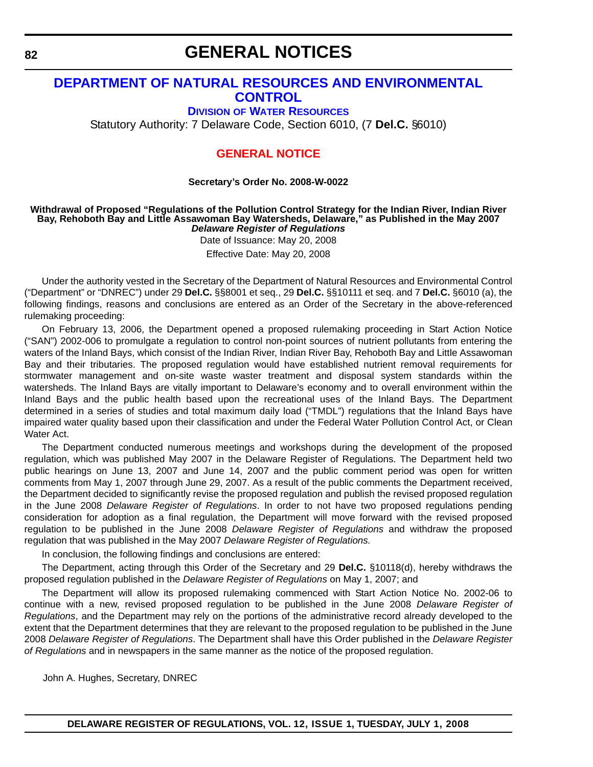# GENERAL NOTICES

## DEPARTMENT OF NATURAL RESOURCES AND ENVIRONMENTAL CONTROL

### DIVISION OF WATER RESOURCES

Statutory Authority: 7 Delaware Code, Section 6010, (7 **Del.C.** §6010)

### GENERAL NOTICE

**Secretary's Order No. 2008-W-0022**

**Withdrawal of Proposed "Regulations of the Pollution Control Strategy for the Indian River, Indian River Bay, Rehoboth Bay and Little Assawoman Bay Watersheds, Delaware," as Published in the May 2007 *Delaware Register of Regulations***

Date of Issuance: May 20, 2008

Effective Date: May 20, 2008

Under the authority vested in the Secretary of the Department of Natural Resources and Environmental Control ("Department" or "DNREC") under 29 **Del.C.** §§8001 et seq., 29 **Del.C.** §§10111 et seq. and 7 **Del.C.** §6010 (a), the following findings, reasons and conclusions are entered as an Order of the Secretary in the above-referenced rulemaking proceeding:

On February 13, 2006, the Department opened a proposed rulemaking proceeding in Start Action Notice ("SAN") 2002-006 to promulgate a regulation to control non-point sources of nutrient pollutants from entering the waters of the Inland Bays, which consist of the Indian River, Indian River Bay, Rehoboth Bay and Little Assawoman Bay and their tributaries. The proposed regulation would have established nutrient removal requirements for stormwater management and on-site waste waster treatment and disposal system standards within the watersheds. The Inland Bays are vitally important to Delaware's economy and to overall environment within the Inland Bays and the public health based upon the recreational uses of the Inland Bays. The Department determined in a series of studies and total maximum daily load ("TMDL") regulations that the Inland Bays have impaired water quality based upon their classification and under the Federal Water Pollution Control Act, or Clean Water Act.

The Department conducted numerous meetings and workshops during the development of the proposed regulation, which was published May 2007 in the Delaware Register of Regulations. The Department held two public hearings on June 13, 2007 and June 14, 2007 and the public comment period was open for written comments from May 1, 2007 through June 29, 2007. As a result of the public comments the Department received, the Department decided to significantly revise the proposed regulation and publish the revised proposed regulation in the June 2008 *Delaware Register of Regulations*. In order to not have two proposed regulations pending consideration for adoption as a final regulation, the Department will move forward with the revised proposed regulation to be published in the June 2008 *Delaware Register of Regulations* and withdraw the proposed regulation that was published in the May 2007 *Delaware Register of Regulations.*

In conclusion, the following findings and conclusions are entered:

The Department, acting through this Order of the Secretary and 29 **Del.C.** §10118(d), hereby withdraws the proposed regulation published in the *Delaware Register of Regulations* on May 1, 2007; and

The Department will allow its proposed rulemaking commenced with Start Action Notice No. 2002-06 to continue with a new, revised proposed regulation to be published in the June 2008 *Delaware Register of Regulations*, and the Department may rely on the portions of the administrative record already developed to the extent that the Department determines that they are relevant to the proposed regulation to be published in the June 2008 *Delaware Register of Regulations*. The Department shall have this Order published in the *Delaware Register of Regulations* and in newspapers in the same manner as the notice of the proposed regulation.

John A. Hughes, Secretary, DNREC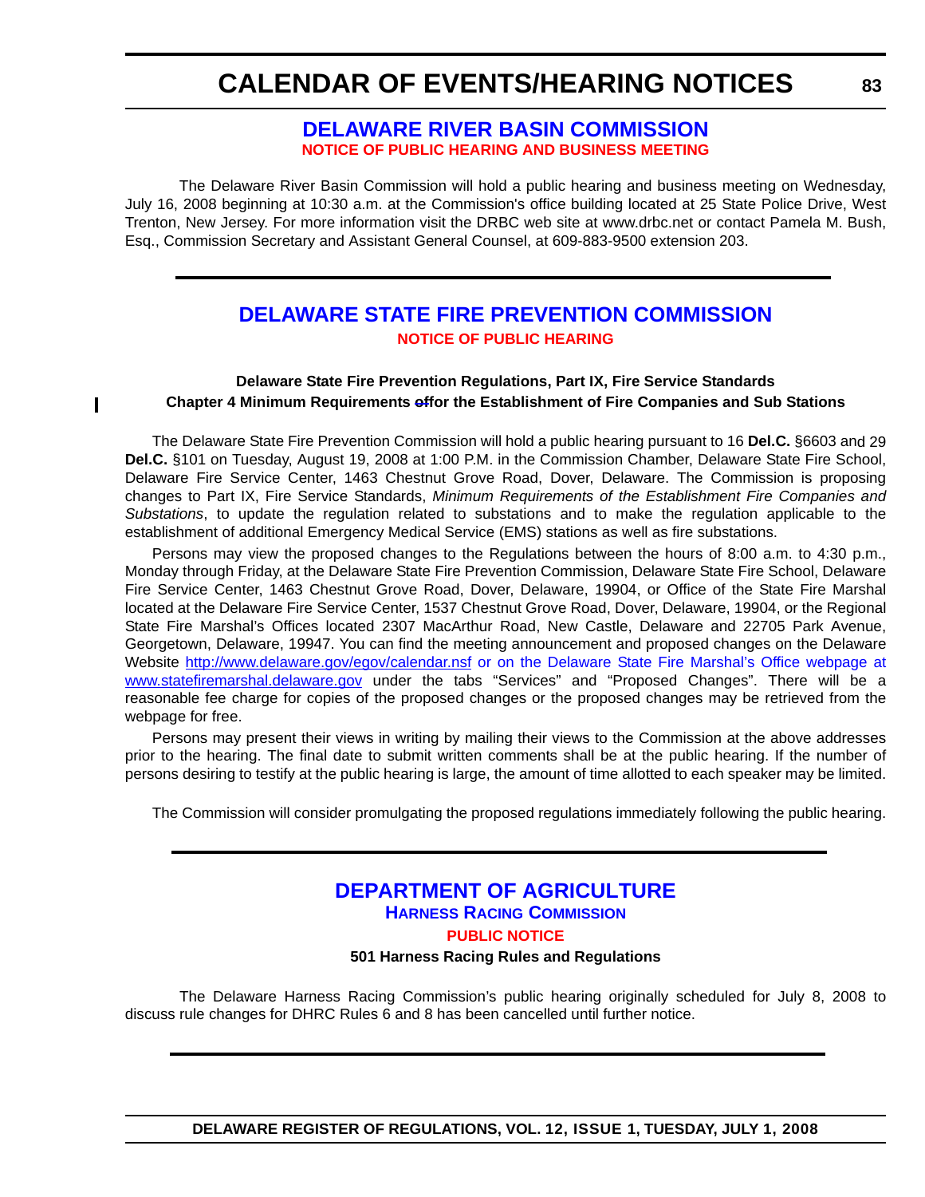# CALENDAR OF EVENTS/HEARING NOTICES

## DELAWARE RIVER BASIN COMMISSION

**NOTICE OF PUBLIC HEARING AND BUSINESS MEETING**

The Delaware River Basin Commission will hold a public hearing and business meeting on Wednesday, July 16, 2008 beginning at 10:30 a.m. at the Commission's office building located at 25 State Police Drive, West Trenton, New Jersey. For more information visit the DRBC web site at www.drbc.net or contact Pamela M. Bush, Esq., Commission Secretary and Assistant General Counsel, at 609-883-9500 extension 203.

---

## DELAWARE STATE FIRE PREVENTION COMMISSION

**NOTICE OF PUBLIC HEARING**

**Delaware State Fire Prevention Regulations, Part IX, Fire Service Standards**
**Chapter 4 Minimum Requirements ~~of~~for the Establishment of Fire Companies and Sub Stations**

The Delaware State Fire Prevention Commission will hold a public hearing pursuant to 16 **Del.C.** §6603 and 29 **Del.C.** §101 on Tuesday, August 19, 2008 at 1:00 P.M. in the Commission Chamber, Delaware State Fire School, Delaware Fire Service Center, 1463 Chestnut Grove Road, Dover, Delaware. The Commission is proposing changes to Part IX, Fire Service Standards, *Minimum Requirements of the Establishment Fire Companies and Substations*, to update the regulation related to substations and to make the regulation applicable to the establishment of additional Emergency Medical Service (EMS) stations as well as fire substations.

Persons may view the proposed changes to the Regulations between the hours of 8:00 a.m. to 4:30 p.m., Monday through Friday, at the Delaware State Fire Prevention Commission, Delaware State Fire School, Delaware Fire Service Center, 1463 Chestnut Grove Road, Dover, Delaware, 19904, or Office of the State Fire Marshal located at the Delaware Fire Service Center, 1537 Chestnut Grove Road, Dover, Delaware, 19904, or the Regional State Fire Marshal's Offices located 2307 MacArthur Road, New Castle, Delaware and 22705 Park Avenue, Georgetown, Delaware, 19947. You can find the meeting announcement and proposed changes on the Delaware Website http://www.delaware.gov/egov/calendar.nsf or on the Delaware State Fire Marshal's Office webpage at www.statefiremarshal.delaware.gov under the tabs "Services" and "Proposed Changes". There will be a reasonable fee charge for copies of the proposed changes or the proposed changes may be retrieved from the webpage for free.

Persons may present their views in writing by mailing their views to the Commission at the above addresses prior to the hearing. The final date to submit written comments shall be at the public hearing. If the number of persons desiring to testify at the public hearing is large, the amount of time allotted to each speaker may be limited.

The Commission will consider promulgating the proposed regulations immediately following the public hearing.

---

## DEPARTMENT OF AGRICULTURE

### Harness Racing Commission

**PUBLIC NOTICE**

**501 Harness Racing Rules and Regulations**

The Delaware Harness Racing Commission's public hearing originally scheduled for July 8, 2008 to discuss rule changes for DHRC Rules 6 and 8 has been cancelled until further notice.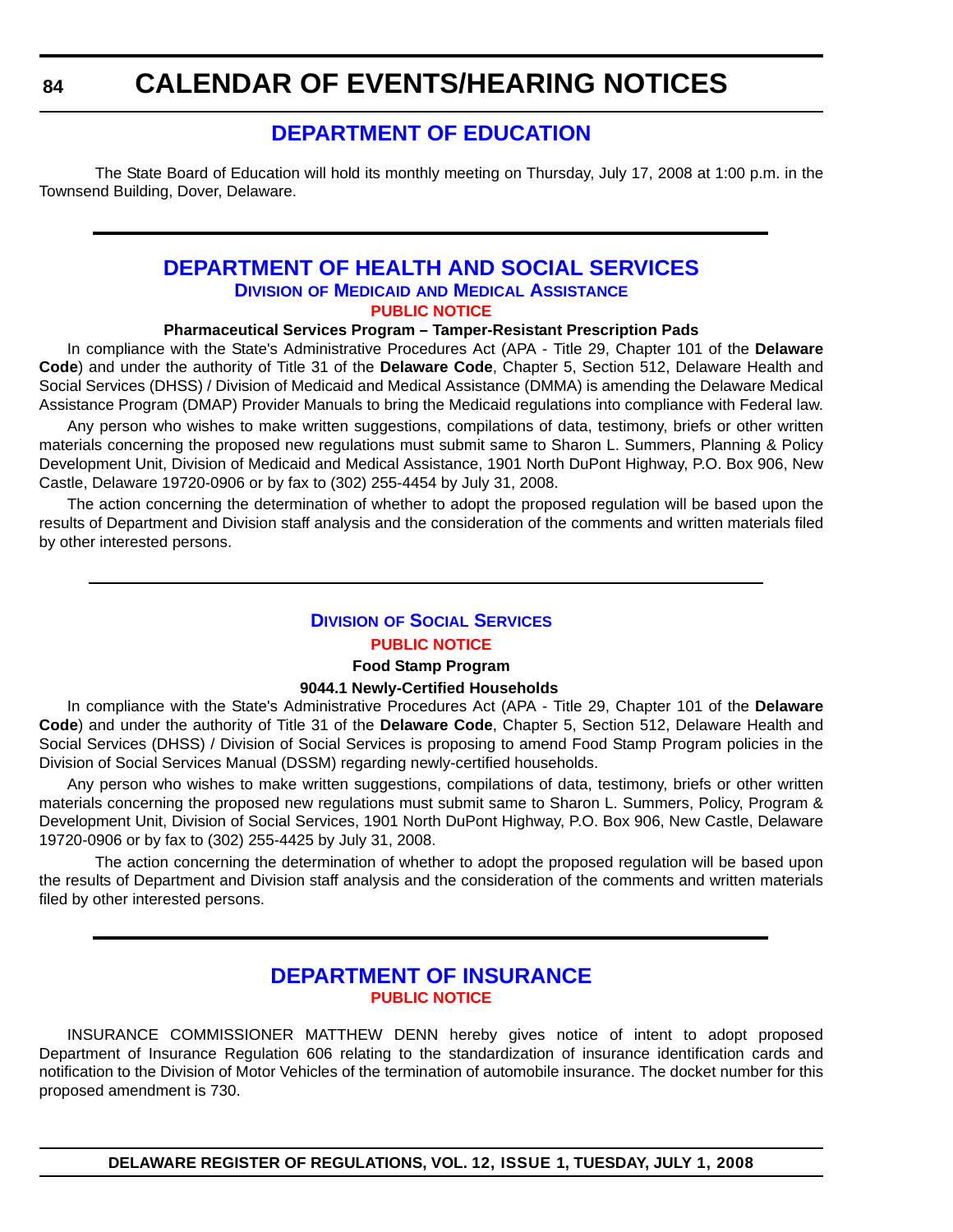# CALENDAR OF EVENTS/HEARING NOTICES

## DEPARTMENT OF EDUCATION

The State Board of Education will hold its monthly meeting on Thursday, July 17, 2008 at 1:00 p.m. in the Townsend Building, Dover, Delaware.

---

## DEPARTMENT OF HEALTH AND SOCIAL SERVICES

### Division of Medicaid and Medical Assistance

#### PUBLIC NOTICE

**Pharmaceutical Services Program – Tamper-Resistant Prescription Pads**

In compliance with the State's Administrative Procedures Act (APA - Title 29, Chapter 101 of the **Delaware Code**) and under the authority of Title 31 of the **Delaware Code**, Chapter 5, Section 512, Delaware Health and Social Services (DHSS) / Division of Medicaid and Medical Assistance (DMMA) is amending the Delaware Medical Assistance Program (DMAP) Provider Manuals to bring the Medicaid regulations into compliance with Federal law.

Any person who wishes to make written suggestions, compilations of data, testimony, briefs or other written materials concerning the proposed new regulations must submit same to Sharon L. Summers, Planning & Policy Development Unit, Division of Medicaid and Medical Assistance, 1901 North DuPont Highway, P.O. Box 906, New Castle, Delaware 19720-0906 or by fax to (302) 255-4454 by July 31, 2008.

The action concerning the determination of whether to adopt the proposed regulation will be based upon the results of Department and Division staff analysis and the consideration of the comments and written materials filed by other interested persons.

---

### Division of Social Services

#### PUBLIC NOTICE

**Food Stamp Program**

**9044.1 Newly-Certified Households**

In compliance with the State's Administrative Procedures Act (APA - Title 29, Chapter 101 of the **Delaware Code**) and under the authority of Title 31 of the **Delaware Code**, Chapter 5, Section 512, Delaware Health and Social Services (DHSS) / Division of Social Services is proposing to amend Food Stamp Program policies in the Division of Social Services Manual (DSSM) regarding newly-certified households.

Any person who wishes to make written suggestions, compilations of data, testimony, briefs or other written materials concerning the proposed new regulations must submit same to Sharon L. Summers, Policy, Program & Development Unit, Division of Social Services, 1901 North DuPont Highway, P.O. Box 906, New Castle, Delaware 19720-0906 or by fax to (302) 255-4425 by July 31, 2008.

The action concerning the determination of whether to adopt the proposed regulation will be based upon the results of Department and Division staff analysis and the consideration of the comments and written materials filed by other interested persons.

---

## DEPARTMENT OF INSURANCE

#### PUBLIC NOTICE

INSURANCE COMMISSIONER MATTHEW DENN hereby gives notice of intent to adopt proposed Department of Insurance Regulation 606 relating to the standardization of insurance identification cards and notification to the Division of Motor Vehicles of the termination of automobile insurance. The docket number for this proposed amendment is 730.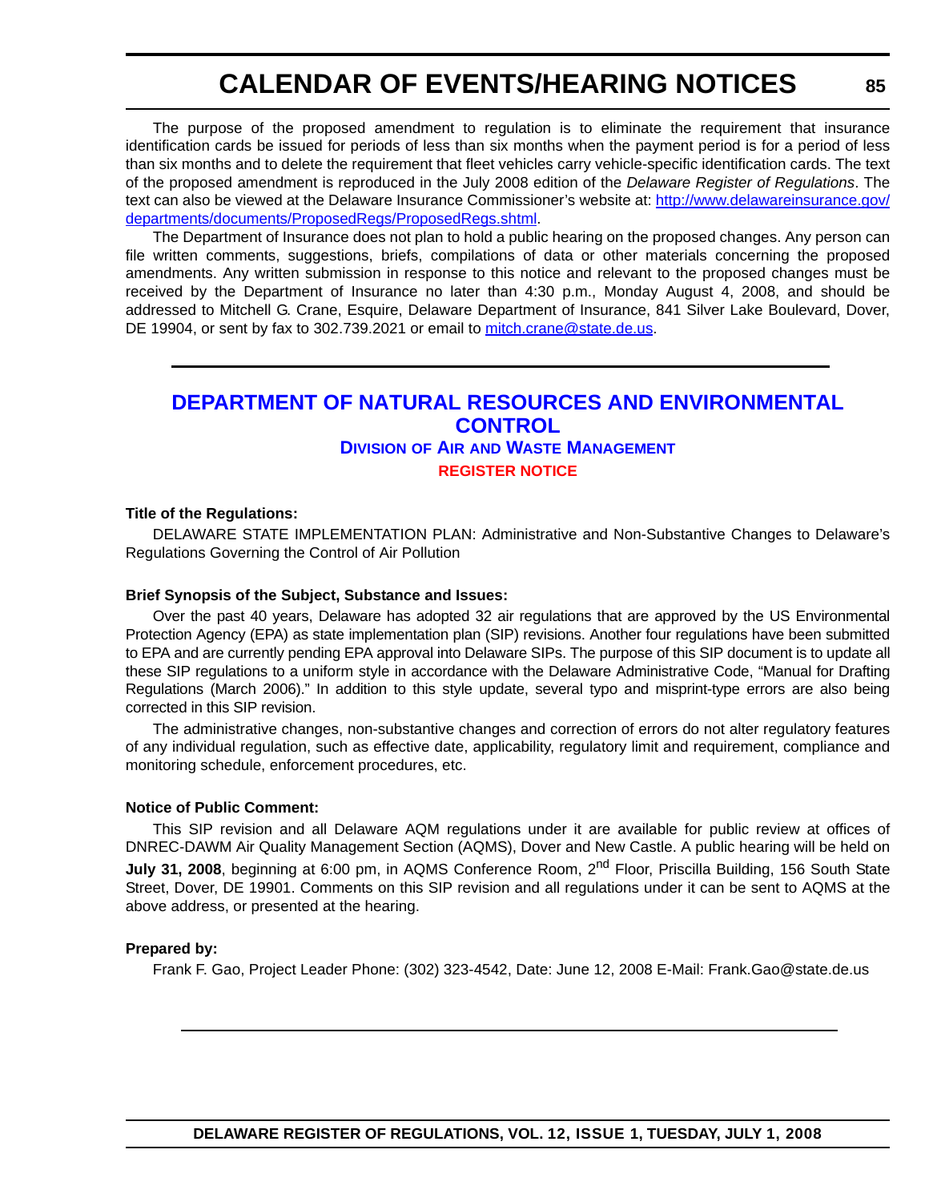The purpose of the proposed amendment to regulation is to eliminate the requirement that insurance identification cards be issued for periods of less than six months when the payment period is for a period of less than six months and to delete the requirement that fleet vehicles carry vehicle-specific identification cards. The text of the proposed amendment is reproduced in the July 2008 edition of the *Delaware Register of Regulations*. The text can also be viewed at the Delaware Insurance Commissioner's website at: http://www.delawareinsurance.gov/departments/documents/ProposedRegs/ProposedRegs.shtml.

The Department of Insurance does not plan to hold a public hearing on the proposed changes. Any person can file written comments, suggestions, briefs, compilations of data or other materials concerning the proposed amendments. Any written submission in response to this notice and relevant to the proposed changes must be received by the Department of Insurance no later than 4:30 p.m., Monday August 4, 2008, and should be addressed to Mitchell G. Crane, Esquire, Delaware Department of Insurance, 841 Silver Lake Boulevard, Dover, DE 19904, or sent by fax to 302.739.2021 or email to mitch.crane@state.de.us.

---

## DEPARTMENT OF NATURAL RESOURCES AND ENVIRONMENTAL CONTROL

### DIVISION OF AIR AND WASTE MANAGEMENT

#### REGISTER NOTICE

**Title of the Regulations:**

DELAWARE STATE IMPLEMENTATION PLAN: Administrative and Non-Substantive Changes to Delaware's Regulations Governing the Control of Air Pollution

**Brief Synopsis of the Subject, Substance and Issues:**

Over the past 40 years, Delaware has adopted 32 air regulations that are approved by the US Environmental Protection Agency (EPA) as state implementation plan (SIP) revisions. Another four regulations have been submitted to EPA and are currently pending EPA approval into Delaware SIPs. The purpose of this SIP document is to update all these SIP regulations to a uniform style in accordance with the Delaware Administrative Code, "Manual for Drafting Regulations (March 2006)." In addition to this style update, several typo and misprint-type errors are also being corrected in this SIP revision.

The administrative changes, non-substantive changes and correction of errors do not alter regulatory features of any individual regulation, such as effective date, applicability, regulatory limit and requirement, compliance and monitoring schedule, enforcement procedures, etc.

**Notice of Public Comment:**

This SIP revision and all Delaware AQM regulations under it are available for public review at offices of DNREC-DAWM Air Quality Management Section (AQMS), Dover and New Castle. A public hearing will be held on **July 31, 2008**, beginning at 6:00 pm, in AQMS Conference Room, 2nd Floor, Priscilla Building, 156 South State Street, Dover, DE 19901. Comments on this SIP revision and all regulations under it can be sent to AQMS at the above address, or presented at the hearing.

**Prepared by:**

Frank F. Gao, Project Leader Phone: (302) 323-4542, Date: June 12, 2008 E-Mail: Frank.Gao@state.de.us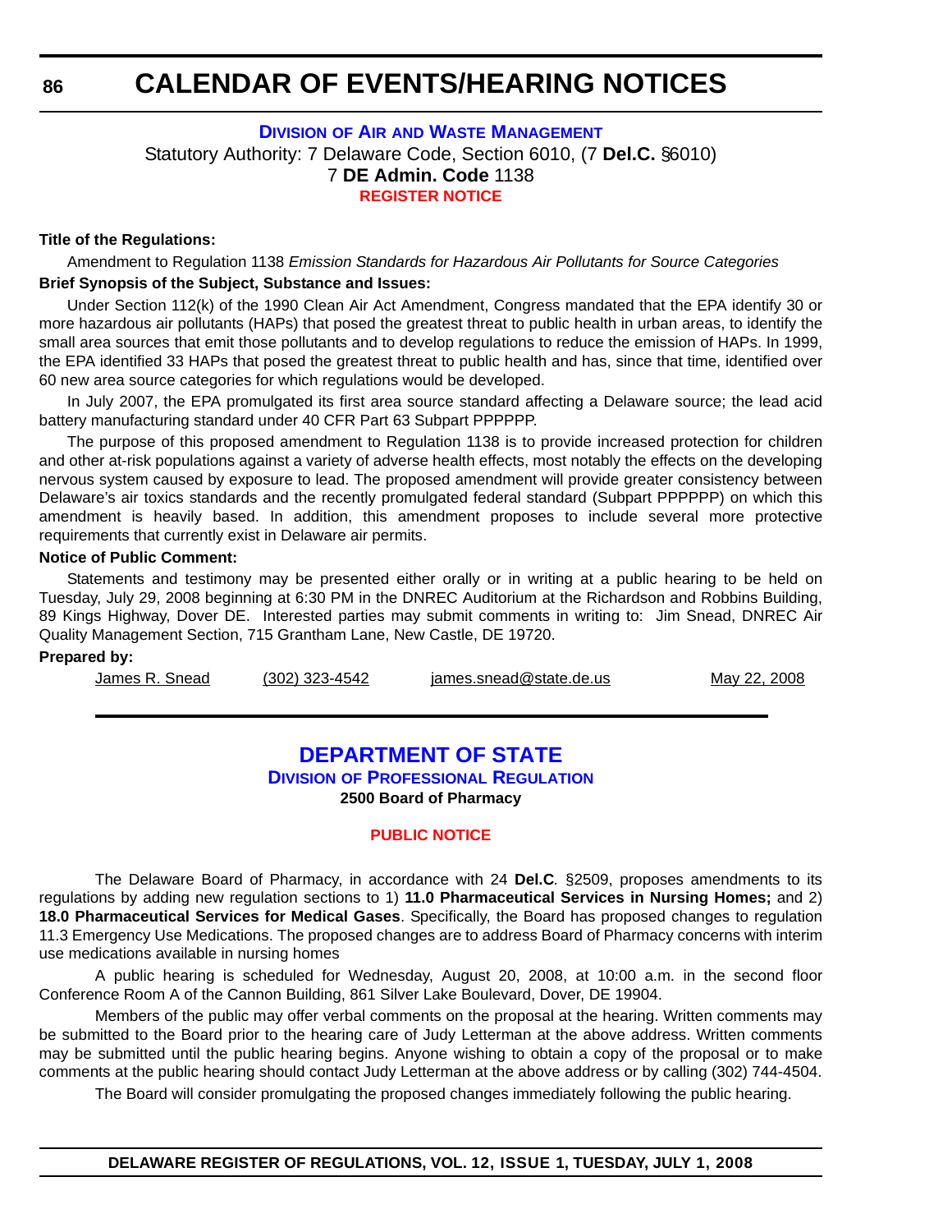# CALENDAR OF EVENTS/HEARING NOTICES

## DIVISION OF AIR AND WASTE MANAGEMENT

Statutory Authority: 7 Delaware Code, Section 6010, (7 **Del.C.** §6010)

7 **DE Admin. Code** 1138

**REGISTER NOTICE**

**Title of the Regulations:**

Amendment to Regulation 1138 *Emission Standards for Hazardous Air Pollutants for Source Categories*

**Brief Synopsis of the Subject, Substance and Issues:**

Under Section 112(k) of the 1990 Clean Air Act Amendment, Congress mandated that the EPA identify 30 or more hazardous air pollutants (HAPs) that posed the greatest threat to public health in urban areas, to identify the small area sources that emit those pollutants and to develop regulations to reduce the emission of HAPs. In 1999, the EPA identified 33 HAPs that posed the greatest threat to public health and has, since that time, identified over 60 new area source categories for which regulations would be developed.

In July 2007, the EPA promulgated its first area source standard affecting a Delaware source; the lead acid battery manufacturing standard under 40 CFR Part 63 Subpart PPPPPP.

The purpose of this proposed amendment to Regulation 1138 is to provide increased protection for children and other at-risk populations against a variety of adverse health effects, most notably the effects on the developing nervous system caused by exposure to lead. The proposed amendment will provide greater consistency between Delaware's air toxics standards and the recently promulgated federal standard (Subpart PPPPPP) on which this amendment is heavily based. In addition, this amendment proposes to include several more protective requirements that currently exist in Delaware air permits.

**Notice of Public Comment:**

Statements and testimony may be presented either orally or in writing at a public hearing to be held on Tuesday, July 29, 2008 beginning at 6:30 PM in the DNREC Auditorium at the Richardson and Robbins Building, 89 Kings Highway, Dover DE. Interested parties may submit comments in writing to: Jim Snead, DNREC Air Quality Management Section, 715 Grantham Lane, New Castle, DE 19720.

**Prepared by:**

James R. Snead (302) 323-4542 james.snead@state.de.us May 22, 2008

---

## DEPARTMENT OF STATE

### DIVISION OF PROFESSIONAL REGULATION

**2500 Board of Pharmacy**

**PUBLIC NOTICE**

The Delaware Board of Pharmacy, in accordance with 24 **Del.C**. §2509, proposes amendments to its regulations by adding new regulation sections to 1) **11.0 Pharmaceutical Services in Nursing Homes;** and 2) **18.0 Pharmaceutical Services for Medical Gases**. Specifically, the Board has proposed changes to regulation 11.3 Emergency Use Medications. The proposed changes are to address Board of Pharmacy concerns with interim use medications available in nursing homes

A public hearing is scheduled for Wednesday, August 20, 2008, at 10:00 a.m. in the second floor Conference Room A of the Cannon Building, 861 Silver Lake Boulevard, Dover, DE 19904.

Members of the public may offer verbal comments on the proposal at the hearing. Written comments may be submitted to the Board prior to the hearing care of Judy Letterman at the above address. Written comments may be submitted until the public hearing begins. Anyone wishing to obtain a copy of the proposal or to make comments at the public hearing should contact Judy Letterman at the above address or by calling (302) 744-4504.

The Board will consider promulgating the proposed changes immediately following the public hearing.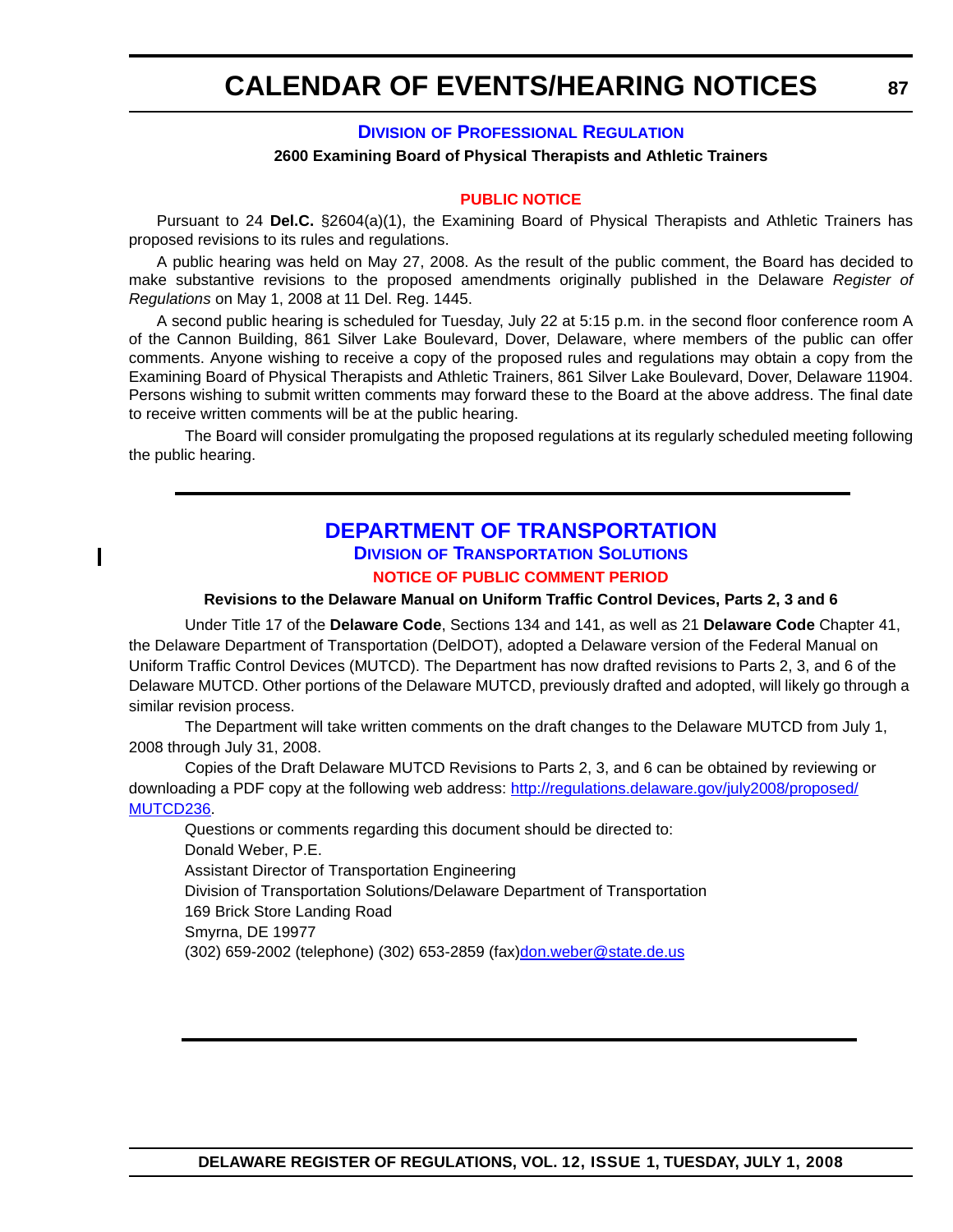# CALENDAR OF EVENTS/HEARING NOTICES

## Division of Professional Regulation

**2600 Examining Board of Physical Therapists and Athletic Trainers**

### PUBLIC NOTICE

Pursuant to 24 **Del.C.** §2604(a)(1), the Examining Board of Physical Therapists and Athletic Trainers has proposed revisions to its rules and regulations.

A public hearing was held on May 27, 2008. As the result of the public comment, the Board has decided to make substantive revisions to the proposed amendments originally published in the Delaware *Register of Regulations* on May 1, 2008 at 11 Del. Reg. 1445.

A second public hearing is scheduled for Tuesday, July 22 at 5:15 p.m. in the second floor conference room A of the Cannon Building, 861 Silver Lake Boulevard, Dover, Delaware, where members of the public can offer comments. Anyone wishing to receive a copy of the proposed rules and regulations may obtain a copy from the Examining Board of Physical Therapists and Athletic Trainers, 861 Silver Lake Boulevard, Dover, Delaware 11904. Persons wishing to submit written comments may forward these to the Board at the above address. The final date to receive written comments will be at the public hearing.

The Board will consider promulgating the proposed regulations at its regularly scheduled meeting following the public hearing.

---

## DEPARTMENT OF TRANSPORTATION

### Division of Transportation Solutions

### NOTICE OF PUBLIC COMMENT PERIOD

**Revisions to the Delaware Manual on Uniform Traffic Control Devices, Parts 2, 3 and 6**

Under Title 17 of the **Delaware Code**, Sections 134 and 141, as well as 21 **Delaware Code** Chapter 41, the Delaware Department of Transportation (DelDOT), adopted a Delaware version of the Federal Manual on Uniform Traffic Control Devices (MUTCD). The Department has now drafted revisions to Parts 2, 3, and 6 of the Delaware MUTCD. Other portions of the Delaware MUTCD, previously drafted and adopted, will likely go through a similar revision process.

The Department will take written comments on the draft changes to the Delaware MUTCD from July 1, 2008 through July 31, 2008.

Copies of the Draft Delaware MUTCD Revisions to Parts 2, 3, and 6 can be obtained by reviewing or downloading a PDF copy at the following web address: [http://regulations.delaware.gov/july2008/proposed/MUTCD236](http://regulations.delaware.gov/july2008/proposed/MUTCD236).

Questions or comments regarding this document should be directed to:
Donald Weber, P.E.
Assistant Director of Transportation Engineering
Division of Transportation Solutions/Delaware Department of Transportation
169 Brick Store Landing Road
Smyrna, DE 19977
(302) 659-2002 (telephone) (302) 653-2859 (fax)[don.weber@state.de.us](mailto:don.weber@state.de.us)